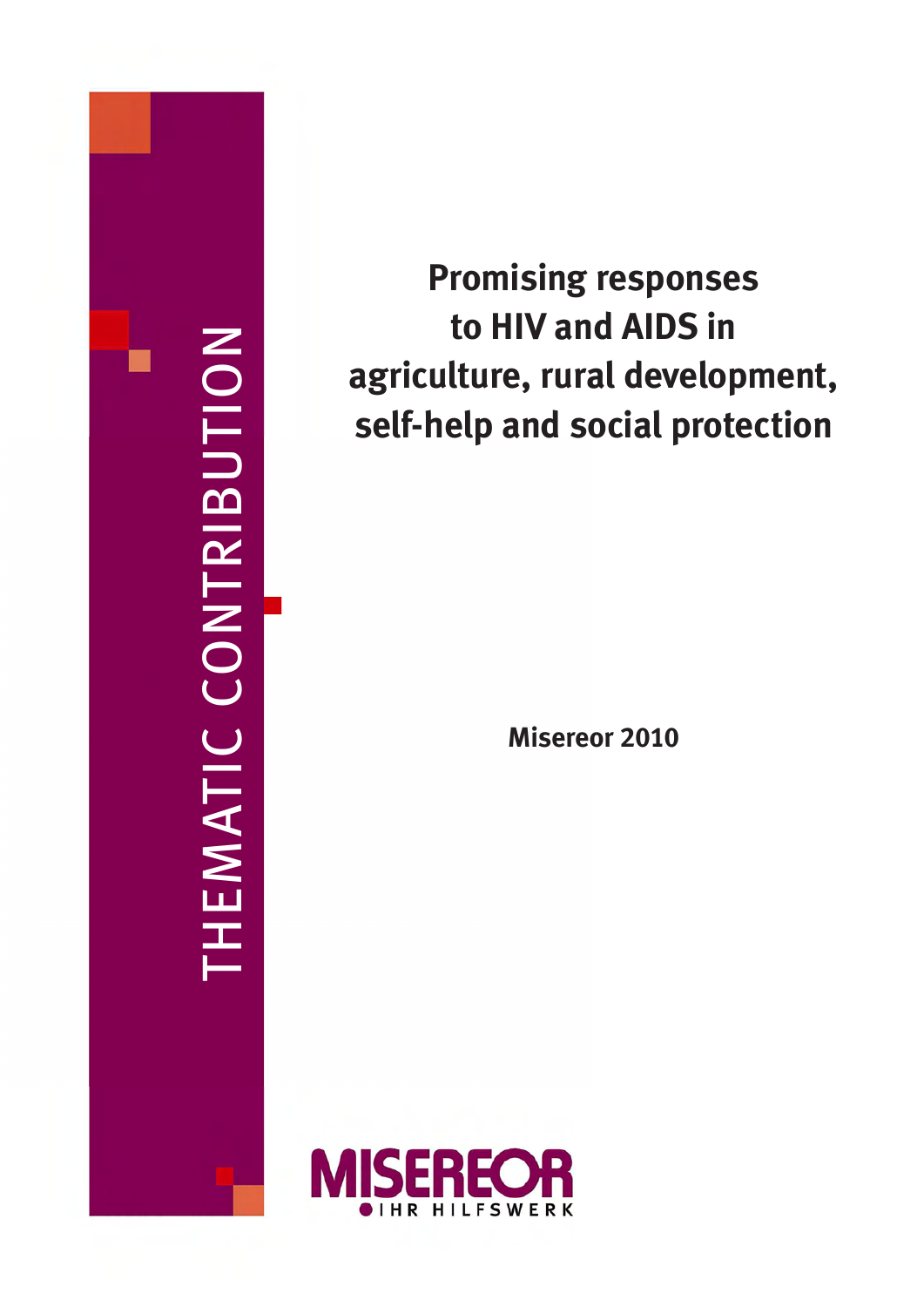THEMATIC CONTRIBUTION

# Promising responses to HIV and AIDS in agriculture, rural development, self-help and social protection

**Misereor 2010**

MISEREOR
IHR HILFSWERK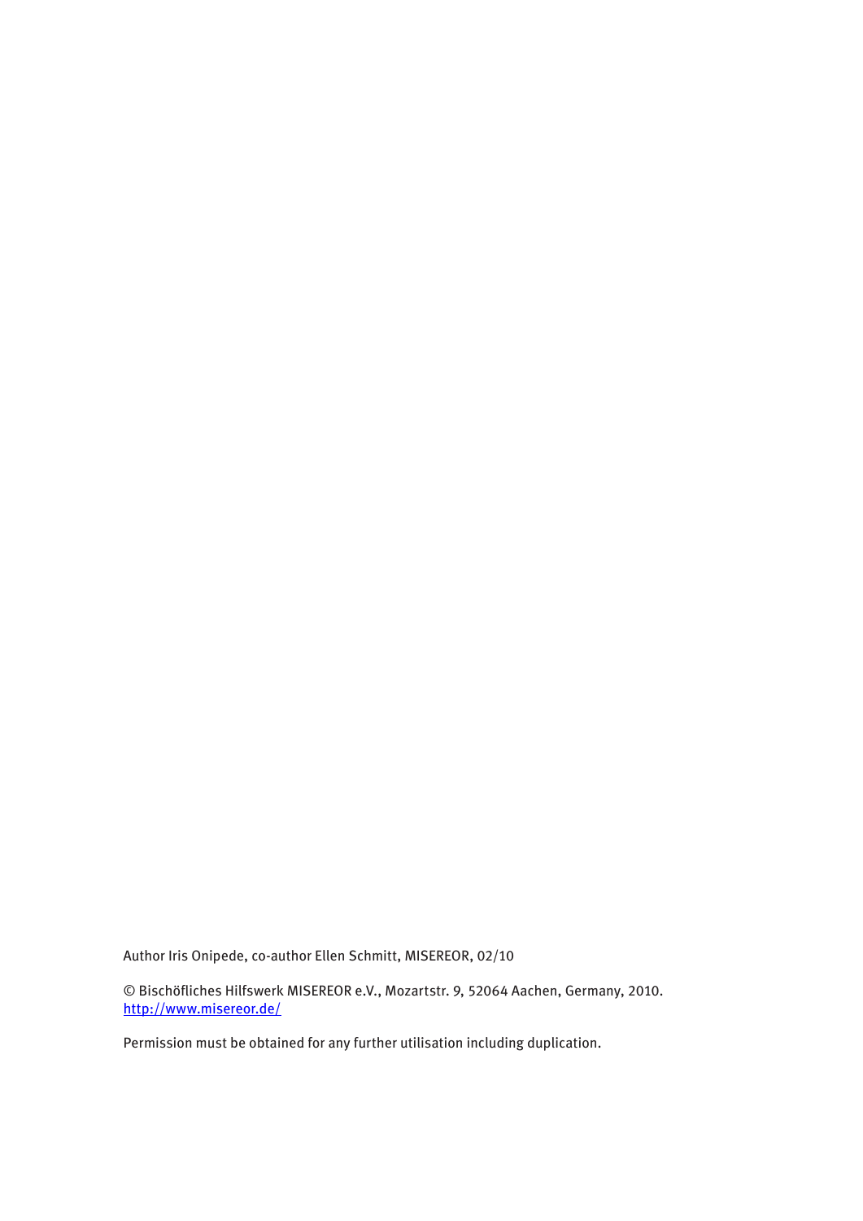Author Iris Onipede, co-author Ellen Schmitt, MISEREOR, 02/10

© Bischöfliches Hilfswerk MISEREOR e.V., Mozartstr. 9, 52064 Aachen, Germany, 2010.
http://www.misereor.de/

Permission must be obtained for any further utilisation including duplication.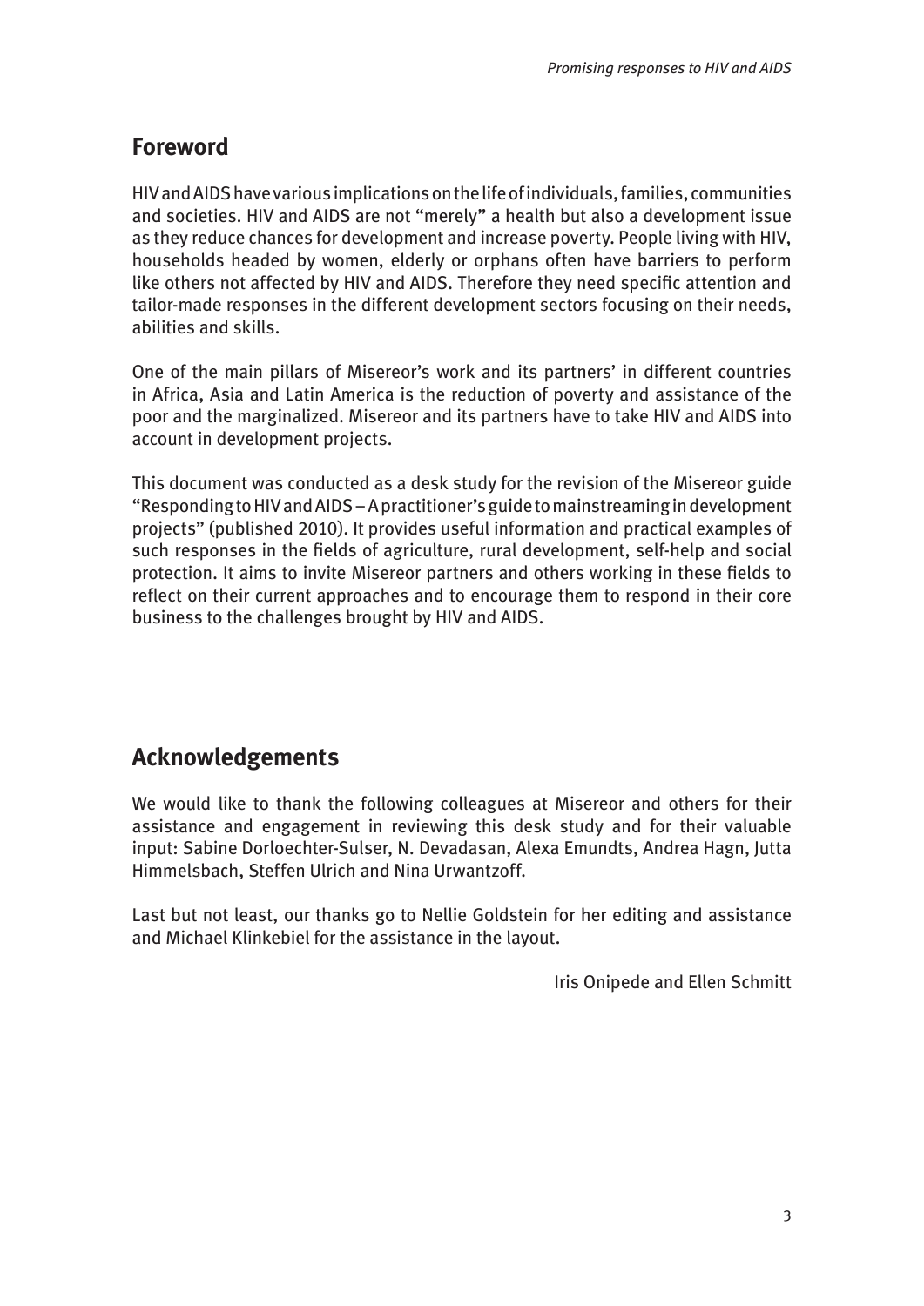## Foreword

HIV and AIDS have various implications on the life of individuals, families, communities and societies. HIV and AIDS are not "merely" a health but also a development issue as they reduce chances for development and increase poverty. People living with HIV, households headed by women, elderly or orphans often have barriers to perform like others not affected by HIV and AIDS. Therefore they need specific attention and tailor-made responses in the different development sectors focusing on their needs, abilities and skills.

One of the main pillars of Misereor's work and its partners' in different countries in Africa, Asia and Latin America is the reduction of poverty and assistance of the poor and the marginalized. Misereor and its partners have to take HIV and AIDS into account in development projects.

This document was conducted as a desk study for the revision of the Misereor guide "Responding to HIV and AIDS – A practitioner's guide to mainstreaming in development projects" (published 2010). It provides useful information and practical examples of such responses in the fields of agriculture, rural development, self-help and social protection. It aims to invite Misereor partners and others working in these fields to reflect on their current approaches and to encourage them to respond in their core business to the challenges brought by HIV and AIDS.

## Acknowledgements

We would like to thank the following colleagues at Misereor and others for their assistance and engagement in reviewing this desk study and for their valuable input: Sabine Dorloechter-Sulser, N. Devadasan, Alexa Emundts, Andrea Hagn, Jutta Himmelsbach, Steffen Ulrich and Nina Urwantzoff.

Last but not least, our thanks go to Nellie Goldstein for her editing and assistance and Michael Klinkebiel for the assistance in the layout.

Iris Onipede and Ellen Schmitt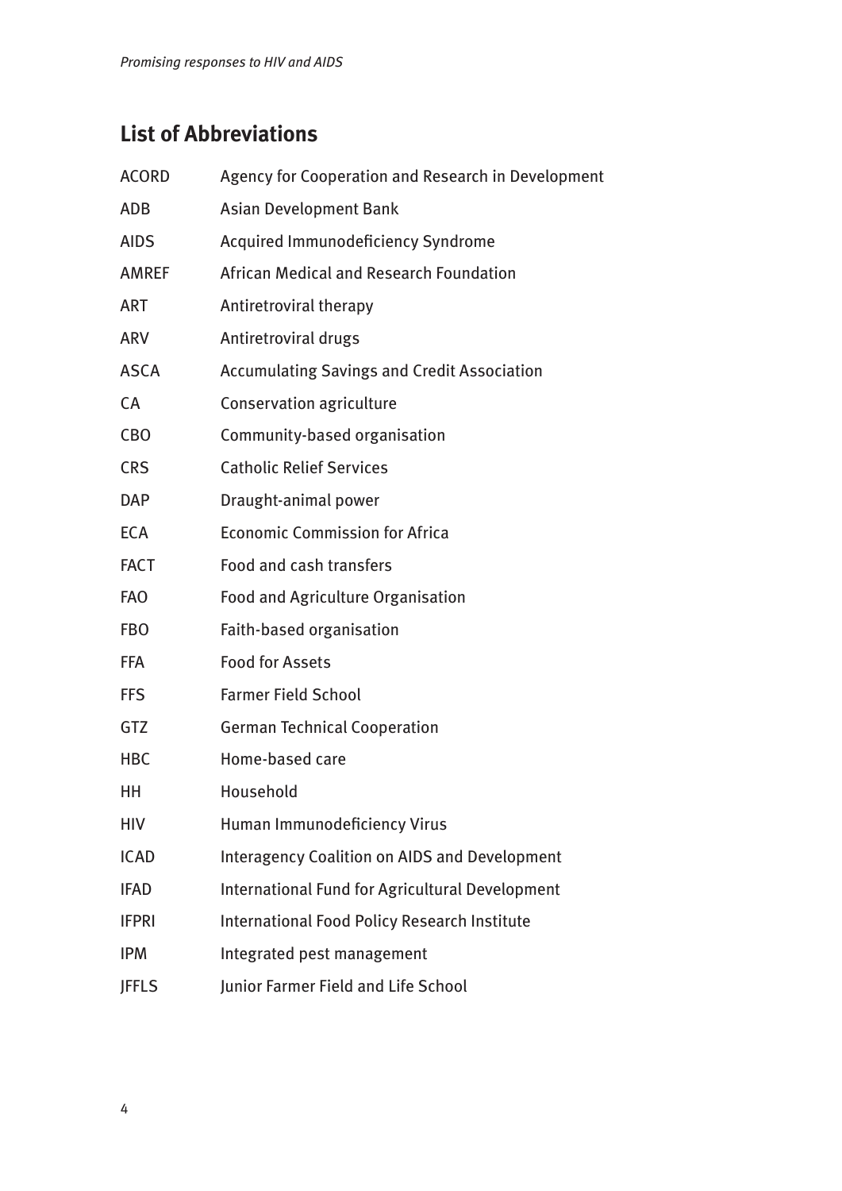## List of Abbreviations

| | |
|---|---|
| ACORD | Agency for Cooperation and Research in Development |
| ADB | Asian Development Bank |
| AIDS | Acquired Immunodeficiency Syndrome |
| AMREF | African Medical and Research Foundation |
| ART | Antiretroviral therapy |
| ARV | Antiretroviral drugs |
| ASCA | Accumulating Savings and Credit Association |
| CA | Conservation agriculture |
| CBO | Community-based organisation |
| CRS | Catholic Relief Services |
| DAP | Draught-animal power |
| ECA | Economic Commission for Africa |
| FACT | Food and cash transfers |
| FAO | Food and Agriculture Organisation |
| FBO | Faith-based organisation |
| FFA | Food for Assets |
| FFS | Farmer Field School |
| GTZ | German Technical Cooperation |
| HBC | Home-based care |
| HH | Household |
| HIV | Human Immunodeficiency Virus |
| ICAD | Interagency Coalition on AIDS and Development |
| IFAD | International Fund for Agricultural Development |
| IFPRI | International Food Policy Research Institute |
| IPM | Integrated pest management |
| JFFLS | Junior Farmer Field and Life School |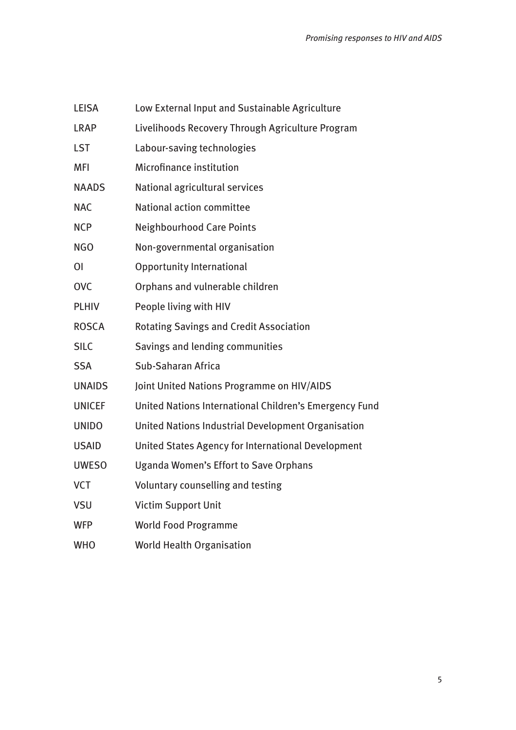| | |
|---|---|
| LEISA | Low External Input and Sustainable Agriculture |
| LRAP | Livelihoods Recovery Through Agriculture Program |
| LST | Labour-saving technologies |
| MFI | Microfinance institution |
| NAADS | National agricultural services |
| NAC | National action committee |
| NCP | Neighbourhood Care Points |
| NGO | Non-governmental organisation |
| OI | Opportunity International |
| OVC | Orphans and vulnerable children |
| PLHIV | People living with HIV |
| ROSCA | Rotating Savings and Credit Association |
| SILC | Savings and lending communities |
| SSA | Sub-Saharan Africa |
| UNAIDS | Joint United Nations Programme on HIV/AIDS |
| UNICEF | United Nations International Children's Emergency Fund |
| UNIDO | United Nations Industrial Development Organisation |
| USAID | United States Agency for International Development |
| UWESO | Uganda Women's Effort to Save Orphans |
| VCT | Voluntary counselling and testing |
| VSU | Victim Support Unit |
| WFP | World Food Programme |
| WHO | World Health Organisation |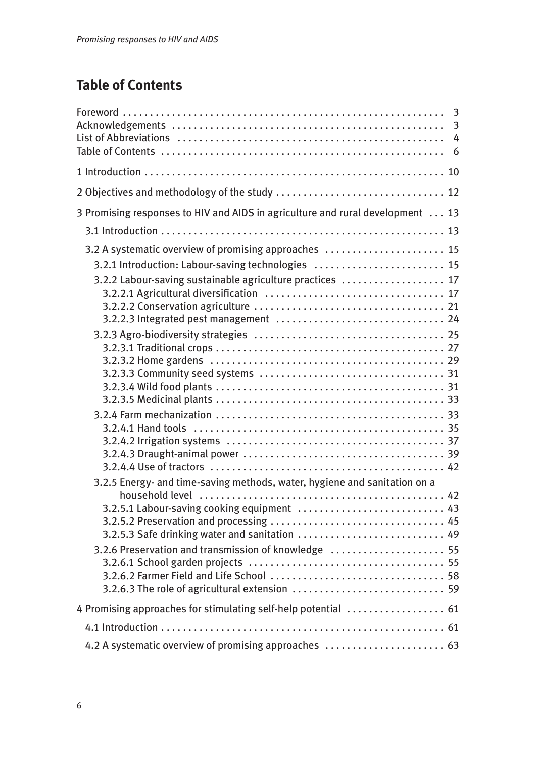## Table of Contents

Foreword . . . 3
Acknowledgements . . . 3
List of Abbreviations . . . 4
Table of Contents . . . 6

1 Introduction . . . 10

2 Objectives and methodology of the study . . . 12

3 Promising responses to HIV and AIDS in agriculture and rural development . . . 13

- 3.1 Introduction . . . 13
- 3.2 A systematic overview of promising approaches . . . 15
  - 3.2.1 Introduction: Labour-saving technologies . . . 15
  - 3.2.2 Labour-saving sustainable agriculture practices . . . 17
    - 3.2.2.1 Agricultural diversification . . . 17
    - 3.2.2.2 Conservation agriculture . . . 21
    - 3.2.2.3 Integrated pest management . . . 24
  - 3.2.3 Agro-biodiversity strategies . . . 25
    - 3.2.3.1 Traditional crops . . . 27
    - 3.2.3.2 Home gardens . . . 29
    - 3.2.3.3 Community seed systems . . . 31
    - 3.2.3.4 Wild food plants . . . 31
    - 3.2.3.5 Medicinal plants . . . 33
  - 3.2.4 Farm mechanization . . . 33
    - 3.2.4.1 Hand tools . . . 35
    - 3.2.4.2 Irrigation systems . . . 37
    - 3.2.4.3 Draught-animal power . . . 39
    - 3.2.4.4 Use of tractors . . . 42
  - 3.2.5 Energy- and time-saving methods, water, hygiene and sanitation on a household level . . . 42
    - 3.2.5.1 Labour-saving cooking equipment . . . 43
    - 3.2.5.2 Preservation and processing . . . 45
    - 3.2.5.3 Safe drinking water and sanitation . . . 49
  - 3.2.6 Preservation and transmission of knowledge . . . 55
    - 3.2.6.1 School garden projects . . . 55
    - 3.2.6.2 Farmer Field and Life School . . . 58
    - 3.2.6.3 The role of agricultural extension . . . 59

4 Promising approaches for stimulating self-help potential . . . 61

- 4.1 Introduction . . . 61
- 4.2 A systematic overview of promising approaches . . . 63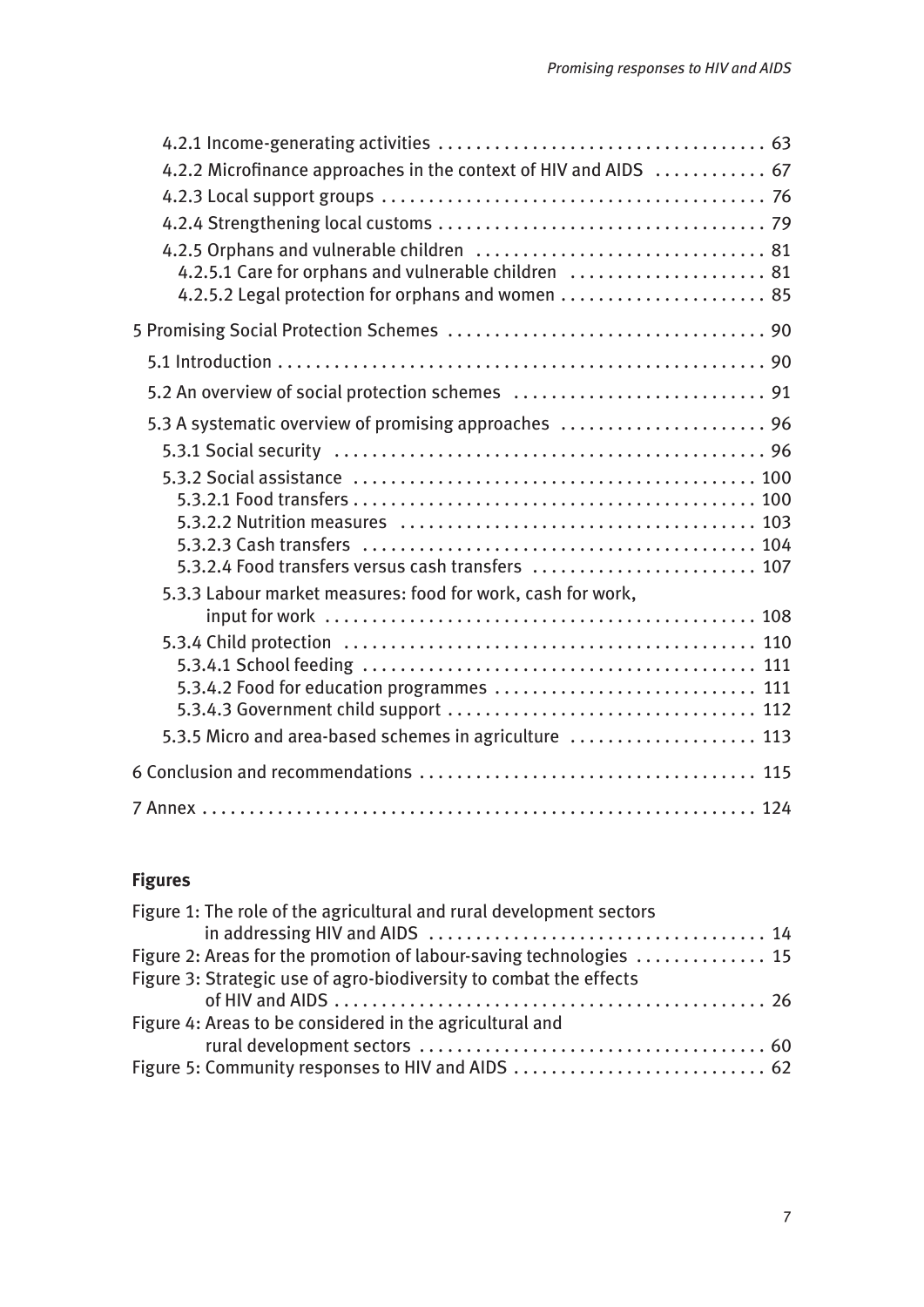4.2.1 Income-generating activities . . . . . . . . . . . . . . . . . . . . . . . . . . . . . . . . . . . 63
4.2.2 Microfinance approaches in the context of HIV and AIDS . . . . . . . . . . . . 67
4.2.3 Local support groups . . . . . . . . . . . . . . . . . . . . . . . . . . . . . . . . . . . . . . . . . 76
4.2.4 Strengthening local customs . . . . . . . . . . . . . . . . . . . . . . . . . . . . . . . . . . . 79
4.2.5 Orphans and vulnerable children . . . . . . . . . . . . . . . . . . . . . . . . . . . . . . . 81
4.2.5.1 Care for orphans and vulnerable children . . . . . . . . . . . . . . . . . . . . . 81
4.2.5.2 Legal protection for orphans and women . . . . . . . . . . . . . . . . . . . . . . 85

5 Promising Social Protection Schemes . . . . . . . . . . . . . . . . . . . . . . . . . . . . . . . . . . 90

5.1 Introduction . . . . . . . . . . . . . . . . . . . . . . . . . . . . . . . . . . . . . . . . . . . . . . . . . . . . 90

5.2 An overview of social protection schemes . . . . . . . . . . . . . . . . . . . . . . . . . . . 91

5.3 A systematic overview of promising approaches . . . . . . . . . . . . . . . . . . . . . . 96
5.3.1 Social security . . . . . . . . . . . . . . . . . . . . . . . . . . . . . . . . . . . . . . . . . . . . . . 96
5.3.2 Social assistance . . . . . . . . . . . . . . . . . . . . . . . . . . . . . . . . . . . . . . . . . . . 100
5.3.2.1 Food transfers . . . . . . . . . . . . . . . . . . . . . . . . . . . . . . . . . . . . . . . . . . . 100
5.3.2.2 Nutrition measures . . . . . . . . . . . . . . . . . . . . . . . . . . . . . . . . . . . . . . 103
5.3.2.3 Cash transfers . . . . . . . . . . . . . . . . . . . . . . . . . . . . . . . . . . . . . . . . . . 104
5.3.2.4 Food transfers versus cash transfers . . . . . . . . . . . . . . . . . . . . . . . . 107
5.3.3 Labour market measures: food for work, cash for work, input for work . . . . . . . . . . . . . . . . . . . . . . . . . . . . . . . . . . . . . . . . . . . . . . 108
5.3.4 Child protection . . . . . . . . . . . . . . . . . . . . . . . . . . . . . . . . . . . . . . . . . . . . 110
5.3.4.1 School feeding . . . . . . . . . . . . . . . . . . . . . . . . . . . . . . . . . . . . . . . . . . 111
5.3.4.2 Food for education programmes . . . . . . . . . . . . . . . . . . . . . . . . . . . . 111
5.3.4.3 Government child support . . . . . . . . . . . . . . . . . . . . . . . . . . . . . . . . . 112
5.3.5 Micro and area-based schemes in agriculture . . . . . . . . . . . . . . . . . . . . 113

6 Conclusion and recommendations . . . . . . . . . . . . . . . . . . . . . . . . . . . . . . . . . . . . 115

7 Annex . . . . . . . . . . . . . . . . . . . . . . . . . . . . . . . . . . . . . . . . . . . . . . . . . . . . . . . . . . . . 124

**Figures**

Figure 1: The role of the agricultural and rural development sectors in addressing HIV and AIDS . . . . . . . . . . . . . . . . . . . . . . . . . . . . . . . . . . . . 14
Figure 2: Areas for the promotion of labour-saving technologies . . . . . . . . . . . . . 15
Figure 3: Strategic use of agro-biodiversity to combat the effects of HIV and AIDS . . . . . . . . . . . . . . . . . . . . . . . . . . . . . . . . . . . . . . . . . . . . . . 26
Figure 4: Areas to be considered in the agricultural and rural development sectors . . . . . . . . . . . . . . . . . . . . . . . . . . . . . . . . . . . . . 60
Figure 5: Community responses to HIV and AIDS . . . . . . . . . . . . . . . . . . . . . . . . . . 62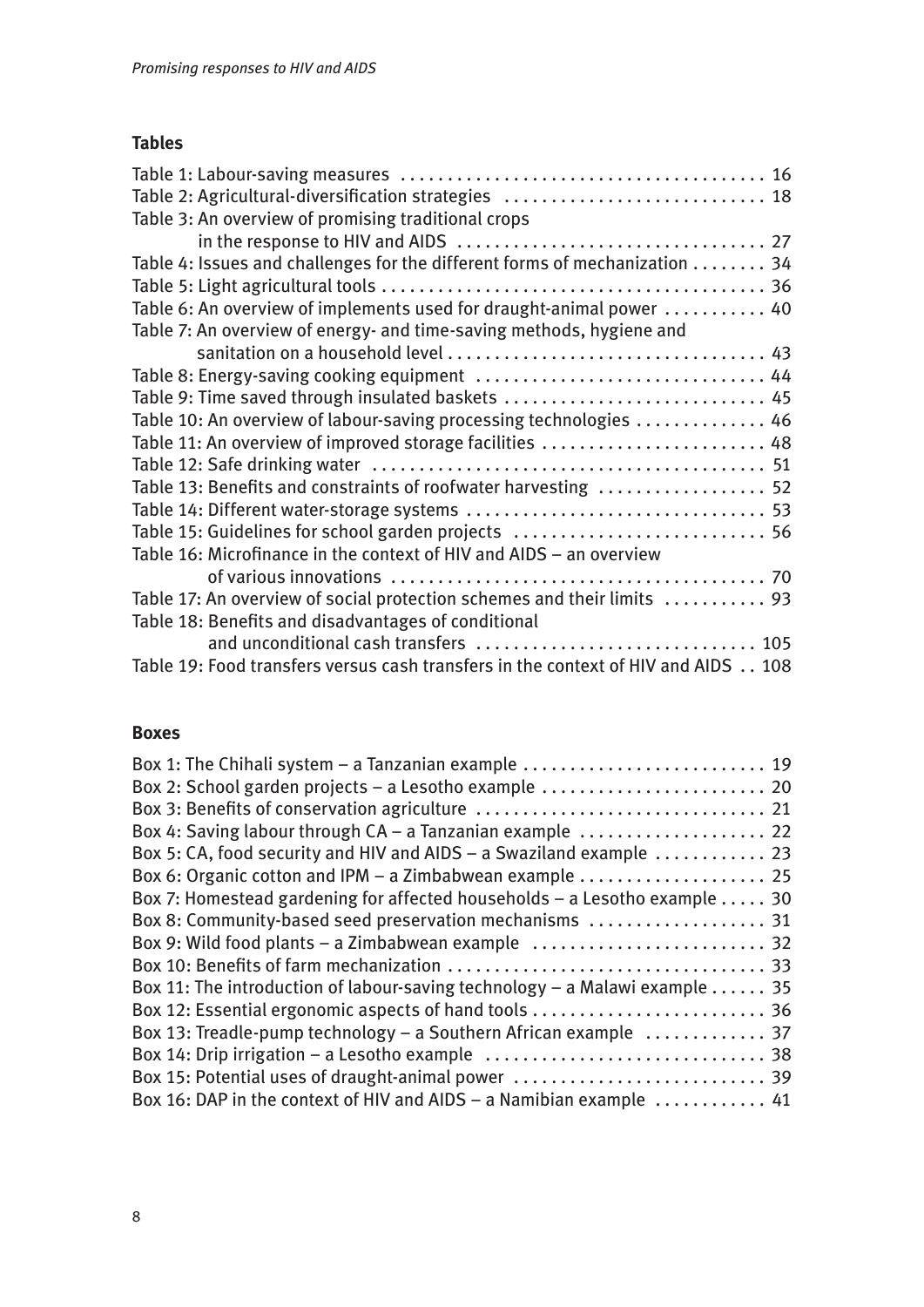## Tables

Table 1: Labour-saving measures ........................................ 16
Table 2: Agricultural-diversification strategies ............................ 18
Table 3: An overview of promising traditional crops in the response to HIV and AIDS ................................ 27
Table 4: Issues and challenges for the different forms of mechanization ........ 34
Table 5: Light agricultural tools ........................................ 36
Table 6: An overview of implements used for draught-animal power ........... 40
Table 7: An overview of energy- and time-saving methods, hygiene and sanitation on a household level .................................. 43
Table 8: Energy-saving cooking equipment ............................... 44
Table 9: Time saved through insulated baskets ............................ 45
Table 10: An overview of labour-saving processing technologies .............. 46
Table 11: An overview of improved storage facilities ........................ 48
Table 12: Safe drinking water .......................................... 51
Table 13: Benefits and constraints of roofwater harvesting .................. 52
Table 14: Different water-storage systems ................................ 53
Table 15: Guidelines for school garden projects ........................... 56
Table 16: Microfinance in the context of HIV and AIDS – an overview of various innovations ........................................ 70
Table 17: An overview of social protection schemes and their limits ........... 93
Table 18: Benefits and disadvantages of conditional and unconditional cash transfers .............................. 105
Table 19: Food transfers versus cash transfers in the context of HIV and AIDS .. 108

## Boxes

Box 1: The Chihali system – a Tanzanian example .......................... 19
Box 2: School garden projects – a Lesotho example ........................ 20
Box 3: Benefits of conservation agriculture ............................... 21
Box 4: Saving labour through CA – a Tanzanian example .................... 22
Box 5: CA, food security and HIV and AIDS – a Swaziland example ............ 23
Box 6: Organic cotton and IPM – a Zimbabwean example .................... 25
Box 7: Homestead gardening for affected households – a Lesotho example ..... 30
Box 8: Community-based seed preservation mechanisms ................... 31
Box 9: Wild food plants – a Zimbabwean example ......................... 32
Box 10: Benefits of farm mechanization .................................. 33
Box 11: The introduction of labour-saving technology – a Malawi example ...... 35
Box 12: Essential ergonomic aspects of hand tools ......................... 36
Box 13: Treadle-pump technology – a Southern African example ............. 37
Box 14: Drip irrigation – a Lesotho example .............................. 38
Box 15: Potential uses of draught-animal power ........................... 39
Box 16: DAP in the context of HIV and AIDS – a Namibian example ........... 41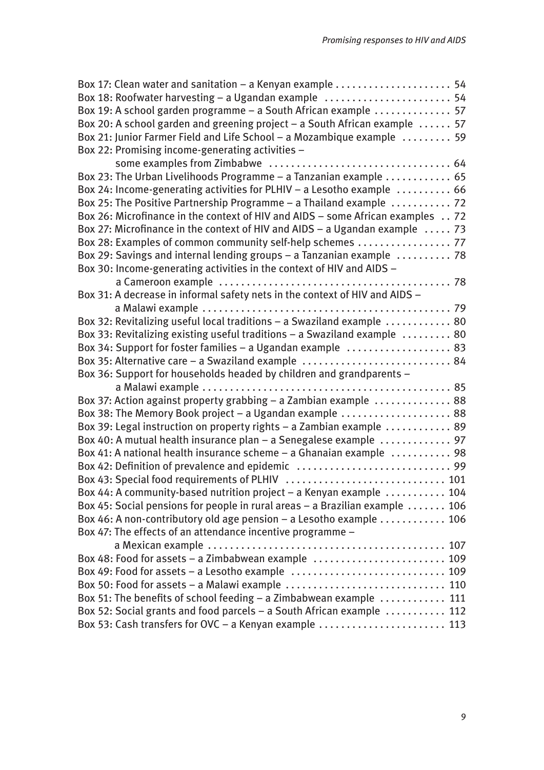Box 17: Clean water and sanitation – a Kenyan example . . . . . . . . . . . . . . . . . . . . 54
Box 18: Roofwater harvesting – a Ugandan example . . . . . . . . . . . . . . . . . . . . . . . 54
Box 19: A school garden programme – a South African example . . . . . . . . . . . . . 57
Box 20: A school garden and greening project – a South African example . . . . . . 57
Box 21: Junior Farmer Field and Life School – a Mozambique example . . . . . . . . . 59
Box 22: Promising income-generating activities –
some examples from Zimbabwe . . . . . . . . . . . . . . . . . . . . . . . . . . . . . . . . . 64
Box 23: The Urban Livelihoods Programme – a Tanzanian example . . . . . . . . . . . . 65
Box 24: Income-generating activities for PLHIV – a Lesotho example . . . . . . . . . . 66
Box 25: The Positive Partnership Programme – a Thailand example . . . . . . . . . . . 72
Box 26: Microfinance in the context of HIV and AIDS – some African examples . . 72
Box 27: Microfinance in the context of HIV and AIDS – a Ugandan example . . . . . 73
Box 28: Examples of common community self-help schemes . . . . . . . . . . . . . . . . . 77
Box 29: Savings and internal lending groups – a Tanzanian example . . . . . . . . . . 78
Box 30: Income-generating activities in the context of HIV and AIDS –
a Cameroon example . . . . . . . . . . . . . . . . . . . . . . . . . . . . . . . . . . . . . . . . . 78
Box 31: A decrease in informal safety nets in the context of HIV and AIDS –
a Malawi example . . . . . . . . . . . . . . . . . . . . . . . . . . . . . . . . . . . . . . . . . . . . 79
Box 32: Revitalizing useful local traditions – a Swaziland example . . . . . . . . . . . . 80
Box 33: Revitalizing existing useful traditions – a Swaziland example . . . . . . . . . 80
Box 34: Support for foster families – a Ugandan example . . . . . . . . . . . . . . . . . . . 83
Box 35: Alternative care – a Swaziland example . . . . . . . . . . . . . . . . . . . . . . . . . . 84
Box 36: Support for households headed by children and grandparents –
a Malawi example . . . . . . . . . . . . . . . . . . . . . . . . . . . . . . . . . . . . . . . . . . . . 85
Box 37: Action against property grabbing – a Zambian example . . . . . . . . . . . . . . 88
Box 38: The Memory Book project – a Ugandan example . . . . . . . . . . . . . . . . . . . . 88
Box 39: Legal instruction on property rights – a Zambian example . . . . . . . . . . . . 89
Box 40: A mutual health insurance plan – a Senegalese example . . . . . . . . . . . . . 97
Box 41: A national health insurance scheme – a Ghanaian example . . . . . . . . . . . 98
Box 42: Definition of prevalence and epidemic . . . . . . . . . . . . . . . . . . . . . . . . . . . 99
Box 43: Special food requirements of PLHIV . . . . . . . . . . . . . . . . . . . . . . . . . . . . 101
Box 44: A community-based nutrition project – a Kenyan example . . . . . . . . . . . 104
Box 45: Social pensions for people in rural areas – a Brazilian example . . . . . . . 106
Box 46: A non-contributory old age pension – a Lesotho example . . . . . . . . . . . . 106
Box 47: The effects of an attendance incentive programme –
a Mexican example . . . . . . . . . . . . . . . . . . . . . . . . . . . . . . . . . . . . . . . . . . 107
Box 48: Food for assets – a Zimbabwean example . . . . . . . . . . . . . . . . . . . . . . . . 109
Box 49: Food for assets – a Lesotho example . . . . . . . . . . . . . . . . . . . . . . . . . . . . 109
Box 50: Food for assets – a Malawi example . . . . . . . . . . . . . . . . . . . . . . . . . . . . 110
Box 51: The benefits of school feeding – a Zimbabwean example . . . . . . . . . . . . 111
Box 52: Social grants and food parcels – a South African example . . . . . . . . . . . 112
Box 53: Cash transfers for OVC – a Kenyan example . . . . . . . . . . . . . . . . . . . . . . . 113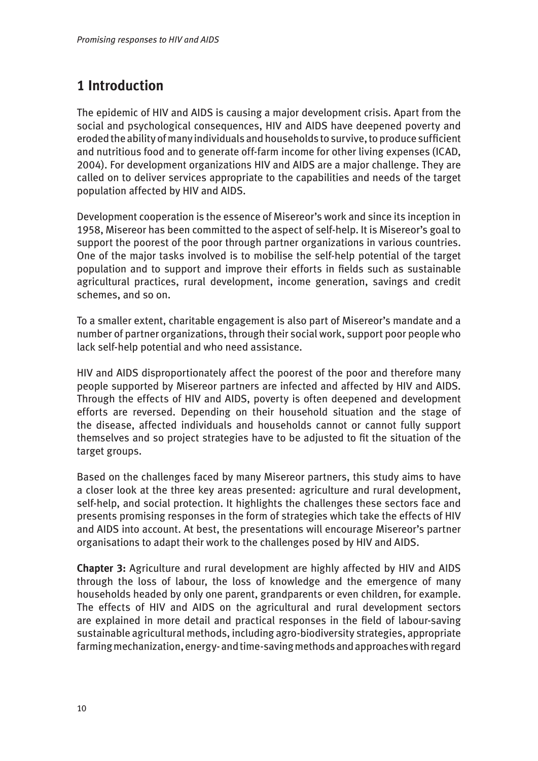# 1 Introduction

The epidemic of HIV and AIDS is causing a major development crisis. Apart from the social and psychological consequences, HIV and AIDS have deepened poverty and eroded the ability of many individuals and households to survive, to produce sufficient and nutritious food and to generate off-farm income for other living expenses (ICAD, 2004). For development organizations HIV and AIDS are a major challenge. They are called on to deliver services appropriate to the capabilities and needs of the target population affected by HIV and AIDS.

Development cooperation is the essence of Misereor's work and since its inception in 1958, Misereor has been committed to the aspect of self-help. It is Misereor's goal to support the poorest of the poor through partner organizations in various countries. One of the major tasks involved is to mobilise the self-help potential of the target population and to support and improve their efforts in fields such as sustainable agricultural practices, rural development, income generation, savings and credit schemes, and so on.

To a smaller extent, charitable engagement is also part of Misereor's mandate and a number of partner organizations, through their social work, support poor people who lack self-help potential and who need assistance.

HIV and AIDS disproportionately affect the poorest of the poor and therefore many people supported by Misereor partners are infected and affected by HIV and AIDS. Through the effects of HIV and AIDS, poverty is often deepened and development efforts are reversed. Depending on their household situation and the stage of the disease, affected individuals and households cannot or cannot fully support themselves and so project strategies have to be adjusted to fit the situation of the target groups.

Based on the challenges faced by many Misereor partners, this study aims to have a closer look at the three key areas presented: agriculture and rural development, self-help, and social protection. It highlights the challenges these sectors face and presents promising responses in the form of strategies which take the effects of HIV and AIDS into account. At best, the presentations will encourage Misereor's partner organisations to adapt their work to the challenges posed by HIV and AIDS.

**Chapter 3:** Agriculture and rural development are highly affected by HIV and AIDS through the loss of labour, the loss of knowledge and the emergence of many households headed by only one parent, grandparents or even children, for example. The effects of HIV and AIDS on the agricultural and rural development sectors are explained in more detail and practical responses in the field of labour-saving sustainable agricultural methods, including agro-biodiversity strategies, appropriate farming mechanization, energy- and time-saving methods and approaches with regard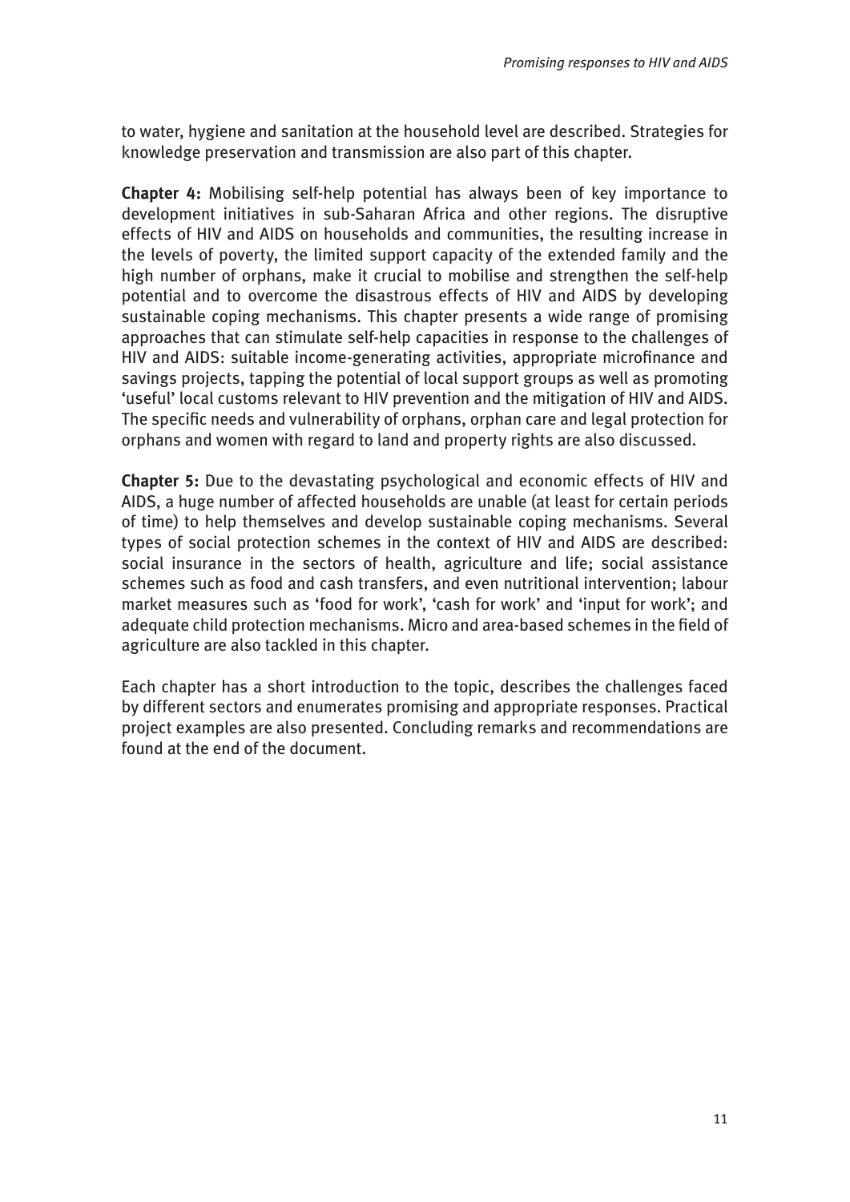to water, hygiene and sanitation at the household level are described. Strategies for knowledge preservation and transmission are also part of this chapter.

**Chapter 4:** Mobilising self-help potential has always been of key importance to development initiatives in sub-Saharan Africa and other regions. The disruptive effects of HIV and AIDS on households and communities, the resulting increase in the levels of poverty, the limited support capacity of the extended family and the high number of orphans, make it crucial to mobilise and strengthen the self-help potential and to overcome the disastrous effects of HIV and AIDS by developing sustainable coping mechanisms. This chapter presents a wide range of promising approaches that can stimulate self-help capacities in response to the challenges of HIV and AIDS: suitable income-generating activities, appropriate microfinance and savings projects, tapping the potential of local support groups as well as promoting 'useful' local customs relevant to HIV prevention and the mitigation of HIV and AIDS. The specific needs and vulnerability of orphans, orphan care and legal protection for orphans and women with regard to land and property rights are also discussed.

**Chapter 5:** Due to the devastating psychological and economic effects of HIV and AIDS, a huge number of affected households are unable (at least for certain periods of time) to help themselves and develop sustainable coping mechanisms. Several types of social protection schemes in the context of HIV and AIDS are described: social insurance in the sectors of health, agriculture and life; social assistance schemes such as food and cash transfers, and even nutritional intervention; labour market measures such as 'food for work', 'cash for work' and 'input for work'; and adequate child protection mechanisms. Micro and area-based schemes in the field of agriculture are also tackled in this chapter.

Each chapter has a short introduction to the topic, describes the challenges faced by different sectors and enumerates promising and appropriate responses. Practical project examples are also presented. Concluding remarks and recommendations are found at the end of the document.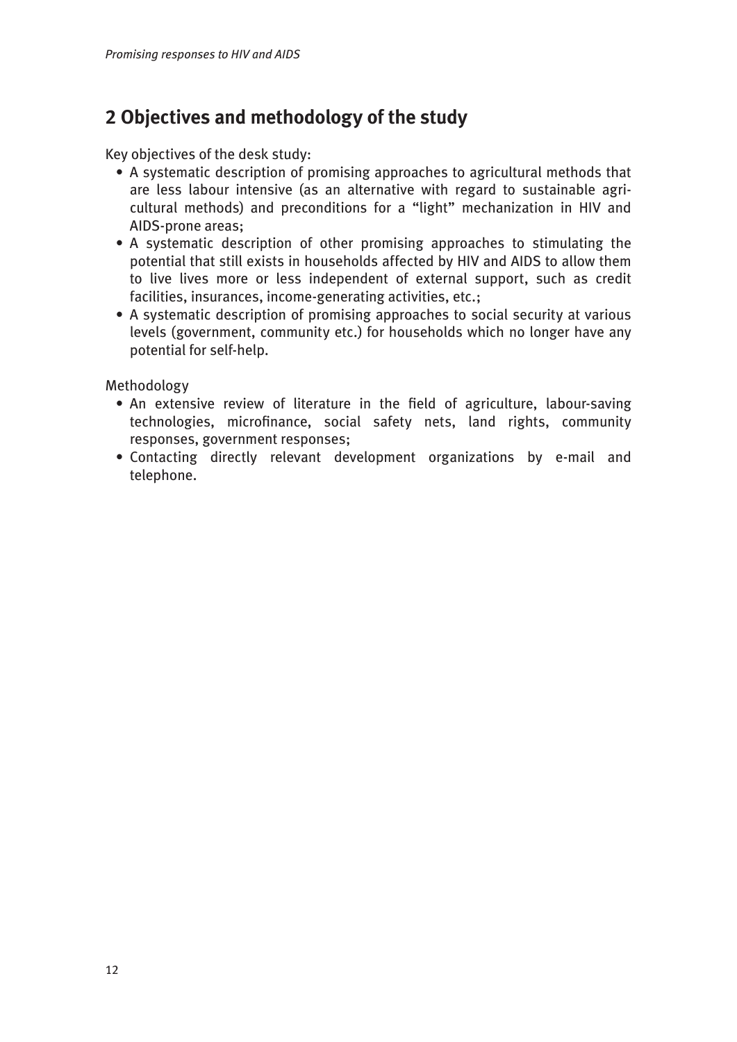## 2 Objectives and methodology of the study

Key objectives of the desk study:

- A systematic description of promising approaches to agricultural methods that are less labour intensive (as an alternative with regard to sustainable agricultural methods) and preconditions for a "light" mechanization in HIV and AIDS-prone areas;
- A systematic description of other promising approaches to stimulating the potential that still exists in households affected by HIV and AIDS to allow them to live lives more or less independent of external support, such as credit facilities, insurances, income-generating activities, etc.;
- A systematic description of promising approaches to social security at various levels (government, community etc.) for households which no longer have any potential for self-help.

Methodology

- An extensive review of literature in the field of agriculture, labour-saving technologies, microfinance, social safety nets, land rights, community responses, government responses;
- Contacting directly relevant development organizations by e-mail and telephone.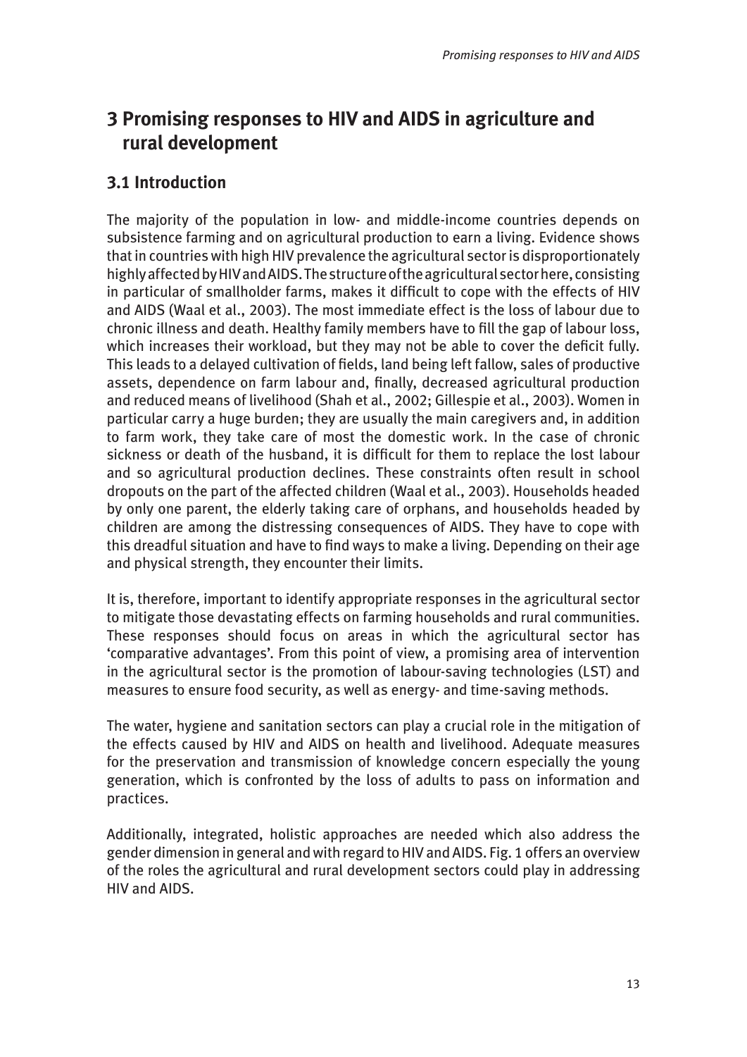# 3 Promising responses to HIV and AIDS in agriculture and rural development

## 3.1 Introduction

The majority of the population in low- and middle-income countries depends on subsistence farming and on agricultural production to earn a living. Evidence shows that in countries with high HIV prevalence the agricultural sector is disproportionately highly affected by HIV and AIDS. The structure of the agricultural sector here, consisting in particular of smallholder farms, makes it difficult to cope with the effects of HIV and AIDS (Waal et al., 2003). The most immediate effect is the loss of labour due to chronic illness and death. Healthy family members have to fill the gap of labour loss, which increases their workload, but they may not be able to cover the deficit fully. This leads to a delayed cultivation of fields, land being left fallow, sales of productive assets, dependence on farm labour and, finally, decreased agricultural production and reduced means of livelihood (Shah et al., 2002; Gillespie et al., 2003). Women in particular carry a huge burden; they are usually the main caregivers and, in addition to farm work, they take care of most the domestic work. In the case of chronic sickness or death of the husband, it is difficult for them to replace the lost labour and so agricultural production declines. These constraints often result in school dropouts on the part of the affected children (Waal et al., 2003). Households headed by only one parent, the elderly taking care of orphans, and households headed by children are among the distressing consequences of AIDS. They have to cope with this dreadful situation and have to find ways to make a living. Depending on their age and physical strength, they encounter their limits.

It is, therefore, important to identify appropriate responses in the agricultural sector to mitigate those devastating effects on farming households and rural communities. These responses should focus on areas in which the agricultural sector has 'comparative advantages'. From this point of view, a promising area of intervention in the agricultural sector is the promotion of labour-saving technologies (LST) and measures to ensure food security, as well as energy- and time-saving methods.

The water, hygiene and sanitation sectors can play a crucial role in the mitigation of the effects caused by HIV and AIDS on health and livelihood. Adequate measures for the preservation and transmission of knowledge concern especially the young generation, which is confronted by the loss of adults to pass on information and practices.

Additionally, integrated, holistic approaches are needed which also address the gender dimension in general and with regard to HIV and AIDS. Fig. 1 offers an overview of the roles the agricultural and rural development sectors could play in addressing HIV and AIDS.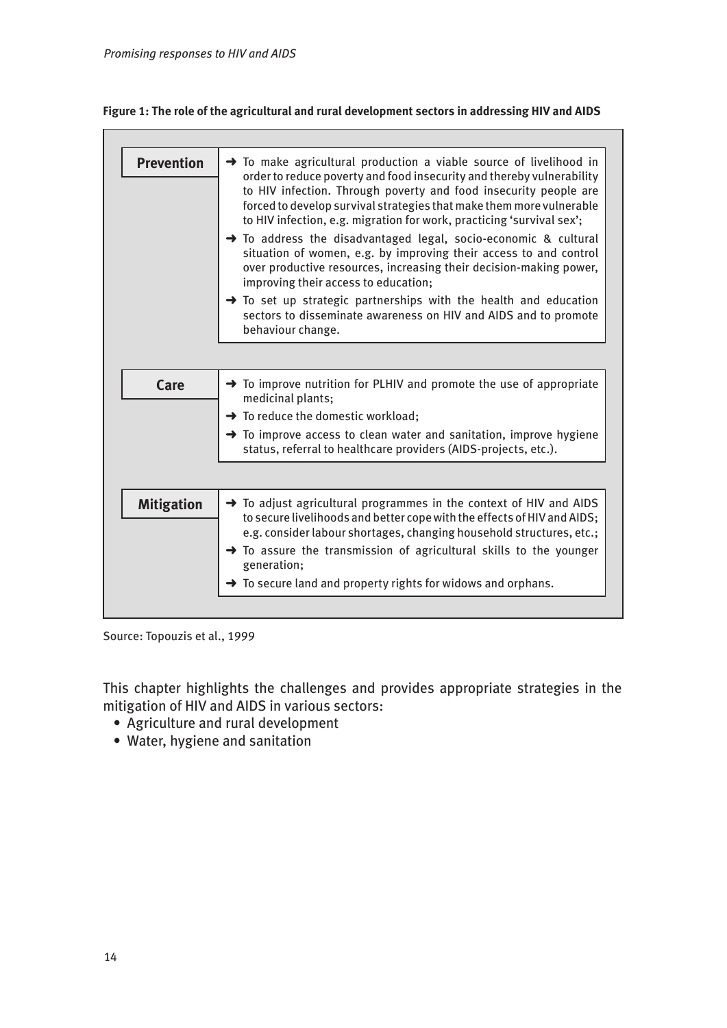**Figure 1: The role of the agricultural and rural development sectors in addressing HIV and AIDS**

| | |
|---|---|
| **Prevention** | ➜ To make agricultural production a viable source of livelihood in order to reduce poverty and food insecurity and thereby vulnerability to HIV infection. Through poverty and food insecurity people are forced to develop survival strategies that make them more vulnerable to HIV infection, e.g. migration for work, practicing 'survival sex';<br>➜ To address the disadvantaged legal, socio-economic & cultural situation of women, e.g. by improving their access to and control over productive resources, increasing their decision-making power, improving their access to education;<br>➜ To set up strategic partnerships with the health and education sectors to disseminate awareness on HIV and AIDS and to promote behaviour change. |
| **Care** | ➜ To improve nutrition for PLHIV and promote the use of appropriate medicinal plants;<br>➜ To reduce the domestic workload;<br>➜ To improve access to clean water and sanitation, improve hygiene status, referral to healthcare providers (AIDS-projects, etc.). |
| **Mitigation** | ➜ To adjust agricultural programmes in the context of HIV and AIDS to secure livelihoods and better cope with the effects of HIV and AIDS; e.g. consider labour shortages, changing household structures, etc.;<br>➜ To assure the transmission of agricultural skills to the younger generation;<br>➜ To secure land and property rights for widows and orphans. |

Source: Topouzis et al., 1999

This chapter highlights the challenges and provides appropriate strategies in the mitigation of HIV and AIDS in various sectors:

- Agriculture and rural development
- Water, hygiene and sanitation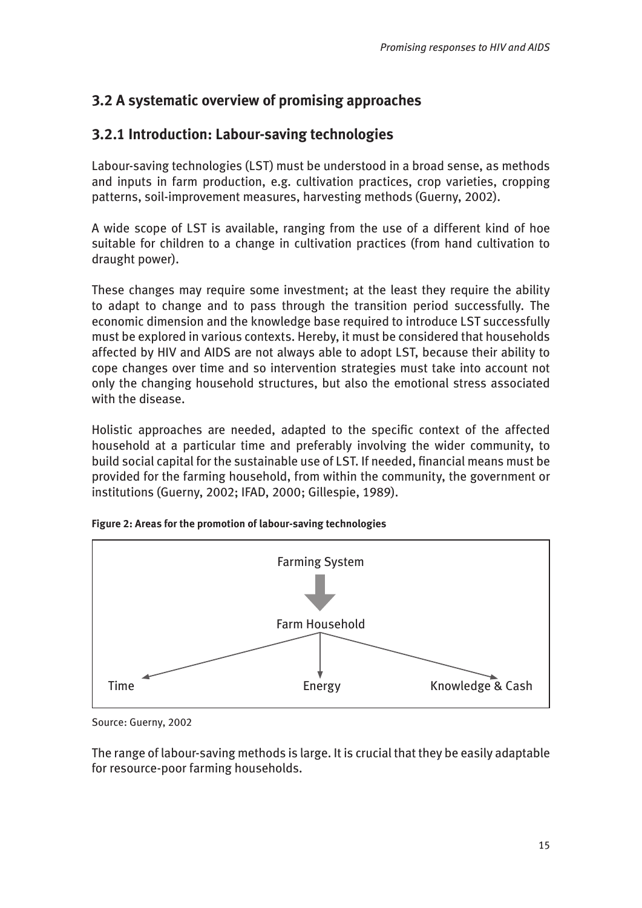## 3.2 A systematic overview of promising approaches

### 3.2.1 Introduction: Labour-saving technologies

Labour-saving technologies (LST) must be understood in a broad sense, as methods and inputs in farm production, e.g. cultivation practices, crop varieties, cropping patterns, soil-improvement measures, harvesting methods (Guerny, 2002).

A wide scope of LST is available, ranging from the use of a different kind of hoe suitable for children to a change in cultivation practices (from hand cultivation to draught power).

These changes may require some investment; at the least they require the ability to adapt to change and to pass through the transition period successfully. The economic dimension and the knowledge base required to introduce LST successfully must be explored in various contexts. Hereby, it must be considered that households affected by HIV and AIDS are not always able to adopt LST, because their ability to cope changes over time and so intervention strategies must take into account not only the changing household structures, but also the emotional stress associated with the disease.

Holistic approaches are needed, adapted to the specific context of the affected household at a particular time and preferably involving the wider community, to build social capital for the sustainable use of LST. If needed, financial means must be provided for the farming household, from within the community, the government or institutions (Guerny, 2002; IFAD, 2000; Gillespie, 1989).

**Figure 2: Areas for the promotion of labour-saving technologies**

Farming System

↓

Farm Household

↙ ↓ ↘

Time | Energy | Knowledge & Cash

Source: Guerny, 2002

The range of labour-saving methods is large. It is crucial that they be easily adaptable for resource-poor farming households.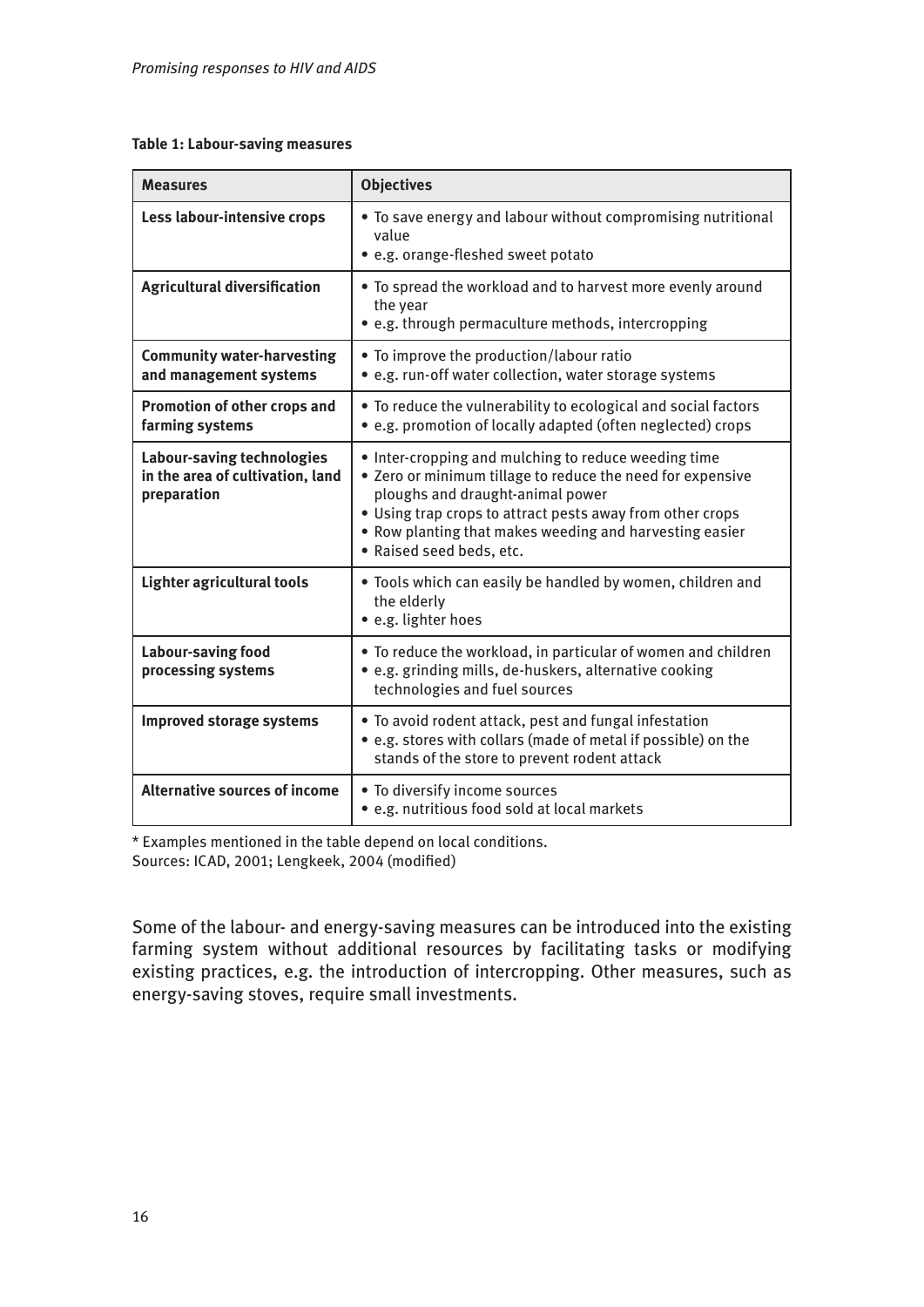**Table 1: Labour-saving measures**

| Measures | Objectives |
|---|---|
| **Less labour-intensive crops** | • To save energy and labour without compromising nutritional value<br>• e.g. orange-fleshed sweet potato |
| **Agricultural diversification** | • To spread the workload and to harvest more evenly around the year<br>• e.g. through permaculture methods, intercropping |
| **Community water-harvesting and management systems** | • To improve the production/labour ratio<br>• e.g. run-off water collection, water storage systems |
| **Promotion of other crops and farming systems** | • To reduce the vulnerability to ecological and social factors<br>• e.g. promotion of locally adapted (often neglected) crops |
| **Labour-saving technologies in the area of cultivation, land preparation** | • Inter-cropping and mulching to reduce weeding time<br>• Zero or minimum tillage to reduce the need for expensive ploughs and draught-animal power<br>• Using trap crops to attract pests away from other crops<br>• Row planting that makes weeding and harvesting easier<br>• Raised seed beds, etc. |
| **Lighter agricultural tools** | • Tools which can easily be handled by women, children and the elderly<br>• e.g. lighter hoes |
| **Labour-saving food processing systems** | • To reduce the workload, in particular of women and children<br>• e.g. grinding mills, de-huskers, alternative cooking technologies and fuel sources |
| **Improved storage systems** | • To avoid rodent attack, pest and fungal infestation<br>• e.g. stores with collars (made of metal if possible) on the stands of the store to prevent rodent attack |
| **Alternative sources of income** | • To diversify income sources<br>• e.g. nutritious food sold at local markets |

* Examples mentioned in the table depend on local conditions.
Sources: ICAD, 2001; Lengkeek, 2004 (modified)

Some of the labour- and energy-saving measures can be introduced into the existing farming system without additional resources by facilitating tasks or modifying existing practices, e.g. the introduction of intercropping. Other measures, such as energy-saving stoves, require small investments.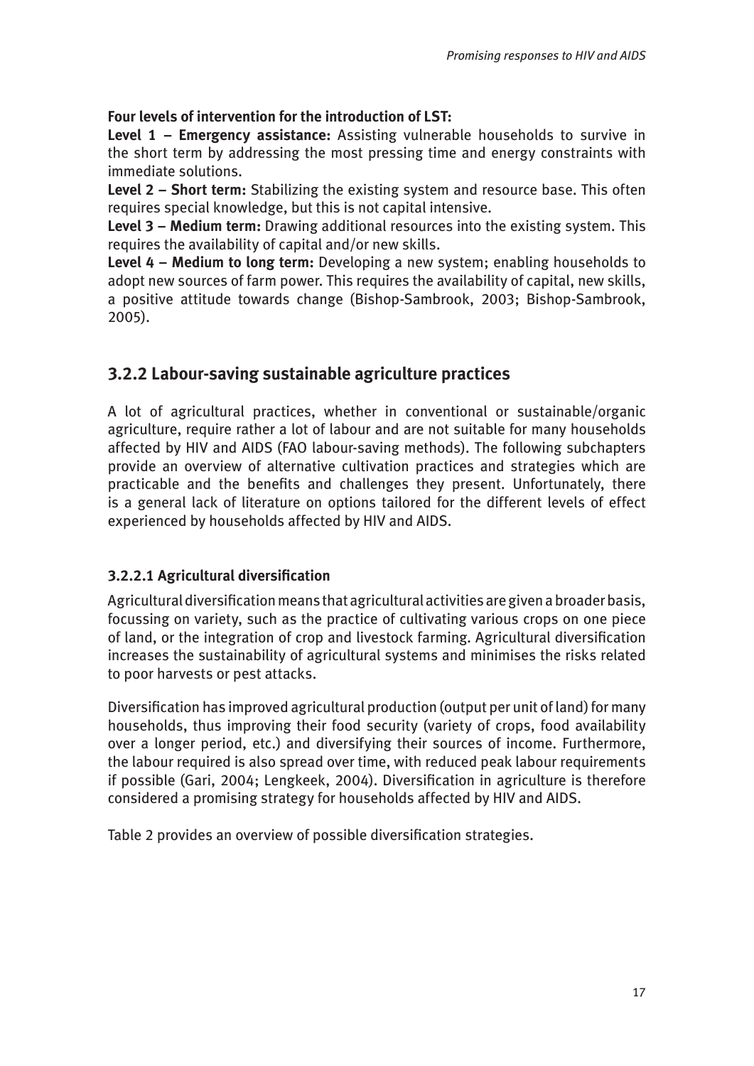**Four levels of intervention for the introduction of LST:**

**Level 1 – Emergency assistance:** Assisting vulnerable households to survive in the short term by addressing the most pressing time and energy constraints with immediate solutions.

**Level 2 – Short term:** Stabilizing the existing system and resource base. This often requires special knowledge, but this is not capital intensive.

**Level 3 – Medium term:** Drawing additional resources into the existing system. This requires the availability of capital and/or new skills.

**Level 4 – Medium to long term:** Developing a new system; enabling households to adopt new sources of farm power. This requires the availability of capital, new skills, a positive attitude towards change (Bishop-Sambrook, 2003; Bishop-Sambrook, 2005).

## 3.2.2 Labour-saving sustainable agriculture practices

A lot of agricultural practices, whether in conventional or sustainable/organic agriculture, require rather a lot of labour and are not suitable for many households affected by HIV and AIDS (FAO labour-saving methods). The following subchapters provide an overview of alternative cultivation practices and strategies which are practicable and the benefits and challenges they present. Unfortunately, there is a general lack of literature on options tailored for the different levels of effect experienced by households affected by HIV and AIDS.

### 3.2.2.1 Agricultural diversification

Agricultural diversification means that agricultural activities are given a broader basis, focussing on variety, such as the practice of cultivating various crops on one piece of land, or the integration of crop and livestock farming. Agricultural diversification increases the sustainability of agricultural systems and minimises the risks related to poor harvests or pest attacks.

Diversification has improved agricultural production (output per unit of land) for many households, thus improving their food security (variety of crops, food availability over a longer period, etc.) and diversifying their sources of income. Furthermore, the labour required is also spread over time, with reduced peak labour requirements if possible (Gari, 2004; Lengkeek, 2004). Diversification in agriculture is therefore considered a promising strategy for households affected by HIV and AIDS.

Table 2 provides an overview of possible diversification strategies.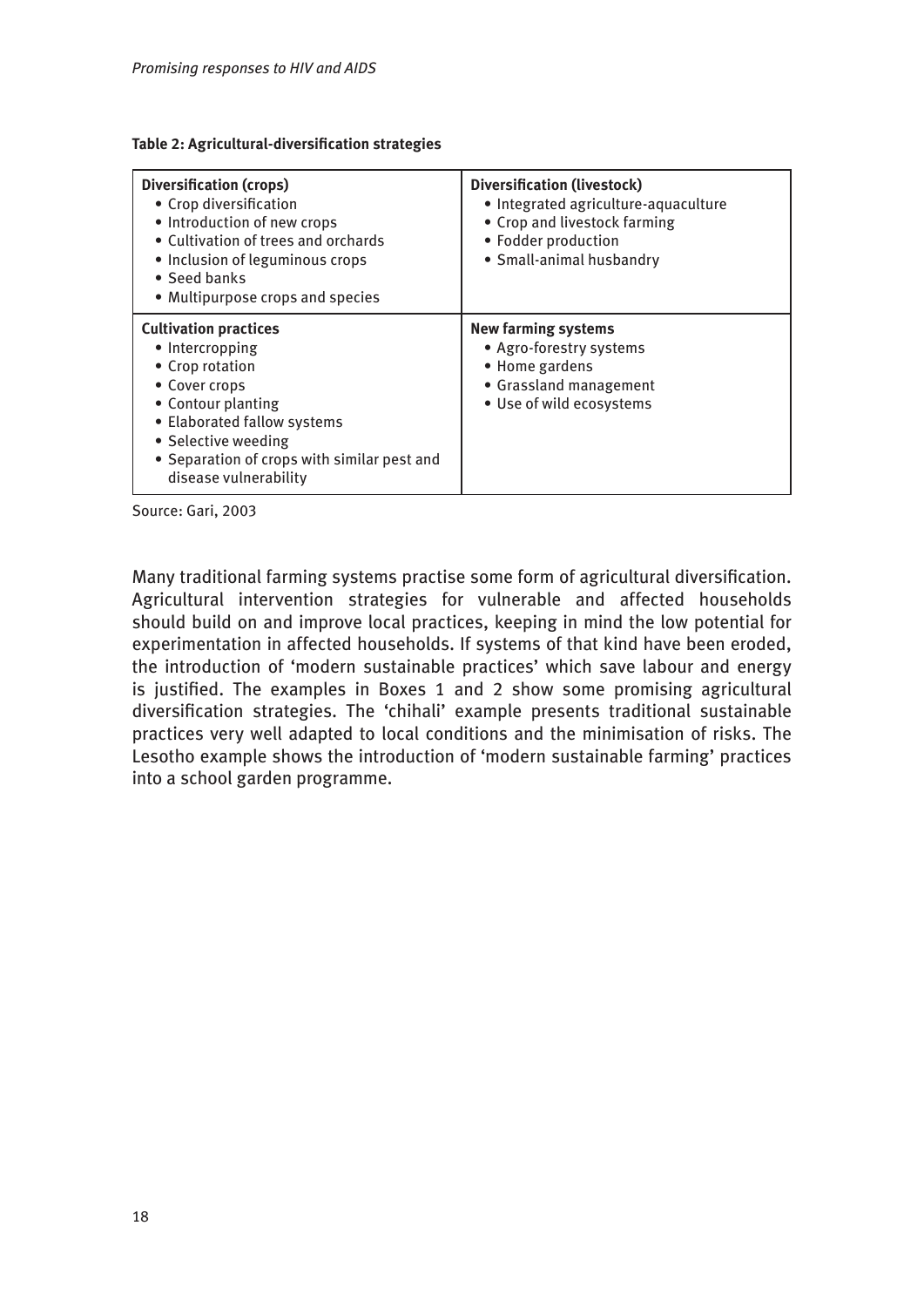**Table 2: Agricultural-diversification strategies**

| **Diversification (crops)** | **Diversification (livestock)** |
|---|---|
| • Crop diversification<br>• Introduction of new crops<br>• Cultivation of trees and orchards<br>• Inclusion of leguminous crops<br>• Seed banks<br>• Multipurpose crops and species | • Integrated agriculture-aquaculture<br>• Crop and livestock farming<br>• Fodder production<br>• Small-animal husbandry |
| **Cultivation practices**<br>• Intercropping<br>• Crop rotation<br>• Cover crops<br>• Contour planting<br>• Elaborated fallow systems<br>• Selective weeding<br>• Separation of crops with similar pest and disease vulnerability | **New farming systems**<br>• Agro-forestry systems<br>• Home gardens<br>• Grassland management<br>• Use of wild ecosystems |

Source: Gari, 2003

Many traditional farming systems practise some form of agricultural diversification. Agricultural intervention strategies for vulnerable and affected households should build on and improve local practices, keeping in mind the low potential for experimentation in affected households. If systems of that kind have been eroded, the introduction of 'modern sustainable practices' which save labour and energy is justified. The examples in Boxes 1 and 2 show some promising agricultural diversification strategies. The 'chihali' example presents traditional sustainable practices very well adapted to local conditions and the minimisation of risks. The Lesotho example shows the introduction of 'modern sustainable farming' practices into a school garden programme.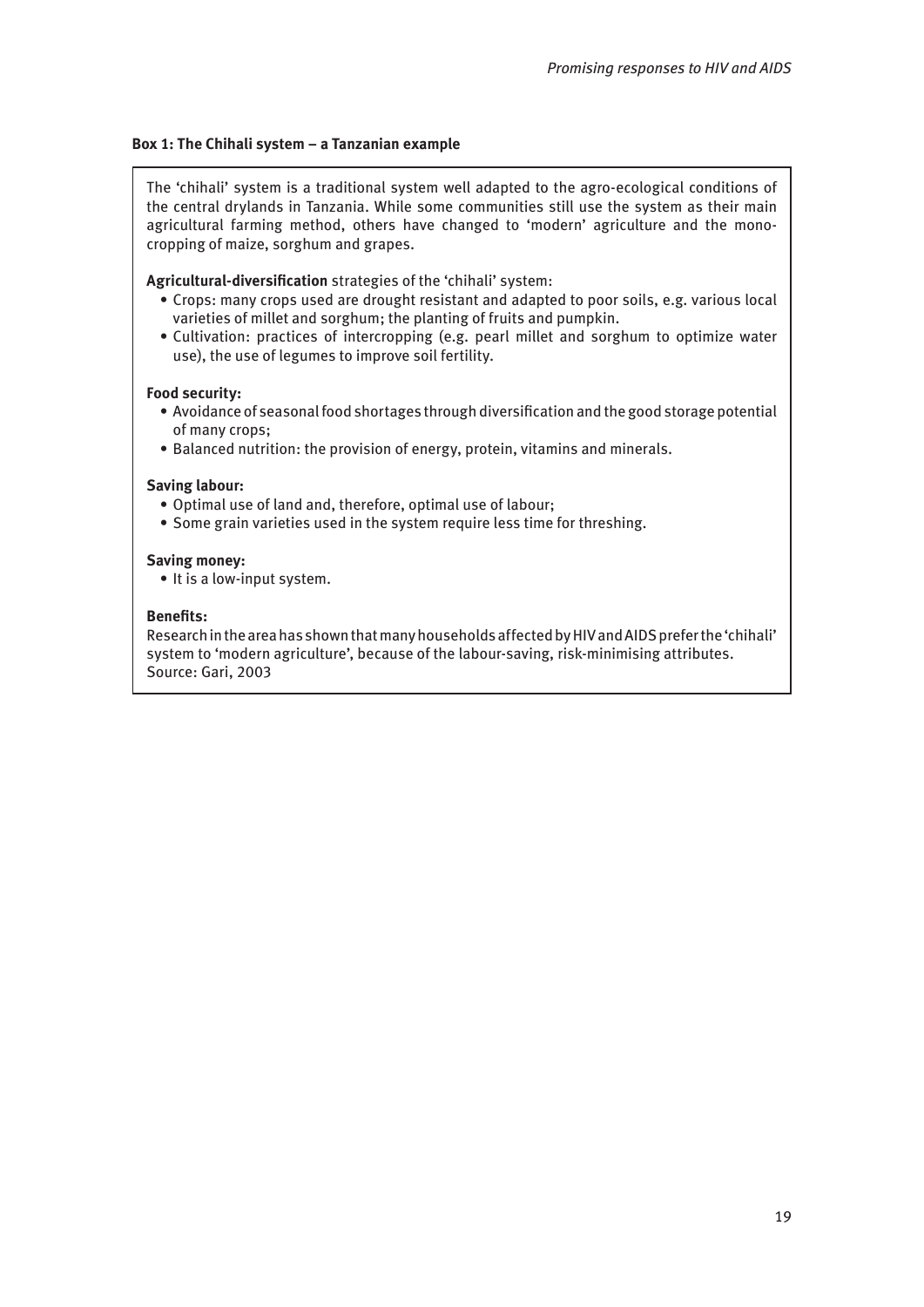#### Box 1: The Chihali system – a Tanzanian example

The 'chihali' system is a traditional system well adapted to the agro-ecological conditions of the central drylands in Tanzania. While some communities still use the system as their main agricultural farming method, others have changed to 'modern' agriculture and the mono-cropping of maize, sorghum and grapes.

**Agricultural-diversification** strategies of the 'chihali' system:

- Crops: many crops used are drought resistant and adapted to poor soils, e.g. various local varieties of millet and sorghum; the planting of fruits and pumpkin.
- Cultivation: practices of intercropping (e.g. pearl millet and sorghum to optimize water use), the use of legumes to improve soil fertility.

**Food security:**

- Avoidance of seasonal food shortages through diversification and the good storage potential of many crops;
- Balanced nutrition: the provision of energy, protein, vitamins and minerals.

**Saving labour:**

- Optimal use of land and, therefore, optimal use of labour;
- Some grain varieties used in the system require less time for threshing.

**Saving money:**

- It is a low-input system.

**Benefits:**

Research in the area has shown that many households affected by HIV and AIDS prefer the 'chihali' system to 'modern agriculture', because of the labour-saving, risk-minimising attributes.
Source: Gari, 2003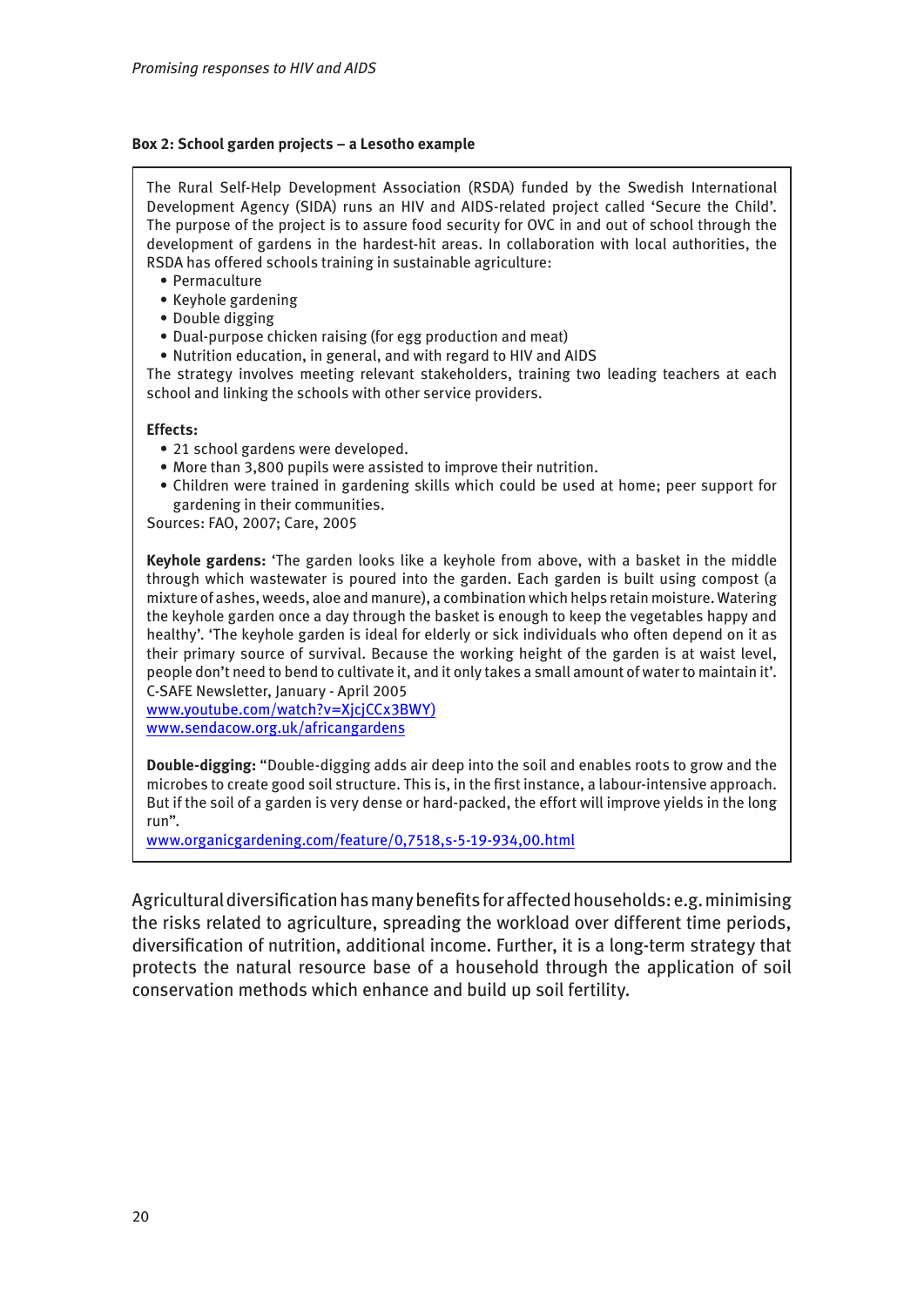**Box 2: School garden projects – a Lesotho example**

The Rural Self-Help Development Association (RSDA) funded by the Swedish International Development Agency (SIDA) runs an HIV and AIDS-related project called 'Secure the Child'. The purpose of the project is to assure food security for OVC in and out of school through the development of gardens in the hardest-hit areas. In collaboration with local authorities, the RSDA has offered schools training in sustainable agriculture:

- Permaculture
- Keyhole gardening
- Double digging
- Dual-purpose chicken raising (for egg production and meat)
- Nutrition education, in general, and with regard to HIV and AIDS

The strategy involves meeting relevant stakeholders, training two leading teachers at each school and linking the schools with other service providers.

**Effects:**

- 21 school gardens were developed.
- More than 3,800 pupils were assisted to improve their nutrition.
- Children were trained in gardening skills which could be used at home; peer support for gardening in their communities.

Sources: FAO, 2007; Care, 2005

**Keyhole gardens:** 'The garden looks like a keyhole from above, with a basket in the middle through which wastewater is poured into the garden. Each garden is built using compost (a mixture of ashes, weeds, aloe and manure), a combination which helps retain moisture. Watering the keyhole garden once a day through the basket is enough to keep the vegetables happy and healthy'. 'The keyhole garden is ideal for elderly or sick individuals who often depend on it as their primary source of survival. Because the working height of the garden is at waist level, people don't need to bend to cultivate it, and it only takes a small amount of water to maintain it'. C-SAFE Newsletter, January - April 2005
www.youtube.com/watch?v=XjcjCCx3BWY)
www.sendacow.org.uk/africangardens

**Double-digging:** "Double-digging adds air deep into the soil and enables roots to grow and the microbes to create good soil structure. This is, in the first instance, a labour-intensive approach. But if the soil of a garden is very dense or hard-packed, the effort will improve yields in the long run".
www.organicgardening.com/feature/0,7518,s-5-19-934,00.html

Agricultural diversification has many benefits for affected households: e.g. minimising the risks related to agriculture, spreading the workload over different time periods, diversification of nutrition, additional income. Further, it is a long-term strategy that protects the natural resource base of a household through the application of soil conservation methods which enhance and build up soil fertility.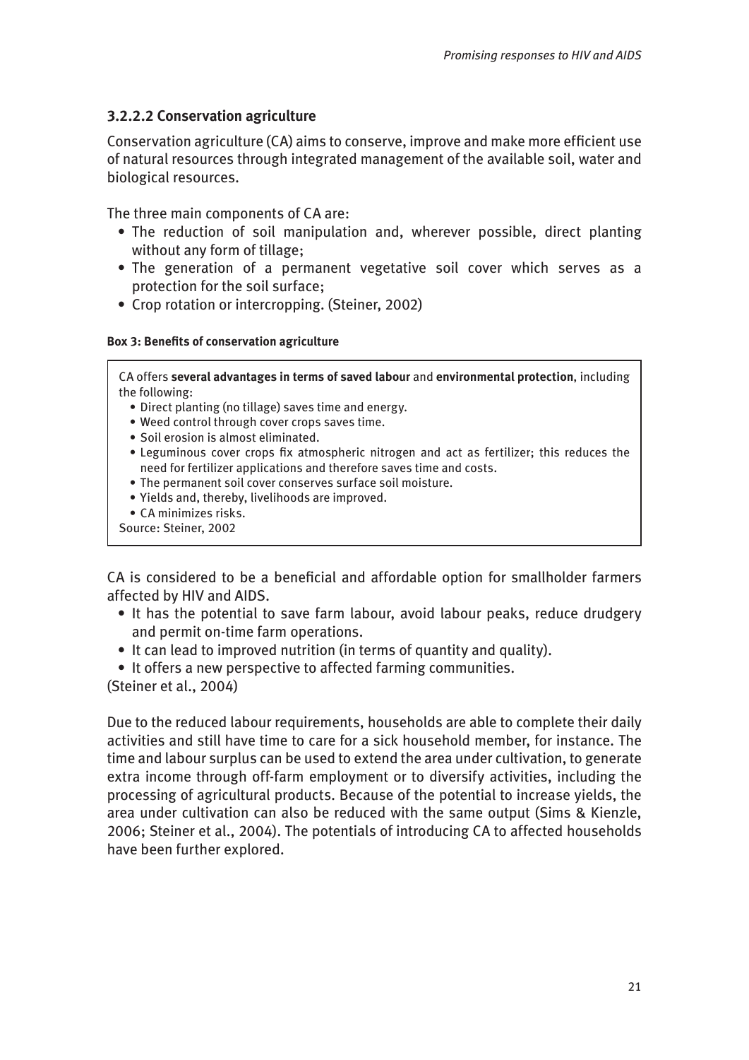### 3.2.2.2 Conservation agriculture

Conservation agriculture (CA) aims to conserve, improve and make more efficient use of natural resources through integrated management of the available soil, water and biological resources.

The three main components of CA are:

- The reduction of soil manipulation and, wherever possible, direct planting without any form of tillage;
- The generation of a permanent vegetative soil cover which serves as a protection for the soil surface;
- Crop rotation or intercropping. (Steiner, 2002)

**Box 3: Benefits of conservation agriculture**

> CA offers **several advantages in terms of saved labour** and **environmental protection**, including the following:
>
> - Direct planting (no tillage) saves time and energy.
> - Weed control through cover crops saves time.
> - Soil erosion is almost eliminated.
> - Leguminous cover crops fix atmospheric nitrogen and act as fertilizer; this reduces the need for fertilizer applications and therefore saves time and costs.
> - The permanent soil cover conserves surface soil moisture.
> - Yields and, thereby, livelihoods are improved.
> - CA minimizes risks.
>
> Source: Steiner, 2002

CA is considered to be a beneficial and affordable option for smallholder farmers affected by HIV and AIDS.

- It has the potential to save farm labour, avoid labour peaks, reduce drudgery and permit on-time farm operations.
- It can lead to improved nutrition (in terms of quantity and quality).
- It offers a new perspective to affected farming communities.

(Steiner et al., 2004)

Due to the reduced labour requirements, households are able to complete their daily activities and still have time to care for a sick household member, for instance. The time and labour surplus can be used to extend the area under cultivation, to generate extra income through off-farm employment or to diversify activities, including the processing of agricultural products. Because of the potential to increase yields, the area under cultivation can also be reduced with the same output (Sims & Kienzle, 2006; Steiner et al., 2004). The potentials of introducing CA to affected households have been further explored.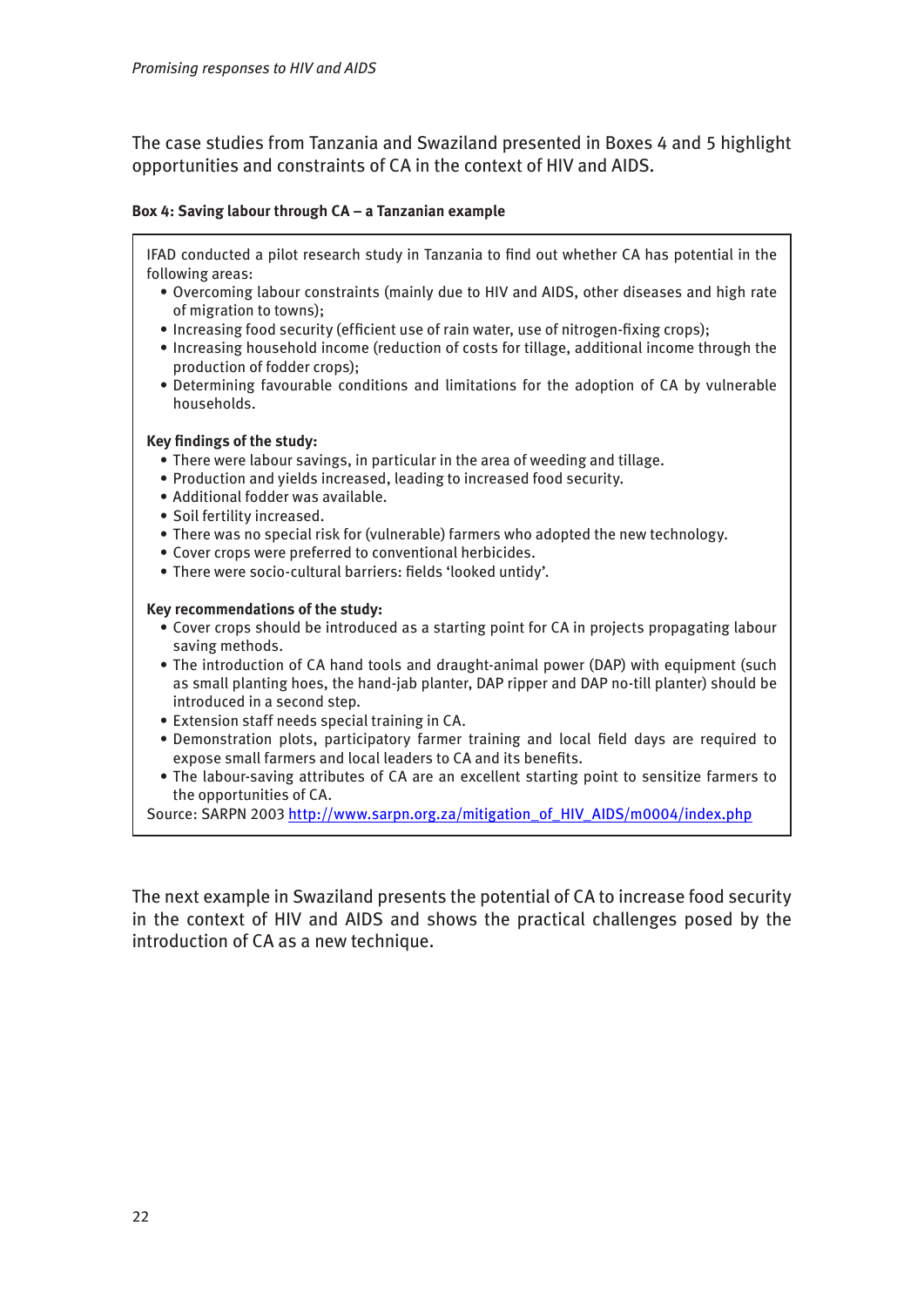The case studies from Tanzania and Swaziland presented in Boxes 4 and 5 highlight opportunities and constraints of CA in the context of HIV and AIDS.

**Box 4: Saving labour through CA – a Tanzanian example**

IFAD conducted a pilot research study in Tanzania to find out whether CA has potential in the following areas:

- Overcoming labour constraints (mainly due to HIV and AIDS, other diseases and high rate of migration to towns);
- Increasing food security (efficient use of rain water, use of nitrogen-fixing crops);
- Increasing household income (reduction of costs for tillage, additional income through the production of fodder crops);
- Determining favourable conditions and limitations for the adoption of CA by vulnerable households.

**Key findings of the study:**

- There were labour savings, in particular in the area of weeding and tillage.
- Production and yields increased, leading to increased food security.
- Additional fodder was available.
- Soil fertility increased.
- There was no special risk for (vulnerable) farmers who adopted the new technology.
- Cover crops were preferred to conventional herbicides.
- There were socio-cultural barriers: fields 'looked untidy'.

**Key recommendations of the study:**

- Cover crops should be introduced as a starting point for CA in projects propagating labour saving methods.
- The introduction of CA hand tools and draught-animal power (DAP) with equipment (such as small planting hoes, the hand-jab planter, DAP ripper and DAP no-till planter) should be introduced in a second step.
- Extension staff needs special training in CA.
- Demonstration plots, participatory farmer training and local field days are required to expose small farmers and local leaders to CA and its benefits.
- The labour-saving attributes of CA are an excellent starting point to sensitize farmers to the opportunities of CA.

Source: SARPN 2003 http://www.sarpn.org.za/mitigation_of_HIV_AIDS/m0004/index.php

The next example in Swaziland presents the potential of CA to increase food security in the context of HIV and AIDS and shows the practical challenges posed by the introduction of CA as a new technique.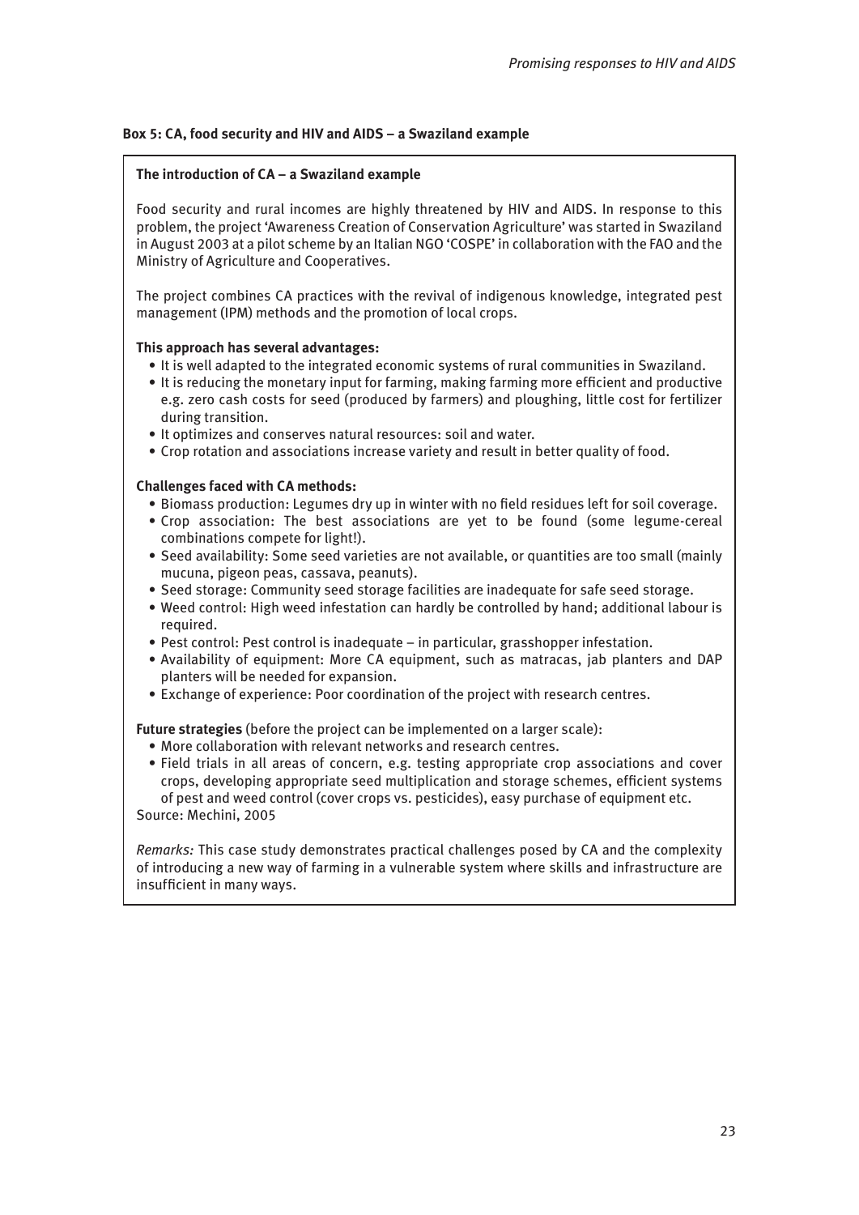**Box 5: CA, food security and HIV and AIDS – a Swaziland example**

**The introduction of CA – a Swaziland example**

Food security and rural incomes are highly threatened by HIV and AIDS. In response to this problem, the project 'Awareness Creation of Conservation Agriculture' was started in Swaziland in August 2003 at a pilot scheme by an Italian NGO 'COSPE' in collaboration with the FAO and the Ministry of Agriculture and Cooperatives.

The project combines CA practices with the revival of indigenous knowledge, integrated pest management (IPM) methods and the promotion of local crops.

**This approach has several advantages:**

- It is well adapted to the integrated economic systems of rural communities in Swaziland.
- It is reducing the monetary input for farming, making farming more efficient and productive e.g. zero cash costs for seed (produced by farmers) and ploughing, little cost for fertilizer during transition.
- It optimizes and conserves natural resources: soil and water.
- Crop rotation and associations increase variety and result in better quality of food.

**Challenges faced with CA methods:**

- Biomass production: Legumes dry up in winter with no field residues left for soil coverage.
- Crop association: The best associations are yet to be found (some legume-cereal combinations compete for light!).
- Seed availability: Some seed varieties are not available, or quantities are too small (mainly mucuna, pigeon peas, cassava, peanuts).
- Seed storage: Community seed storage facilities are inadequate for safe seed storage.
- Weed control: High weed infestation can hardly be controlled by hand; additional labour is required.
- Pest control: Pest control is inadequate – in particular, grasshopper infestation.
- Availability of equipment: More CA equipment, such as matracas, jab planters and DAP planters will be needed for expansion.
- Exchange of experience: Poor coordination of the project with research centres.

**Future strategies** (before the project can be implemented on a larger scale):

- More collaboration with relevant networks and research centres.
- Field trials in all areas of concern, e.g. testing appropriate crop associations and cover crops, developing appropriate seed multiplication and storage schemes, efficient systems of pest and weed control (cover crops vs. pesticides), easy purchase of equipment etc.

Source: Mechini, 2005

*Remarks:* This case study demonstrates practical challenges posed by CA and the complexity of introducing a new way of farming in a vulnerable system where skills and infrastructure are insufficient in many ways.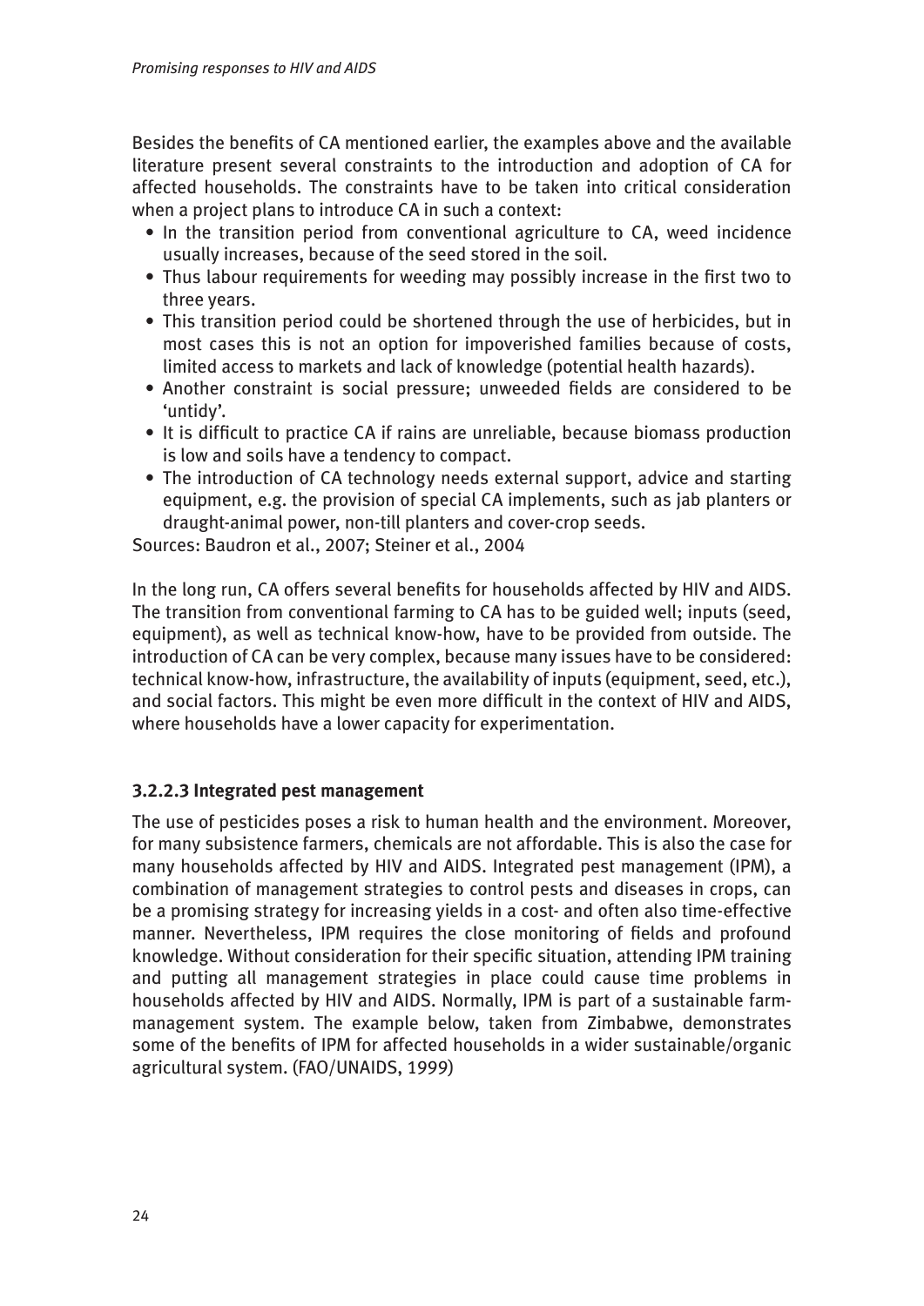Besides the benefits of CA mentioned earlier, the examples above and the available literature present several constraints to the introduction and adoption of CA for affected households. The constraints have to be taken into critical consideration when a project plans to introduce CA in such a context:

- In the transition period from conventional agriculture to CA, weed incidence usually increases, because of the seed stored in the soil.
- Thus labour requirements for weeding may possibly increase in the first two to three years.
- This transition period could be shortened through the use of herbicides, but in most cases this is not an option for impoverished families because of costs, limited access to markets and lack of knowledge (potential health hazards).
- Another constraint is social pressure; unweeded fields are considered to be 'untidy'.
- It is difficult to practice CA if rains are unreliable, because biomass production is low and soils have a tendency to compact.
- The introduction of CA technology needs external support, advice and starting equipment, e.g. the provision of special CA implements, such as jab planters or draught-animal power, non-till planters and cover-crop seeds.

Sources: Baudron et al., 2007; Steiner et al., 2004

In the long run, CA offers several benefits for households affected by HIV and AIDS. The transition from conventional farming to CA has to be guided well; inputs (seed, equipment), as well as technical know-how, have to be provided from outside. The introduction of CA can be very complex, because many issues have to be considered: technical know-how, infrastructure, the availability of inputs (equipment, seed, etc.), and social factors. This might be even more difficult in the context of HIV and AIDS, where households have a lower capacity for experimentation.

#### 3.2.2.3 Integrated pest management

The use of pesticides poses a risk to human health and the environment. Moreover, for many subsistence farmers, chemicals are not affordable. This is also the case for many households affected by HIV and AIDS. Integrated pest management (IPM), a combination of management strategies to control pests and diseases in crops, can be a promising strategy for increasing yields in a cost- and often also time-effective manner. Nevertheless, IPM requires the close monitoring of fields and profound knowledge. Without consideration for their specific situation, attending IPM training and putting all management strategies in place could cause time problems in households affected by HIV and AIDS. Normally, IPM is part of a sustainable farm-management system. The example below, taken from Zimbabwe, demonstrates some of the benefits of IPM for affected households in a wider sustainable/organic agricultural system. (FAO/UNAIDS, 1999)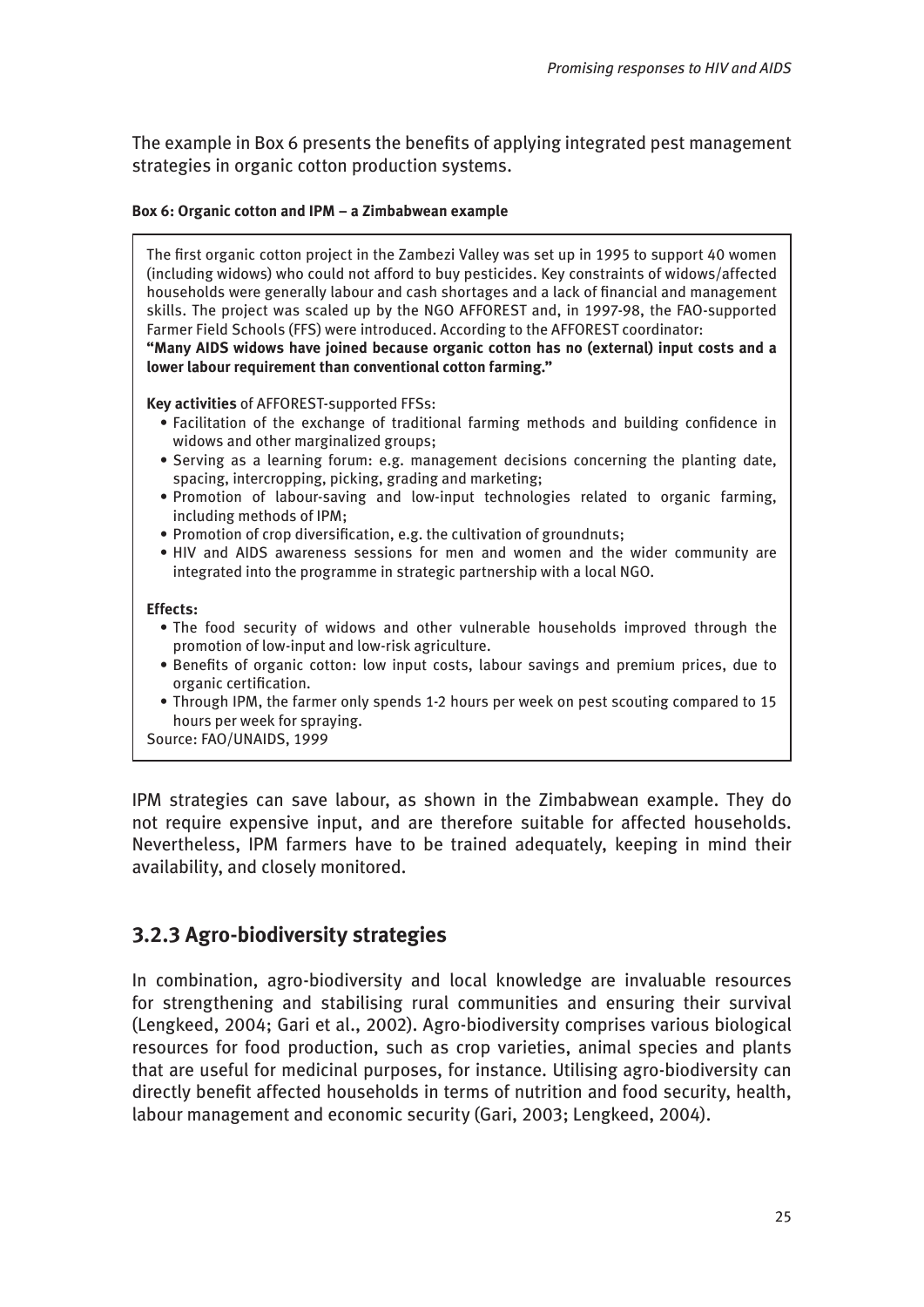The example in Box 6 presents the benefits of applying integrated pest management strategies in organic cotton production systems.

**Box 6: Organic cotton and IPM – a Zimbabwean example**

The first organic cotton project in the Zambezi Valley was set up in 1995 to support 40 women (including widows) who could not afford to buy pesticides. Key constraints of widows/affected households were generally labour and cash shortages and a lack of financial and management skills. The project was scaled up by the NGO AFFOREST and, in 1997-98, the FAO-supported Farmer Field Schools (FFS) were introduced. According to the AFFOREST coordinator:
**"Many AIDS widows have joined because organic cotton has no (external) input costs and a lower labour requirement than conventional cotton farming."**

**Key activities** of AFFOREST-supported FFSs:

- Facilitation of the exchange of traditional farming methods and building confidence in widows and other marginalized groups;
- Serving as a learning forum: e.g. management decisions concerning the planting date, spacing, intercropping, picking, grading and marketing;
- Promotion of labour-saving and low-input technologies related to organic farming, including methods of IPM;
- Promotion of crop diversification, e.g. the cultivation of groundnuts;
- HIV and AIDS awareness sessions for men and women and the wider community are integrated into the programme in strategic partnership with a local NGO.

**Effects:**

- The food security of widows and other vulnerable households improved through the promotion of low-input and low-risk agriculture.
- Benefits of organic cotton: low input costs, labour savings and premium prices, due to organic certification.
- Through IPM, the farmer only spends 1-2 hours per week on pest scouting compared to 15 hours per week for spraying.

Source: FAO/UNAIDS, 1999

IPM strategies can save labour, as shown in the Zimbabwean example. They do not require expensive input, and are therefore suitable for affected households. Nevertheless, IPM farmers have to be trained adequately, keeping in mind their availability, and closely monitored.

### 3.2.3 Agro-biodiversity strategies

In combination, agro-biodiversity and local knowledge are invaluable resources for strengthening and stabilising rural communities and ensuring their survival (Lengkeed, 2004; Gari et al., 2002). Agro-biodiversity comprises various biological resources for food production, such as crop varieties, animal species and plants that are useful for medicinal purposes, for instance. Utilising agro-biodiversity can directly benefit affected households in terms of nutrition and food security, health, labour management and economic security (Gari, 2003; Lengkeed, 2004).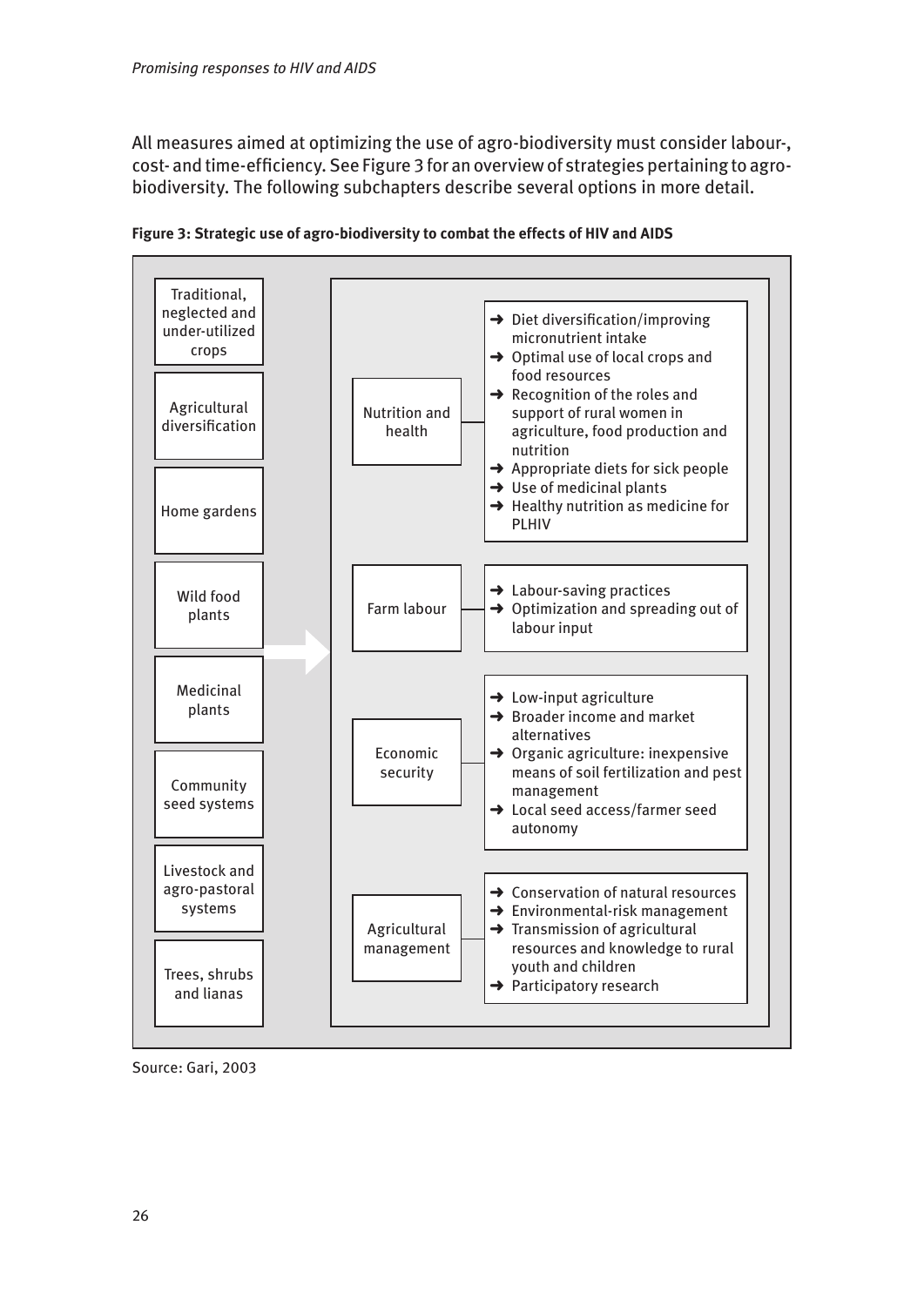All measures aimed at optimizing the use of agro-biodiversity must consider labour-, cost- and time-efficiency. See Figure 3 for an overview of strategies pertaining to agro-biodiversity. The following subchapters describe several options in more detail.

**Figure 3: Strategic use of agro-biodiversity to combat the effects of HIV and AIDS**

Agro-biodiversity components:

- Traditional, neglected and under-utilized crops
- Agricultural diversification
- Home gardens
- Wild food plants
- Medicinal plants
- Community seed systems
- Livestock and agro-pastoral systems
- Trees, shrubs and lianas

| Area | Strategies |
|---|---|
| Nutrition and health | → Diet diversification/improving micronutrient intake<br>→ Optimal use of local crops and food resources<br>→ Recognition of the roles and support of rural women in agriculture, food production and nutrition<br>→ Appropriate diets for sick people<br>→ Use of medicinal plants<br>→ Healthy nutrition as medicine for PLHIV |
| Farm labour | → Labour-saving practices<br>→ Optimization and spreading out of labour input |
| Economic security | → Low-input agriculture<br>→ Broader income and market alternatives<br>→ Organic agriculture: inexpensive means of soil fertilization and pest management<br>→ Local seed access/farmer seed autonomy |
| Agricultural management | → Conservation of natural resources<br>→ Environmental-risk management<br>→ Transmission of agricultural resources and knowledge to rural youth and children<br>→ Participatory research |

Source: Gari, 2003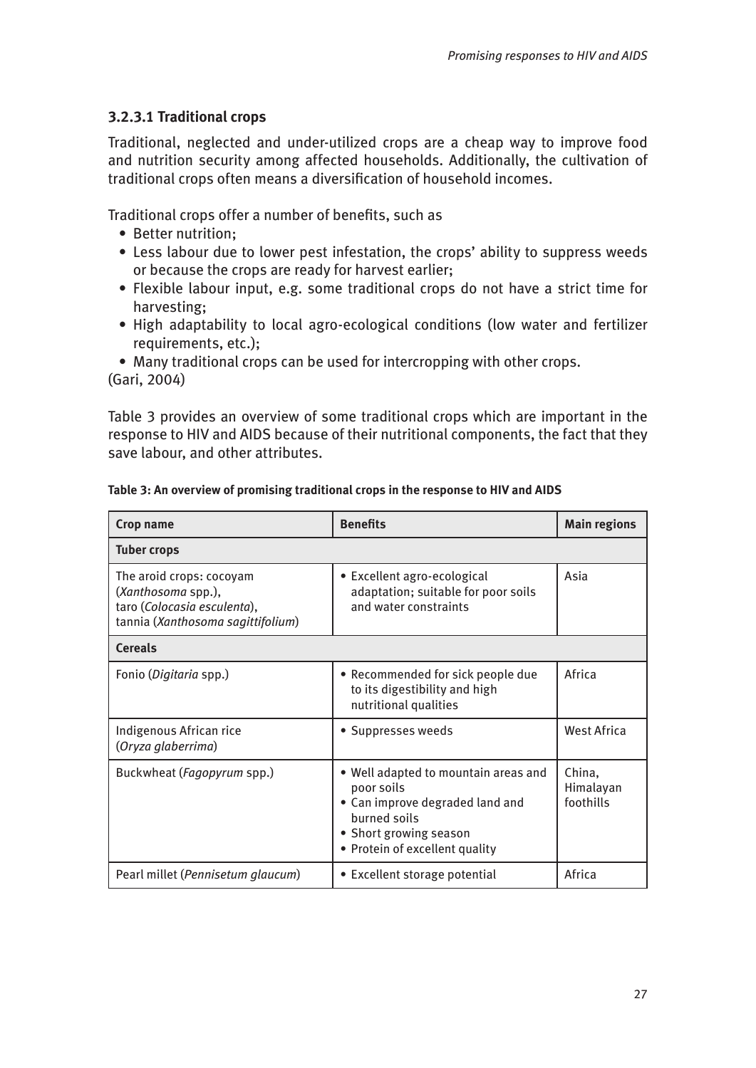### 3.2.3.1 Traditional crops

Traditional, neglected and under-utilized crops are a cheap way to improve food and nutrition security among affected households. Additionally, the cultivation of traditional crops often means a diversification of household incomes.

Traditional crops offer a number of benefits, such as

- Better nutrition;
- Less labour due to lower pest infestation, the crops' ability to suppress weeds or because the crops are ready for harvest earlier;
- Flexible labour input, e.g. some traditional crops do not have a strict time for harvesting;
- High adaptability to local agro-ecological conditions (low water and fertilizer requirements, etc.);
- Many traditional crops can be used for intercropping with other crops.

(Gari, 2004)

Table 3 provides an overview of some traditional crops which are important in the response to HIV and AIDS because of their nutritional components, the fact that they save labour, and other attributes.

**Table 3: An overview of promising traditional crops in the response to HIV and AIDS**

| Crop name | Benefits | Main regions |
|---|---|---|
| **Tuber crops** | | |
| The aroid crops: cocoyam (*Xanthosoma* spp.), taro (*Colocasia esculenta*), tannia (*Xanthosoma sagittifolium*) | • Excellent agro-ecological adaptation; suitable for poor soils and water constraints | Asia |
| **Cereals** | | |
| Fonio (*Digitaria* spp.) | • Recommended for sick people due to its digestibility and high nutritional qualities | Africa |
| Indigenous African rice (*Oryza glaberrima*) | • Suppresses weeds | West Africa |
| Buckwheat (*Fagopyrum* spp.) | • Well adapted to mountain areas and poor soils<br>• Can improve degraded land and burned soils<br>• Short growing season<br>• Protein of excellent quality | China, Himalayan foothills |
| Pearl millet (*Pennisetum glaucum*) | • Excellent storage potential | Africa |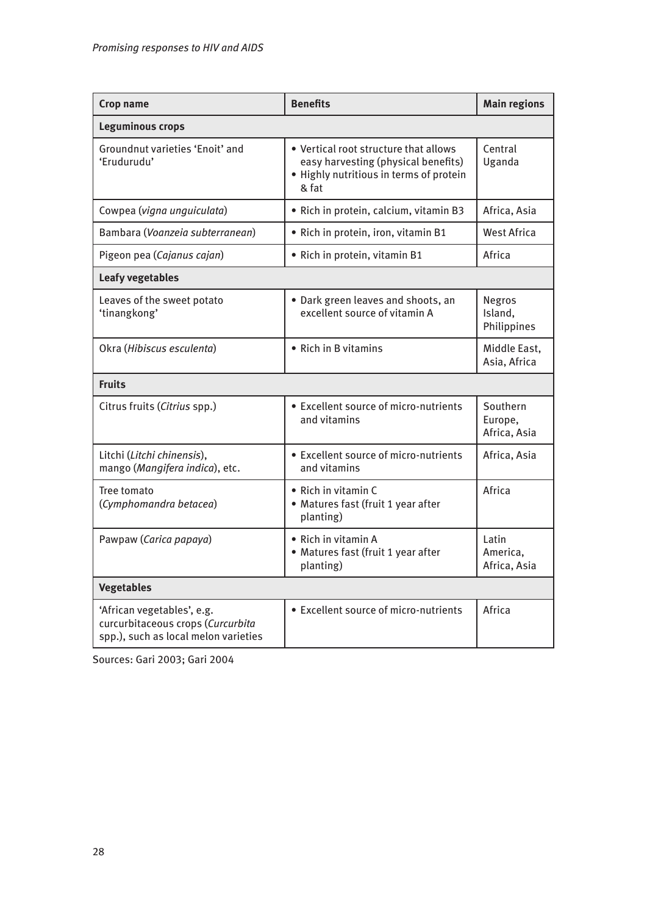| Crop name | Benefits | Main regions |
|---|---|---|
| **Leguminous crops** | | |
| Groundnut varieties 'Enoit' and 'Erudurudu' | • Vertical root structure that allows easy harvesting (physical benefits)<br>• Highly nutritious in terms of protein & fat | Central Uganda |
| Cowpea (*vigna unguiculata*) | • Rich in protein, calcium, vitamin B3 | Africa, Asia |
| Bambara (*Voanzeia subterranean*) | • Rich in protein, iron, vitamin B1 | West Africa |
| Pigeon pea (*Cajanus cajan*) | • Rich in protein, vitamin B1 | Africa |
| **Leafy vegetables** | | |
| Leaves of the sweet potato 'tinangkong' | • Dark green leaves and shoots, an excellent source of vitamin A | Negros Island, Philippines |
| Okra (*Hibiscus esculenta*) | • Rich in B vitamins | Middle East, Asia, Africa |
| **Fruits** | | |
| Citrus fruits (*Citrius* spp.) | • Excellent source of micro-nutrients and vitamins | Southern Europe, Africa, Asia |
| Litchi (*Litchi chinensis*), mango (*Mangifera indica*), etc. | • Excellent source of micro-nutrients and vitamins | Africa, Asia |
| Tree tomato (*Cymphomandra betacea*) | • Rich in vitamin C<br>• Matures fast (fruit 1 year after planting) | Africa |
| Pawpaw (*Carica papaya*) | • Rich in vitamin A<br>• Matures fast (fruit 1 year after planting) | Latin America, Africa, Asia |
| **Vegetables** | | |
| 'African vegetables', e.g. curcurbitaceous crops (*Curcurbita* spp.), such as local melon varieties | • Excellent source of micro-nutrients | Africa |

Sources: Gari 2003; Gari 2004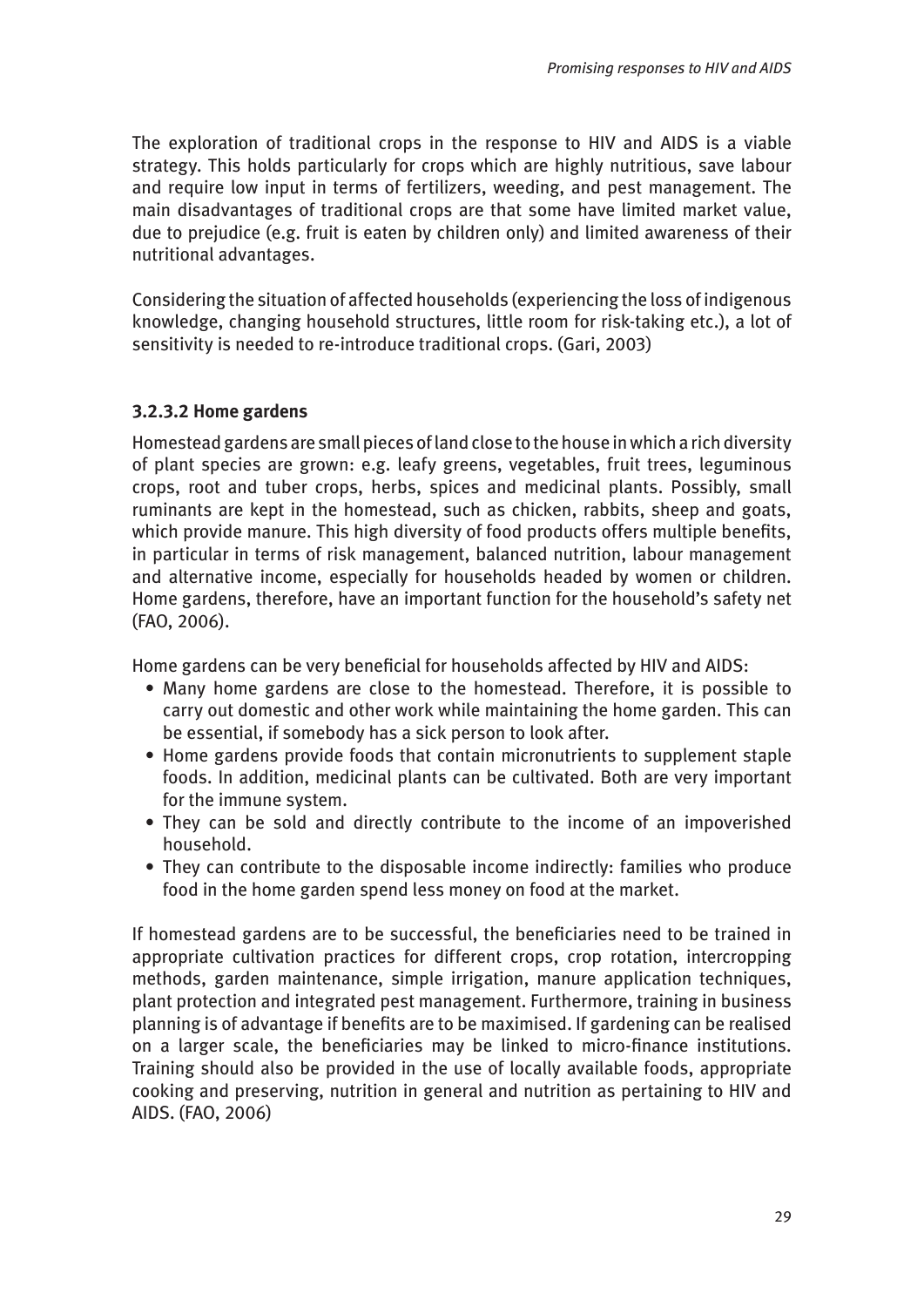The exploration of traditional crops in the response to HIV and AIDS is a viable strategy. This holds particularly for crops which are highly nutritious, save labour and require low input in terms of fertilizers, weeding, and pest management. The main disadvantages of traditional crops are that some have limited market value, due to prejudice (e.g. fruit is eaten by children only) and limited awareness of their nutritional advantages.

Considering the situation of affected households (experiencing the loss of indigenous knowledge, changing household structures, little room for risk-taking etc.), a lot of sensitivity is needed to re-introduce traditional crops. (Gari, 2003)

#### 3.2.3.2 Home gardens

Homestead gardens are small pieces of land close to the house in which a rich diversity of plant species are grown: e.g. leafy greens, vegetables, fruit trees, leguminous crops, root and tuber crops, herbs, spices and medicinal plants. Possibly, small ruminants are kept in the homestead, such as chicken, rabbits, sheep and goats, which provide manure. This high diversity of food products offers multiple benefits, in particular in terms of risk management, balanced nutrition, labour management and alternative income, especially for households headed by women or children. Home gardens, therefore, have an important function for the household's safety net (FAO, 2006).

Home gardens can be very beneficial for households affected by HIV and AIDS:

- Many home gardens are close to the homestead. Therefore, it is possible to carry out domestic and other work while maintaining the home garden. This can be essential, if somebody has a sick person to look after.
- Home gardens provide foods that contain micronutrients to supplement staple foods. In addition, medicinal plants can be cultivated. Both are very important for the immune system.
- They can be sold and directly contribute to the income of an impoverished household.
- They can contribute to the disposable income indirectly: families who produce food in the home garden spend less money on food at the market.

If homestead gardens are to be successful, the beneficiaries need to be trained in appropriate cultivation practices for different crops, crop rotation, intercropping methods, garden maintenance, simple irrigation, manure application techniques, plant protection and integrated pest management. Furthermore, training in business planning is of advantage if benefits are to be maximised. If gardening can be realised on a larger scale, the beneficiaries may be linked to micro-finance institutions. Training should also be provided in the use of locally available foods, appropriate cooking and preserving, nutrition in general and nutrition as pertaining to HIV and AIDS. (FAO, 2006)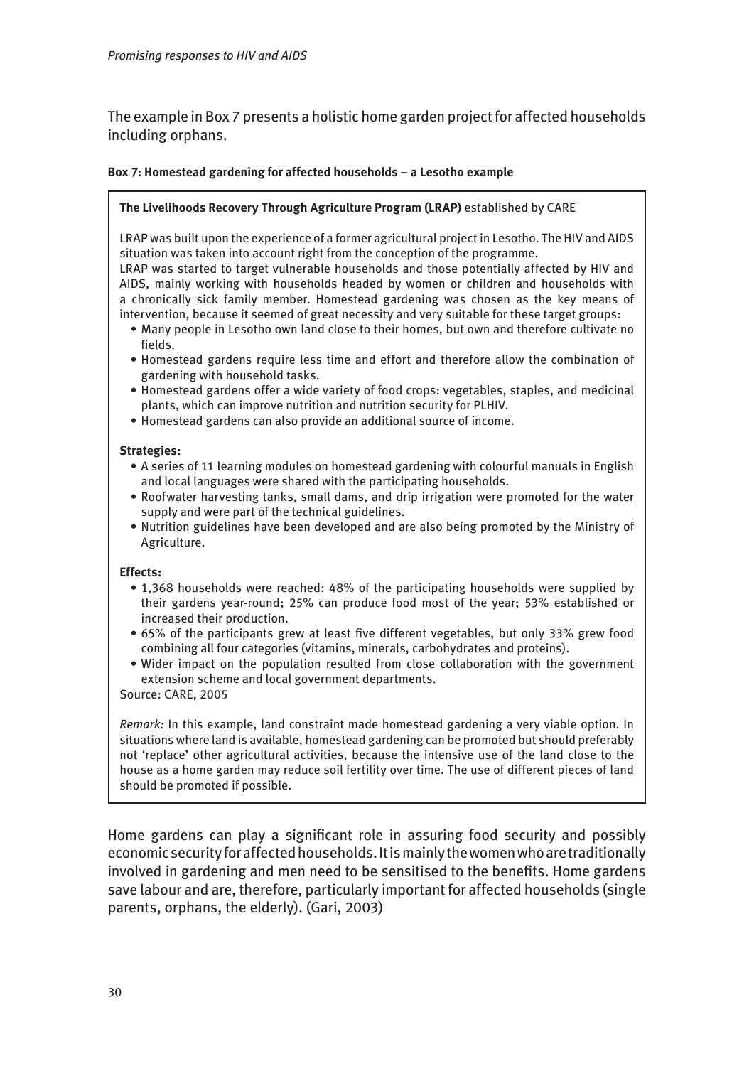The example in Box 7 presents a holistic home garden project for affected households including orphans.

**Box 7: Homestead gardening for affected households – a Lesotho example**

**The Livelihoods Recovery Through Agriculture Program (LRAP)** established by CARE

LRAP was built upon the experience of a former agricultural project in Lesotho. The HIV and AIDS situation was taken into account right from the conception of the programme.

LRAP was started to target vulnerable households and those potentially affected by HIV and AIDS, mainly working with households headed by women or children and households with a chronically sick family member. Homestead gardening was chosen as the key means of intervention, because it seemed of great necessity and very suitable for these target groups:

- Many people in Lesotho own land close to their homes, but own and therefore cultivate no fields.
- Homestead gardens require less time and effort and therefore allow the combination of gardening with household tasks.
- Homestead gardens offer a wide variety of food crops: vegetables, staples, and medicinal plants, which can improve nutrition and nutrition security for PLHIV.
- Homestead gardens can also provide an additional source of income.

**Strategies:**

- A series of 11 learning modules on homestead gardening with colourful manuals in English and local languages were shared with the participating households.
- Roofwater harvesting tanks, small dams, and drip irrigation were promoted for the water supply and were part of the technical guidelines.
- Nutrition guidelines have been developed and are also being promoted by the Ministry of Agriculture.

**Effects:**

- 1,368 households were reached: 48% of the participating households were supplied by their gardens year-round; 25% can produce food most of the year; 53% established or increased their production.
- 65% of the participants grew at least five different vegetables, but only 33% grew food combining all four categories (vitamins, minerals, carbohydrates and proteins).
- Wider impact on the population resulted from close collaboration with the government extension scheme and local government departments.

Source: CARE, 2005

*Remark:* In this example, land constraint made homestead gardening a very viable option. In situations where land is available, homestead gardening can be promoted but should preferably not 'replace' other agricultural activities, because the intensive use of the land close to the house as a home garden may reduce soil fertility over time. The use of different pieces of land should be promoted if possible.

Home gardens can play a significant role in assuring food security and possibly economic security for affected households. It is mainly the women who are traditionally involved in gardening and men need to be sensitised to the benefits. Home gardens save labour and are, therefore, particularly important for affected households (single parents, orphans, the elderly). (Gari, 2003)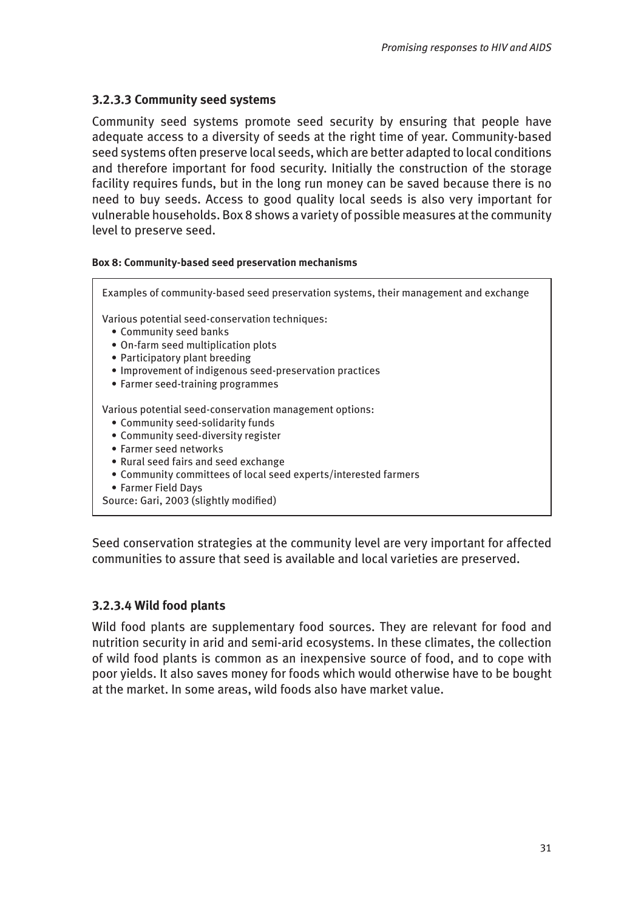### 3.2.3.3 Community seed systems

Community seed systems promote seed security by ensuring that people have adequate access to a diversity of seeds at the right time of year. Community-based seed systems often preserve local seeds, which are better adapted to local conditions and therefore important for food security. Initially the construction of the storage facility requires funds, but in the long run money can be saved because there is no need to buy seeds. Access to good quality local seeds is also very important for vulnerable households. Box 8 shows a variety of possible measures at the community level to preserve seed.

**Box 8: Community-based seed preservation mechanisms**

Examples of community-based seed preservation systems, their management and exchange

Various potential seed-conservation techniques:

- Community seed banks
- On-farm seed multiplication plots
- Participatory plant breeding
- Improvement of indigenous seed-preservation practices
- Farmer seed-training programmes

Various potential seed-conservation management options:

- Community seed-solidarity funds
- Community seed-diversity register
- Farmer seed networks
- Rural seed fairs and seed exchange
- Community committees of local seed experts/interested farmers
- Farmer Field Days

Source: Gari, 2003 (slightly modified)

Seed conservation strategies at the community level are very important for affected communities to assure that seed is available and local varieties are preserved.

### 3.2.3.4 Wild food plants

Wild food plants are supplementary food sources. They are relevant for food and nutrition security in arid and semi-arid ecosystems. In these climates, the collection of wild food plants is common as an inexpensive source of food, and to cope with poor yields. It also saves money for foods which would otherwise have to be bought at the market. In some areas, wild foods also have market value.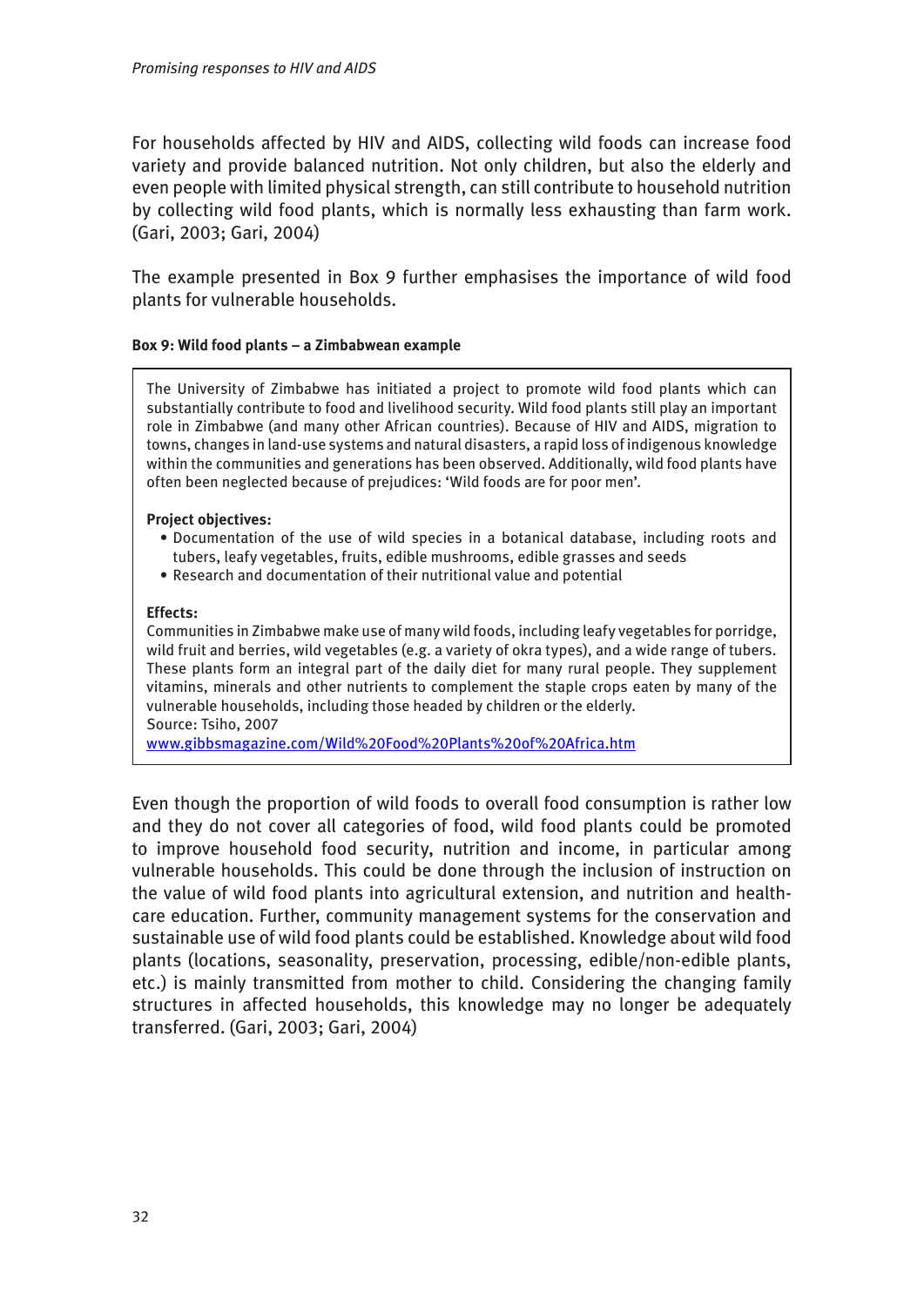For households affected by HIV and AIDS, collecting wild foods can increase food variety and provide balanced nutrition. Not only children, but also the elderly and even people with limited physical strength, can still contribute to household nutrition by collecting wild food plants, which is normally less exhausting than farm work. (Gari, 2003; Gari, 2004)

The example presented in Box 9 further emphasises the importance of wild food plants for vulnerable households.

**Box 9: Wild food plants – a Zimbabwean example**

The University of Zimbabwe has initiated a project to promote wild food plants which can substantially contribute to food and livelihood security. Wild food plants still play an important role in Zimbabwe (and many other African countries). Because of HIV and AIDS, migration to towns, changes in land-use systems and natural disasters, a rapid loss of indigenous knowledge within the communities and generations has been observed. Additionally, wild food plants have often been neglected because of prejudices: 'Wild foods are for poor men'.

**Project objectives:**

- Documentation of the use of wild species in a botanical database, including roots and tubers, leafy vegetables, fruits, edible mushrooms, edible grasses and seeds
- Research and documentation of their nutritional value and potential

**Effects:**

Communities in Zimbabwe make use of many wild foods, including leafy vegetables for porridge, wild fruit and berries, wild vegetables (e.g. a variety of okra types), and a wide range of tubers. These plants form an integral part of the daily diet for many rural people. They supplement vitamins, minerals and other nutrients to complement the staple crops eaten by many of the vulnerable households, including those headed by children or the elderly.

Source: Tsiho, 2007

www.gibbsmagazine.com/Wild%20Food%20Plants%20of%20Africa.htm

Even though the proportion of wild foods to overall food consumption is rather low and they do not cover all categories of food, wild food plants could be promoted to improve household food security, nutrition and income, in particular among vulnerable households. This could be done through the inclusion of instruction on the value of wild food plants into agricultural extension, and nutrition and health-care education. Further, community management systems for the conservation and sustainable use of wild food plants could be established. Knowledge about wild food plants (locations, seasonality, preservation, processing, edible/non-edible plants, etc.) is mainly transmitted from mother to child. Considering the changing family structures in affected households, this knowledge may no longer be adequately transferred. (Gari, 2003; Gari, 2004)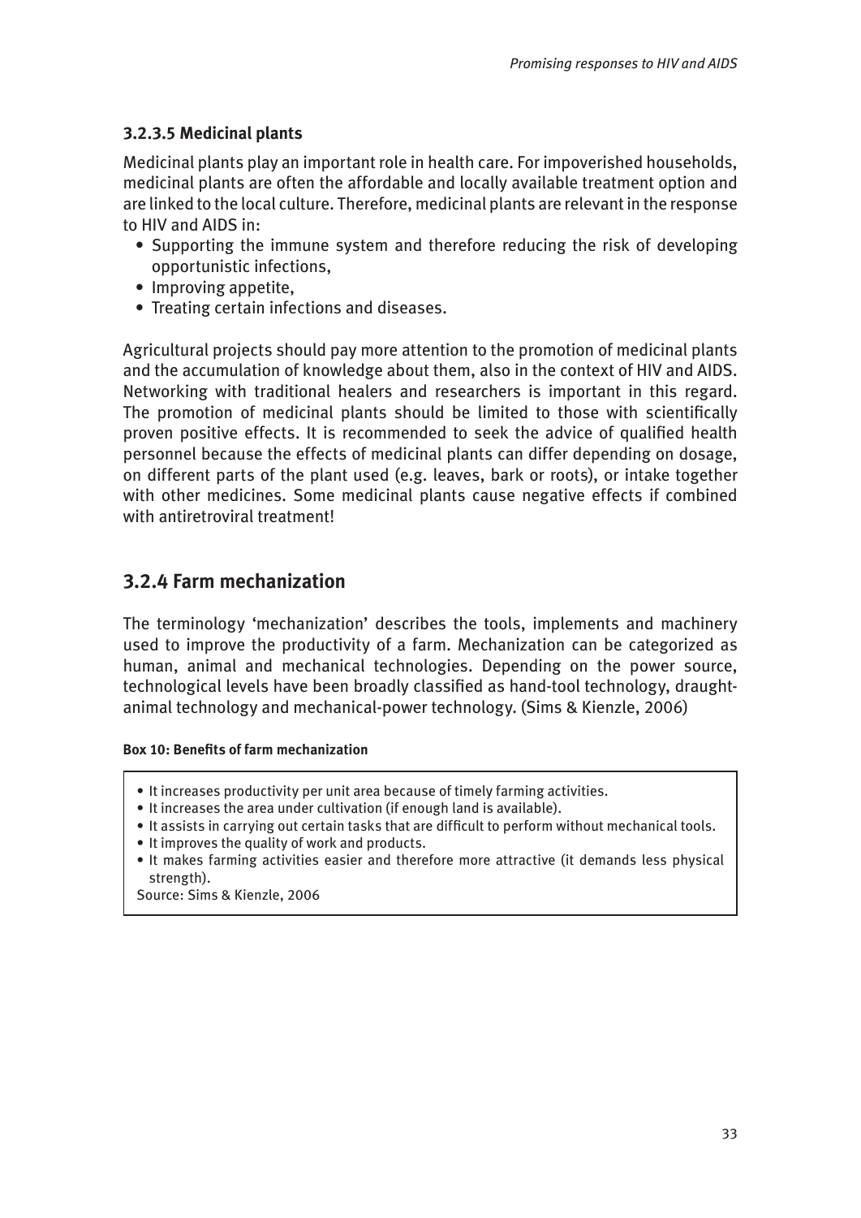#### 3.2.3.5 Medicinal plants

Medicinal plants play an important role in health care. For impoverished households, medicinal plants are often the affordable and locally available treatment option and are linked to the local culture. Therefore, medicinal plants are relevant in the response to HIV and AIDS in:

- Supporting the immune system and therefore reducing the risk of developing opportunistic infections,
- Improving appetite,
- Treating certain infections and diseases.

Agricultural projects should pay more attention to the promotion of medicinal plants and the accumulation of knowledge about them, also in the context of HIV and AIDS. Networking with traditional healers and researchers is important in this regard. The promotion of medicinal plants should be limited to those with scientifically proven positive effects. It is recommended to seek the advice of qualified health personnel because the effects of medicinal plants can differ depending on dosage, on different parts of the plant used (e.g. leaves, bark or roots), or intake together with other medicines. Some medicinal plants cause negative effects if combined with antiretroviral treatment!

### 3.2.4 Farm mechanization

The terminology 'mechanization' describes the tools, implements and machinery used to improve the productivity of a farm. Mechanization can be categorized as human, animal and mechanical technologies. Depending on the power source, technological levels have been broadly classified as hand-tool technology, draught-animal technology and mechanical-power technology. (Sims & Kienzle, 2006)

**Box 10: Benefits of farm mechanization**

- It increases productivity per unit area because of timely farming activities.
- It increases the area under cultivation (if enough land is available).
- It assists in carrying out certain tasks that are difficult to perform without mechanical tools.
- It improves the quality of work and products.
- It makes farming activities easier and therefore more attractive (it demands less physical strength).

Source: Sims & Kienzle, 2006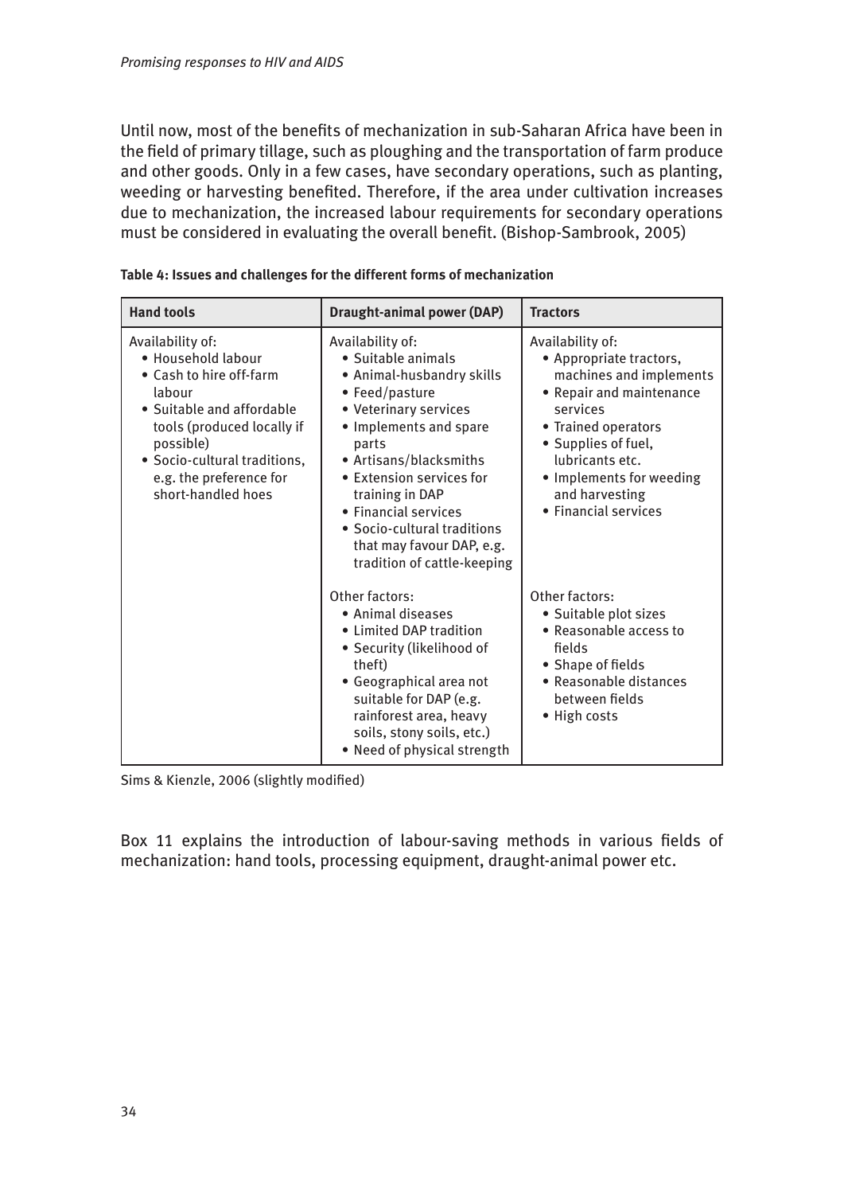Until now, most of the benefits of mechanization in sub-Saharan Africa have been in the field of primary tillage, such as ploughing and the transportation of farm produce and other goods. Only in a few cases, have secondary operations, such as planting, weeding or harvesting benefited. Therefore, if the area under cultivation increases due to mechanization, the increased labour requirements for secondary operations must be considered in evaluating the overall benefit. (Bishop-Sambrook, 2005)

**Table 4: Issues and challenges for the different forms of mechanization**

| Hand tools | Draught-animal power (DAP) | Tractors |
|---|---|---|
| Availability of:<br>• Household labour<br>• Cash to hire off-farm labour<br>• Suitable and affordable tools (produced locally if possible)<br>• Socio-cultural traditions, e.g. the preference for short-handled hoes | Availability of:<br>• Suitable animals<br>• Animal-husbandry skills<br>• Feed/pasture<br>• Veterinary services<br>• Implements and spare parts<br>• Artisans/blacksmiths<br>• Extension services for training in DAP<br>• Financial services<br>• Socio-cultural traditions that may favour DAP, e.g. tradition of cattle-keeping | Availability of:<br>• Appropriate tractors, machines and implements<br>• Repair and maintenance services<br>• Trained operators<br>• Supplies of fuel, lubricants etc.<br>• Implements for weeding and harvesting<br>• Financial services |
| | Other factors:<br>• Animal diseases<br>• Limited DAP tradition<br>• Security (likelihood of theft)<br>• Geographical area not suitable for DAP (e.g. rainforest area, heavy soils, stony soils, etc.)<br>• Need of physical strength | Other factors:<br>• Suitable plot sizes<br>• Reasonable access to fields<br>• Shape of fields<br>• Reasonable distances between fields<br>• High costs |

Sims & Kienzle, 2006 (slightly modified)

Box 11 explains the introduction of labour-saving methods in various fields of mechanization: hand tools, processing equipment, draught-animal power etc.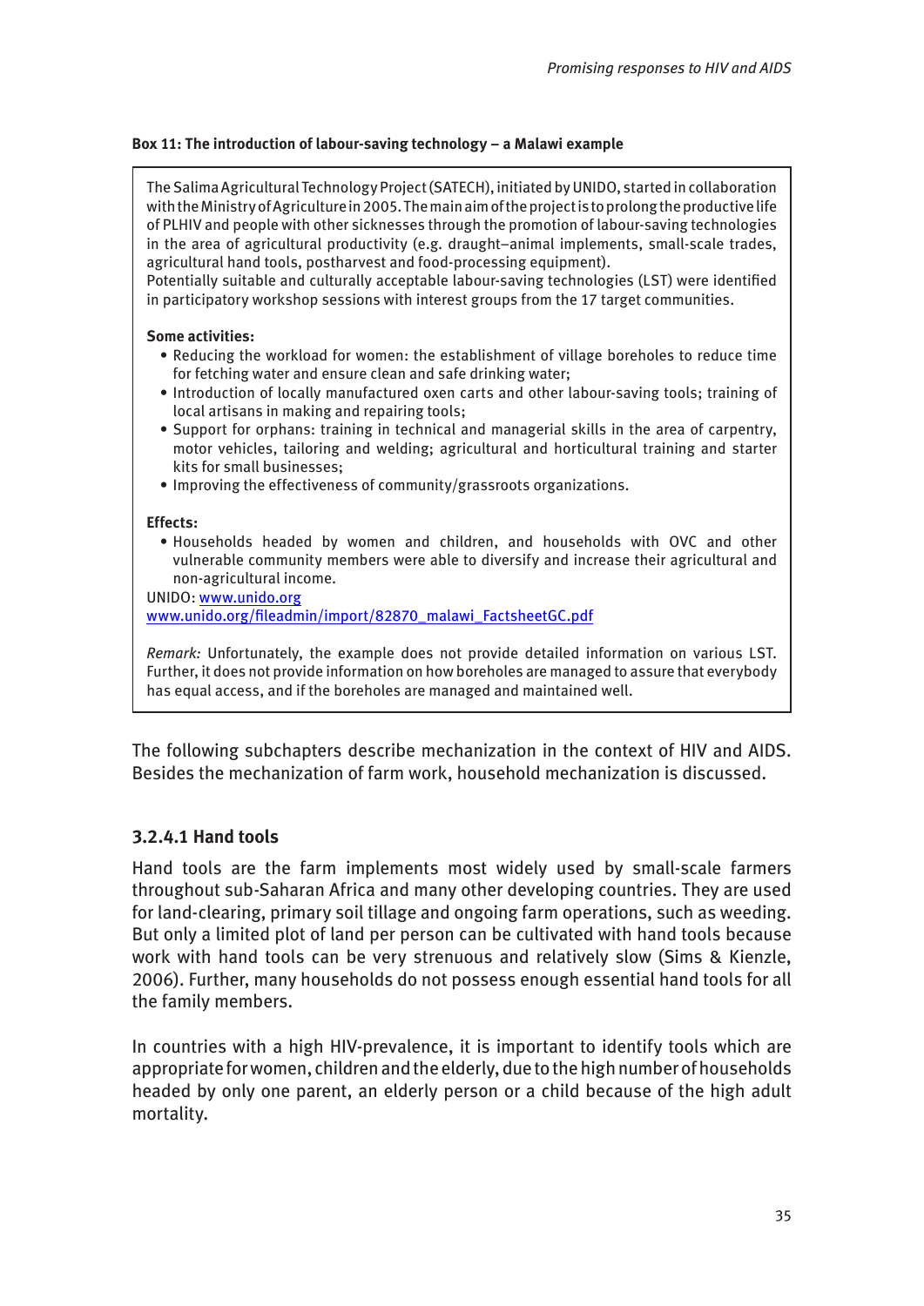**Box 11: The introduction of labour-saving technology – a Malawi example**

The Salima Agricultural Technology Project (SATECH), initiated by UNIDO, started in collaboration with the Ministry of Agriculture in 2005. The main aim of the project is to prolong the productive life of PLHIV and people with other sicknesses through the promotion of labour-saving technologies in the area of agricultural productivity (e.g. draught–animal implements, small-scale trades, agricultural hand tools, postharvest and food-processing equipment).
Potentially suitable and culturally acceptable labour-saving technologies (LST) were identified in participatory workshop sessions with interest groups from the 17 target communities.

**Some activities:**

- Reducing the workload for women: the establishment of village boreholes to reduce time for fetching water and ensure clean and safe drinking water;
- Introduction of locally manufactured oxen carts and other labour-saving tools; training of local artisans in making and repairing tools;
- Support for orphans: training in technical and managerial skills in the area of carpentry, motor vehicles, tailoring and welding; agricultural and horticultural training and starter kits for small businesses;
- Improving the effectiveness of community/grassroots organizations.

**Effects:**

- Households headed by women and children, and households with OVC and other vulnerable community members were able to diversify and increase their agricultural and non-agricultural income.

UNIDO: www.unido.org
www.unido.org/fileadmin/import/82870_malawi_FactsheetGC.pdf

*Remark:* Unfortunately, the example does not provide detailed information on various LST. Further, it does not provide information on how boreholes are managed to assure that everybody has equal access, and if the boreholes are managed and maintained well.

The following subchapters describe mechanization in the context of HIV and AIDS. Besides the mechanization of farm work, household mechanization is discussed.

### 3.2.4.1 Hand tools

Hand tools are the farm implements most widely used by small-scale farmers throughout sub-Saharan Africa and many other developing countries. They are used for land-clearing, primary soil tillage and ongoing farm operations, such as weeding. But only a limited plot of land per person can be cultivated with hand tools because work with hand tools can be very strenuous and relatively slow (Sims & Kienzle, 2006). Further, many households do not possess enough essential hand tools for all the family members.

In countries with a high HIV-prevalence, it is important to identify tools which are appropriate for women, children and the elderly, due to the high number of households headed by only one parent, an elderly person or a child because of the high adult mortality.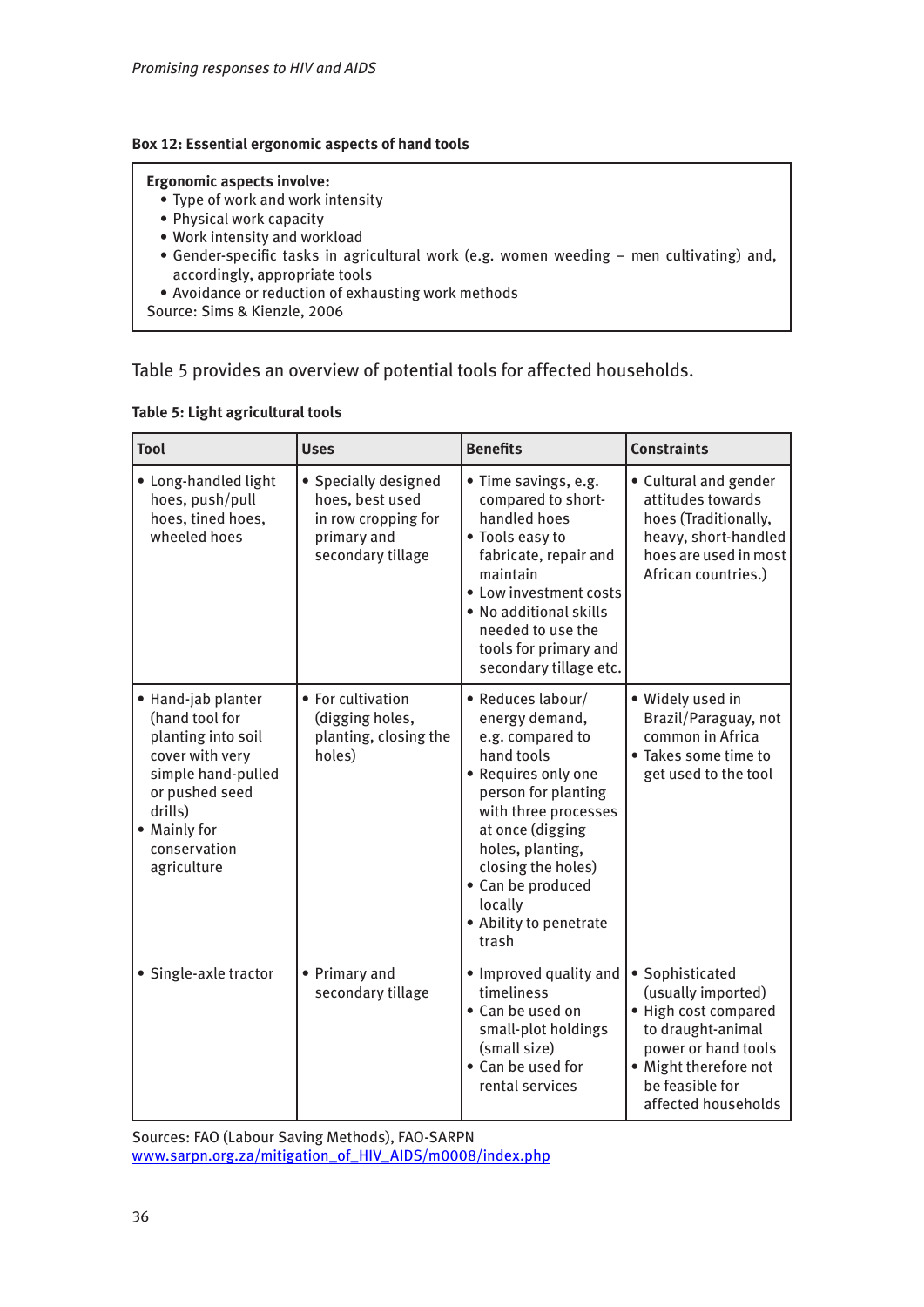**Box 12: Essential ergonomic aspects of hand tools**

**Ergonomic aspects involve:**

- Type of work and work intensity
- Physical work capacity
- Work intensity and workload
- Gender-specific tasks in agricultural work (e.g. women weeding – men cultivating) and, accordingly, appropriate tools
- Avoidance or reduction of exhausting work methods

Source: Sims & Kienzle, 2006

Table 5 provides an overview of potential tools for affected households.

**Table 5: Light agricultural tools**

| Tool | Uses | Benefits | Constraints |
|---|---|---|---|
| • Long-handled light hoes, push/pull hoes, tined hoes, wheeled hoes | • Specially designed hoes, best used in row cropping for primary and secondary tillage | • Time savings, e.g. compared to short-handled hoes<br>• Tools easy to fabricate, repair and maintain<br>• Low investment costs<br>• No additional skills needed to use the tools for primary and secondary tillage etc. | • Cultural and gender attitudes towards hoes (Traditionally, heavy, short-handled hoes are used in most African countries.) |
| • Hand-jab planter (hand tool for planting into soil cover with very simple hand-pulled or pushed seed drills)<br>• Mainly for conservation agriculture | • For cultivation (digging holes, planting, closing the holes) | • Reduces labour/energy demand, e.g. compared to hand tools<br>• Requires only one person for planting with three processes at once (digging holes, planting, closing the holes)<br>• Can be produced locally<br>• Ability to penetrate trash | • Widely used in Brazil/Paraguay, not common in Africa<br>• Takes some time to get used to the tool |
| • Single-axle tractor | • Primary and secondary tillage | • Improved quality and timeliness<br>• Can be used on small-plot holdings (small size)<br>• Can be used for rental services | • Sophisticated (usually imported)<br>• High cost compared to draught-animal power or hand tools<br>• Might therefore not be feasible for affected households |

Sources: FAO (Labour Saving Methods), FAO-SARPN
www.sarpn.org.za/mitigation_of_HIV_AIDS/m0008/index.php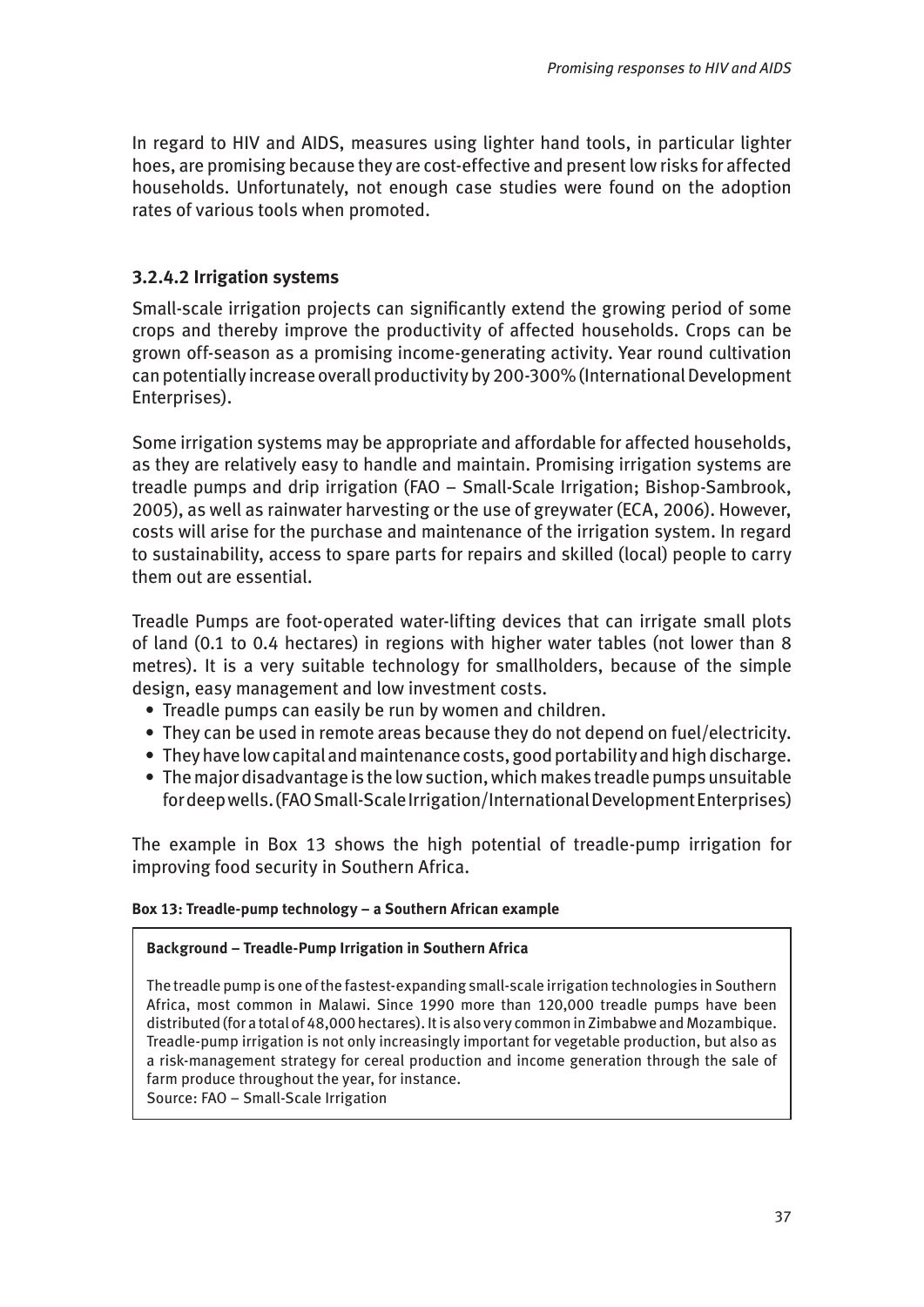In regard to HIV and AIDS, measures using lighter hand tools, in particular lighter hoes, are promising because they are cost-effective and present low risks for affected households. Unfortunately, not enough case studies were found on the adoption rates of various tools when promoted.

### 3.2.4.2 Irrigation systems

Small-scale irrigation projects can significantly extend the growing period of some crops and thereby improve the productivity of affected households. Crops can be grown off-season as a promising income-generating activity. Year round cultivation can potentially increase overall productivity by 200-300% (International Development Enterprises).

Some irrigation systems may be appropriate and affordable for affected households, as they are relatively easy to handle and maintain. Promising irrigation systems are treadle pumps and drip irrigation (FAO – Small-Scale Irrigation; Bishop-Sambrook, 2005), as well as rainwater harvesting or the use of greywater (ECA, 2006). However, costs will arise for the purchase and maintenance of the irrigation system. In regard to sustainability, access to spare parts for repairs and skilled (local) people to carry them out are essential.

Treadle Pumps are foot-operated water-lifting devices that can irrigate small plots of land (0.1 to 0.4 hectares) in regions with higher water tables (not lower than 8 metres). It is a very suitable technology for smallholders, because of the simple design, easy management and low investment costs.

- Treadle pumps can easily be run by women and children.
- They can be used in remote areas because they do not depend on fuel/electricity.
- They have low capital and maintenance costs, good portability and high discharge.
- The major disadvantage is the low suction, which makes treadle pumps unsuitable for deep wells. (FAO Small-Scale Irrigation/International Development Enterprises)

The example in Box 13 shows the high potential of treadle-pump irrigation for improving food security in Southern Africa.

**Box 13: Treadle-pump technology – a Southern African example**

**Background – Treadle-Pump Irrigation in Southern Africa**

The treadle pump is one of the fastest-expanding small-scale irrigation technologies in Southern Africa, most common in Malawi. Since 1990 more than 120,000 treadle pumps have been distributed (for a total of 48,000 hectares). It is also very common in Zimbabwe and Mozambique. Treadle-pump irrigation is not only increasingly important for vegetable production, but also as a risk-management strategy for cereal production and income generation through the sale of farm produce throughout the year, for instance.
Source: FAO – Small-Scale Irrigation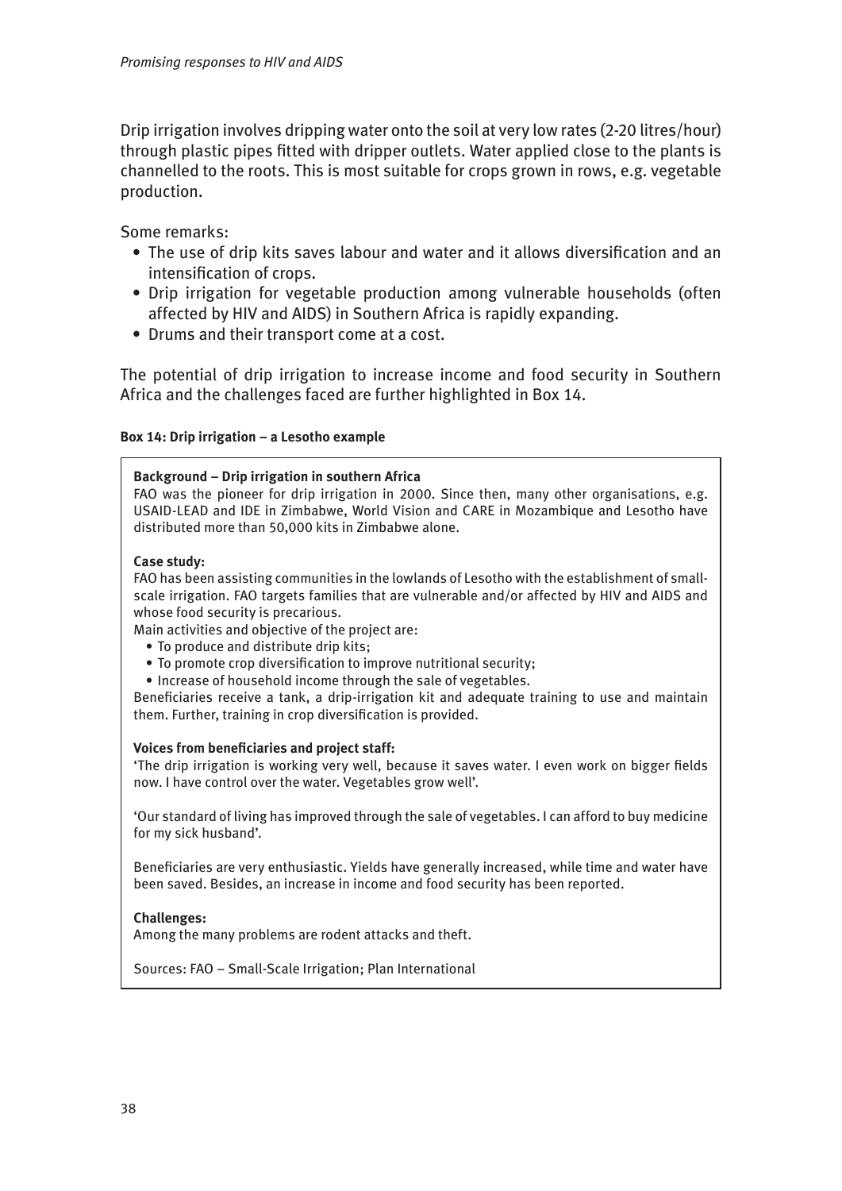Drip irrigation involves dripping water onto the soil at very low rates (2-20 litres/hour) through plastic pipes fitted with dripper outlets. Water applied close to the plants is channelled to the roots. This is most suitable for crops grown in rows, e.g. vegetable production.

Some remarks:

- The use of drip kits saves labour and water and it allows diversification and an intensification of crops.
- Drip irrigation for vegetable production among vulnerable households (often affected by HIV and AIDS) in Southern Africa is rapidly expanding.
- Drums and their transport come at a cost.

The potential of drip irrigation to increase income and food security in Southern Africa and the challenges faced are further highlighted in Box 14.

**Box 14: Drip irrigation – a Lesotho example**

**Background – Drip irrigation in southern Africa**
FAO was the pioneer for drip irrigation in 2000. Since then, many other organisations, e.g. USAID-LEAD and IDE in Zimbabwe, World Vision and CARE in Mozambique and Lesotho have distributed more than 50,000 kits in Zimbabwe alone.

**Case study:**
FAO has been assisting communities in the lowlands of Lesotho with the establishment of small-scale irrigation. FAO targets families that are vulnerable and/or affected by HIV and AIDS and whose food security is precarious.
Main activities and objective of the project are:

- To produce and distribute drip kits;
- To promote crop diversification to improve nutritional security;
- Increase of household income through the sale of vegetables.

Beneficiaries receive a tank, a drip-irrigation kit and adequate training to use and maintain them. Further, training in crop diversification is provided.

**Voices from beneficiaries and project staff:**
'The drip irrigation is working very well, because it saves water. I even work on bigger fields now. I have control over the water. Vegetables grow well'.

'Our standard of living has improved through the sale of vegetables. I can afford to buy medicine for my sick husband'.

Beneficiaries are very enthusiastic. Yields have generally increased, while time and water have been saved. Besides, an increase in income and food security has been reported.

**Challenges:**
Among the many problems are rodent attacks and theft.

Sources: FAO – Small-Scale Irrigation; Plan International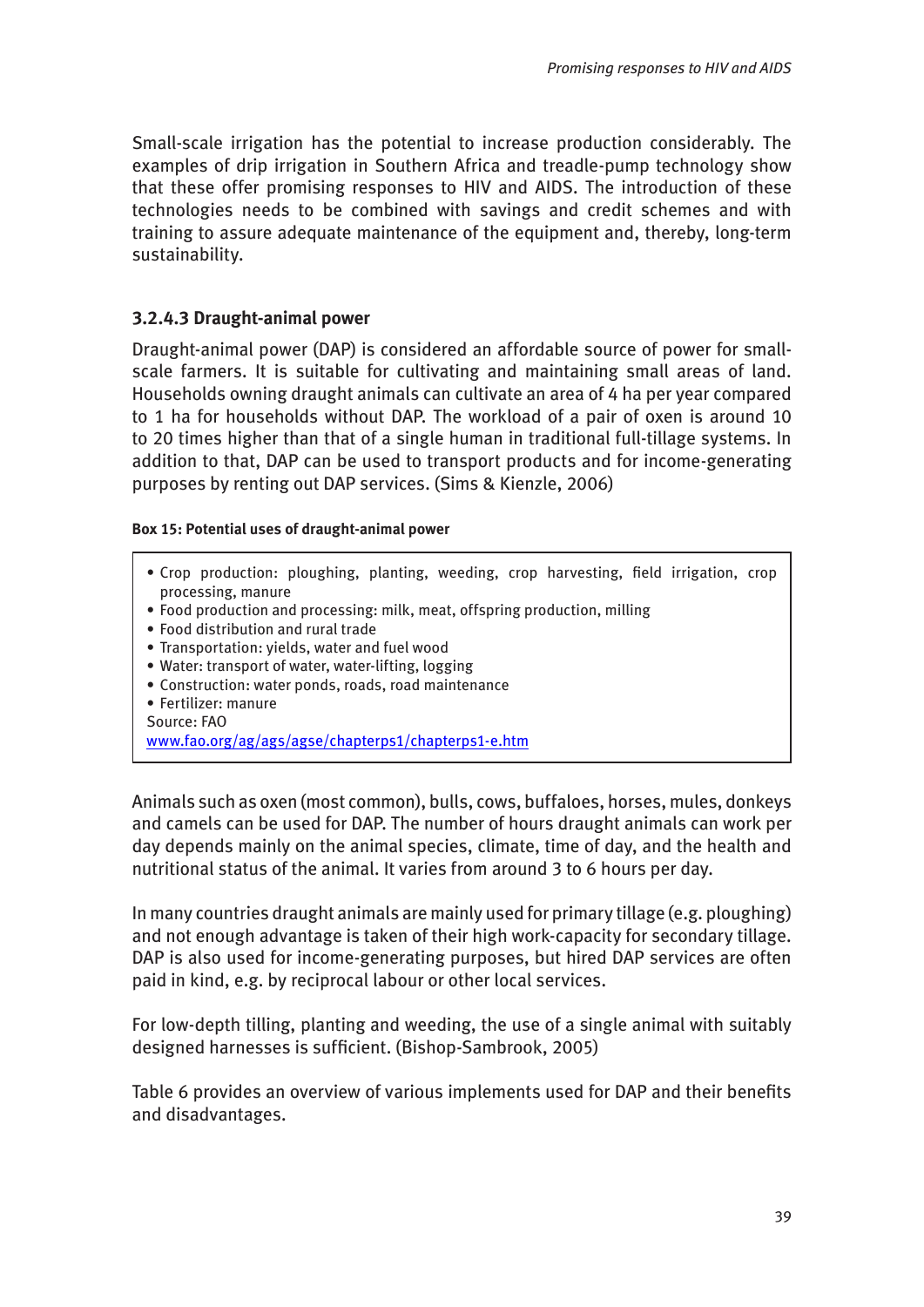Small-scale irrigation has the potential to increase production considerably. The examples of drip irrigation in Southern Africa and treadle-pump technology show that these offer promising responses to HIV and AIDS. The introduction of these technologies needs to be combined with savings and credit schemes and with training to assure adequate maintenance of the equipment and, thereby, long-term sustainability.

### 3.2.4.3 Draught-animal power

Draught-animal power (DAP) is considered an affordable source of power for small-scale farmers. It is suitable for cultivating and maintaining small areas of land. Households owning draught animals can cultivate an area of 4 ha per year compared to 1 ha for households without DAP. The workload of a pair of oxen is around 10 to 20 times higher than that of a single human in traditional full-tillage systems. In addition to that, DAP can be used to transport products and for income-generating purposes by renting out DAP services. (Sims & Kienzle, 2006)

**Box 15: Potential uses of draught-animal power**

- Crop production: ploughing, planting, weeding, crop harvesting, field irrigation, crop processing, manure
- Food production and processing: milk, meat, offspring production, milling
- Food distribution and rural trade
- Transportation: yields, water and fuel wood
- Water: transport of water, water-lifting, logging
- Construction: water ponds, roads, road maintenance
- Fertilizer: manure

Source: FAO
www.fao.org/ag/ags/agse/chapterps1/chapterps1-e.htm

Animals such as oxen (most common), bulls, cows, buffaloes, horses, mules, donkeys and camels can be used for DAP. The number of hours draught animals can work per day depends mainly on the animal species, climate, time of day, and the health and nutritional status of the animal. It varies from around 3 to 6 hours per day.

In many countries draught animals are mainly used for primary tillage (e.g. ploughing) and not enough advantage is taken of their high work-capacity for secondary tillage. DAP is also used for income-generating purposes, but hired DAP services are often paid in kind, e.g. by reciprocal labour or other local services.

For low-depth tilling, planting and weeding, the use of a single animal with suitably designed harnesses is sufficient. (Bishop-Sambrook, 2005)

Table 6 provides an overview of various implements used for DAP and their benefits and disadvantages.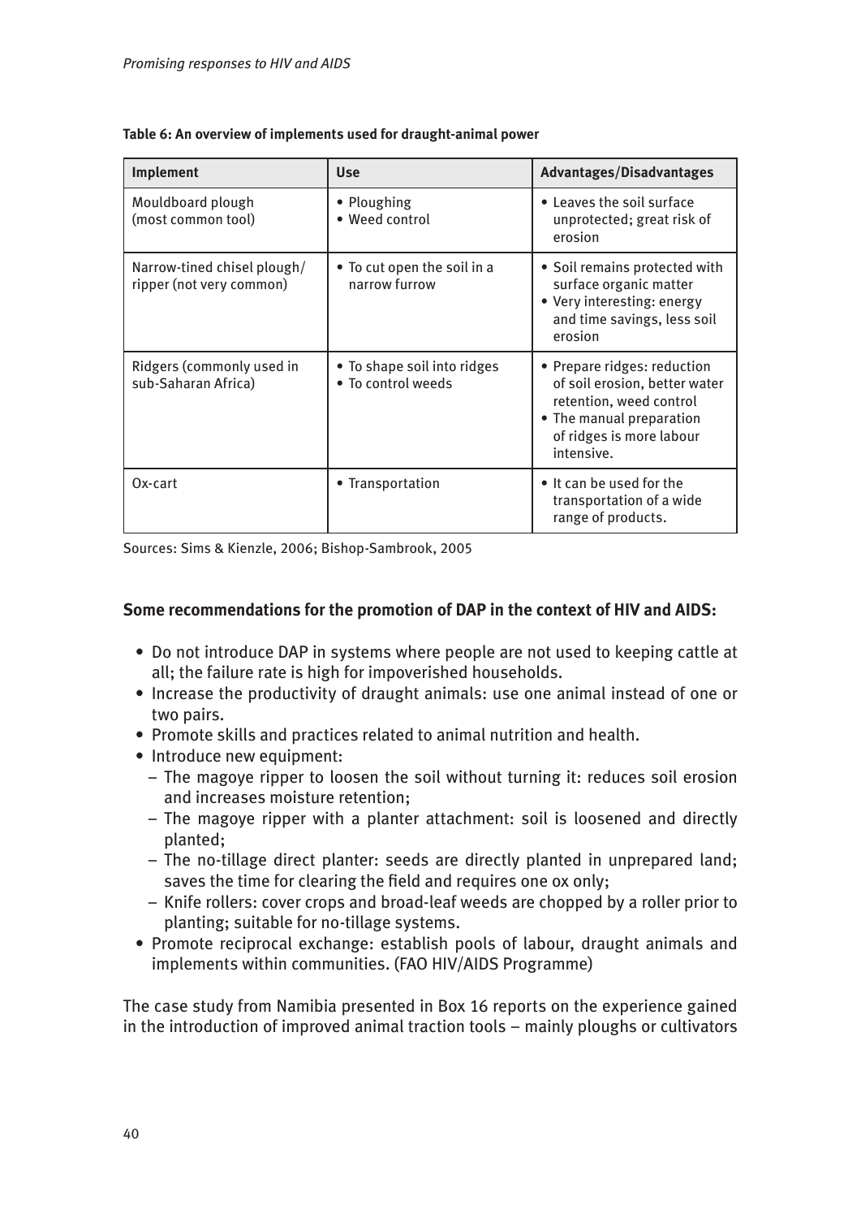**Table 6: An overview of implements used for draught-animal power**

| Implement | Use | Advantages/Disadvantages |
|---|---|---|
| Mouldboard plough (most common tool) | • Ploughing<br>• Weed control | • Leaves the soil surface unprotected; great risk of erosion |
| Narrow-tined chisel plough/ ripper (not very common) | • To cut open the soil in a narrow furrow | • Soil remains protected with surface organic matter<br>• Very interesting: energy and time savings, less soil erosion |
| Ridgers (commonly used in sub-Saharan Africa) | • To shape soil into ridges<br>• To control weeds | • Prepare ridges: reduction of soil erosion, better water retention, weed control<br>• The manual preparation of ridges is more labour intensive. |
| Ox-cart | • Transportation | • It can be used for the transportation of a wide range of products. |

Sources: Sims & Kienzle, 2006; Bishop-Sambrook, 2005

**Some recommendations for the promotion of DAP in the context of HIV and AIDS:**

- Do not introduce DAP in systems where people are not used to keeping cattle at all; the failure rate is high for impoverished households.
- Increase the productivity of draught animals: use one animal instead of one or two pairs.
- Promote skills and practices related to animal nutrition and health.
- Introduce new equipment:
  - The magoye ripper to loosen the soil without turning it: reduces soil erosion and increases moisture retention;
  - The magoye ripper with a planter attachment: soil is loosened and directly planted;
  - The no-tillage direct planter: seeds are directly planted in unprepared land; saves the time for clearing the field and requires one ox only;
  - Knife rollers: cover crops and broad-leaf weeds are chopped by a roller prior to planting; suitable for no-tillage systems.
- Promote reciprocal exchange: establish pools of labour, draught animals and implements within communities. (FAO HIV/AIDS Programme)

The case study from Namibia presented in Box 16 reports on the experience gained in the introduction of improved animal traction tools – mainly ploughs or cultivators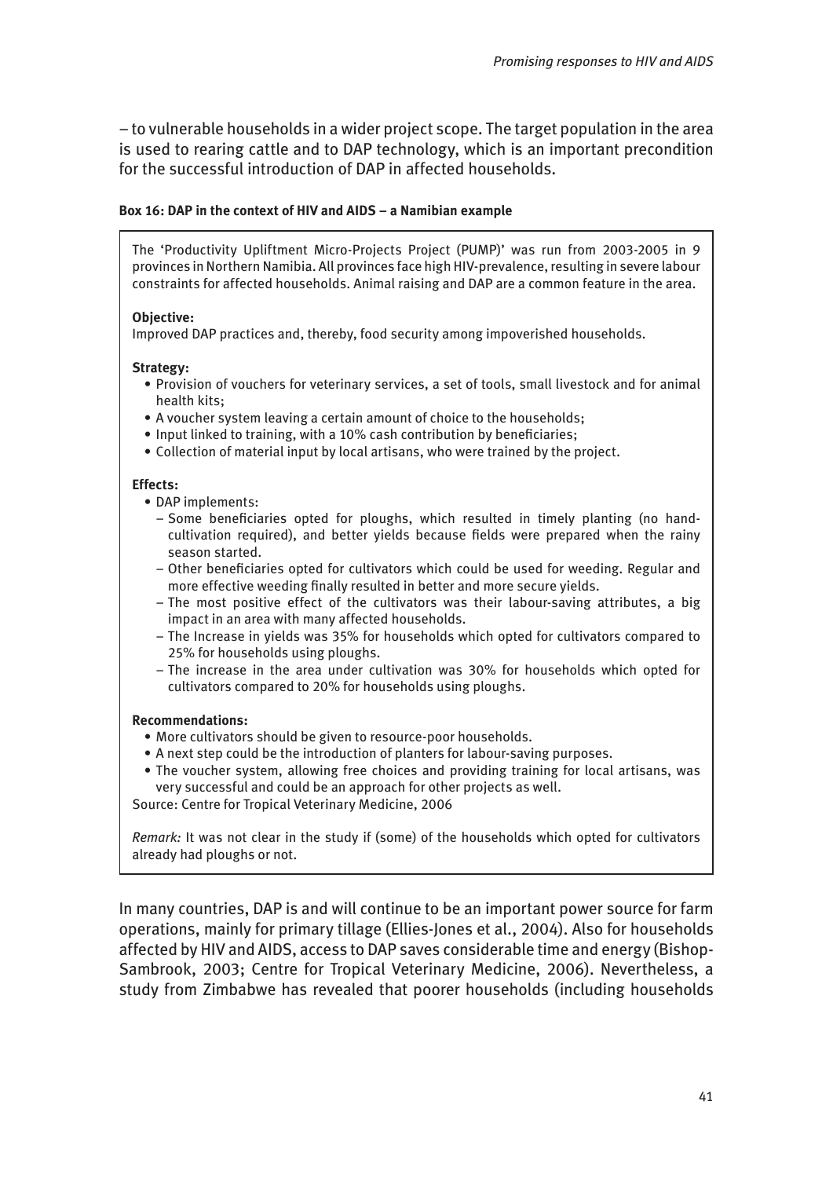– to vulnerable households in a wider project scope. The target population in the area is used to rearing cattle and to DAP technology, which is an important precondition for the successful introduction of DAP in affected households.

**Box 16: DAP in the context of HIV and AIDS – a Namibian example**

The 'Productivity Upliftment Micro-Projects Project (PUMP)' was run from 2003-2005 in 9 provinces in Northern Namibia. All provinces face high HIV-prevalence, resulting in severe labour constraints for affected households. Animal raising and DAP are a common feature in the area.

**Objective:**
Improved DAP practices and, thereby, food security among impoverished households.

**Strategy:**

- Provision of vouchers for veterinary services, a set of tools, small livestock and for animal health kits;
- A voucher system leaving a certain amount of choice to the households;
- Input linked to training, with a 10% cash contribution by beneficiaries;
- Collection of material input by local artisans, who were trained by the project.

**Effects:**

- DAP implements:
  - Some beneficiaries opted for ploughs, which resulted in timely planting (no hand-cultivation required), and better yields because fields were prepared when the rainy season started.
  - Other beneficiaries opted for cultivators which could be used for weeding. Regular and more effective weeding finally resulted in better and more secure yields.
  - The most positive effect of the cultivators was their labour-saving attributes, a big impact in an area with many affected households.
  - The Increase in yields was 35% for households which opted for cultivators compared to 25% for households using ploughs.
  - The increase in the area under cultivation was 30% for households which opted for cultivators compared to 20% for households using ploughs.

**Recommendations:**

- More cultivators should be given to resource-poor households.
- A next step could be the introduction of planters for labour-saving purposes.
- The voucher system, allowing free choices and providing training for local artisans, was very successful and could be an approach for other projects as well.

Source: Centre for Tropical Veterinary Medicine, 2006

*Remark:* It was not clear in the study if (some) of the households which opted for cultivators already had ploughs or not.

In many countries, DAP is and will continue to be an important power source for farm operations, mainly for primary tillage (Ellies-Jones et al., 2004). Also for households affected by HIV and AIDS, access to DAP saves considerable time and energy (Bishop-Sambrook, 2003; Centre for Tropical Veterinary Medicine, 2006). Nevertheless, a study from Zimbabwe has revealed that poorer households (including households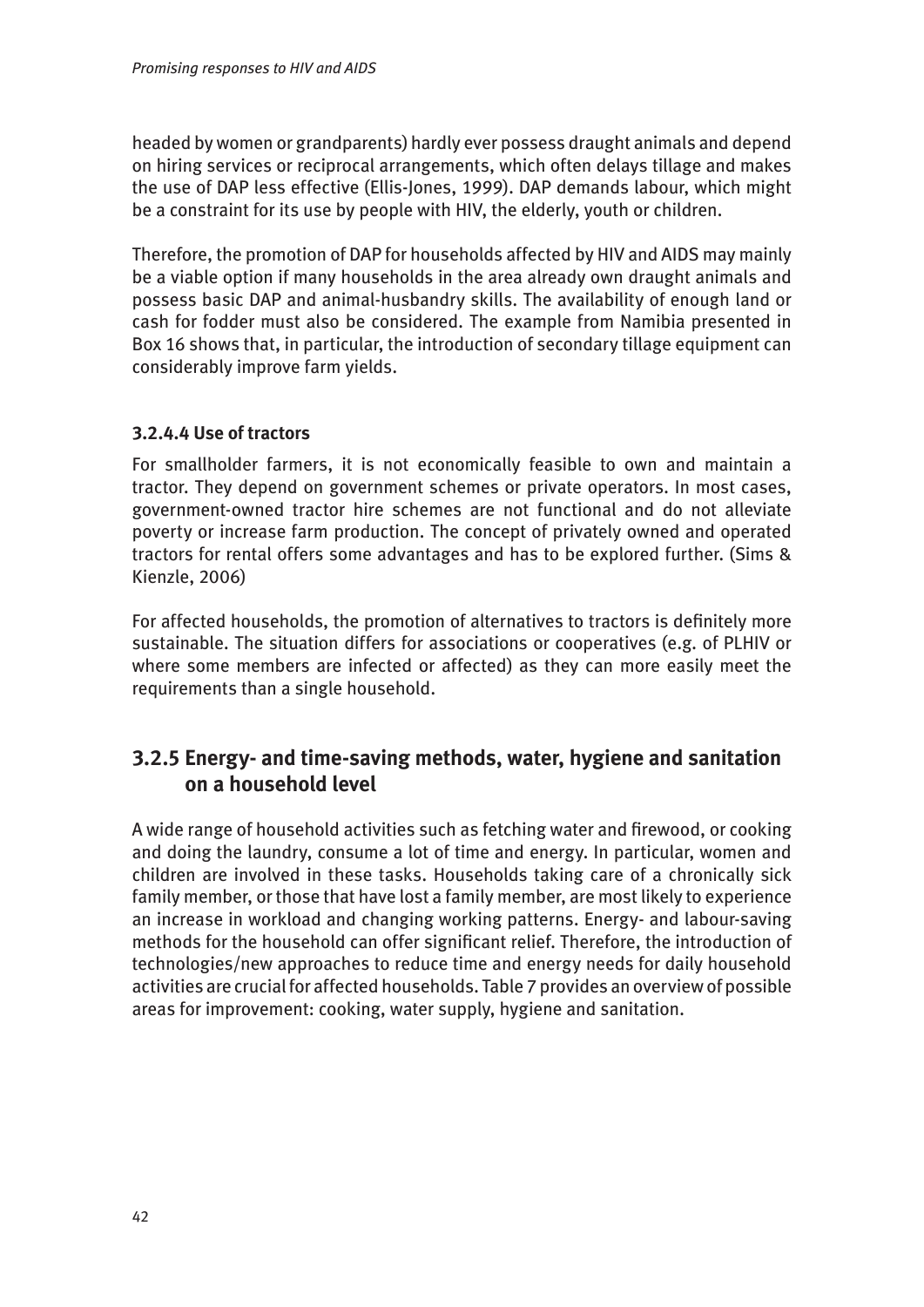headed by women or grandparents) hardly ever possess draught animals and depend on hiring services or reciprocal arrangements, which often delays tillage and makes the use of DAP less effective (Ellis-Jones, 1999). DAP demands labour, which might be a constraint for its use by people with HIV, the elderly, youth or children.

Therefore, the promotion of DAP for households affected by HIV and AIDS may mainly be a viable option if many households in the area already own draught animals and possess basic DAP and animal-husbandry skills. The availability of enough land or cash for fodder must also be considered. The example from Namibia presented in Box 16 shows that, in particular, the introduction of secondary tillage equipment can considerably improve farm yields.

#### 3.2.4.4 Use of tractors

For smallholder farmers, it is not economically feasible to own and maintain a tractor. They depend on government schemes or private operators. In most cases, government-owned tractor hire schemes are not functional and do not alleviate poverty or increase farm production. The concept of privately owned and operated tractors for rental offers some advantages and has to be explored further. (Sims & Kienzle, 2006)

For affected households, the promotion of alternatives to tractors is definitely more sustainable. The situation differs for associations or cooperatives (e.g. of PLHIV or where some members are infected or affected) as they can more easily meet the requirements than a single household.

### 3.2.5 Energy- and time-saving methods, water, hygiene and sanitation on a household level

A wide range of household activities such as fetching water and firewood, or cooking and doing the laundry, consume a lot of time and energy. In particular, women and children are involved in these tasks. Households taking care of a chronically sick family member, or those that have lost a family member, are most likely to experience an increase in workload and changing working patterns. Energy- and labour-saving methods for the household can offer significant relief. Therefore, the introduction of technologies/new approaches to reduce time and energy needs for daily household activities are crucial for affected households. Table 7 provides an overview of possible areas for improvement: cooking, water supply, hygiene and sanitation.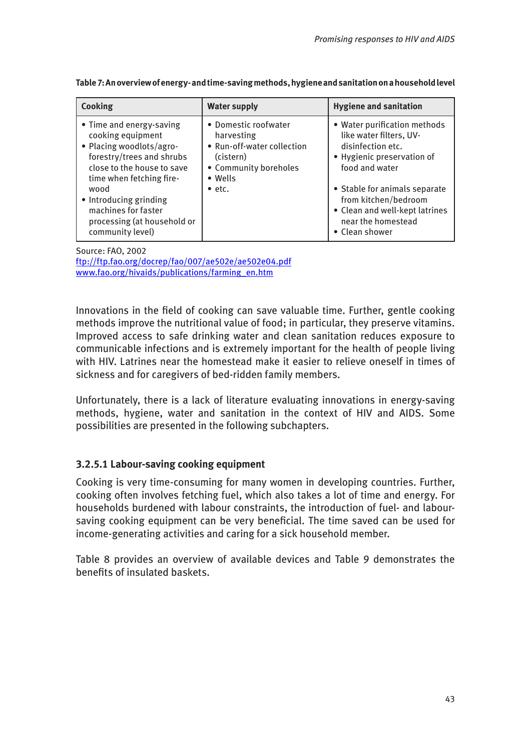**Table 7: An overview of energy- and time-saving methods, hygiene and sanitation on a household level**

| Cooking | Water supply | Hygiene and sanitation |
|---|---|---|
| • Time and energy-saving cooking equipment<br>• Placing woodlots/agro-forestry/trees and shrubs close to the house to save time when fetching fire-wood<br>• Introducing grinding machines for faster processing (at household or community level) | • Domestic roofwater harvesting<br>• Run-off-water collection (cistern)<br>• Community boreholes<br>• Wells<br>• etc. | • Water purification methods like water filters, UV-disinfection etc.<br>• Hygienic preservation of food and water<br>• Stable for animals separate from kitchen/bedroom<br>• Clean and well-kept latrines near the homestead<br>• Clean shower |

Source: FAO, 2002
ftp://ftp.fao.org/docrep/fao/007/ae502e/ae502e04.pdf
www.fao.org/hivaids/publications/farming_en.htm

Innovations in the field of cooking can save valuable time. Further, gentle cooking methods improve the nutritional value of food; in particular, they preserve vitamins. Improved access to safe drinking water and clean sanitation reduces exposure to communicable infections and is extremely important for the health of people living with HIV. Latrines near the homestead make it easier to relieve oneself in times of sickness and for caregivers of bed-ridden family members.

Unfortunately, there is a lack of literature evaluating innovations in energy-saving methods, hygiene, water and sanitation in the context of HIV and AIDS. Some possibilities are presented in the following subchapters.

### 3.2.5.1 Labour-saving cooking equipment

Cooking is very time-consuming for many women in developing countries. Further, cooking often involves fetching fuel, which also takes a lot of time and energy. For households burdened with labour constraints, the introduction of fuel- and labour-saving cooking equipment can be very beneficial. The time saved can be used for income-generating activities and caring for a sick household member.

Table 8 provides an overview of available devices and Table 9 demonstrates the benefits of insulated baskets.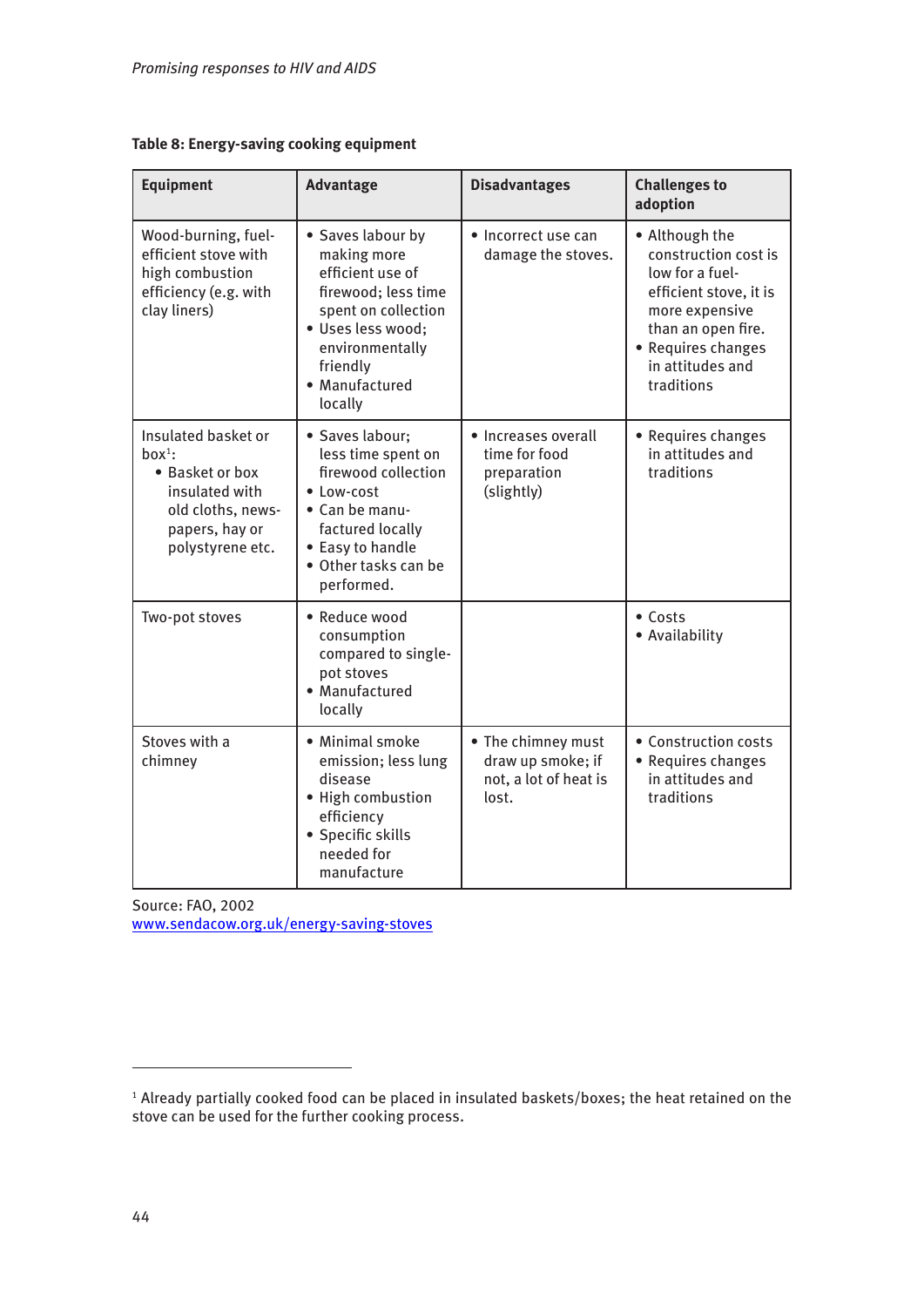**Table 8: Energy-saving cooking equipment**

| Equipment | Advantage | Disadvantages | Challenges to adoption |
|---|---|---|---|
| Wood-burning, fuel-efficient stove with high combustion efficiency (e.g. with clay liners) | • Saves labour by making more efficient use of firewood; less time spent on collection<br>• Uses less wood; environmentally friendly<br>• Manufactured locally | • Incorrect use can damage the stoves. | • Although the construction cost is low for a fuel-efficient stove, it is more expensive than an open fire.<br>• Requires changes in attitudes and traditions |
| Insulated basket or box[1]:<br>• Basket or box insulated with old cloths, newspapers, hay or polystyrene etc. | • Saves labour; less time spent on firewood collection<br>• Low-cost<br>• Can be manufactured locally<br>• Easy to handle<br>• Other tasks can be performed. | • Increases overall time for food preparation (slightly) | • Requires changes in attitudes and traditions |
| Two-pot stoves | • Reduce wood consumption compared to single-pot stoves<br>• Manufactured locally | | • Costs<br>• Availability |
| Stoves with a chimney | • Minimal smoke emission; less lung disease<br>• High combustion efficiency<br>• Specific skills needed for manufacture | • The chimney must draw up smoke; if not, a lot of heat is lost. | • Construction costs<br>• Requires changes in attitudes and traditions |

Source: FAO, 2002
www.sendacow.org.uk/energy-saving-stoves

[1] Already partially cooked food can be placed in insulated baskets/boxes; the heat retained on the stove can be used for the further cooking process.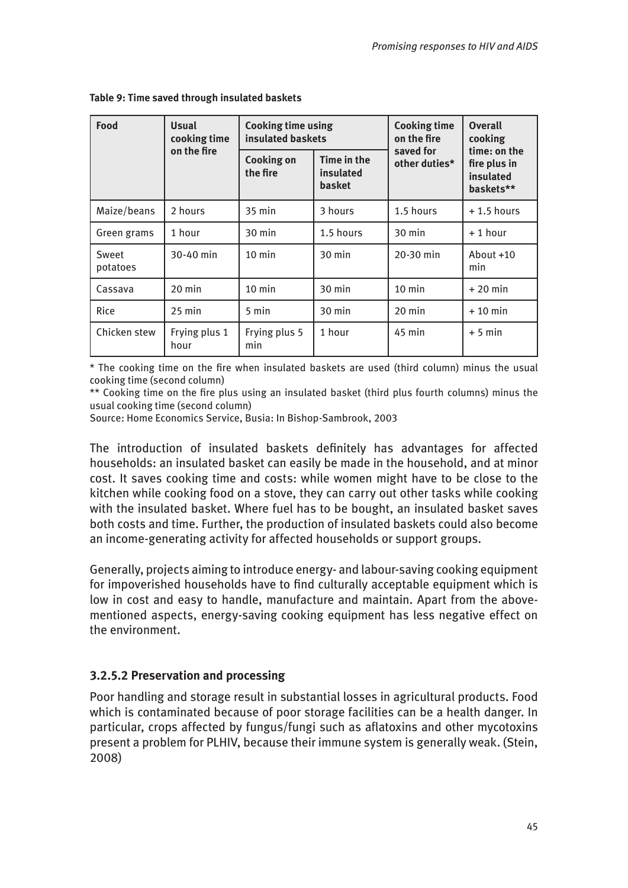**Table 9: Time saved through insulated baskets**

| Food | Usual cooking time on the fire | Cooking time using insulated baskets | | Cooking time on the fire saved for other duties* | Overall cooking time: on the fire plus in insulated baskets** |
|---|---|---|---|---|---|
| | | Cooking on the fire | Time in the insulated basket | | |
| Maize/beans | 2 hours | 35 min | 3 hours | 1.5 hours | + 1.5 hours |
| Green grams | 1 hour | 30 min | 1.5 hours | 30 min | + 1 hour |
| Sweet potatoes | 30-40 min | 10 min | 30 min | 20-30 min | About +10 min |
| Cassava | 20 min | 10 min | 30 min | 10 min | + 20 min |
| Rice | 25 min | 5 min | 30 min | 20 min | + 10 min |
| Chicken stew | Frying plus 1 hour | Frying plus 5 min | 1 hour | 45 min | + 5 min |

\* The cooking time on the fire when insulated baskets are used (third column) minus the usual cooking time (second column)

\*\* Cooking time on the fire plus using an insulated basket (third plus fourth columns) minus the usual cooking time (second column)

Source: Home Economics Service, Busia: In Bishop-Sambrook, 2003

The introduction of insulated baskets definitely has advantages for affected households: an insulated basket can easily be made in the household, and at minor cost. It saves cooking time and costs: while women might have to be close to the kitchen while cooking food on a stove, they can carry out other tasks while cooking with the insulated basket. Where fuel has to be bought, an insulated basket saves both costs and time. Further, the production of insulated baskets could also become an income-generating activity for affected households or support groups.

Generally, projects aiming to introduce energy- and labour-saving cooking equipment for impoverished households have to find culturally acceptable equipment which is low in cost and easy to handle, manufacture and maintain. Apart from the above-mentioned aspects, energy-saving cooking equipment has less negative effect on the environment.

### 3.2.5.2 Preservation and processing

Poor handling and storage result in substantial losses in agricultural products. Food which is contaminated because of poor storage facilities can be a health danger. In particular, crops affected by fungus/fungi such as aflatoxins and other mycotoxins present a problem for PLHIV, because their immune system is generally weak. (Stein, 2008)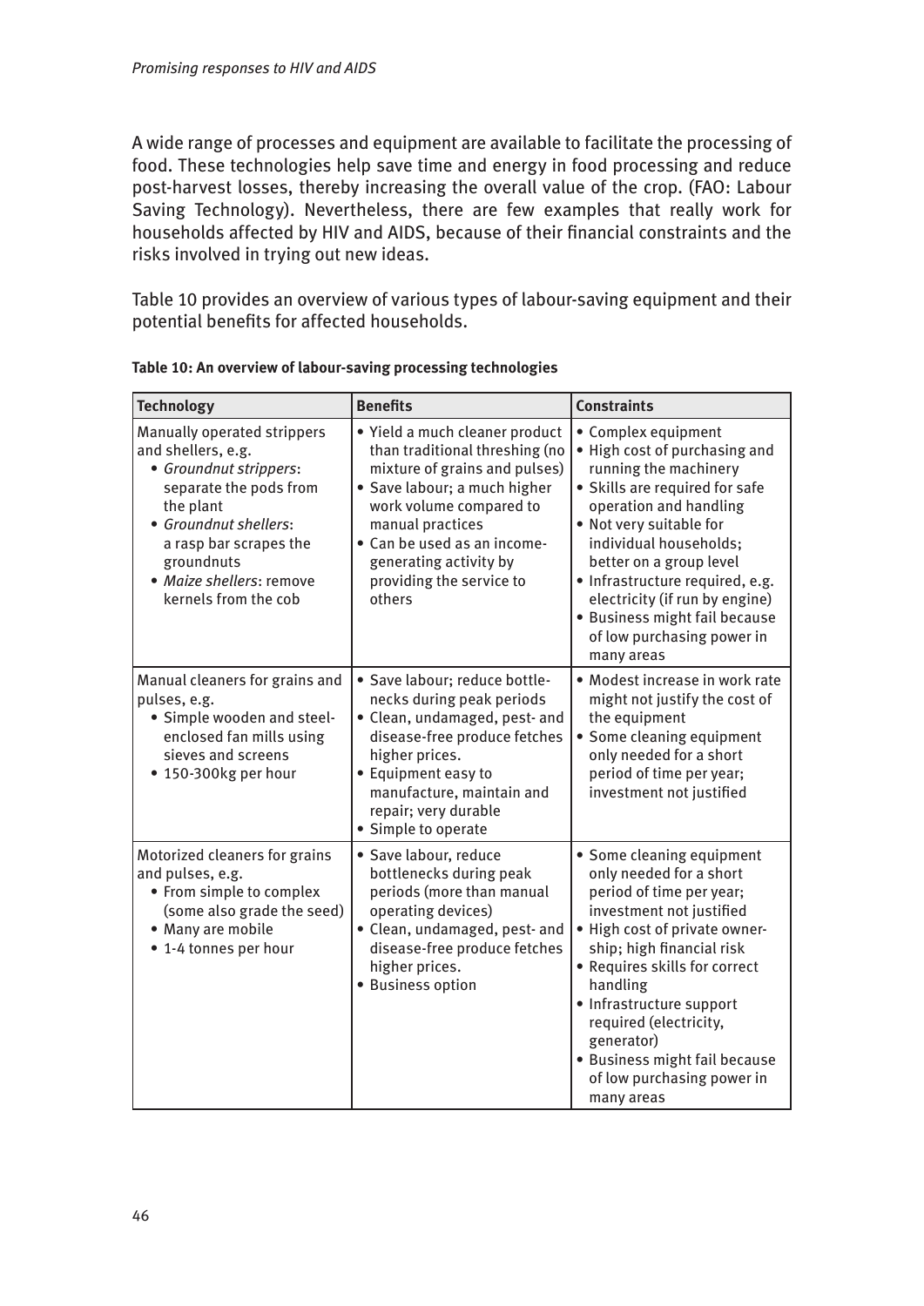A wide range of processes and equipment are available to facilitate the processing of food. These technologies help save time and energy in food processing and reduce post-harvest losses, thereby increasing the overall value of the crop. (FAO: Labour Saving Technology). Nevertheless, there are few examples that really work for households affected by HIV and AIDS, because of their financial constraints and the risks involved in trying out new ideas.

Table 10 provides an overview of various types of labour-saving equipment and their potential benefits for affected households.

**Table 10: An overview of labour-saving processing technologies**

| Technology | Benefits | Constraints |
|---|---|---|
| Manually operated strippers and shellers, e.g.<br>• *Groundnut strippers*: separate the pods from the plant<br>• *Groundnut shellers*: a rasp bar scrapes the groundnuts<br>• *Maize shellers*: remove kernels from the cob | • Yield a much cleaner product than traditional threshing (no mixture of grains and pulses)<br>• Save labour; a much higher work volume compared to manual practices<br>• Can be used as an income-generating activity by providing the service to others | • Complex equipment<br>• High cost of purchasing and running the machinery<br>• Skills are required for safe operation and handling<br>• Not very suitable for individual households; better on a group level<br>• Infrastructure required, e.g. electricity (if run by engine)<br>• Business might fail because of low purchasing power in many areas |
| Manual cleaners for grains and pulses, e.g.<br>• Simple wooden and steel-enclosed fan mills using sieves and screens<br>• 150-300kg per hour | • Save labour; reduce bottle-necks during peak periods<br>• Clean, undamaged, pest- and disease-free produce fetches higher prices.<br>• Equipment easy to manufacture, maintain and repair; very durable<br>• Simple to operate | • Modest increase in work rate might not justify the cost of the equipment<br>• Some cleaning equipment only needed for a short period of time per year; investment not justified |
| Motorized cleaners for grains and pulses, e.g.<br>• From simple to complex (some also grade the seed)<br>• Many are mobile<br>• 1-4 tonnes per hour | • Save labour, reduce bottlenecks during peak periods (more than manual operating devices)<br>• Clean, undamaged, pest- and disease-free produce fetches higher prices.<br>• Business option | • Some cleaning equipment only needed for a short period of time per year; investment not justified<br>• High cost of private owner-ship; high financial risk<br>• Requires skills for correct handling<br>• Infrastructure support required (electricity, generator)<br>• Business might fail because of low purchasing power in many areas |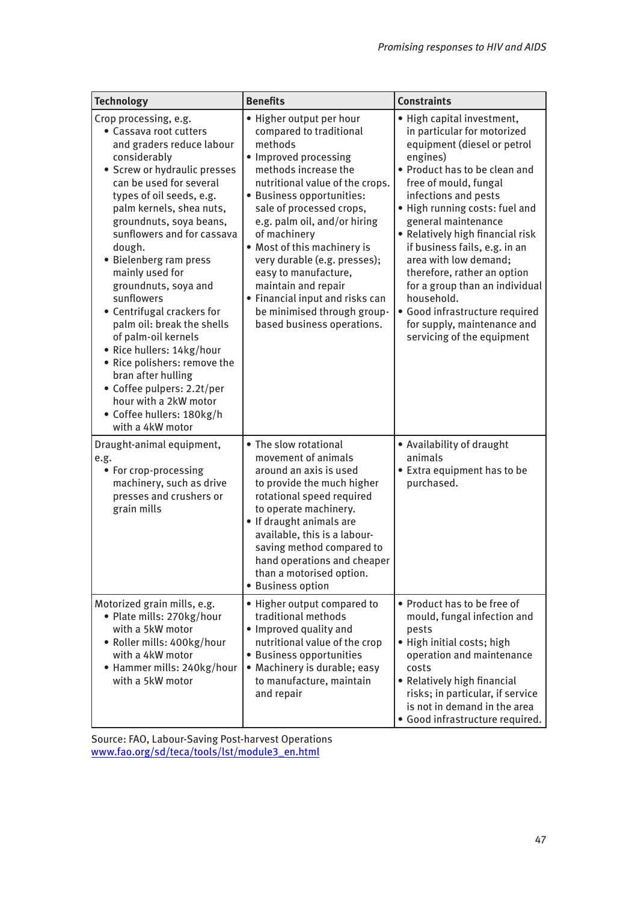| Technology | Benefits | Constraints |
|---|---|---|
| Crop processing, e.g.<br>• Cassava root cutters and graders reduce labour considerably<br>• Screw or hydraulic presses can be used for several types of oil seeds, e.g. palm kernels, shea nuts, groundnuts, soya beans, sunflowers and for cassava dough.<br>• Bielenberg ram press mainly used for groundnuts, soya and sunflowers<br>• Centrifugal crackers for palm oil: break the shells of palm-oil kernels<br>• Rice hullers: 14kg/hour<br>• Rice polishers: remove the bran after hulling<br>• Coffee pulpers: 2.2t/per hour with a 2kW motor<br>• Coffee hullers: 180kg/h with a 4kW motor | • Higher output per hour compared to traditional methods<br>• Improved processing methods increase the nutritional value of the crops.<br>• Business opportunities: sale of processed crops, e.g. palm oil, and/or hiring of machinery<br>• Most of this machinery is very durable (e.g. presses); easy to manufacture, maintain and repair<br>• Financial input and risks can be minimised through group-based business operations. | • High capital investment, in particular for motorized equipment (diesel or petrol engines)<br>• Product has to be clean and free of mould, fungal infections and pests<br>• High running costs: fuel and general maintenance<br>• Relatively high financial risk if business fails, e.g. in an area with low demand; therefore, rather an option for a group than an individual household.<br>• Good infrastructure required for supply, maintenance and servicing of the equipment |
| Draught-animal equipment, e.g.<br>• For crop-processing machinery, such as drive presses and crushers or grain mills | • The slow rotational movement of animals around an axis is used to provide the much higher rotational speed required to operate machinery.<br>• If draught animals are available, this is a labour-saving method compared to hand operations and cheaper than a motorised option.<br>• Business option | • Availability of draught animals<br>• Extra equipment has to be purchased. |
| Motorized grain mills, e.g.<br>• Plate mills: 270kg/hour with a 5kW motor<br>• Roller mills: 400kg/hour with a 4kW motor<br>• Hammer mills: 240kg/hour with a 5kW motor | • Higher output compared to traditional methods<br>• Improved quality and nutritional value of the crop<br>• Business opportunities<br>• Machinery is durable; easy to manufacture, maintain and repair | • Product has to be free of mould, fungal infection and pests<br>• High initial costs; high operation and maintenance costs<br>• Relatively high financial risks; in particular, if service is not in demand in the area<br>• Good infrastructure required. |

Source: FAO, Labour-Saving Post-harvest Operations
www.fao.org/sd/teca/tools/lst/module3_en.html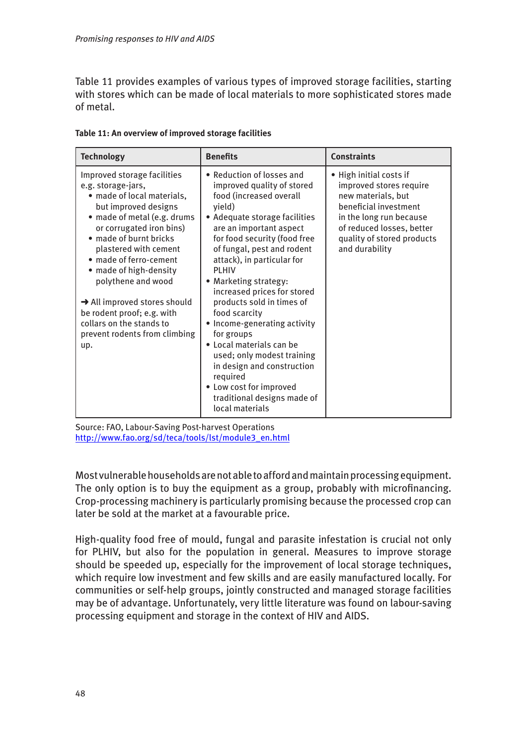Table 11 provides examples of various types of improved storage facilities, starting with stores which can be made of local materials to more sophisticated stores made of metal.

**Table 11: An overview of improved storage facilities**

| Technology | Benefits | Constraints |
|---|---|---|
| Improved storage facilities e.g. storage-jars,<br>• made of local materials, but improved designs<br>• made of metal (e.g. drums or corrugated iron bins)<br>• made of burnt bricks plastered with cement<br>• made of ferro-cement<br>• made of high-density polythene and wood<br><br>➜ All improved stores should be rodent proof; e.g. with collars on the stands to prevent rodents from climbing up. | • Reduction of losses and improved quality of stored food (increased overall yield)<br>• Adequate storage facilities are an important aspect for food security (food free of fungal, pest and rodent attack), in particular for PLHIV<br>• Marketing strategy: increased prices for stored products sold in times of food scarcity<br>• Income-generating activity for groups<br>• Local materials can be used; only modest training in design and construction required<br>• Low cost for improved traditional designs made of local materials | • High initial costs if improved stores require new materials, but beneficial investment in the long run because of reduced losses, better quality of stored products and durability |

Source: FAO, Labour-Saving Post-harvest Operations
http://www.fao.org/sd/teca/tools/lst/module3_en.html

Most vulnerable households are not able to afford and maintain processing equipment. The only option is to buy the equipment as a group, probably with microfinancing. Crop-processing machinery is particularly promising because the processed crop can later be sold at the market at a favourable price.

High-quality food free of mould, fungal and parasite infestation is crucial not only for PLHIV, but also for the population in general. Measures to improve storage should be speeded up, especially for the improvement of local storage techniques, which require low investment and few skills and are easily manufactured locally. For communities or self-help groups, jointly constructed and managed storage facilities may be of advantage. Unfortunately, very little literature was found on labour-saving processing equipment and storage in the context of HIV and AIDS.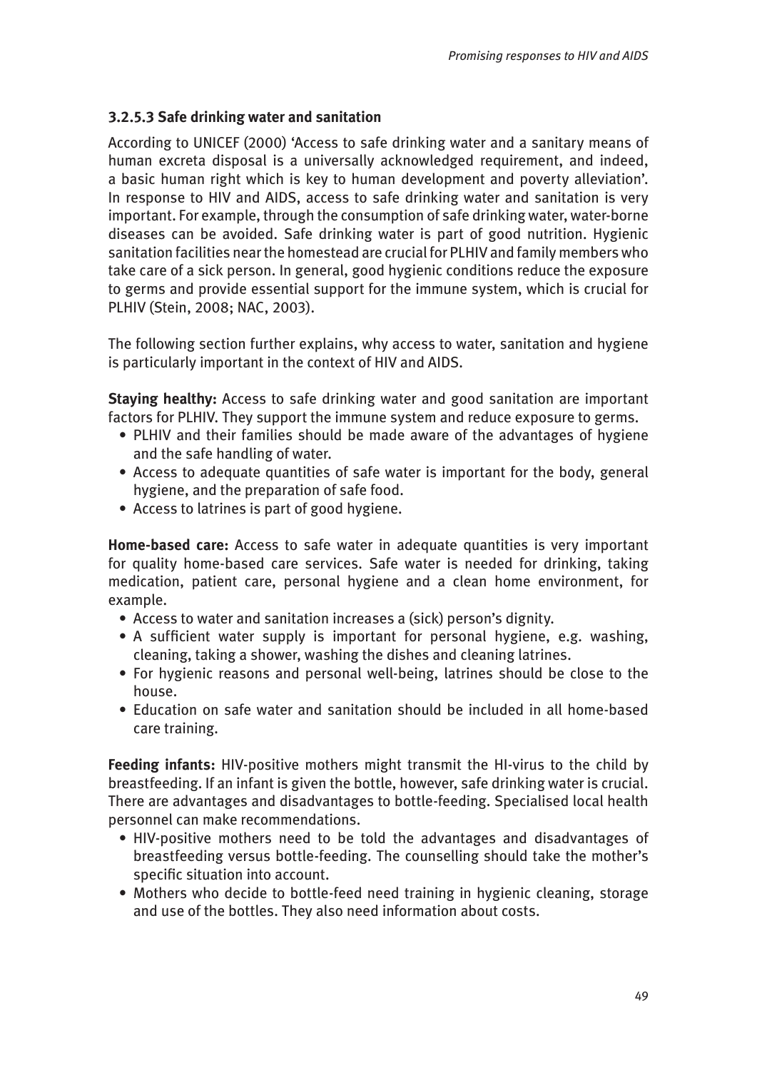### 3.2.5.3 Safe drinking water and sanitation

According to UNICEF (2000) 'Access to safe drinking water and a sanitary means of human excreta disposal is a universally acknowledged requirement, and indeed, a basic human right which is key to human development and poverty alleviation'. In response to HIV and AIDS, access to safe drinking water and sanitation is very important. For example, through the consumption of safe drinking water, water-borne diseases can be avoided. Safe drinking water is part of good nutrition. Hygienic sanitation facilities near the homestead are crucial for PLHIV and family members who take care of a sick person. In general, good hygienic conditions reduce the exposure to germs and provide essential support for the immune system, which is crucial for PLHIV (Stein, 2008; NAC, 2003).

The following section further explains, why access to water, sanitation and hygiene is particularly important in the context of HIV and AIDS.

**Staying healthy:** Access to safe drinking water and good sanitation are important factors for PLHIV. They support the immune system and reduce exposure to germs.

- PLHIV and their families should be made aware of the advantages of hygiene and the safe handling of water.
- Access to adequate quantities of safe water is important for the body, general hygiene, and the preparation of safe food.
- Access to latrines is part of good hygiene.

**Home-based care:** Access to safe water in adequate quantities is very important for quality home-based care services. Safe water is needed for drinking, taking medication, patient care, personal hygiene and a clean home environment, for example.

- Access to water and sanitation increases a (sick) person's dignity.
- A sufficient water supply is important for personal hygiene, e.g. washing, cleaning, taking a shower, washing the dishes and cleaning latrines.
- For hygienic reasons and personal well-being, latrines should be close to the house.
- Education on safe water and sanitation should be included in all home-based care training.

**Feeding infants:** HIV-positive mothers might transmit the HI-virus to the child by breastfeeding. If an infant is given the bottle, however, safe drinking water is crucial. There are advantages and disadvantages to bottle-feeding. Specialised local health personnel can make recommendations.

- HIV-positive mothers need to be told the advantages and disadvantages of breastfeeding versus bottle-feeding. The counselling should take the mother's specific situation into account.
- Mothers who decide to bottle-feed need training in hygienic cleaning, storage and use of the bottles. They also need information about costs.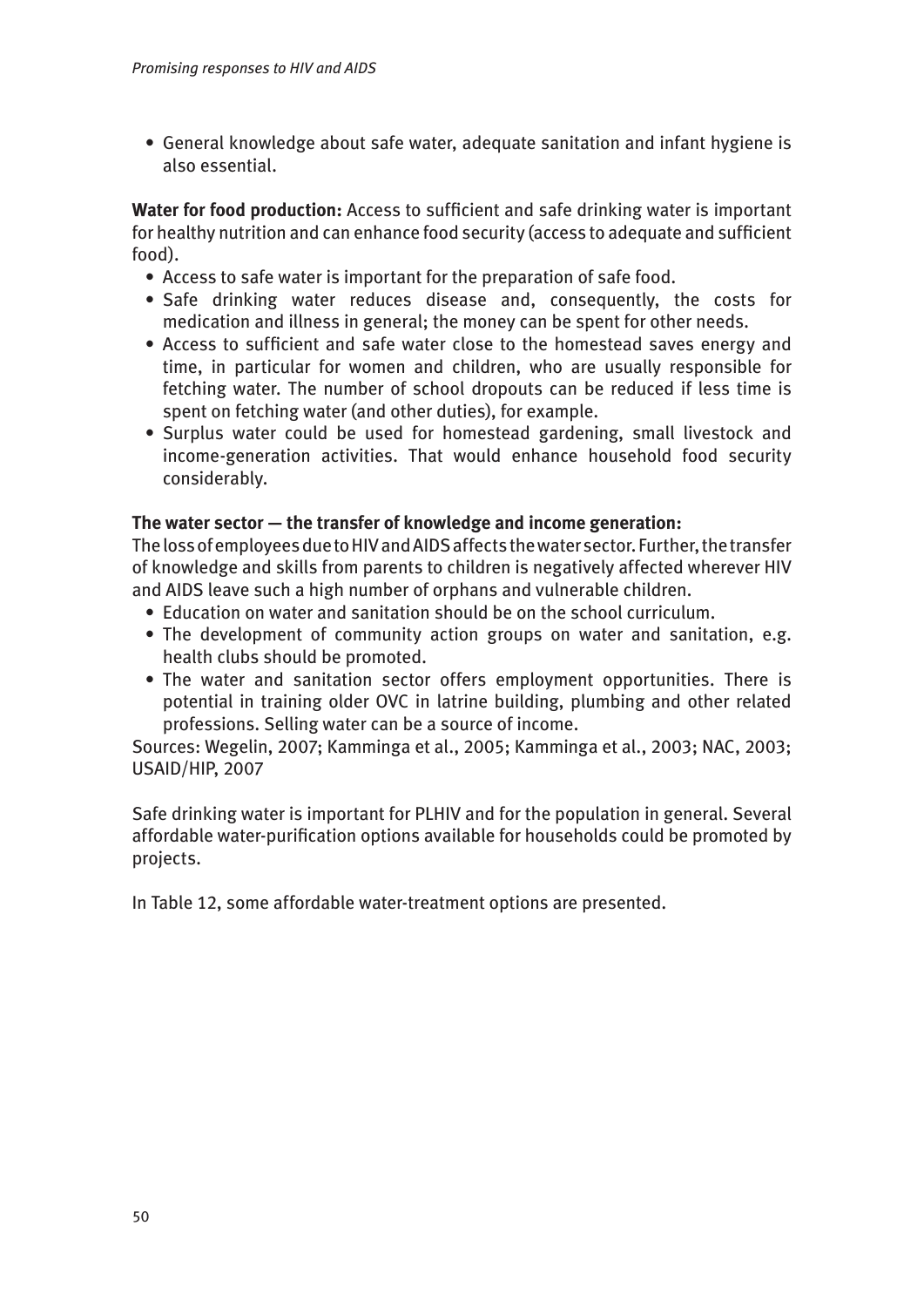- General knowledge about safe water, adequate sanitation and infant hygiene is also essential.

**Water for food production:** Access to sufficient and safe drinking water is important for healthy nutrition and can enhance food security (access to adequate and sufficient food).

- Access to safe water is important for the preparation of safe food.
- Safe drinking water reduces disease and, consequently, the costs for medication and illness in general; the money can be spent for other needs.
- Access to sufficient and safe water close to the homestead saves energy and time, in particular for women and children, who are usually responsible for fetching water. The number of school dropouts can be reduced if less time is spent on fetching water (and other duties), for example.
- Surplus water could be used for homestead gardening, small livestock and income-generation activities. That would enhance household food security considerably.

**The water sector — the transfer of knowledge and income generation:**
The loss of employees due to HIV and AIDS affects the water sector. Further, the transfer of knowledge and skills from parents to children is negatively affected wherever HIV and AIDS leave such a high number of orphans and vulnerable children.

- Education on water and sanitation should be on the school curriculum.
- The development of community action groups on water and sanitation, e.g. health clubs should be promoted.
- The water and sanitation sector offers employment opportunities. There is potential in training older OVC in latrine building, plumbing and other related professions. Selling water can be a source of income.

Sources: Wegelin, 2007; Kamminga et al., 2005; Kamminga et al., 2003; NAC, 2003; USAID/HIP, 2007

Safe drinking water is important for PLHIV and for the population in general. Several affordable water-purification options available for households could be promoted by projects.

In Table 12, some affordable water-treatment options are presented.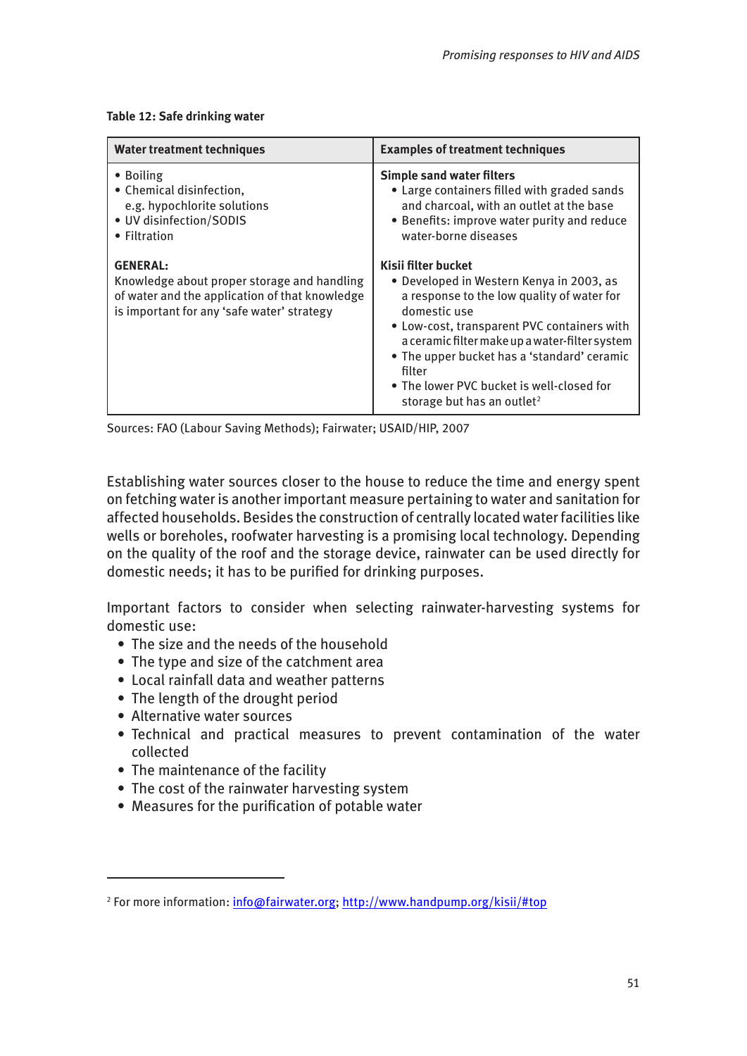**Table 12: Safe drinking water**

| Water treatment techniques | Examples of treatment techniques |
|---|---|
| • Boiling<br>• Chemical disinfection, e.g. hypochlorite solutions<br>• UV disinfection/SODIS<br>• Filtration<br><br>**GENERAL:**<br>Knowledge about proper storage and handling of water and the application of that knowledge is important for any 'safe water' strategy | **Simple sand water filters**<br>• Large containers filled with graded sands and charcoal, with an outlet at the base<br>• Benefits: improve water purity and reduce water-borne diseases<br><br>**Kisii filter bucket**<br>• Developed in Western Kenya in 2003, as a response to the low quality of water for domestic use<br>• Low-cost, transparent PVC containers with a ceramic filter make up a water-filter system<br>• The upper bucket has a 'standard' ceramic filter<br>• The lower PVC bucket is well-closed for storage but has an outlet[2] |

Sources: FAO (Labour Saving Methods); Fairwater; USAID/HIP, 2007

Establishing water sources closer to the house to reduce the time and energy spent on fetching water is another important measure pertaining to water and sanitation for affected households. Besides the construction of centrally located water facilities like wells or boreholes, roofwater harvesting is a promising local technology. Depending on the quality of the roof and the storage device, rainwater can be used directly for domestic needs; it has to be purified for drinking purposes.

Important factors to consider when selecting rainwater-harvesting systems for domestic use:

- The size and the needs of the household
- The type and size of the catchment area
- Local rainfall data and weather patterns
- The length of the drought period
- Alternative water sources
- Technical and practical measures to prevent contamination of the water collected
- The maintenance of the facility
- The cost of the rainwater harvesting system
- Measures for the purification of potable water

[2] For more information: info@fairwater.org; http://www.handpump.org/kisii/#top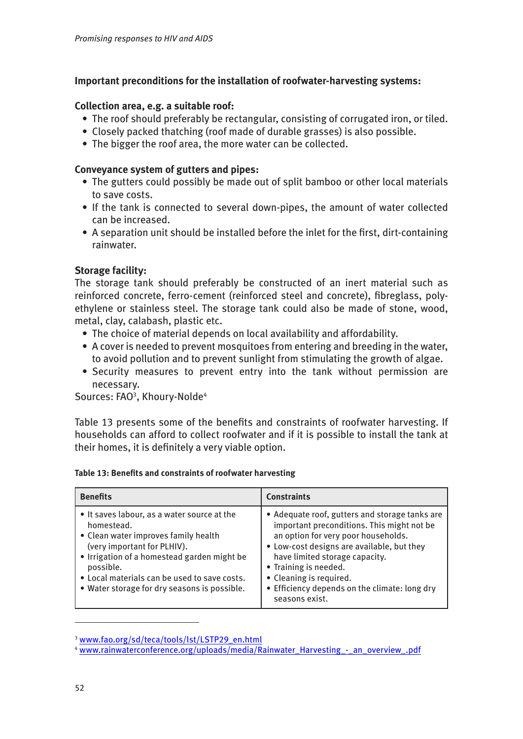**Important preconditions for the installation of roofwater-harvesting systems:**

**Collection area, e.g. a suitable roof:**

- The roof should preferably be rectangular, consisting of corrugated iron, or tiled.
- Closely packed thatching (roof made of durable grasses) is also possible.
- The bigger the roof area, the more water can be collected.

**Conveyance system of gutters and pipes:**

- The gutters could possibly be made out of split bamboo or other local materials to save costs.
- If the tank is connected to several down-pipes, the amount of water collected can be increased.
- A separation unit should be installed before the inlet for the first, dirt-containing rainwater.

**Storage facility:**

The storage tank should preferably be constructed of an inert material such as reinforced concrete, ferro-cement (reinforced steel and concrete), fibreglass, polyethylene or stainless steel. The storage tank could also be made of stone, wood, metal, clay, calabash, plastic etc.

- The choice of material depends on local availability and affordability.
- A cover is needed to prevent mosquitoes from entering and breeding in the water, to avoid pollution and to prevent sunlight from stimulating the growth of algae.
- Security measures to prevent entry into the tank without permission are necessary.

Sources: FAO[3], Khoury-Nolde[4]

Table 13 presents some of the benefits and constraints of roofwater harvesting. If households can afford to collect roofwater and if it is possible to install the tank at their homes, it is definitely a very viable option.

**Table 13: Benefits and constraints of roofwater harvesting**

| Benefits | Constraints |
|---|---|
| • It saves labour, as a water source at the homestead.<br>• Clean water improves family health (very important for PLHIV).<br>• Irrigation of a homestead garden might be possible.<br>• Local materials can be used to save costs.<br>• Water storage for dry seasons is possible. | • Adequate roof, gutters and storage tanks are important preconditions. This might not be an option for very poor households.<br>• Low-cost designs are available, but they have limited storage capacity.<br>• Training is needed.<br>• Cleaning is required.<br>• Efficiency depends on the climate: long dry seasons exist. |

---

[3] www.fao.org/sd/teca/tools/lst/LSTP29_en.html

[4] www.rainwaterconference.org/uploads/media/Rainwater_Harvesting_-_an_overview_.pdf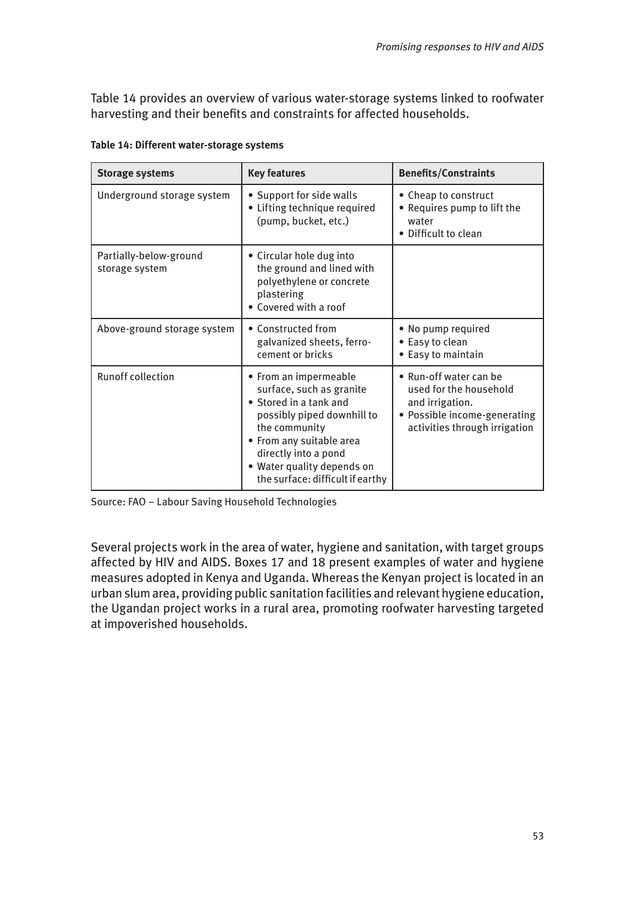Table 14 provides an overview of various water-storage systems linked to roofwater harvesting and their benefits and constraints for affected households.

**Table 14: Different water-storage systems**

| Storage systems | Key features | Benefits/Constraints |
|---|---|---|
| Underground storage system | • Support for side walls<br>• Lifting technique required (pump, bucket, etc.) | • Cheap to construct<br>• Requires pump to lift the water<br>• Difficult to clean |
| Partially-below-ground storage system | • Circular hole dug into the ground and lined with polyethylene or concrete plastering<br>• Covered with a roof | |
| Above-ground storage system | • Constructed from galvanized sheets, ferro-cement or bricks | • No pump required<br>• Easy to clean<br>• Easy to maintain |
| Runoff collection | • From an impermeable surface, such as granite<br>• Stored in a tank and possibly piped downhill to the community<br>• From any suitable area directly into a pond<br>• Water quality depends on the surface: difficult if earthy | • Run-off water can be used for the household and irrigation.<br>• Possible income-generating activities through irrigation |

Source: FAO – Labour Saving Household Technologies

Several projects work in the area of water, hygiene and sanitation, with target groups affected by HIV and AIDS. Boxes 17 and 18 present examples of water and hygiene measures adopted in Kenya and Uganda. Whereas the Kenyan project is located in an urban slum area, providing public sanitation facilities and relevant hygiene education, the Ugandan project works in a rural area, promoting roofwater harvesting targeted at impoverished households.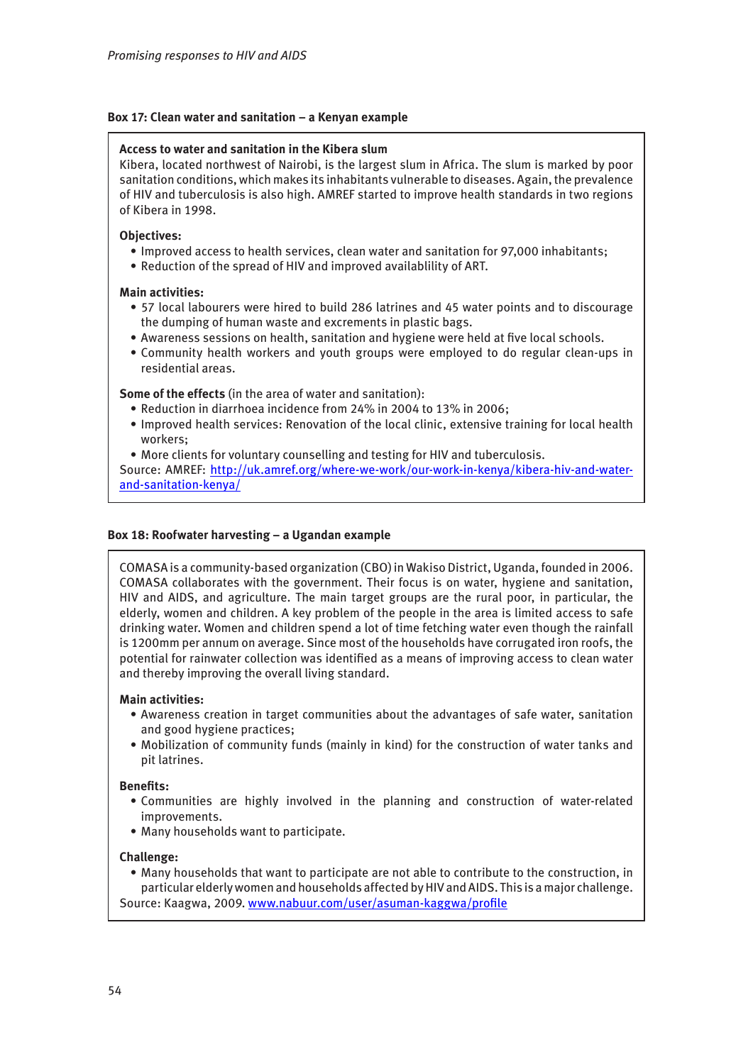### Box 17: Clean water and sanitation – a Kenyan example

**Access to water and sanitation in the Kibera slum**
Kibera, located northwest of Nairobi, is the largest slum in Africa. The slum is marked by poor sanitation conditions, which makes its inhabitants vulnerable to diseases. Again, the prevalence of HIV and tuberculosis is also high. AMREF started to improve health standards in two regions of Kibera in 1998.

**Objectives:**

- Improved access to health services, clean water and sanitation for 97,000 inhabitants;
- Reduction of the spread of HIV and improved availablility of ART.

**Main activities:**

- 57 local labourers were hired to build 286 latrines and 45 water points and to discourage the dumping of human waste and excrements in plastic bags.
- Awareness sessions on health, sanitation and hygiene were held at five local schools.
- Community health workers and youth groups were employed to do regular clean-ups in residential areas.

**Some of the effects** (in the area of water and sanitation):

- Reduction in diarrhoea incidence from 24% in 2004 to 13% in 2006;
- Improved health services: Renovation of the local clinic, extensive training for local health workers;
- More clients for voluntary counselling and testing for HIV and tuberculosis.

Source: AMREF: http://uk.amref.org/where-we-work/our-work-in-kenya/kibera-hiv-and-water-and-sanitation-kenya/

### Box 18: Roofwater harvesting – a Ugandan example

COMASA is a community-based organization (CBO) in Wakiso District, Uganda, founded in 2006. COMASA collaborates with the government. Their focus is on water, hygiene and sanitation, HIV and AIDS, and agriculture. The main target groups are the rural poor, in particular, the elderly, women and children. A key problem of the people in the area is limited access to safe drinking water. Women and children spend a lot of time fetching water even though the rainfall is 1200mm per annum on average. Since most of the households have corrugated iron roofs, the potential for rainwater collection was identified as a means of improving access to clean water and thereby improving the overall living standard.

**Main activities:**

- Awareness creation in target communities about the advantages of safe water, sanitation and good hygiene practices;
- Mobilization of community funds (mainly in kind) for the construction of water tanks and pit latrines.

**Benefits:**

- Communities are highly involved in the planning and construction of water-related improvements.
- Many households want to participate.

**Challenge:**

- Many households that want to participate are not able to contribute to the construction, in particular elderly women and households affected by HIV and AIDS. This is a major challenge.

Source: Kaagwa, 2009. www.nabuur.com/user/asuman-kaggwa/profile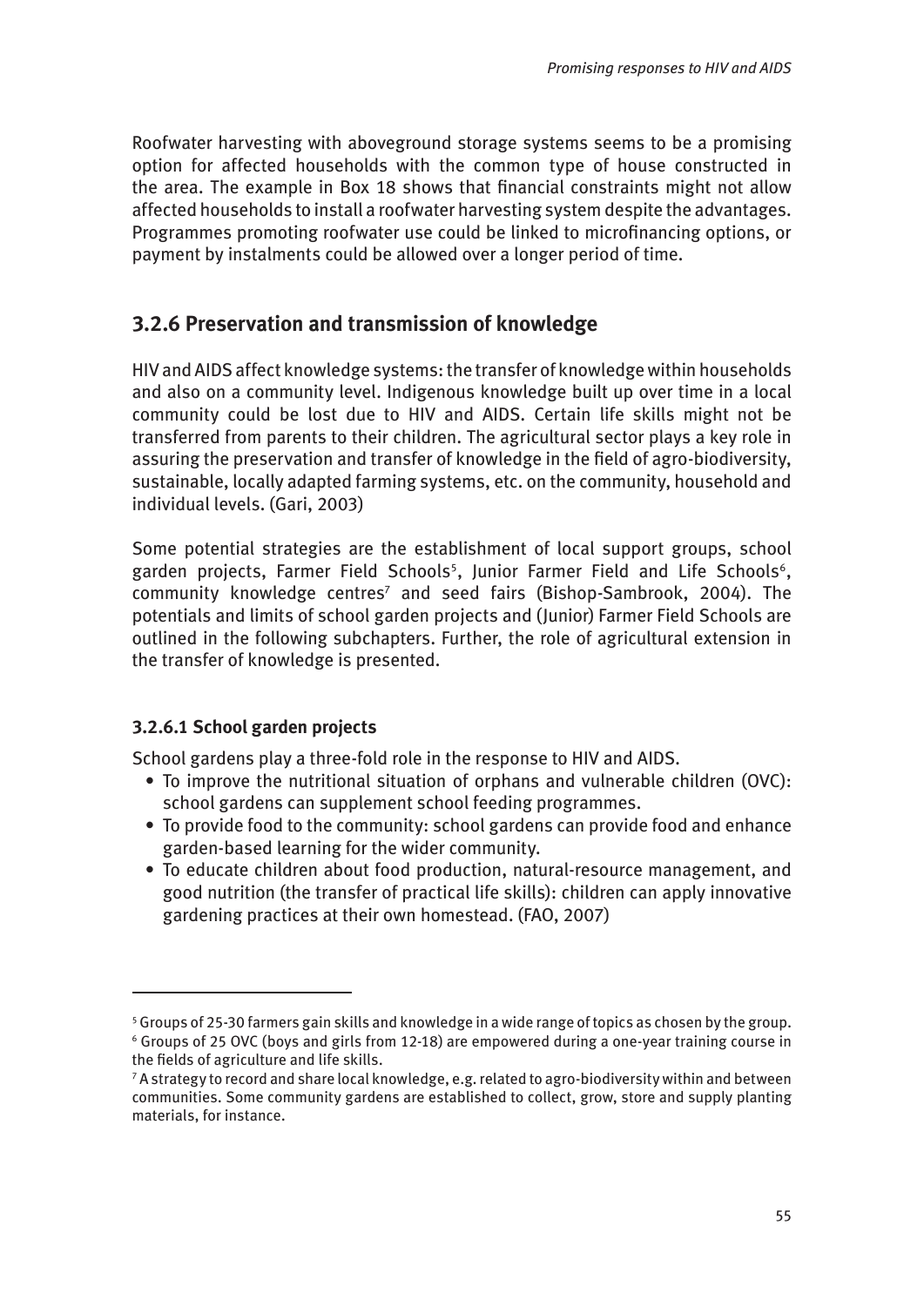Roofwater harvesting with aboveground storage systems seems to be a promising option for affected households with the common type of house constructed in the area. The example in Box 18 shows that financial constraints might not allow affected households to install a roofwater harvesting system despite the advantages. Programmes promoting roofwater use could be linked to microfinancing options, or payment by instalments could be allowed over a longer period of time.

## 3.2.6 Preservation and transmission of knowledge

HIV and AIDS affect knowledge systems: the transfer of knowledge within households and also on a community level. Indigenous knowledge built up over time in a local community could be lost due to HIV and AIDS. Certain life skills might not be transferred from parents to their children. The agricultural sector plays a key role in assuring the preservation and transfer of knowledge in the field of agro-biodiversity, sustainable, locally adapted farming systems, etc. on the community, household and individual levels. (Gari, 2003)

Some potential strategies are the establishment of local support groups, school garden projects, Farmer Field Schools[5], Junior Farmer Field and Life Schools[6], community knowledge centres[7] and seed fairs (Bishop-Sambrook, 2004). The potentials and limits of school garden projects and (Junior) Farmer Field Schools are outlined in the following subchapters. Further, the role of agricultural extension in the transfer of knowledge is presented.

### 3.2.6.1 School garden projects

School gardens play a three-fold role in the response to HIV and AIDS.

- To improve the nutritional situation of orphans and vulnerable children (OVC): school gardens can supplement school feeding programmes.
- To provide food to the community: school gardens can provide food and enhance garden-based learning for the wider community.
- To educate children about food production, natural-resource management, and good nutrition (the transfer of practical life skills): children can apply innovative gardening practices at their own homestead. (FAO, 2007)

---

[5] Groups of 25-30 farmers gain skills and knowledge in a wide range of topics as chosen by the group.

[6] Groups of 25 OVC (boys and girls from 12-18) are empowered during a one-year training course in the fields of agriculture and life skills.

[7] A strategy to record and share local knowledge, e.g. related to agro-biodiversity within and between communities. Some community gardens are established to collect, grow, store and supply planting materials, for instance.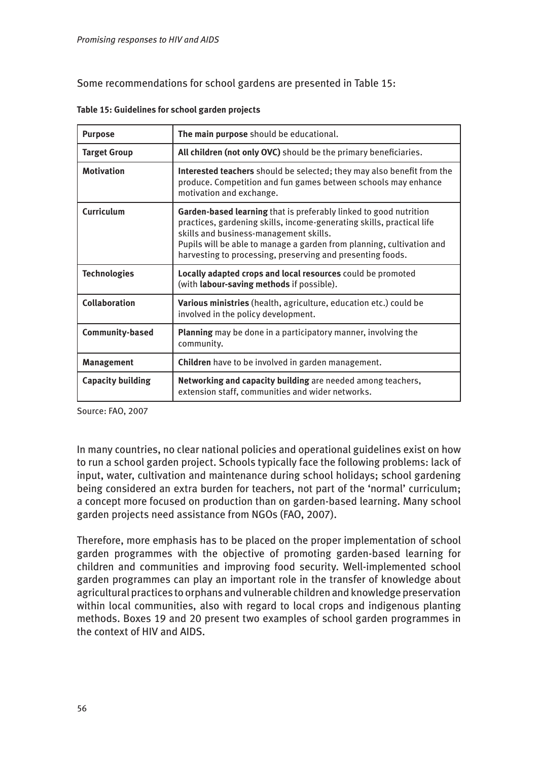Some recommendations for school gardens are presented in Table 15:

**Table 15: Guidelines for school garden projects**

| **Purpose** | **The main purpose** should be educational. |
|---|---|
| **Target Group** | **All children (not only OVC)** should be the primary beneficiaries. |
| **Motivation** | **Interested teachers** should be selected; they may also benefit from the produce. Competition and fun games between schools may enhance motivation and exchange. |
| **Curriculum** | **Garden-based learning** that is preferably linked to good nutrition practices, gardening skills, income-generating skills, practical life skills and business-management skills. Pupils will be able to manage a garden from planning, cultivation and harvesting to processing, preserving and presenting foods. |
| **Technologies** | **Locally adapted crops and local resources** could be promoted (with **labour-saving methods** if possible). |
| **Collaboration** | **Various ministries** (health, agriculture, education etc.) could be involved in the policy development. |
| **Community-based** | **Planning** may be done in a participatory manner, involving the community. |
| **Management** | **Children** have to be involved in garden management. |
| **Capacity building** | **Networking and capacity building** are needed among teachers, extension staff, communities and wider networks. |

Source: FAO, 2007

In many countries, no clear national policies and operational guidelines exist on how to run a school garden project. Schools typically face the following problems: lack of input, water, cultivation and maintenance during school holidays; school gardening being considered an extra burden for teachers, not part of the 'normal' curriculum; a concept more focused on production than on garden-based learning. Many school garden projects need assistance from NGOs (FAO, 2007).

Therefore, more emphasis has to be placed on the proper implementation of school garden programmes with the objective of promoting garden-based learning for children and communities and improving food security. Well-implemented school garden programmes can play an important role in the transfer of knowledge about agricultural practices to orphans and vulnerable children and knowledge preservation within local communities, also with regard to local crops and indigenous planting methods. Boxes 19 and 20 present two examples of school garden programmes in the context of HIV and AIDS.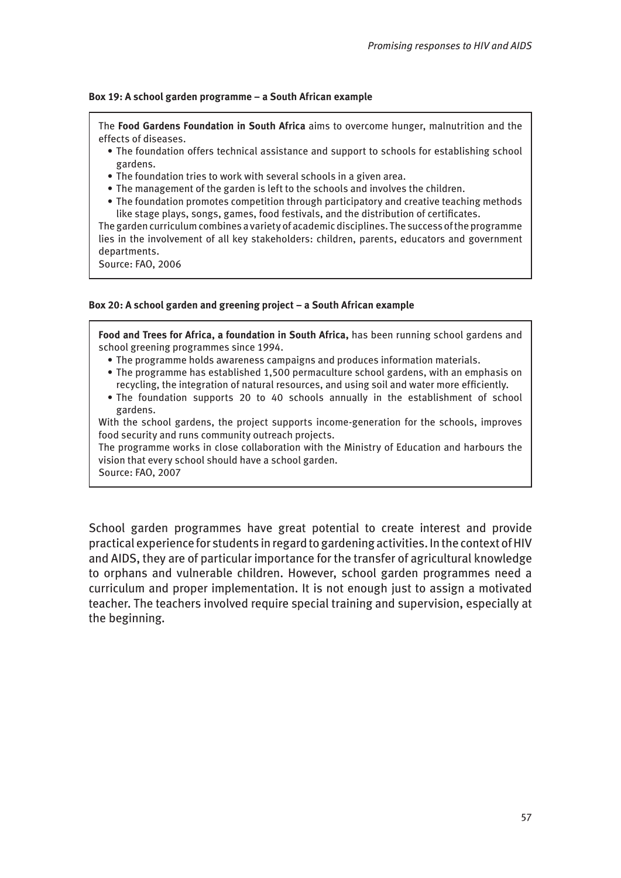**Box 19: A school garden programme – a South African example**

The **Food Gardens Foundation in South Africa** aims to overcome hunger, malnutrition and the effects of diseases.

- The foundation offers technical assistance and support to schools for establishing school gardens.
- The foundation tries to work with several schools in a given area.
- The management of the garden is left to the schools and involves the children.
- The foundation promotes competition through participatory and creative teaching methods like stage plays, songs, games, food festivals, and the distribution of certificates.

The garden curriculum combines a variety of academic disciplines. The success of the programme lies in the involvement of all key stakeholders: children, parents, educators and government departments.

Source: FAO, 2006

**Box 20: A school garden and greening project – a South African example**

**Food and Trees for Africa, a foundation in South Africa,** has been running school gardens and school greening programmes since 1994.

- The programme holds awareness campaigns and produces information materials.
- The programme has established 1,500 permaculture school gardens, with an emphasis on recycling, the integration of natural resources, and using soil and water more efficiently.
- The foundation supports 20 to 40 schools annually in the establishment of school gardens.

With the school gardens, the project supports income-generation for the schools, improves food security and runs community outreach projects.

The programme works in close collaboration with the Ministry of Education and harbours the vision that every school should have a school garden.

Source: FAO, 2007

School garden programmes have great potential to create interest and provide practical experience for students in regard to gardening activities. In the context of HIV and AIDS, they are of particular importance for the transfer of agricultural knowledge to orphans and vulnerable children. However, school garden programmes need a curriculum and proper implementation. It is not enough just to assign a motivated teacher. The teachers involved require special training and supervision, especially at the beginning.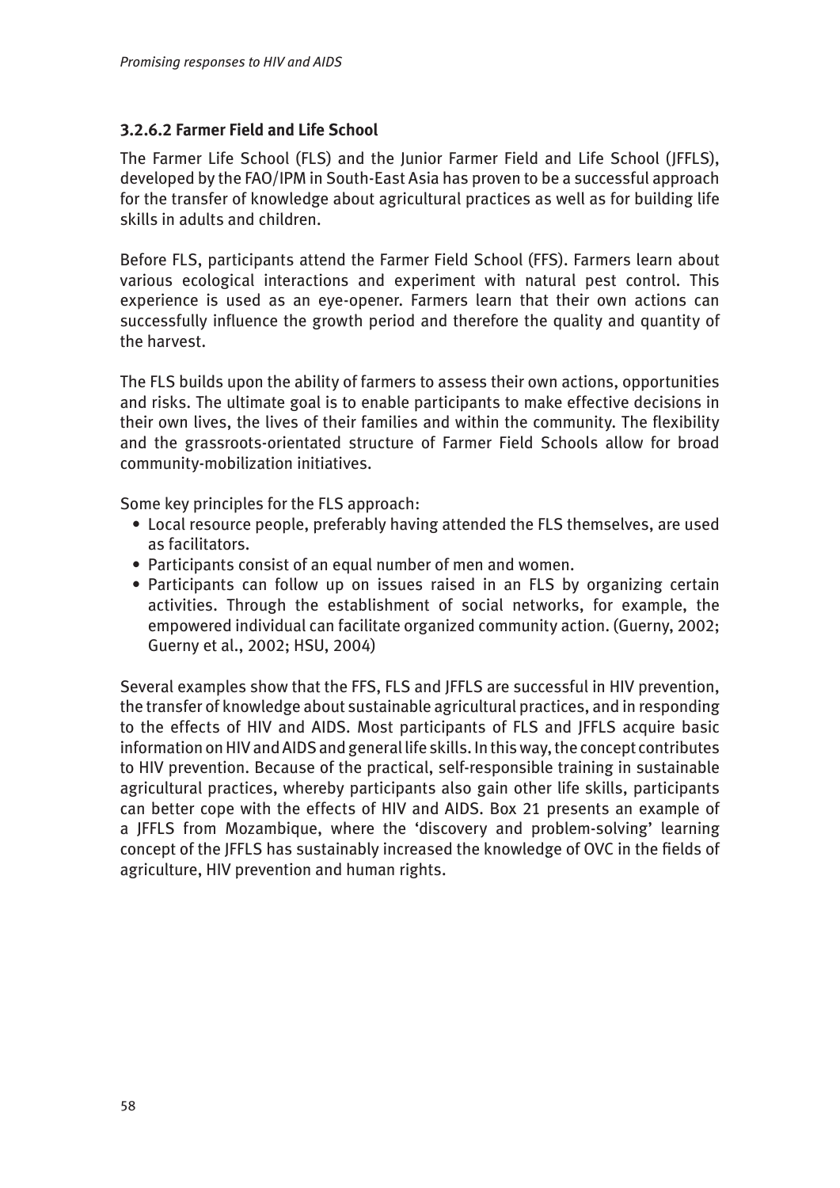### 3.2.6.2 Farmer Field and Life School

The Farmer Life School (FLS) and the Junior Farmer Field and Life School (JFFLS), developed by the FAO/IPM in South-East Asia has proven to be a successful approach for the transfer of knowledge about agricultural practices as well as for building life skills in adults and children.

Before FLS, participants attend the Farmer Field School (FFS). Farmers learn about various ecological interactions and experiment with natural pest control. This experience is used as an eye-opener. Farmers learn that their own actions can successfully influence the growth period and therefore the quality and quantity of the harvest.

The FLS builds upon the ability of farmers to assess their own actions, opportunities and risks. The ultimate goal is to enable participants to make effective decisions in their own lives, the lives of their families and within the community. The flexibility and the grassroots-orientated structure of Farmer Field Schools allow for broad community-mobilization initiatives.

Some key principles for the FLS approach:

- Local resource people, preferably having attended the FLS themselves, are used as facilitators.
- Participants consist of an equal number of men and women.
- Participants can follow up on issues raised in an FLS by organizing certain activities. Through the establishment of social networks, for example, the empowered individual can facilitate organized community action. (Guerny, 2002; Guerny et al., 2002; HSU, 2004)

Several examples show that the FFS, FLS and JFFLS are successful in HIV prevention, the transfer of knowledge about sustainable agricultural practices, and in responding to the effects of HIV and AIDS. Most participants of FLS and JFFLS acquire basic information on HIV and AIDS and general life skills. In this way, the concept contributes to HIV prevention. Because of the practical, self-responsible training in sustainable agricultural practices, whereby participants also gain other life skills, participants can better cope with the effects of HIV and AIDS. Box 21 presents an example of a JFFLS from Mozambique, where the 'discovery and problem-solving' learning concept of the JFFLS has sustainably increased the knowledge of OVC in the fields of agriculture, HIV prevention and human rights.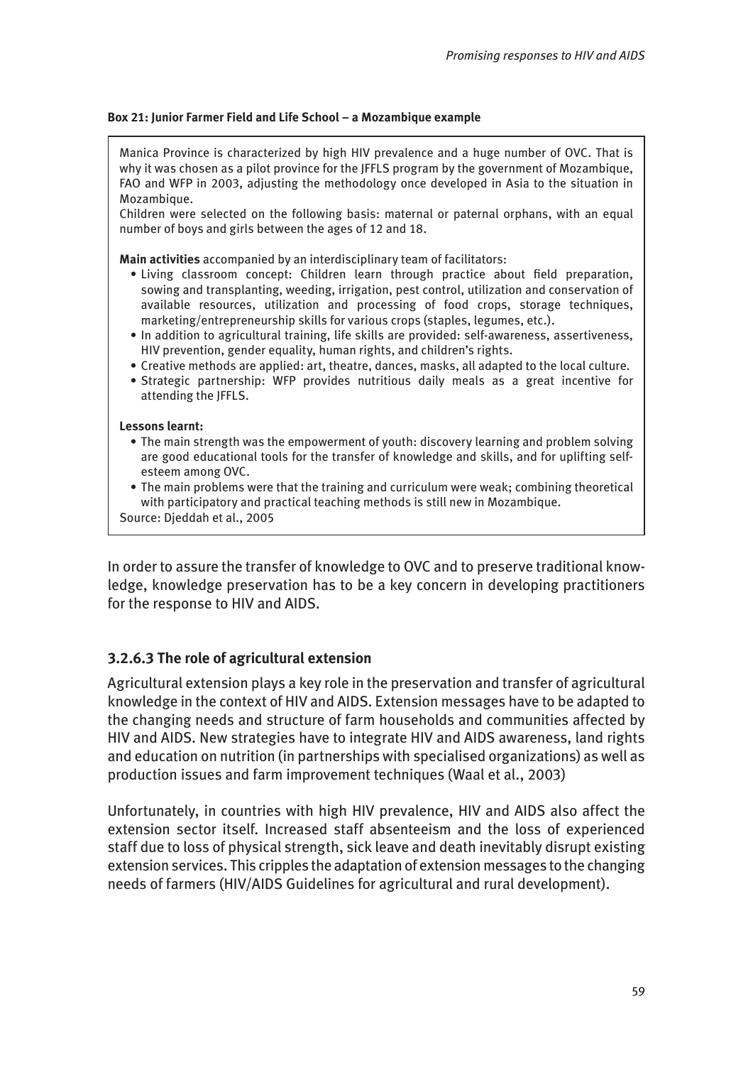**Box 21: Junior Farmer Field and Life School – a Mozambique example**

Manica Province is characterized by high HIV prevalence and a huge number of OVC. That is why it was chosen as a pilot province for the JFFLS program by the government of Mozambique, FAO and WFP in 2003, adjusting the methodology once developed in Asia to the situation in Mozambique.
Children were selected on the following basis: maternal or paternal orphans, with an equal number of boys and girls between the ages of 12 and 18.

**Main activities** accompanied by an interdisciplinary team of facilitators:

- Living classroom concept: Children learn through practice about field preparation, sowing and transplanting, weeding, irrigation, pest control, utilization and conservation of available resources, utilization and processing of food crops, storage techniques, marketing/entrepreneurship skills for various crops (staples, legumes, etc.).
- In addition to agricultural training, life skills are provided: self-awareness, assertiveness, HIV prevention, gender equality, human rights, and children's rights.
- Creative methods are applied: art, theatre, dances, masks, all adapted to the local culture.
- Strategic partnership: WFP provides nutritious daily meals as a great incentive for attending the JFFLS.

**Lessons learnt:**

- The main strength was the empowerment of youth: discovery learning and problem solving are good educational tools for the transfer of knowledge and skills, and for uplifting self-esteem among OVC.
- The main problems were that the training and curriculum were weak; combining theoretical with participatory and practical teaching methods is still new in Mozambique.

Source: Djeddah et al., 2005

In order to assure the transfer of knowledge to OVC and to preserve traditional knowledge, knowledge preservation has to be a key concern in developing practitioners for the response to HIV and AIDS.

### 3.2.6.3 The role of agricultural extension

Agricultural extension plays a key role in the preservation and transfer of agricultural knowledge in the context of HIV and AIDS. Extension messages have to be adapted to the changing needs and structure of farm households and communities affected by HIV and AIDS. New strategies have to integrate HIV and AIDS awareness, land rights and education on nutrition (in partnerships with specialised organizations) as well as production issues and farm improvement techniques (Waal et al., 2003)

Unfortunately, in countries with high HIV prevalence, HIV and AIDS also affect the extension sector itself. Increased staff absenteeism and the loss of experienced staff due to loss of physical strength, sick leave and death inevitably disrupt existing extension services. This cripples the adaptation of extension messages to the changing needs of farmers (HIV/AIDS Guidelines for agricultural and rural development).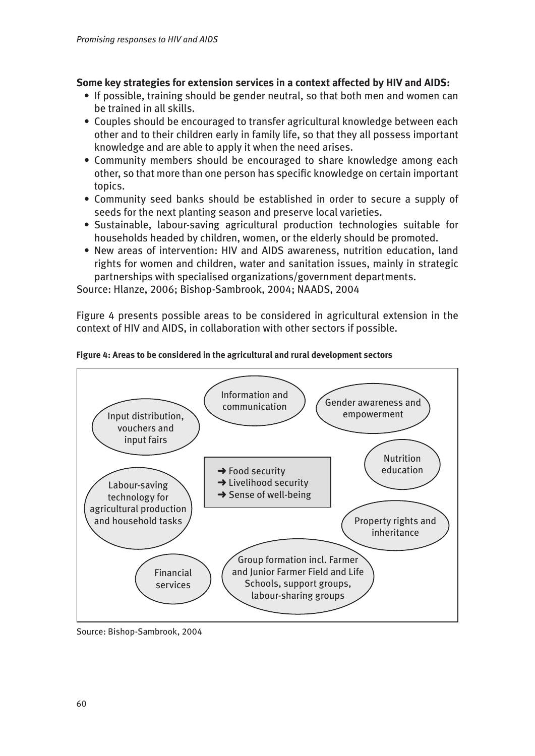**Some key strategies for extension services in a context affected by HIV and AIDS:**

- If possible, training should be gender neutral, so that both men and women can be trained in all skills.
- Couples should be encouraged to transfer agricultural knowledge between each other and to their children early in family life, so that they all possess important knowledge and are able to apply it when the need arises.
- Community members should be encouraged to share knowledge among each other, so that more than one person has specific knowledge on certain important topics.
- Community seed banks should be established in order to secure a supply of seeds for the next planting season and preserve local varieties.
- Sustainable, labour-saving agricultural production technologies suitable for households headed by children, women, or the elderly should be promoted.
- New areas of intervention: HIV and AIDS awareness, nutrition education, land rights for women and children, water and sanitation issues, mainly in strategic partnerships with specialised organizations/government departments.

Source: Hlanze, 2006; Bishop-Sambrook, 2004; NAADS, 2004

Figure 4 presents possible areas to be considered in agricultural extension in the context of HIV and AIDS, in collaboration with other sectors if possible.

**Figure 4: Areas to be considered in the agricultural and rural development sectors**

- Information and communication
- Gender awareness and empowerment
- Input distribution, vouchers and input fairs
- Nutrition education
- Labour-saving technology for agricultural production and household tasks
- Property rights and inheritance
- Financial services
- Group formation incl. Farmer and Junior Farmer Field and Life Schools, support groups, labour-sharing groups

➜ Food security
➜ Livelihood security
➜ Sense of well-being

Source: Bishop-Sambrook, 2004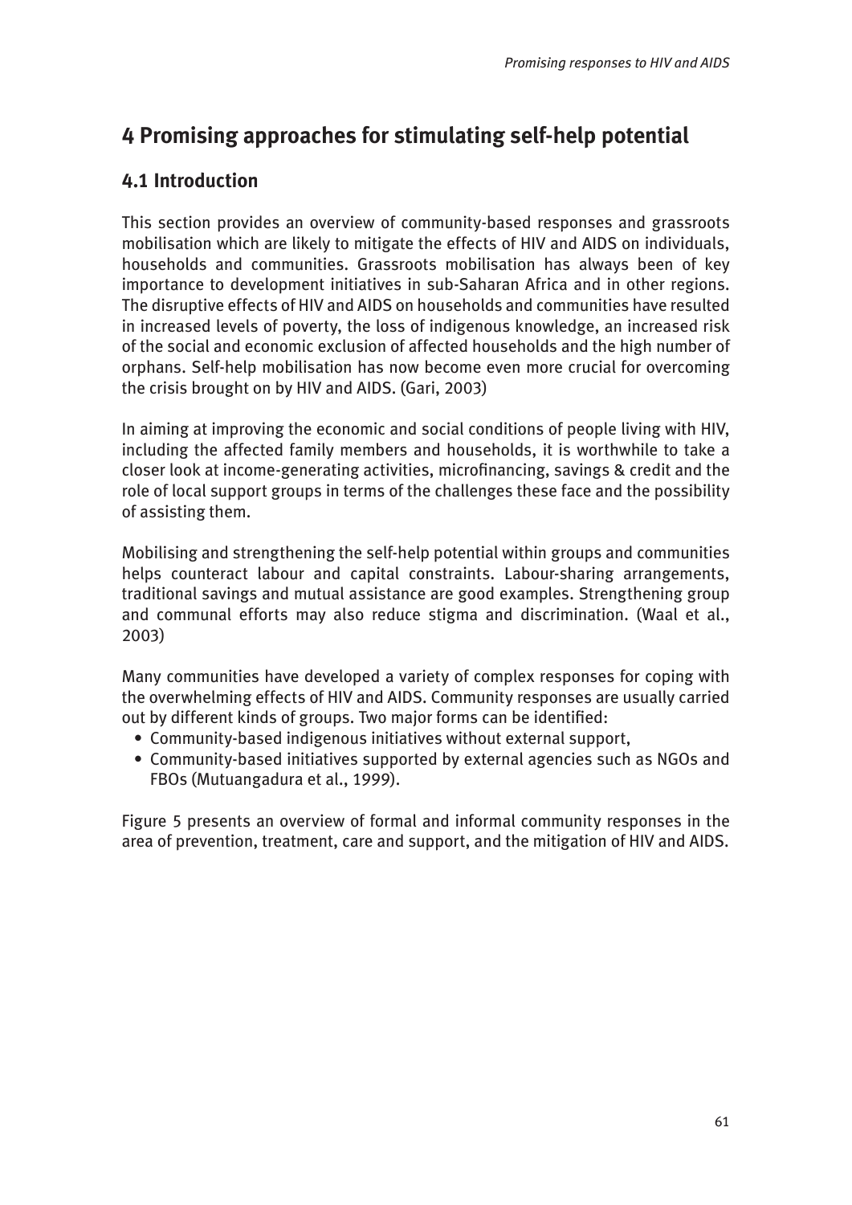# 4 Promising approaches for stimulating self-help potential

## 4.1 Introduction

This section provides an overview of community-based responses and grassroots mobilisation which are likely to mitigate the effects of HIV and AIDS on individuals, households and communities. Grassroots mobilisation has always been of key importance to development initiatives in sub-Saharan Africa and in other regions. The disruptive effects of HIV and AIDS on households and communities have resulted in increased levels of poverty, the loss of indigenous knowledge, an increased risk of the social and economic exclusion of affected households and the high number of orphans. Self-help mobilisation has now become even more crucial for overcoming the crisis brought on by HIV and AIDS. (Gari, 2003)

In aiming at improving the economic and social conditions of people living with HIV, including the affected family members and households, it is worthwhile to take a closer look at income-generating activities, microfinancing, savings & credit and the role of local support groups in terms of the challenges these face and the possibility of assisting them.

Mobilising and strengthening the self-help potential within groups and communities helps counteract labour and capital constraints. Labour-sharing arrangements, traditional savings and mutual assistance are good examples. Strengthening group and communal efforts may also reduce stigma and discrimination. (Waal et al., 2003)

Many communities have developed a variety of complex responses for coping with the overwhelming effects of HIV and AIDS. Community responses are usually carried out by different kinds of groups. Two major forms can be identified:

- Community-based indigenous initiatives without external support,
- Community-based initiatives supported by external agencies such as NGOs and FBOs (Mutuangadura et al., 1999).

Figure 5 presents an overview of formal and informal community responses in the area of prevention, treatment, care and support, and the mitigation of HIV and AIDS.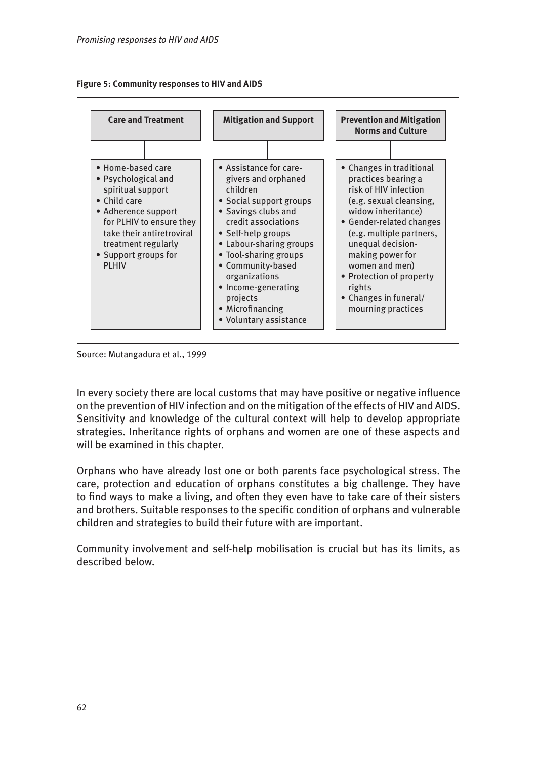**Figure 5: Community responses to HIV and AIDS**

| Care and Treatment | Mitigation and Support | Prevention and Mitigation Norms and Culture |
| --- | --- | --- |
| • Home-based care<br>• Psychological and spiritual support<br>• Child care<br>• Adherence support for PLHIV to ensure they take their antiretroviral treatment regularly<br>• Support groups for PLHIV | • Assistance for care-givers and orphaned children<br>• Social support groups<br>• Savings clubs and credit associations<br>• Self-help groups<br>• Labour-sharing groups<br>• Tool-sharing groups<br>• Community-based organizations<br>• Income-generating projects<br>• Microfinancing<br>• Voluntary assistance | • Changes in traditional practices bearing a risk of HIV infection (e.g. sexual cleansing, widow inheritance)<br>• Gender-related changes (e.g. multiple partners, unequal decision-making power for women and men)<br>• Protection of property rights<br>• Changes in funeral/ mourning practices |

Source: Mutangadura et al., 1999

In every society there are local customs that may have positive or negative influence on the prevention of HIV infection and on the mitigation of the effects of HIV and AIDS. Sensitivity and knowledge of the cultural context will help to develop appropriate strategies. Inheritance rights of orphans and women are one of these aspects and will be examined in this chapter.

Orphans who have already lost one or both parents face psychological stress. The care, protection and education of orphans constitutes a big challenge. They have to find ways to make a living, and often they even have to take care of their sisters and brothers. Suitable responses to the specific condition of orphans and vulnerable children and strategies to build their future with are important.

Community involvement and self-help mobilisation is crucial but has its limits, as described below.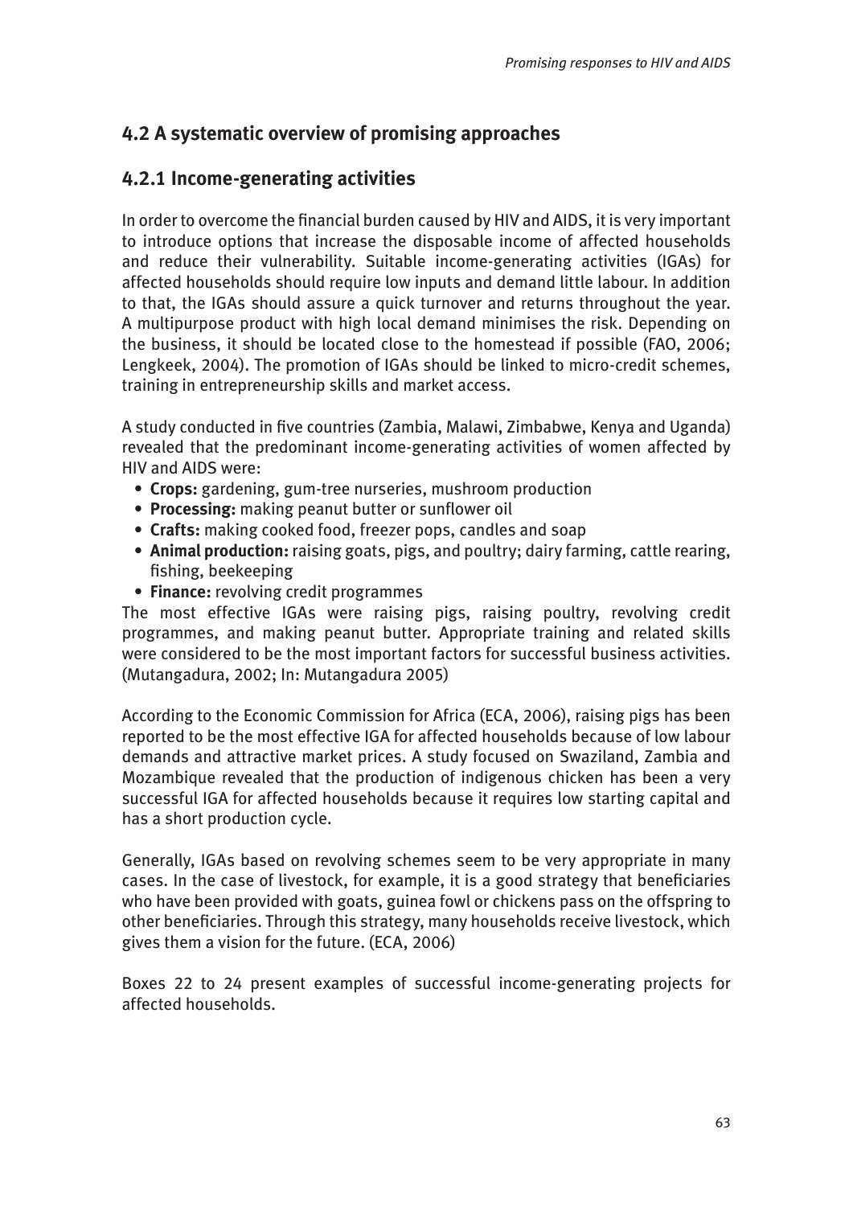## 4.2 A systematic overview of promising approaches

### 4.2.1 Income-generating activities

In order to overcome the financial burden caused by HIV and AIDS, it is very important to introduce options that increase the disposable income of affected households and reduce their vulnerability. Suitable income-generating activities (IGAs) for affected households should require low inputs and demand little labour. In addition to that, the IGAs should assure a quick turnover and returns throughout the year. A multipurpose product with high local demand minimises the risk. Depending on the business, it should be located close to the homestead if possible (FAO, 2006; Lengkeek, 2004). The promotion of IGAs should be linked to micro-credit schemes, training in entrepreneurship skills and market access.

A study conducted in five countries (Zambia, Malawi, Zimbabwe, Kenya and Uganda) revealed that the predominant income-generating activities of women affected by HIV and AIDS were:

- **Crops:** gardening, gum-tree nurseries, mushroom production
- **Processing:** making peanut butter or sunflower oil
- **Crafts:** making cooked food, freezer pops, candles and soap
- **Animal production:** raising goats, pigs, and poultry; dairy farming, cattle rearing, fishing, beekeeping
- **Finance:** revolving credit programmes

The most effective IGAs were raising pigs, raising poultry, revolving credit programmes, and making peanut butter. Appropriate training and related skills were considered to be the most important factors for successful business activities. (Mutangadura, 2002; In: Mutangadura 2005)

According to the Economic Commission for Africa (ECA, 2006), raising pigs has been reported to be the most effective IGA for affected households because of low labour demands and attractive market prices. A study focused on Swaziland, Zambia and Mozambique revealed that the production of indigenous chicken has been a very successful IGA for affected households because it requires low starting capital and has a short production cycle.

Generally, IGAs based on revolving schemes seem to be very appropriate in many cases. In the case of livestock, for example, it is a good strategy that beneficiaries who have been provided with goats, guinea fowl or chickens pass on the offspring to other beneficiaries. Through this strategy, many households receive livestock, which gives them a vision for the future. (ECA, 2006)

Boxes 22 to 24 present examples of successful income-generating projects for affected households.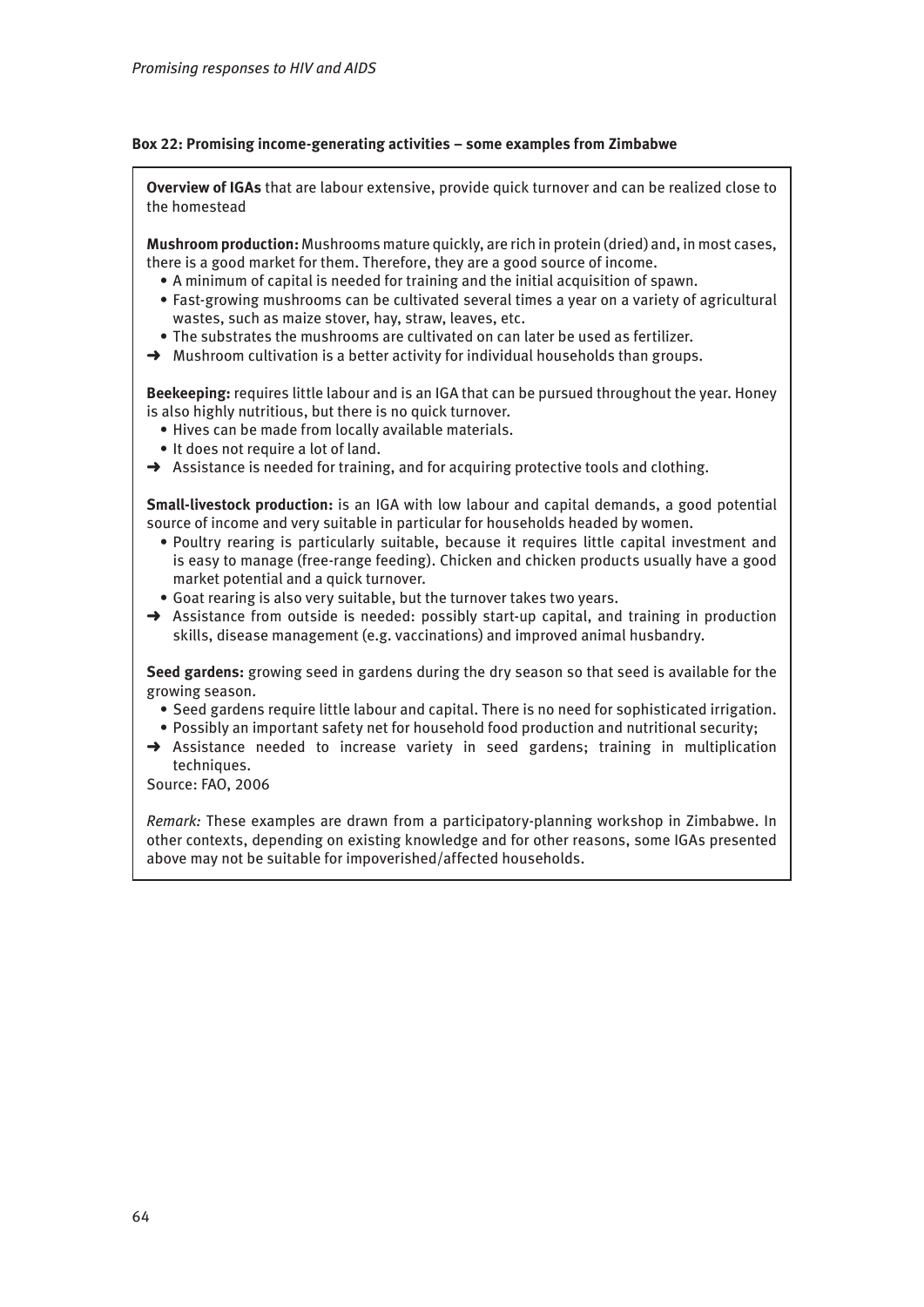**Box 22: Promising income-generating activities – some examples from Zimbabwe**

**Overview of IGAs** that are labour extensive, provide quick turnover and can be realized close to the homestead

**Mushroom production:** Mushrooms mature quickly, are rich in protein (dried) and, in most cases, there is a good market for them. Therefore, they are a good source of income.

- A minimum of capital is needed for training and the initial acquisition of spawn.
- Fast-growing mushrooms can be cultivated several times a year on a variety of agricultural wastes, such as maize stover, hay, straw, leaves, etc.
- The substrates the mushrooms are cultivated on can later be used as fertilizer.

➜ Mushroom cultivation is a better activity for individual households than groups.

**Beekeeping:** requires little labour and is an IGA that can be pursued throughout the year. Honey is also highly nutritious, but there is no quick turnover.

- Hives can be made from locally available materials.
- It does not require a lot of land.

➜ Assistance is needed for training, and for acquiring protective tools and clothing.

**Small-livestock production:** is an IGA with low labour and capital demands, a good potential source of income and very suitable in particular for households headed by women.

- Poultry rearing is particularly suitable, because it requires little capital investment and is easy to manage (free-range feeding). Chicken and chicken products usually have a good market potential and a quick turnover.
- Goat rearing is also very suitable, but the turnover takes two years.

➜ Assistance from outside is needed: possibly start-up capital, and training in production skills, disease management (e.g. vaccinations) and improved animal husbandry.

**Seed gardens:** growing seed in gardens during the dry season so that seed is available for the growing season.

- Seed gardens require little labour and capital. There is no need for sophisticated irrigation.
- Possibly an important safety net for household food production and nutritional security;

➜ Assistance needed to increase variety in seed gardens; training in multiplication techniques.

Source: FAO, 2006

*Remark:* These examples are drawn from a participatory-planning workshop in Zimbabwe. In other contexts, depending on existing knowledge and for other reasons, some IGAs presented above may not be suitable for impoverished/affected households.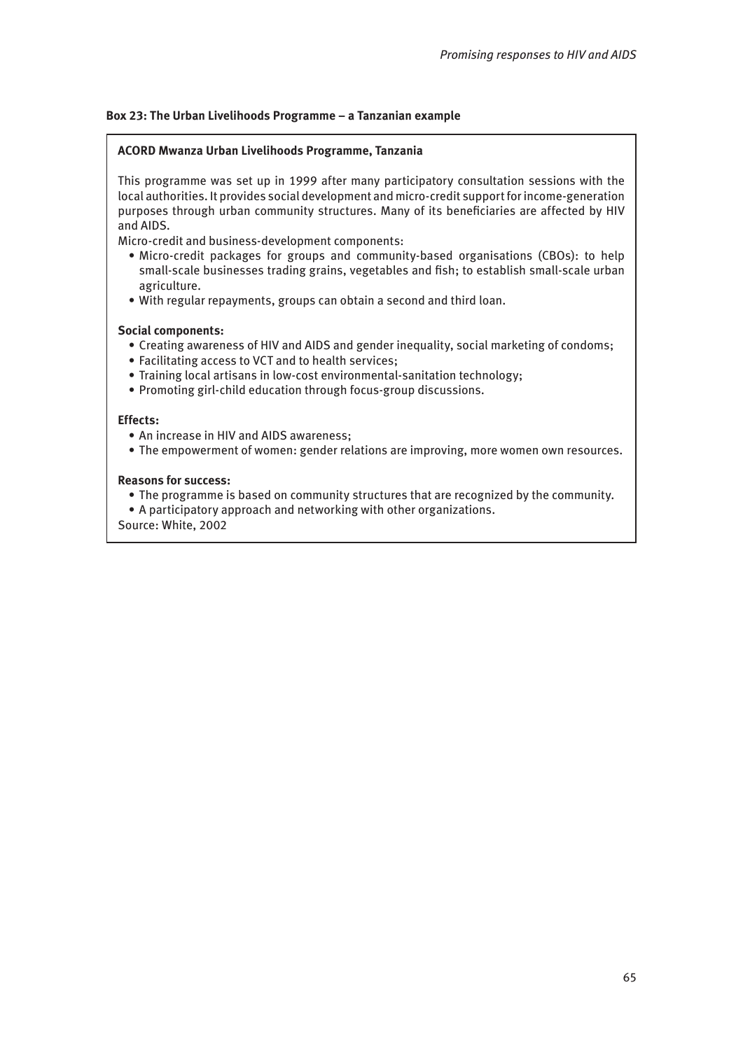**Box 23: The Urban Livelihoods Programme – a Tanzanian example**

**ACORD Mwanza Urban Livelihoods Programme, Tanzania**

This programme was set up in 1999 after many participatory consultation sessions with the local authorities. It provides social development and micro-credit support for income-generation purposes through urban community structures. Many of its beneficiaries are affected by HIV and AIDS.

Micro-credit and business-development components:

- Micro-credit packages for groups and community-based organisations (CBOs): to help small-scale businesses trading grains, vegetables and fish; to establish small-scale urban agriculture.
- With regular repayments, groups can obtain a second and third loan.

**Social components:**

- Creating awareness of HIV and AIDS and gender inequality, social marketing of condoms;
- Facilitating access to VCT and to health services;
- Training local artisans in low-cost environmental-sanitation technology;
- Promoting girl-child education through focus-group discussions.

**Effects:**

- An increase in HIV and AIDS awareness;
- The empowerment of women: gender relations are improving, more women own resources.

**Reasons for success:**

- The programme is based on community structures that are recognized by the community.
- A participatory approach and networking with other organizations.

Source: White, 2002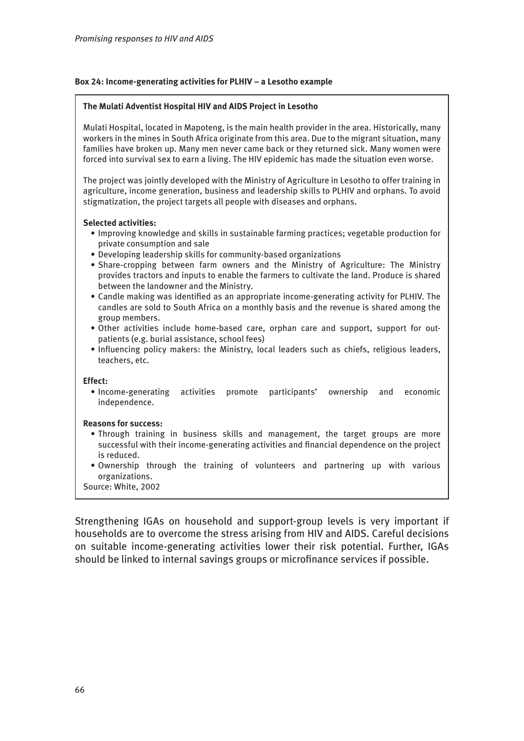**Box 24: Income-generating activities for PLHIV – a Lesotho example**

**The Mulati Adventist Hospital HIV and AIDS Project in Lesotho**

Mulati Hospital, located in Mapoteng, is the main health provider in the area. Historically, many workers in the mines in South Africa originate from this area. Due to the migrant situation, many families have broken up. Many men never came back or they returned sick. Many women were forced into survival sex to earn a living. The HIV epidemic has made the situation even worse.

The project was jointly developed with the Ministry of Agriculture in Lesotho to offer training in agriculture, income generation, business and leadership skills to PLHIV and orphans. To avoid stigmatization, the project targets all people with diseases and orphans.

**Selected activities:**

- Improving knowledge and skills in sustainable farming practices; vegetable production for private consumption and sale
- Developing leadership skills for community-based organizations
- Share-cropping between farm owners and the Ministry of Agriculture: The Ministry provides tractors and inputs to enable the farmers to cultivate the land. Produce is shared between the landowner and the Ministry.
- Candle making was identified as an appropriate income-generating activity for PLHIV. The candles are sold to South Africa on a monthly basis and the revenue is shared among the group members.
- Other activities include home-based care, orphan care and support, support for out-patients (e.g. burial assistance, school fees)
- Influencing policy makers: the Ministry, local leaders such as chiefs, religious leaders, teachers, etc.

**Effect:**

- Income-generating activities promote participants' ownership and economic independence.

**Reasons for success:**

- Through training in business skills and management, the target groups are more successful with their income-generating activities and financial dependence on the project is reduced.
- Ownership through the training of volunteers and partnering up with various organizations.

Source: White, 2002

Strengthening IGAs on household and support-group levels is very important if households are to overcome the stress arising from HIV and AIDS. Careful decisions on suitable income-generating activities lower their risk potential. Further, IGAs should be linked to internal savings groups or microfinance services if possible.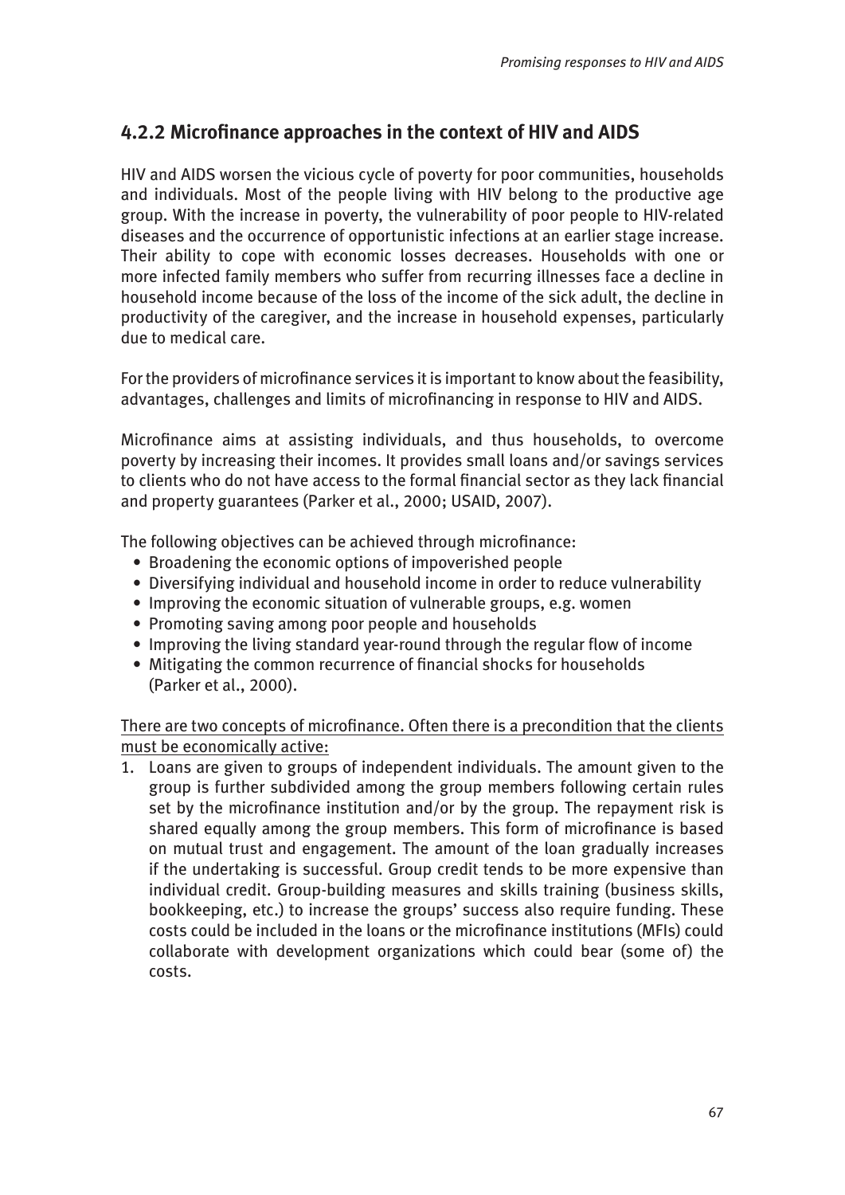### 4.2.2 Microfinance approaches in the context of HIV and AIDS

HIV and AIDS worsen the vicious cycle of poverty for poor communities, households and individuals. Most of the people living with HIV belong to the productive age group. With the increase in poverty, the vulnerability of poor people to HIV-related diseases and the occurrence of opportunistic infections at an earlier stage increase. Their ability to cope with economic losses decreases. Households with one or more infected family members who suffer from recurring illnesses face a decline in household income because of the loss of the income of the sick adult, the decline in productivity of the caregiver, and the increase in household expenses, particularly due to medical care.

For the providers of microfinance services it is important to know about the feasibility, advantages, challenges and limits of microfinancing in response to HIV and AIDS.

Microfinance aims at assisting individuals, and thus households, to overcome poverty by increasing their incomes. It provides small loans and/or savings services to clients who do not have access to the formal financial sector as they lack financial and property guarantees (Parker et al., 2000; USAID, 2007).

The following objectives can be achieved through microfinance:

- Broadening the economic options of impoverished people
- Diversifying individual and household income in order to reduce vulnerability
- Improving the economic situation of vulnerable groups, e.g. women
- Promoting saving among poor people and households
- Improving the living standard year-round through the regular flow of income
- Mitigating the common recurrence of financial shocks for households (Parker et al., 2000).

<u>There are two concepts of microfinance. Often there is a precondition that the clients must be economically active:</u>

1. Loans are given to groups of independent individuals. The amount given to the group is further subdivided among the group members following certain rules set by the microfinance institution and/or by the group. The repayment risk is shared equally among the group members. This form of microfinance is based on mutual trust and engagement. The amount of the loan gradually increases if the undertaking is successful. Group credit tends to be more expensive than individual credit. Group-building measures and skills training (business skills, bookkeeping, etc.) to increase the groups' success also require funding. These costs could be included in the loans or the microfinance institutions (MFIs) could collaborate with development organizations which could bear (some of) the costs.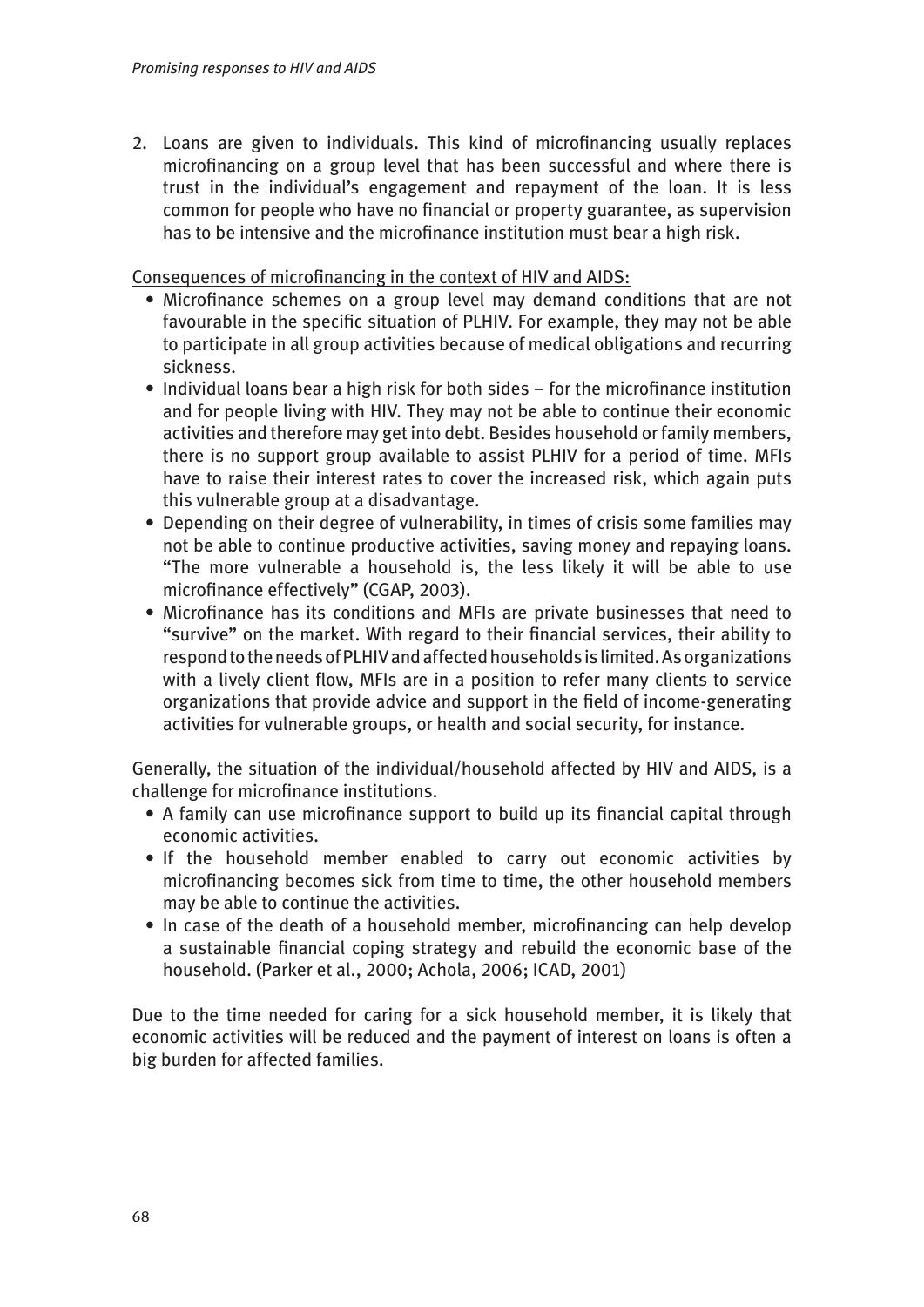2. Loans are given to individuals. This kind of microfinancing usually replaces microfinancing on a group level that has been successful and where there is trust in the individual's engagement and repayment of the loan. It is less common for people who have no financial or property guarantee, as supervision has to be intensive and the microfinance institution must bear a high risk.

Consequences of microfinancing in the context of HIV and AIDS:

- Microfinance schemes on a group level may demand conditions that are not favourable in the specific situation of PLHIV. For example, they may not be able to participate in all group activities because of medical obligations and recurring sickness.
- Individual loans bear a high risk for both sides – for the microfinance institution and for people living with HIV. They may not be able to continue their economic activities and therefore may get into debt. Besides household or family members, there is no support group available to assist PLHIV for a period of time. MFIs have to raise their interest rates to cover the increased risk, which again puts this vulnerable group at a disadvantage.
- Depending on their degree of vulnerability, in times of crisis some families may not be able to continue productive activities, saving money and repaying loans. "The more vulnerable a household is, the less likely it will be able to use microfinance effectively" (CGAP, 2003).
- Microfinance has its conditions and MFIs are private businesses that need to "survive" on the market. With regard to their financial services, their ability to respond to the needs of PLHIV and affected households is limited. As organizations with a lively client flow, MFIs are in a position to refer many clients to service organizations that provide advice and support in the field of income-generating activities for vulnerable groups, or health and social security, for instance.

Generally, the situation of the individual/household affected by HIV and AIDS, is a challenge for microfinance institutions.

- A family can use microfinance support to build up its financial capital through economic activities.
- If the household member enabled to carry out economic activities by microfinancing becomes sick from time to time, the other household members may be able to continue the activities.
- In case of the death of a household member, microfinancing can help develop a sustainable financial coping strategy and rebuild the economic base of the household. (Parker et al., 2000; Achola, 2006; ICAD, 2001)

Due to the time needed for caring for a sick household member, it is likely that economic activities will be reduced and the payment of interest on loans is often a big burden for affected families.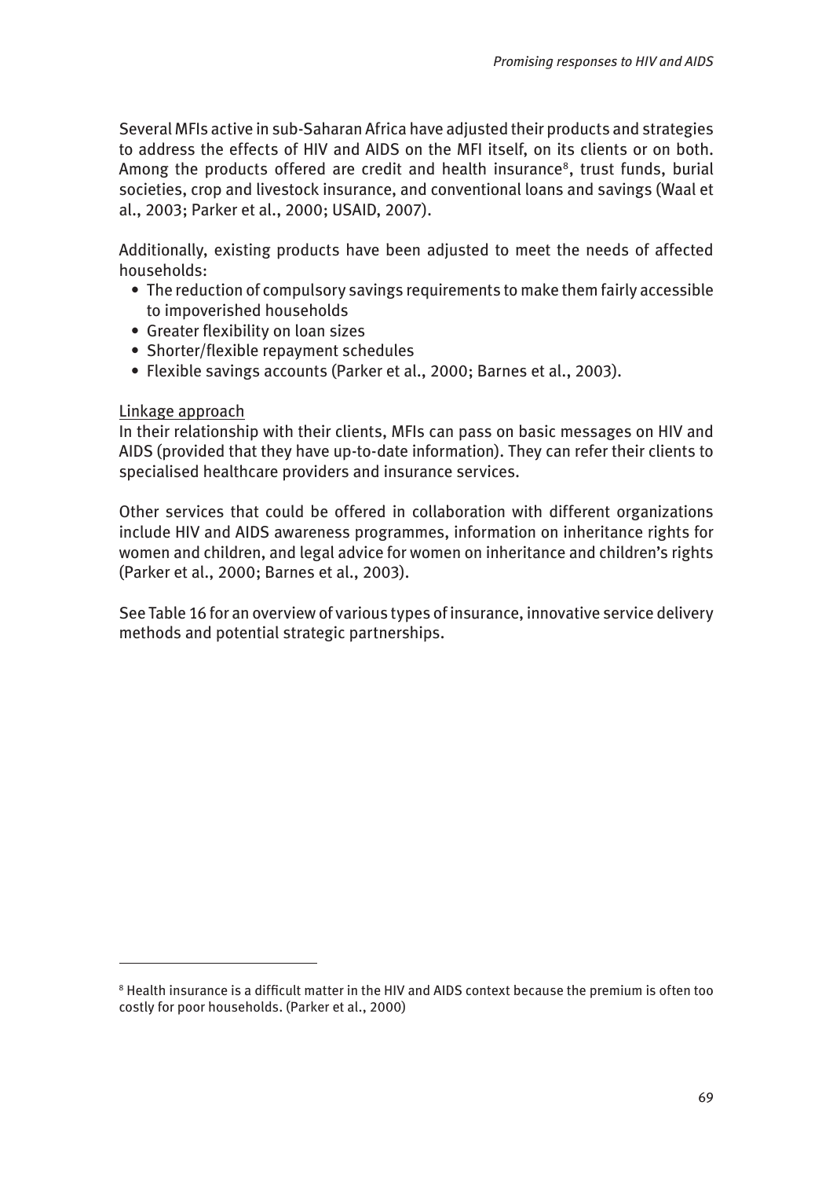Several MFIs active in sub-Saharan Africa have adjusted their products and strategies to address the effects of HIV and AIDS on the MFI itself, on its clients or on both. Among the products offered are credit and health insurance[8], trust funds, burial societies, crop and livestock insurance, and conventional loans and savings (Waal et al., 2003; Parker et al., 2000; USAID, 2007).

Additionally, existing products have been adjusted to meet the needs of affected households:

- The reduction of compulsory savings requirements to make them fairly accessible to impoverished households
- Greater flexibility on loan sizes
- Shorter/flexible repayment schedules
- Flexible savings accounts (Parker et al., 2000; Barnes et al., 2003).

Linkage approach

In their relationship with their clients, MFIs can pass on basic messages on HIV and AIDS (provided that they have up-to-date information). They can refer their clients to specialised healthcare providers and insurance services.

Other services that could be offered in collaboration with different organizations include HIV and AIDS awareness programmes, information on inheritance rights for women and children, and legal advice for women on inheritance and children's rights (Parker et al., 2000; Barnes et al., 2003).

See Table 16 for an overview of various types of insurance, innovative service delivery methods and potential strategic partnerships.

---

[8] Health insurance is a difficult matter in the HIV and AIDS context because the premium is often too costly for poor households. (Parker et al., 2000)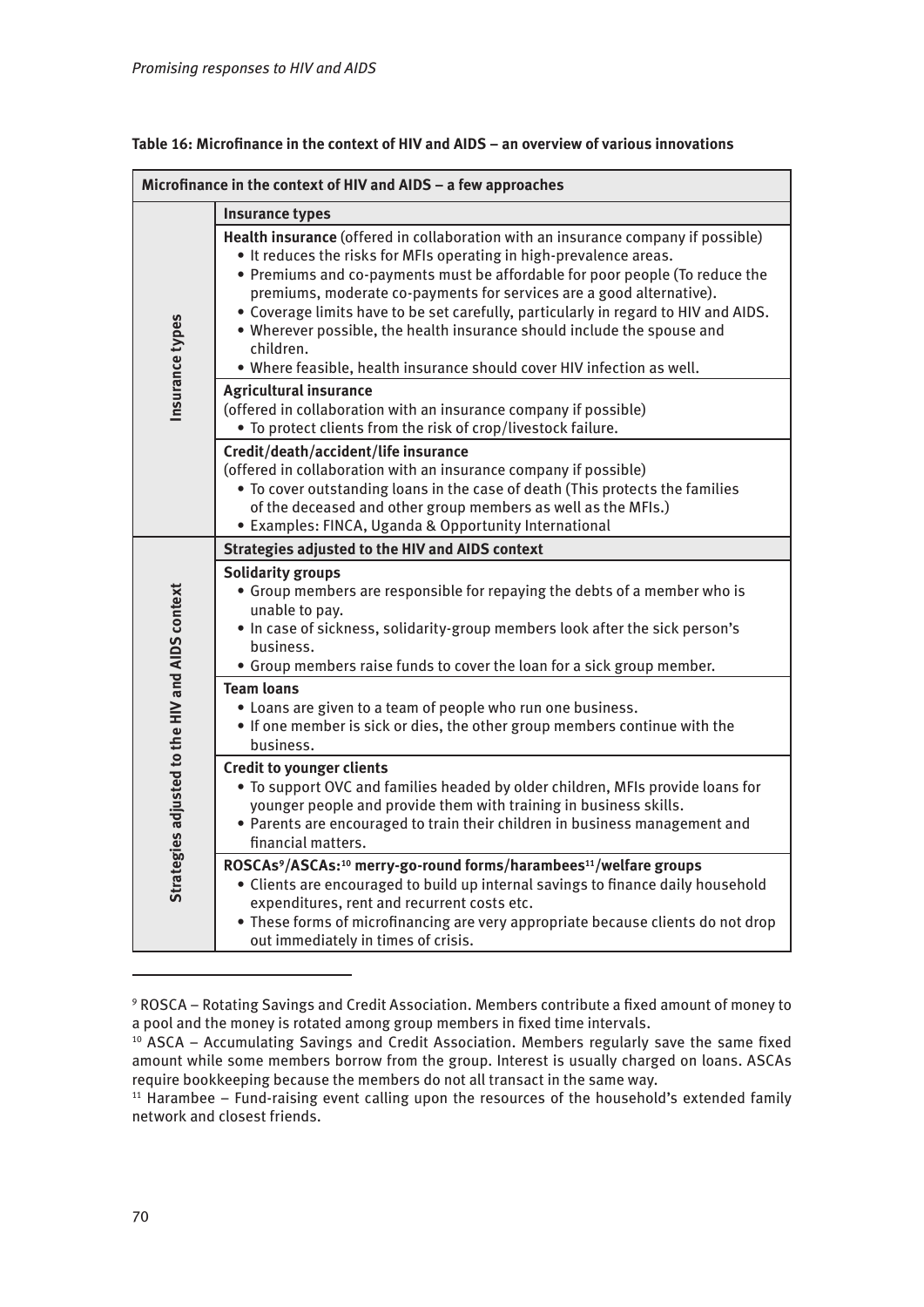**Table 16: Microfinance in the context of HIV and AIDS – an overview of various innovations**

| Microfinance in the context of HIV and AIDS – a few approaches | |
|---|---|
| **Insurance types** | **Insurance types** |
| | **Health insurance** (offered in collaboration with an insurance company if possible)<br>• It reduces the risks for MFIs operating in high-prevalence areas.<br>• Premiums and co-payments must be affordable for poor people (To reduce the premiums, moderate co-payments for services are a good alternative).<br>• Coverage limits have to be set carefully, particularly in regard to HIV and AIDS.<br>• Wherever possible, the health insurance should include the spouse and children.<br>• Where feasible, health insurance should cover HIV infection as well. |
| | **Agricultural insurance**<br>(offered in collaboration with an insurance company if possible)<br>• To protect clients from the risk of crop/livestock failure. |
| | **Credit/death/accident/life insurance**<br>(offered in collaboration with an insurance company if possible)<br>• To cover outstanding loans in the case of death (This protects the families of the deceased and other group members as well as the MFIs.)<br>• Examples: FINCA, Uganda & Opportunity International |
| **Strategies adjusted to the HIV and AIDS context** | **Strategies adjusted to the HIV and AIDS context** |
| | **Solidarity groups**<br>• Group members are responsible for repaying the debts of a member who is unable to pay.<br>• In case of sickness, solidarity-group members look after the sick person's business.<br>• Group members raise funds to cover the loan for a sick group member. |
| | **Team loans**<br>• Loans are given to a team of people who run one business.<br>• If one member is sick or dies, the other group members continue with the business. |
| | **Credit to younger clients**<br>• To support OVC and families headed by older children, MFIs provide loans for younger people and provide them with training in business skills.<br>• Parents are encouraged to train their children in business management and financial matters. |
| | **ROSCAs[9]/ASCAs:[10] merry-go-round forms/harambees[11]/welfare groups**<br>• Clients are encouraged to build up internal savings to finance daily household expenditures, rent and recurrent costs etc.<br>• These forms of microfinancing are very appropriate because clients do not drop out immediately in times of crisis. |

[9] ROSCA – Rotating Savings and Credit Association. Members contribute a fixed amount of money to a pool and the money is rotated among group members in fixed time intervals.

[10] ASCA – Accumulating Savings and Credit Association. Members regularly save the same fixed amount while some members borrow from the group. Interest is usually charged on loans. ASCAs require bookkeeping because the members do not all transact in the same way.

[11] Harambee – Fund-raising event calling upon the resources of the household's extended family network and closest friends.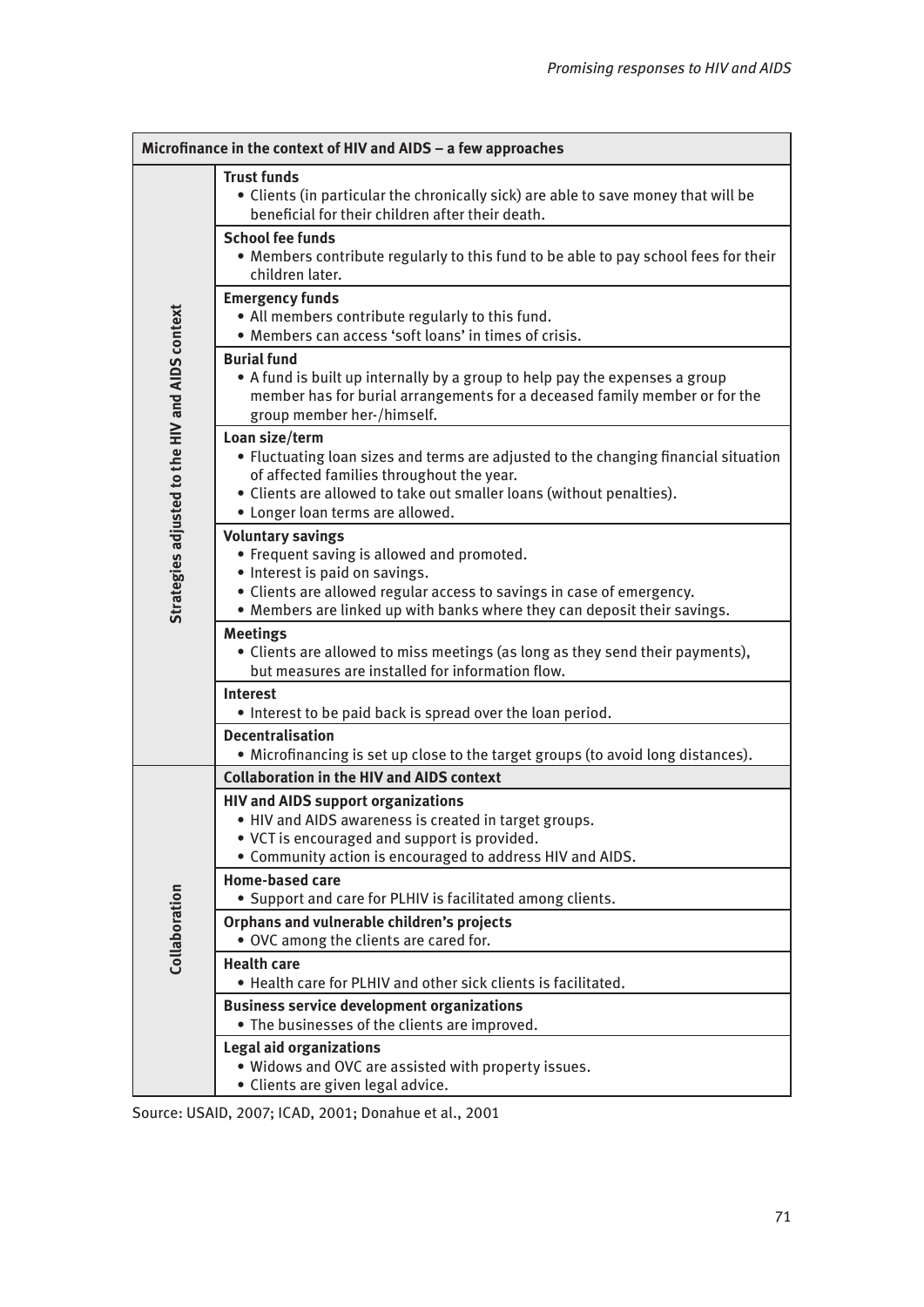| Microfinance in the context of HIV and AIDS – a few approaches | |
|---|---|
| **Strategies adjusted to the HIV and AIDS context** | **Trust funds**<br>• Clients (in particular the chronically sick) are able to save money that will be beneficial for their children after their death. |
| | **School fee funds**<br>• Members contribute regularly to this fund to be able to pay school fees for their children later. |
| | **Emergency funds**<br>• All members contribute regularly to this fund.<br>• Members can access 'soft loans' in times of crisis. |
| | **Burial fund**<br>• A fund is built up internally by a group to help pay the expenses a group member has for burial arrangements for a deceased family member or for the group member her-/himself. |
| | **Loan size/term**<br>• Fluctuating loan sizes and terms are adjusted to the changing financial situation of affected families throughout the year.<br>• Clients are allowed to take out smaller loans (without penalties).<br>• Longer loan terms are allowed. |
| | **Voluntary savings**<br>• Frequent saving is allowed and promoted.<br>• Interest is paid on savings.<br>• Clients are allowed regular access to savings in case of emergency.<br>• Members are linked up with banks where they can deposit their savings. |
| | **Meetings**<br>• Clients are allowed to miss meetings (as long as they send their payments), but measures are installed for information flow. |
| | **Interest**<br>• Interest to be paid back is spread over the loan period. |
| | **Decentralisation**<br>• Microfinancing is set up close to the target groups (to avoid long distances). |
| **Collaboration** | **Collaboration in the HIV and AIDS context** |
| | **HIV and AIDS support organizations**<br>• HIV and AIDS awareness is created in target groups.<br>• VCT is encouraged and support is provided.<br>• Community action is encouraged to address HIV and AIDS. |
| | **Home-based care**<br>• Support and care for PLHIV is facilitated among clients. |
| | **Orphans and vulnerable children's projects**<br>• OVC among the clients are cared for. |
| | **Health care**<br>• Health care for PLHIV and other sick clients is facilitated. |
| | **Business service development organizations**<br>• The businesses of the clients are improved. |
| | **Legal aid organizations**<br>• Widows and OVC are assisted with property issues.<br>• Clients are given legal advice. |

Source: USAID, 2007; ICAD, 2001; Donahue et al., 2001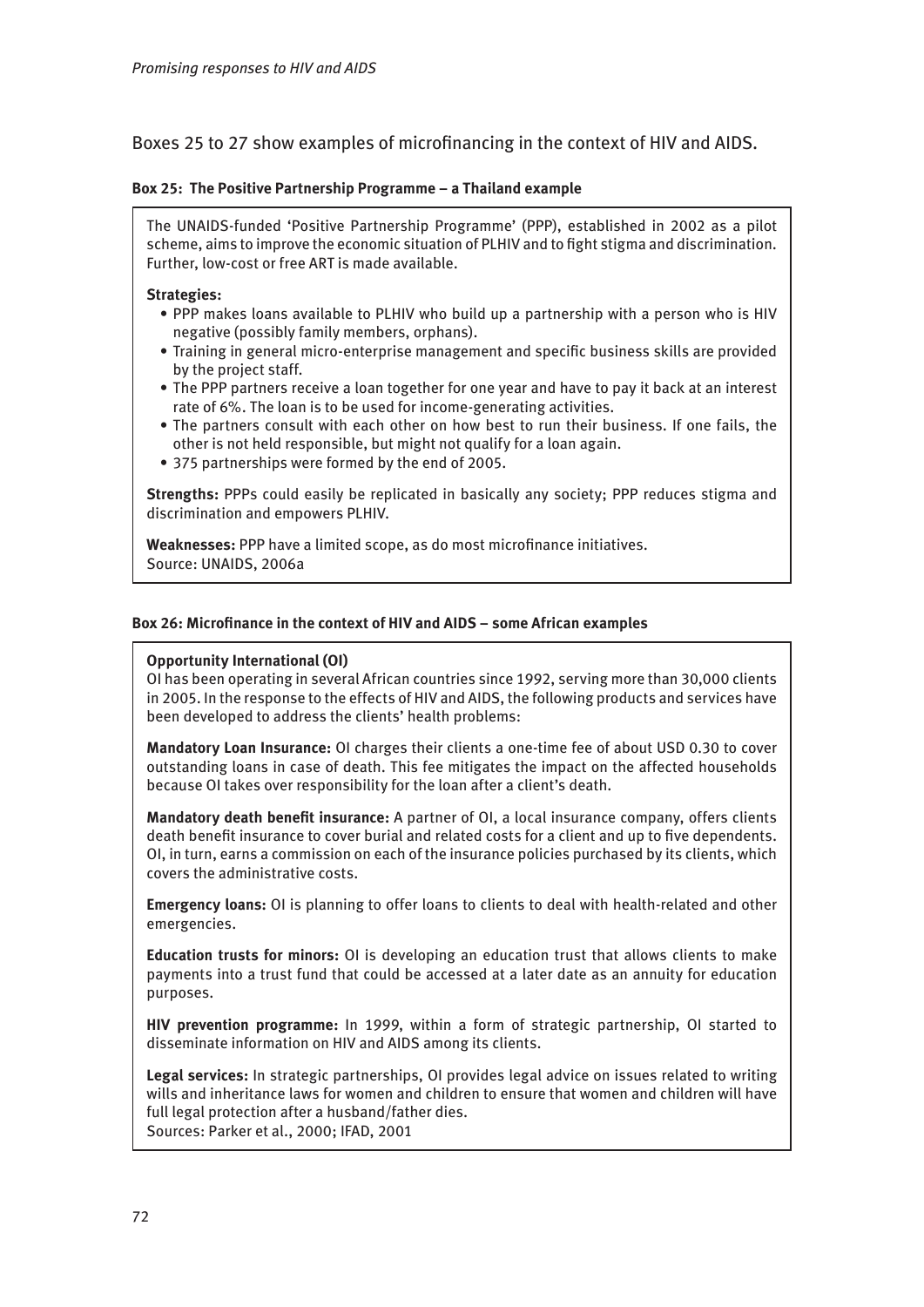Boxes 25 to 27 show examples of microfinancing in the context of HIV and AIDS.

**Box 25: The Positive Partnership Programme – a Thailand example**

The UNAIDS-funded 'Positive Partnership Programme' (PPP), established in 2002 as a pilot scheme, aims to improve the economic situation of PLHIV and to fight stigma and discrimination. Further, low-cost or free ART is made available.

**Strategies:**

- PPP makes loans available to PLHIV who build up a partnership with a person who is HIV negative (possibly family members, orphans).
- Training in general micro-enterprise management and specific business skills are provided by the project staff.
- The PPP partners receive a loan together for one year and have to pay it back at an interest rate of 6%. The loan is to be used for income-generating activities.
- The partners consult with each other on how best to run their business. If one fails, the other is not held responsible, but might not qualify for a loan again.
- 375 partnerships were formed by the end of 2005.

**Strengths:** PPPs could easily be replicated in basically any society; PPP reduces stigma and discrimination and empowers PLHIV.

**Weaknesses:** PPP have a limited scope, as do most microfinance initiatives.
Source: UNAIDS, 2006a

**Box 26: Microfinance in the context of HIV and AIDS – some African examples**

**Opportunity International (OI)**
OI has been operating in several African countries since 1992, serving more than 30,000 clients in 2005. In the response to the effects of HIV and AIDS, the following products and services have been developed to address the clients' health problems:

**Mandatory Loan Insurance:** OI charges their clients a one-time fee of about USD 0.30 to cover outstanding loans in case of death. This fee mitigates the impact on the affected households because OI takes over responsibility for the loan after a client's death.

**Mandatory death benefit insurance:** A partner of OI, a local insurance company, offers clients death benefit insurance to cover burial and related costs for a client and up to five dependents. OI, in turn, earns a commission on each of the insurance policies purchased by its clients, which covers the administrative costs.

**Emergency loans:** OI is planning to offer loans to clients to deal with health-related and other emergencies.

**Education trusts for minors:** OI is developing an education trust that allows clients to make payments into a trust fund that could be accessed at a later date as an annuity for education purposes.

**HIV prevention programme:** In 1999, within a form of strategic partnership, OI started to disseminate information on HIV and AIDS among its clients.

**Legal services:** In strategic partnerships, OI provides legal advice on issues related to writing wills and inheritance laws for women and children to ensure that women and children will have full legal protection after a husband/father dies.
Sources: Parker et al., 2000; IFAD, 2001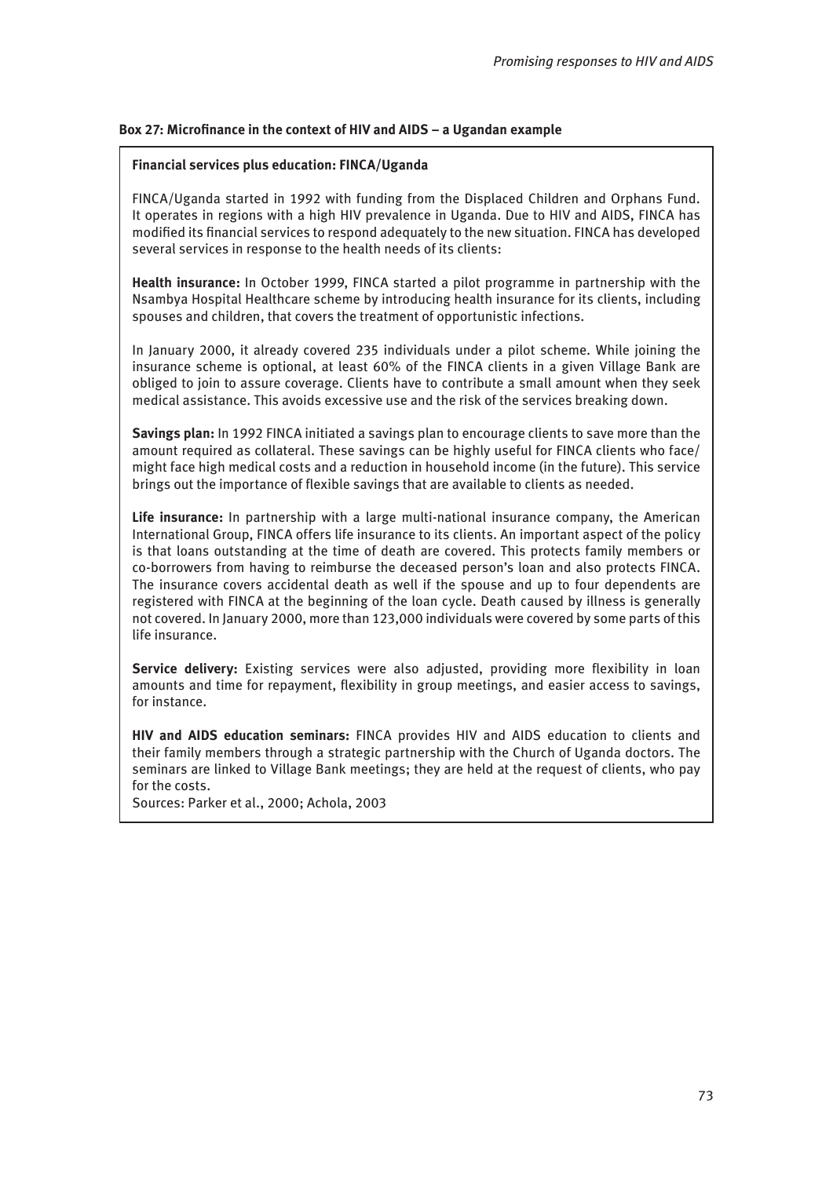**Box 27: Microfinance in the context of HIV and AIDS – a Ugandan example**

**Financial services plus education: FINCA/Uganda**

FINCA/Uganda started in 1992 with funding from the Displaced Children and Orphans Fund. It operates in regions with a high HIV prevalence in Uganda. Due to HIV and AIDS, FINCA has modified its financial services to respond adequately to the new situation. FINCA has developed several services in response to the health needs of its clients:

**Health insurance:** In October 1999, FINCA started a pilot programme in partnership with the Nsambya Hospital Healthcare scheme by introducing health insurance for its clients, including spouses and children, that covers the treatment of opportunistic infections.

In January 2000, it already covered 235 individuals under a pilot scheme. While joining the insurance scheme is optional, at least 60% of the FINCA clients in a given Village Bank are obliged to join to assure coverage. Clients have to contribute a small amount when they seek medical assistance. This avoids excessive use and the risk of the services breaking down.

**Savings plan:** In 1992 FINCA initiated a savings plan to encourage clients to save more than the amount required as collateral. These savings can be highly useful for FINCA clients who face/ might face high medical costs and a reduction in household income (in the future). This service brings out the importance of flexible savings that are available to clients as needed.

**Life insurance:** In partnership with a large multi-national insurance company, the American International Group, FINCA offers life insurance to its clients. An important aspect of the policy is that loans outstanding at the time of death are covered. This protects family members or co-borrowers from having to reimburse the deceased person's loan and also protects FINCA. The insurance covers accidental death as well if the spouse and up to four dependents are registered with FINCA at the beginning of the loan cycle. Death caused by illness is generally not covered. In January 2000, more than 123,000 individuals were covered by some parts of this life insurance.

**Service delivery:** Existing services were also adjusted, providing more flexibility in loan amounts and time for repayment, flexibility in group meetings, and easier access to savings, for instance.

**HIV and AIDS education seminars:** FINCA provides HIV and AIDS education to clients and their family members through a strategic partnership with the Church of Uganda doctors. The seminars are linked to Village Bank meetings; they are held at the request of clients, who pay for the costs.

Sources: Parker et al., 2000; Achola, 2003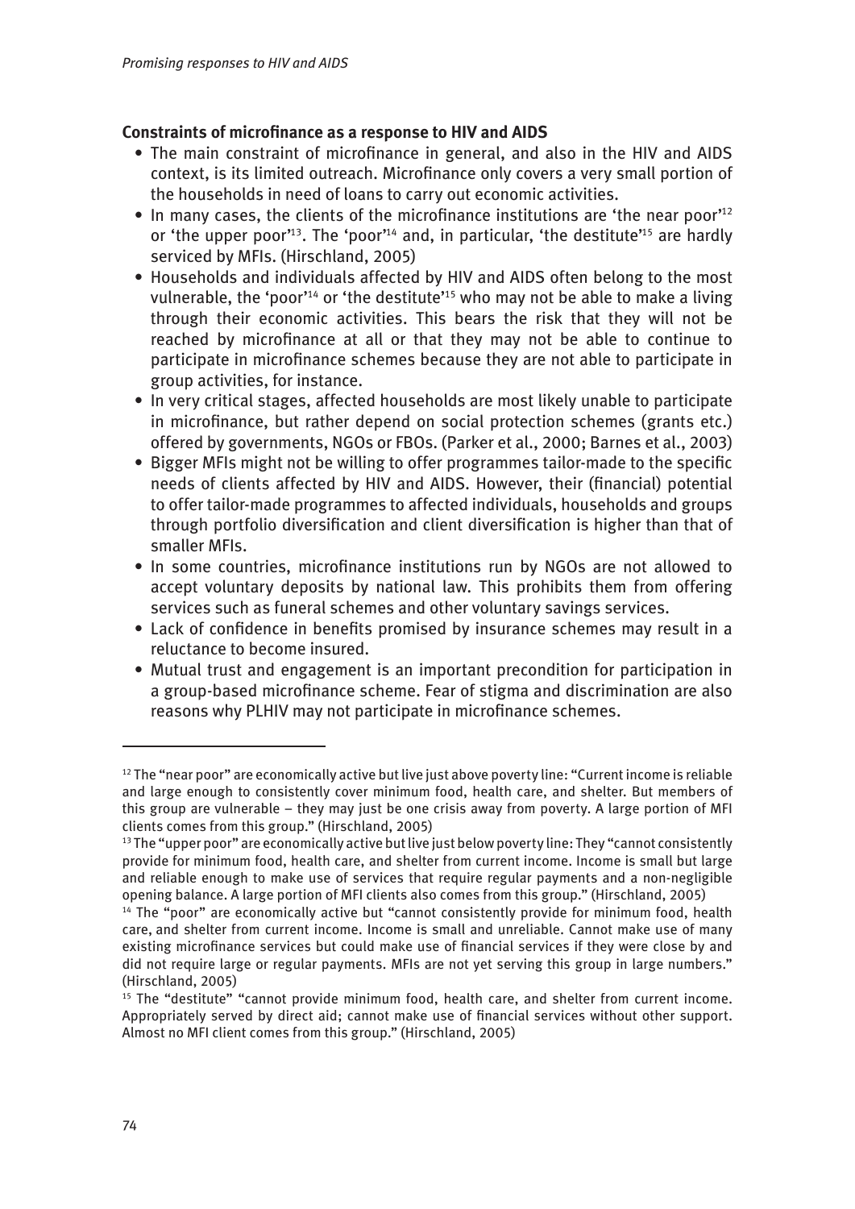### Constraints of microfinance as a response to HIV and AIDS

- The main constraint of microfinance in general, and also in the HIV and AIDS context, is its limited outreach. Microfinance only covers a very small portion of the households in need of loans to carry out economic activities.
- In many cases, the clients of the microfinance institutions are 'the near poor'[12] or 'the upper poor'[13]. The 'poor'[14] and, in particular, 'the destitute'[15] are hardly serviced by MFIs. (Hirschland, 2005)
- Households and individuals affected by HIV and AIDS often belong to the most vulnerable, the 'poor'[14] or 'the destitute'[15] who may not be able to make a living through their economic activities. This bears the risk that they will not be reached by microfinance at all or that they may not be able to continue to participate in microfinance schemes because they are not able to participate in group activities, for instance.
- In very critical stages, affected households are most likely unable to participate in microfinance, but rather depend on social protection schemes (grants etc.) offered by governments, NGOs or FBOs. (Parker et al., 2000; Barnes et al., 2003)
- Bigger MFIs might not be willing to offer programmes tailor-made to the specific needs of clients affected by HIV and AIDS. However, their (financial) potential to offer tailor-made programmes to affected individuals, households and groups through portfolio diversification and client diversification is higher than that of smaller MFIs.
- In some countries, microfinance institutions run by NGOs are not allowed to accept voluntary deposits by national law. This prohibits them from offering services such as funeral schemes and other voluntary savings services.
- Lack of confidence in benefits promised by insurance schemes may result in a reluctance to become insured.
- Mutual trust and engagement is an important precondition for participation in a group-based microfinance scheme. Fear of stigma and discrimination are also reasons why PLHIV may not participate in microfinance schemes.

---

[12] The "near poor" are economically active but live just above poverty line: "Current income is reliable and large enough to consistently cover minimum food, health care, and shelter. But members of this group are vulnerable – they may just be one crisis away from poverty. A large portion of MFI clients comes from this group." (Hirschland, 2005)

[13] The "upper poor" are economically active but live just below poverty line: They "cannot consistently provide for minimum food, health care, and shelter from current income. Income is small but large and reliable enough to make use of services that require regular payments and a non-negligible opening balance. A large portion of MFI clients also comes from this group." (Hirschland, 2005)

[14] The "poor" are economically active but "cannot consistently provide for minimum food, health care, and shelter from current income. Income is small and unreliable. Cannot make use of many existing microfinance services but could make use of financial services if they were close by and did not require large or regular payments. MFIs are not yet serving this group in large numbers." (Hirschland, 2005)

[15] The "destitute" "cannot provide minimum food, health care, and shelter from current income. Appropriately served by direct aid; cannot make use of financial services without other support. Almost no MFI client comes from this group." (Hirschland, 2005)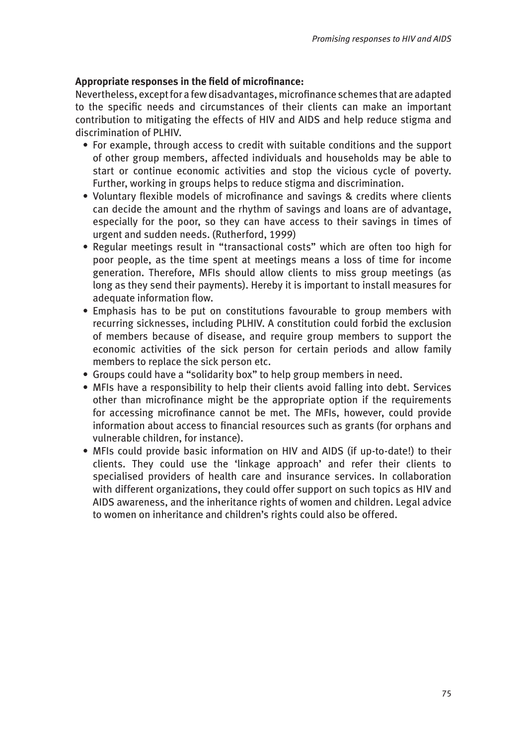**Appropriate responses in the field of microfinance:**

Nevertheless, except for a few disadvantages, microfinance schemes that are adapted to the specific needs and circumstances of their clients can make an important contribution to mitigating the effects of HIV and AIDS and help reduce stigma and discrimination of PLHIV.

- For example, through access to credit with suitable conditions and the support of other group members, affected individuals and households may be able to start or continue economic activities and stop the vicious cycle of poverty. Further, working in groups helps to reduce stigma and discrimination.
- Voluntary flexible models of microfinance and savings & credits where clients can decide the amount and the rhythm of savings and loans are of advantage, especially for the poor, so they can have access to their savings in times of urgent and sudden needs. (Rutherford, 1999)
- Regular meetings result in "transactional costs" which are often too high for poor people, as the time spent at meetings means a loss of time for income generation. Therefore, MFIs should allow clients to miss group meetings (as long as they send their payments). Hereby it is important to install measures for adequate information flow.
- Emphasis has to be put on constitutions favourable to group members with recurring sicknesses, including PLHIV. A constitution could forbid the exclusion of members because of disease, and require group members to support the economic activities of the sick person for certain periods and allow family members to replace the sick person etc.
- Groups could have a "solidarity box" to help group members in need.
- MFIs have a responsibility to help their clients avoid falling into debt. Services other than microfinance might be the appropriate option if the requirements for accessing microfinance cannot be met. The MFIs, however, could provide information about access to financial resources such as grants (for orphans and vulnerable children, for instance).
- MFIs could provide basic information on HIV and AIDS (if up-to-date!) to their clients. They could use the 'linkage approach' and refer their clients to specialised providers of health care and insurance services. In collaboration with different organizations, they could offer support on such topics as HIV and AIDS awareness, and the inheritance rights of women and children. Legal advice to women on inheritance and children's rights could also be offered.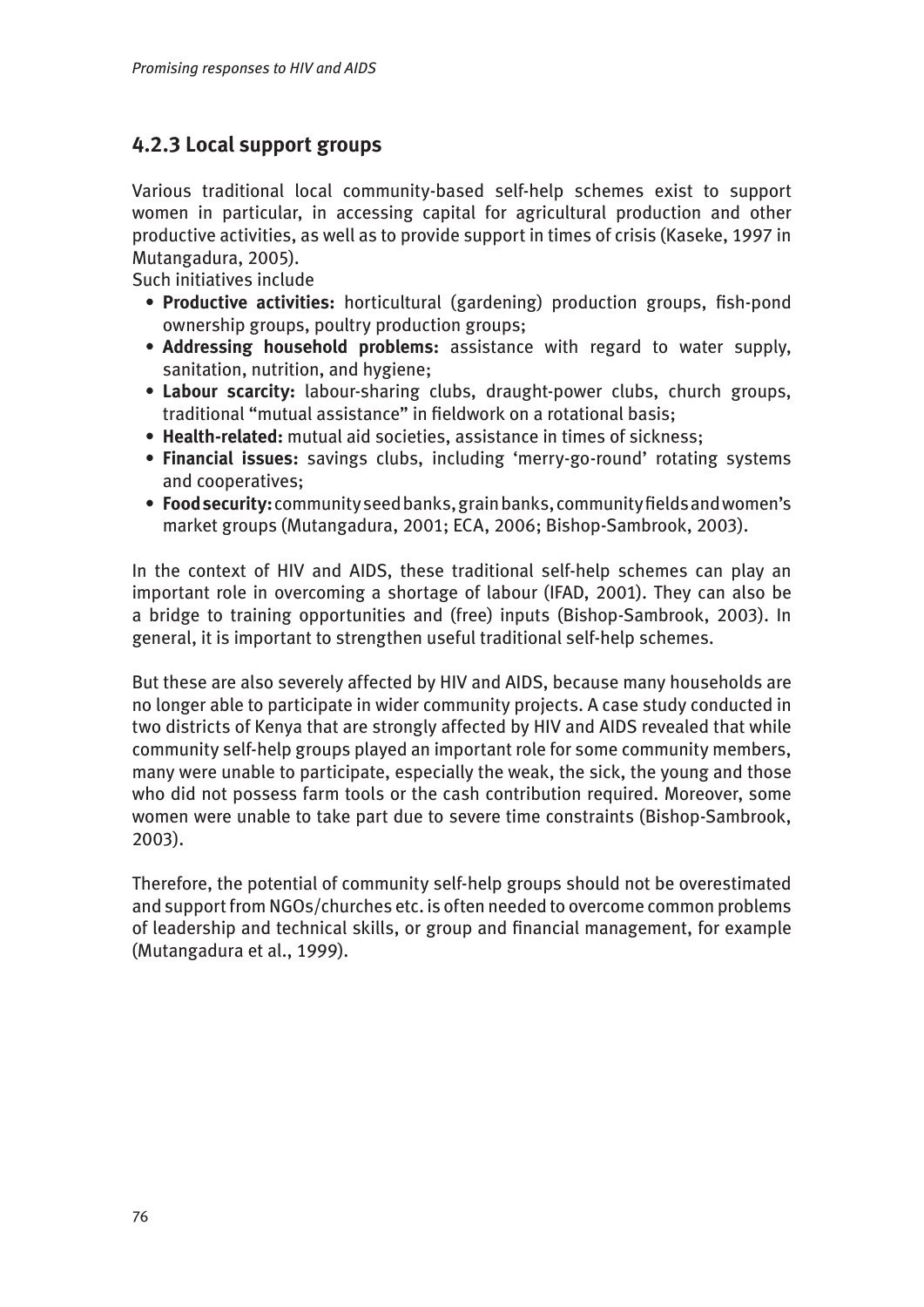### 4.2.3 Local support groups

Various traditional local community-based self-help schemes exist to support women in particular, in accessing capital for agricultural production and other productive activities, as well as to provide support in times of crisis (Kaseke, 1997 in Mutangadura, 2005).

Such initiatives include

- **Productive activities:** horticultural (gardening) production groups, fish-pond ownership groups, poultry production groups;
- **Addressing household problems:** assistance with regard to water supply, sanitation, nutrition, and hygiene;
- **Labour scarcity:** labour-sharing clubs, draught-power clubs, church groups, traditional "mutual assistance" in fieldwork on a rotational basis;
- **Health-related:** mutual aid societies, assistance in times of sickness;
- **Financial issues:** savings clubs, including 'merry-go-round' rotating systems and cooperatives;
- **Food security:** community seed banks, grain banks, community fields and women's market groups (Mutangadura, 2001; ECA, 2006; Bishop-Sambrook, 2003).

In the context of HIV and AIDS, these traditional self-help schemes can play an important role in overcoming a shortage of labour (IFAD, 2001). They can also be a bridge to training opportunities and (free) inputs (Bishop-Sambrook, 2003). In general, it is important to strengthen useful traditional self-help schemes.

But these are also severely affected by HIV and AIDS, because many households are no longer able to participate in wider community projects. A case study conducted in two districts of Kenya that are strongly affected by HIV and AIDS revealed that while community self-help groups played an important role for some community members, many were unable to participate, especially the weak, the sick, the young and those who did not possess farm tools or the cash contribution required. Moreover, some women were unable to take part due to severe time constraints (Bishop-Sambrook, 2003).

Therefore, the potential of community self-help groups should not be overestimated and support from NGOs/churches etc. is often needed to overcome common problems of leadership and technical skills, or group and financial management, for example (Mutangadura et al., 1999).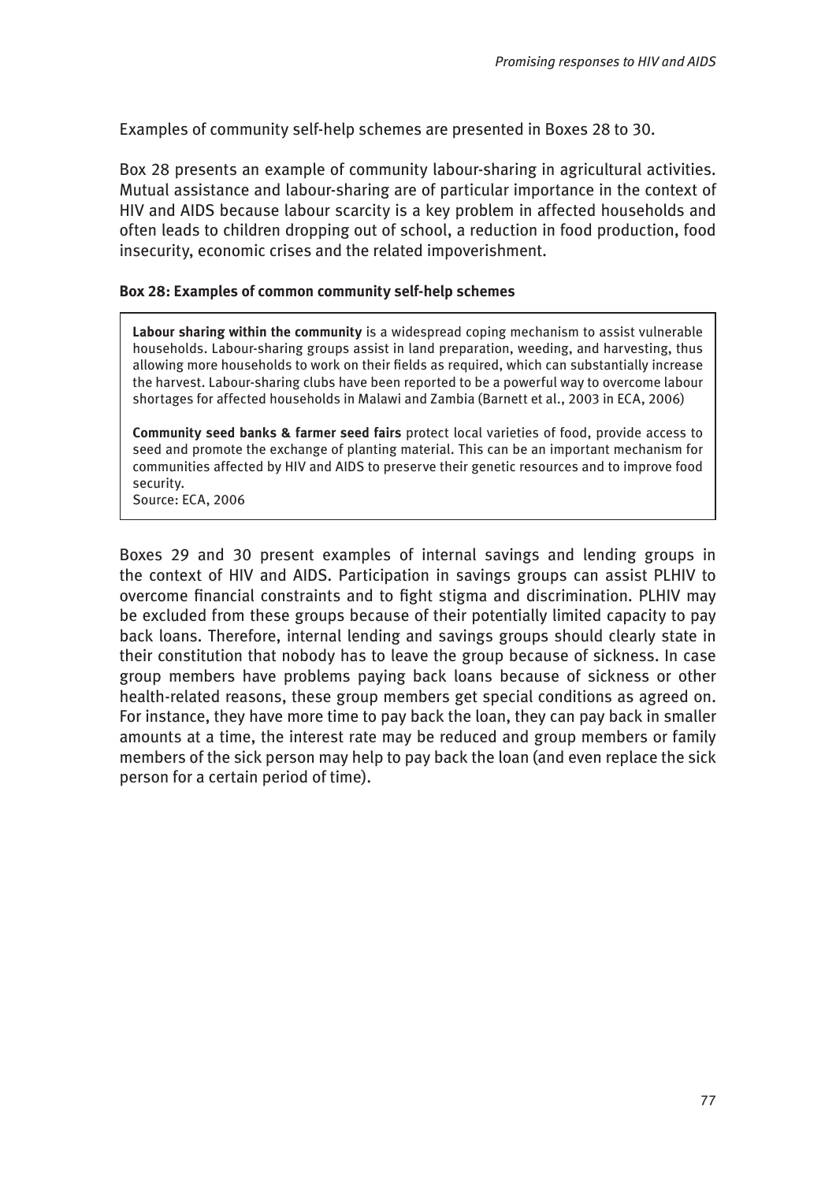Examples of community self-help schemes are presented in Boxes 28 to 30.

Box 28 presents an example of community labour-sharing in agricultural activities. Mutual assistance and labour-sharing are of particular importance in the context of HIV and AIDS because labour scarcity is a key problem in affected households and often leads to children dropping out of school, a reduction in food production, food insecurity, economic crises and the related impoverishment.

**Box 28: Examples of common community self-help schemes**

**Labour sharing within the community** is a widespread coping mechanism to assist vulnerable households. Labour-sharing groups assist in land preparation, weeding, and harvesting, thus allowing more households to work on their fields as required, which can substantially increase the harvest. Labour-sharing clubs have been reported to be a powerful way to overcome labour shortages for affected households in Malawi and Zambia (Barnett et al., 2003 in ECA, 2006)

**Community seed banks & farmer seed fairs** protect local varieties of food, provide access to seed and promote the exchange of planting material. This can be an important mechanism for communities affected by HIV and AIDS to preserve their genetic resources and to improve food security.
Source: ECA, 2006

Boxes 29 and 30 present examples of internal savings and lending groups in the context of HIV and AIDS. Participation in savings groups can assist PLHIV to overcome financial constraints and to fight stigma and discrimination. PLHIV may be excluded from these groups because of their potentially limited capacity to pay back loans. Therefore, internal lending and savings groups should clearly state in their constitution that nobody has to leave the group because of sickness. In case group members have problems paying back loans because of sickness or other health-related reasons, these group members get special conditions as agreed on. For instance, they have more time to pay back the loan, they can pay back in smaller amounts at a time, the interest rate may be reduced and group members or family members of the sick person may help to pay back the loan (and even replace the sick person for a certain period of time).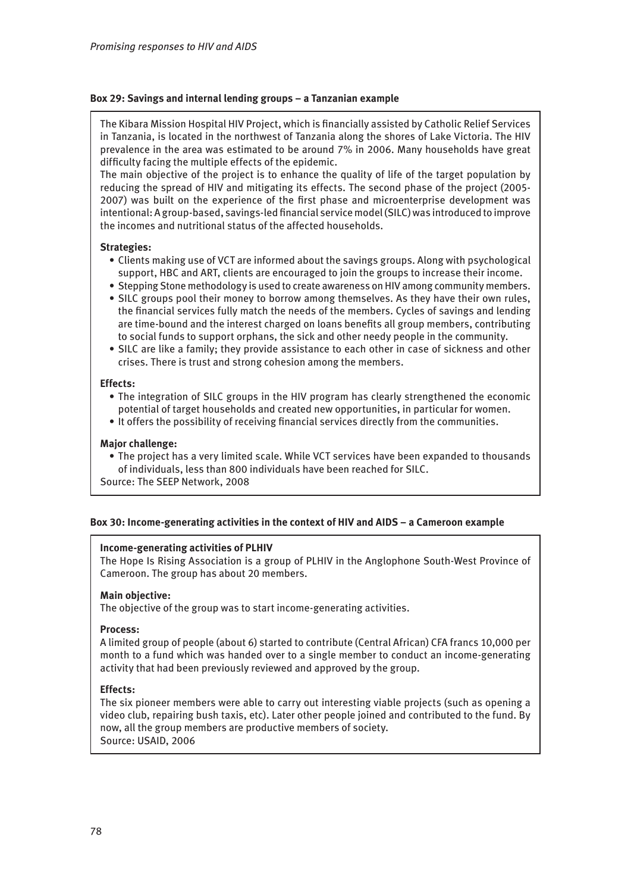### Box 29: Savings and internal lending groups – a Tanzanian example

The Kibara Mission Hospital HIV Project, which is financially assisted by Catholic Relief Services in Tanzania, is located in the northwest of Tanzania along the shores of Lake Victoria. The HIV prevalence in the area was estimated to be around 7% in 2006. Many households have great difficulty facing the multiple effects of the epidemic.

The main objective of the project is to enhance the quality of life of the target population by reducing the spread of HIV and mitigating its effects. The second phase of the project (2005-2007) was built on the experience of the first phase and microenterprise development was intentional: A group-based, savings-led financial service model (SILC) was introduced to improve the incomes and nutritional status of the affected households.

**Strategies:**

- Clients making use of VCT are informed about the savings groups. Along with psychological support, HBC and ART, clients are encouraged to join the groups to increase their income.
- Stepping Stone methodology is used to create awareness on HIV among community members.
- SILC groups pool their money to borrow among themselves. As they have their own rules, the financial services fully match the needs of the members. Cycles of savings and lending are time-bound and the interest charged on loans benefits all group members, contributing to social funds to support orphans, the sick and other needy people in the community.
- SILC are like a family; they provide assistance to each other in case of sickness and other crises. There is trust and strong cohesion among the members.

**Effects:**

- The integration of SILC groups in the HIV program has clearly strengthened the economic potential of target households and created new opportunities, in particular for women.
- It offers the possibility of receiving financial services directly from the communities.

**Major challenge:**

- The project has a very limited scale. While VCT services have been expanded to thousands of individuals, less than 800 individuals have been reached for SILC.

Source: The SEEP Network, 2008

### Box 30: Income-generating activities in the context of HIV and AIDS – a Cameroon example

**Income-generating activities of PLHIV**

The Hope Is Rising Association is a group of PLHIV in the Anglophone South-West Province of Cameroon. The group has about 20 members.

**Main objective:**

The objective of the group was to start income-generating activities.

**Process:**

A limited group of people (about 6) started to contribute (Central African) CFA francs 10,000 per month to a fund which was handed over to a single member to conduct an income-generating activity that had been previously reviewed and approved by the group.

**Effects:**

The six pioneer members were able to carry out interesting viable projects (such as opening a video club, repairing bush taxis, etc). Later other people joined and contributed to the fund. By now, all the group members are productive members of society.

Source: USAID, 2006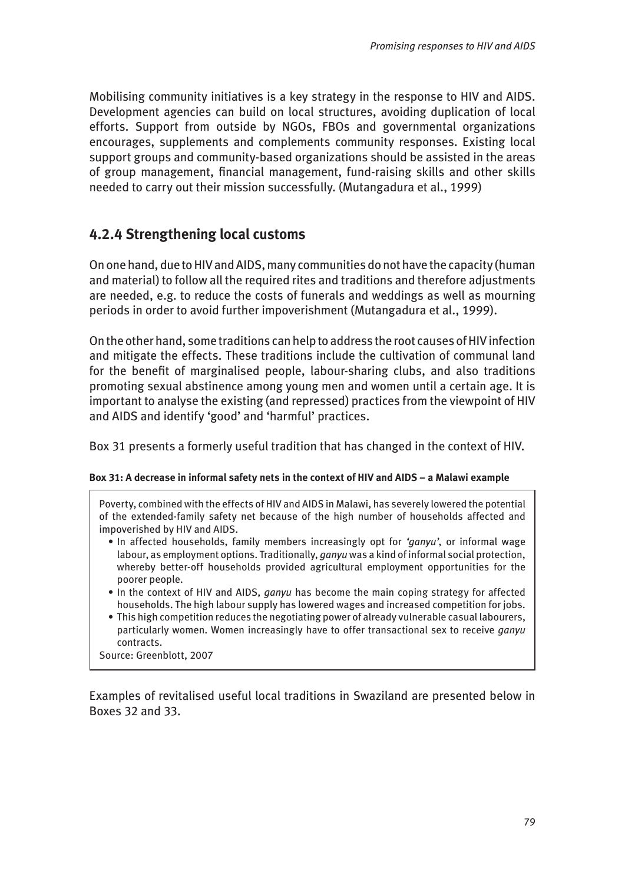Mobilising community initiatives is a key strategy in the response to HIV and AIDS. Development agencies can build on local structures, avoiding duplication of local efforts. Support from outside by NGOs, FBOs and governmental organizations encourages, supplements and complements community responses. Existing local support groups and community-based organizations should be assisted in the areas of group management, financial management, fund-raising skills and other skills needed to carry out their mission successfully. (Mutangadura et al., 1999)

### 4.2.4 Strengthening local customs

On one hand, due to HIV and AIDS, many communities do not have the capacity (human and material) to follow all the required rites and traditions and therefore adjustments are needed, e.g. to reduce the costs of funerals and weddings as well as mourning periods in order to avoid further impoverishment (Mutangadura et al., 1999).

On the other hand, some traditions can help to address the root causes of HIV infection and mitigate the effects. These traditions include the cultivation of communal land for the benefit of marginalised people, labour-sharing clubs, and also traditions promoting sexual abstinence among young men and women until a certain age. It is important to analyse the existing (and repressed) practices from the viewpoint of HIV and AIDS and identify 'good' and 'harmful' practices.

Box 31 presents a formerly useful tradition that has changed in the context of HIV.

**Box 31: A decrease in informal safety nets in the context of HIV and AIDS – a Malawi example**

Poverty, combined with the effects of HIV and AIDS in Malawi, has severely lowered the potential of the extended-family safety net because of the high number of households affected and impoverished by HIV and AIDS.

- In affected households, family members increasingly opt for *'ganyu'*, or informal wage labour, as employment options. Traditionally, *ganyu* was a kind of informal social protection, whereby better-off households provided agricultural employment opportunities for the poorer people.
- In the context of HIV and AIDS, *ganyu* has become the main coping strategy for affected households. The high labour supply has lowered wages and increased competition for jobs.
- This high competition reduces the negotiating power of already vulnerable casual labourers, particularly women. Women increasingly have to offer transactional sex to receive *ganyu* contracts.

Source: Greenblott, 2007

Examples of revitalised useful local traditions in Swaziland are presented below in Boxes 32 and 33.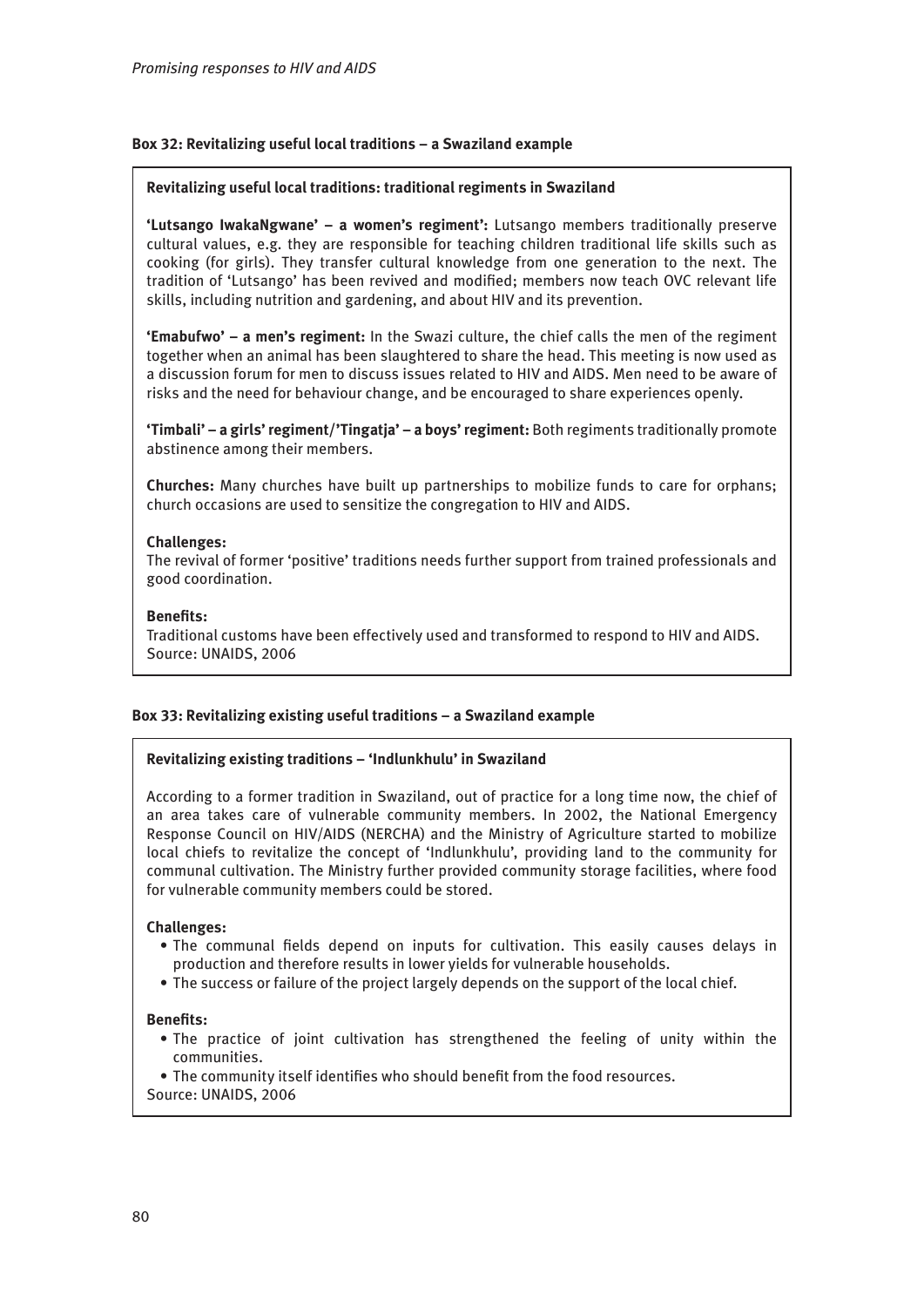### Box 32: Revitalizing useful local traditions – a Swaziland example

**Revitalizing useful local traditions: traditional regiments in Swaziland**

**'Lutsango lwakaNgwane' – a women's regiment':** Lutsango members traditionally preserve cultural values, e.g. they are responsible for teaching children traditional life skills such as cooking (for girls). They transfer cultural knowledge from one generation to the next. The tradition of 'Lutsango' has been revived and modified; members now teach OVC relevant life skills, including nutrition and gardening, and about HIV and its prevention.

**'Emabufwo' – a men's regiment:** In the Swazi culture, the chief calls the men of the regiment together when an animal has been slaughtered to share the head. This meeting is now used as a discussion forum for men to discuss issues related to HIV and AIDS. Men need to be aware of risks and the need for behaviour change, and be encouraged to share experiences openly.

**'Timbali' – a girls' regiment/'Tingatja' – a boys' regiment:** Both regiments traditionally promote abstinence among their members.

**Churches:** Many churches have built up partnerships to mobilize funds to care for orphans; church occasions are used to sensitize the congregation to HIV and AIDS.

**Challenges:**
The revival of former 'positive' traditions needs further support from trained professionals and good coordination.

**Benefits:**
Traditional customs have been effectively used and transformed to respond to HIV and AIDS.
Source: UNAIDS, 2006

### Box 33: Revitalizing existing useful traditions – a Swaziland example

**Revitalizing existing traditions – 'Indlunkhulu' in Swaziland**

According to a former tradition in Swaziland, out of practice for a long time now, the chief of an area takes care of vulnerable community members. In 2002, the National Emergency Response Council on HIV/AIDS (NERCHA) and the Ministry of Agriculture started to mobilize local chiefs to revitalize the concept of 'Indlunkhulu', providing land to the community for communal cultivation. The Ministry further provided community storage facilities, where food for vulnerable community members could be stored.

**Challenges:**

- The communal fields depend on inputs for cultivation. This easily causes delays in production and therefore results in lower yields for vulnerable households.
- The success or failure of the project largely depends on the support of the local chief.

**Benefits:**

- The practice of joint cultivation has strengthened the feeling of unity within the communities.
- The community itself identifies who should benefit from the food resources.

Source: UNAIDS, 2006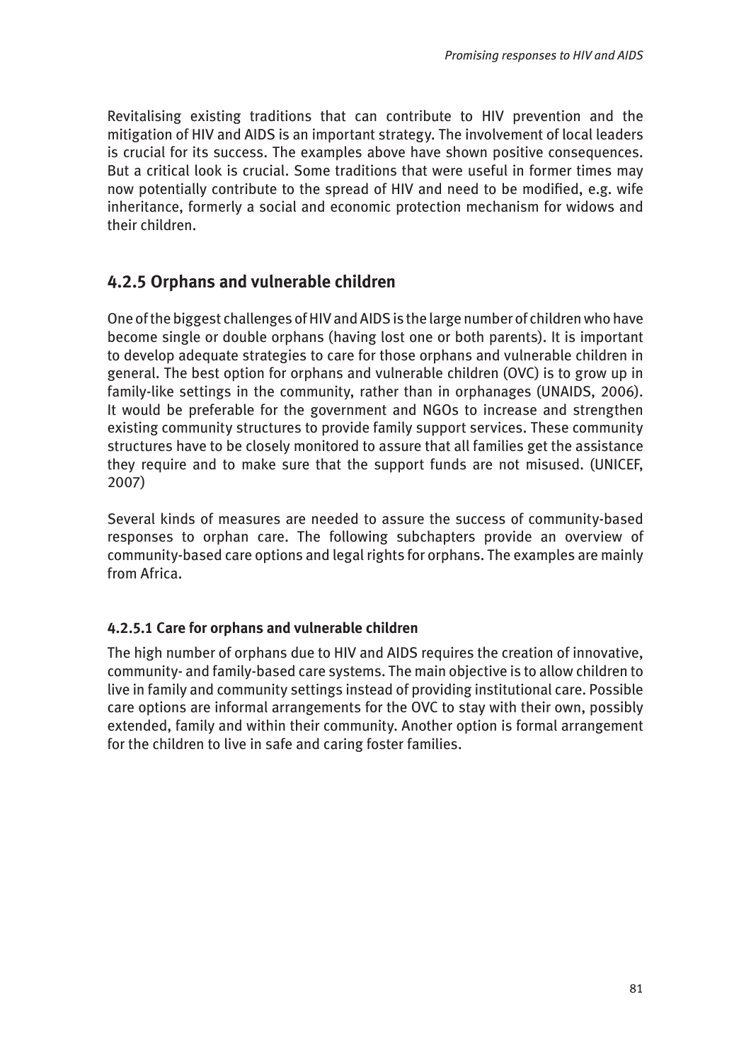Revitalising existing traditions that can contribute to HIV prevention and the mitigation of HIV and AIDS is an important strategy. The involvement of local leaders is crucial for its success. The examples above have shown positive consequences. But a critical look is crucial. Some traditions that were useful in former times may now potentially contribute to the spread of HIV and need to be modified, e.g. wife inheritance, formerly a social and economic protection mechanism for widows and their children.

### 4.2.5 Orphans and vulnerable children

One of the biggest challenges of HIV and AIDS is the large number of children who have become single or double orphans (having lost one or both parents). It is important to develop adequate strategies to care for those orphans and vulnerable children in general. The best option for orphans and vulnerable children (OVC) is to grow up in family-like settings in the community, rather than in orphanages (UNAIDS, 2006). It would be preferable for the government and NGOs to increase and strengthen existing community structures to provide family support services. These community structures have to be closely monitored to assure that all families get the assistance they require and to make sure that the support funds are not misused. (UNICEF, 2007)

Several kinds of measures are needed to assure the success of community-based responses to orphan care. The following subchapters provide an overview of community-based care options and legal rights for orphans. The examples are mainly from Africa.

#### 4.2.5.1 Care for orphans and vulnerable children

The high number of orphans due to HIV and AIDS requires the creation of innovative, community- and family-based care systems. The main objective is to allow children to live in family and community settings instead of providing institutional care. Possible care options are informal arrangements for the OVC to stay with their own, possibly extended, family and within their community. Another option is formal arrangement for the children to live in safe and caring foster families.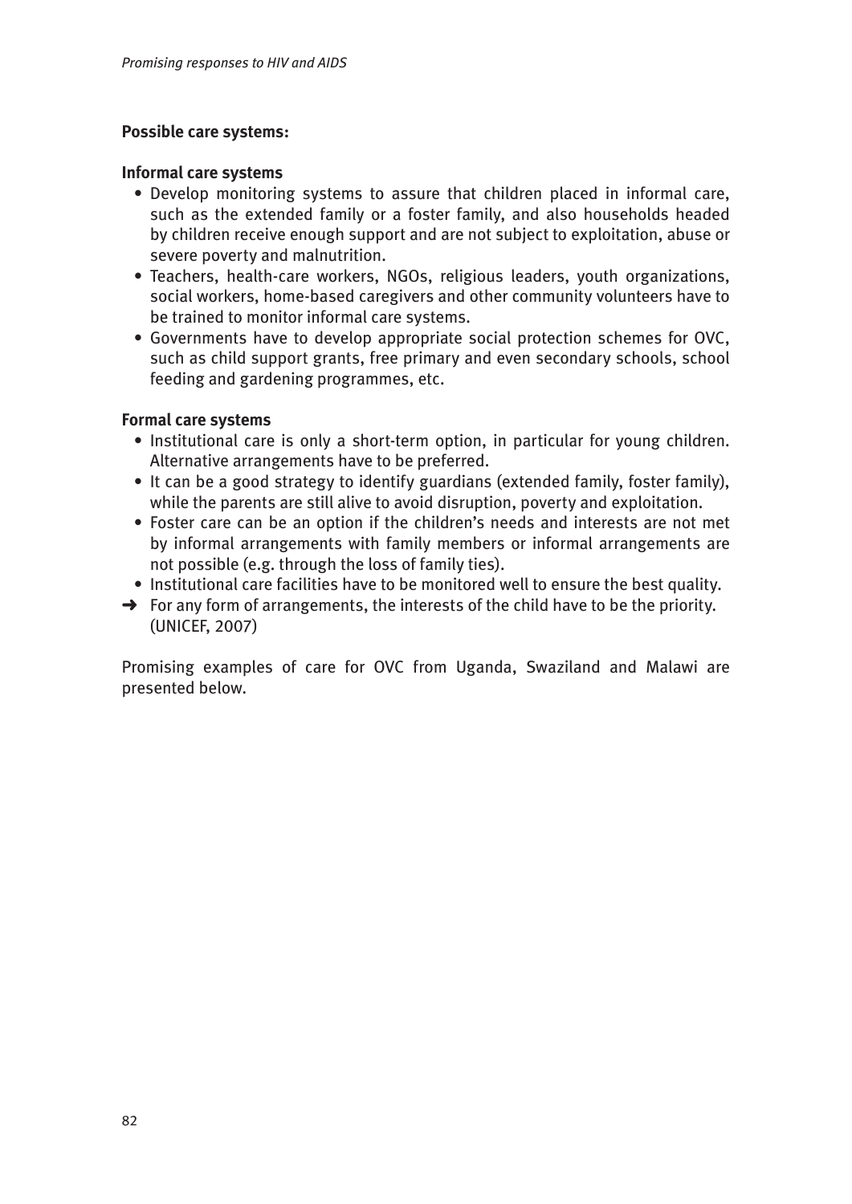**Possible care systems:**

**Informal care systems**

- Develop monitoring systems to assure that children placed in informal care, such as the extended family or a foster family, and also households headed by children receive enough support and are not subject to exploitation, abuse or severe poverty and malnutrition.
- Teachers, health-care workers, NGOs, religious leaders, youth organizations, social workers, home-based caregivers and other community volunteers have to be trained to monitor informal care systems.
- Governments have to develop appropriate social protection schemes for OVC, such as child support grants, free primary and even secondary schools, school feeding and gardening programmes, etc.

**Formal care systems**

- Institutional care is only a short-term option, in particular for young children. Alternative arrangements have to be preferred.
- It can be a good strategy to identify guardians (extended family, foster family), while the parents are still alive to avoid disruption, poverty and exploitation.
- Foster care can be an option if the children's needs and interests are not met by informal arrangements with family members or informal arrangements are not possible (e.g. through the loss of family ties).
- Institutional care facilities have to be monitored well to ensure the best quality.

➜ For any form of arrangements, the interests of the child have to be the priority. (UNICEF, 2007)

Promising examples of care for OVC from Uganda, Swaziland and Malawi are presented below.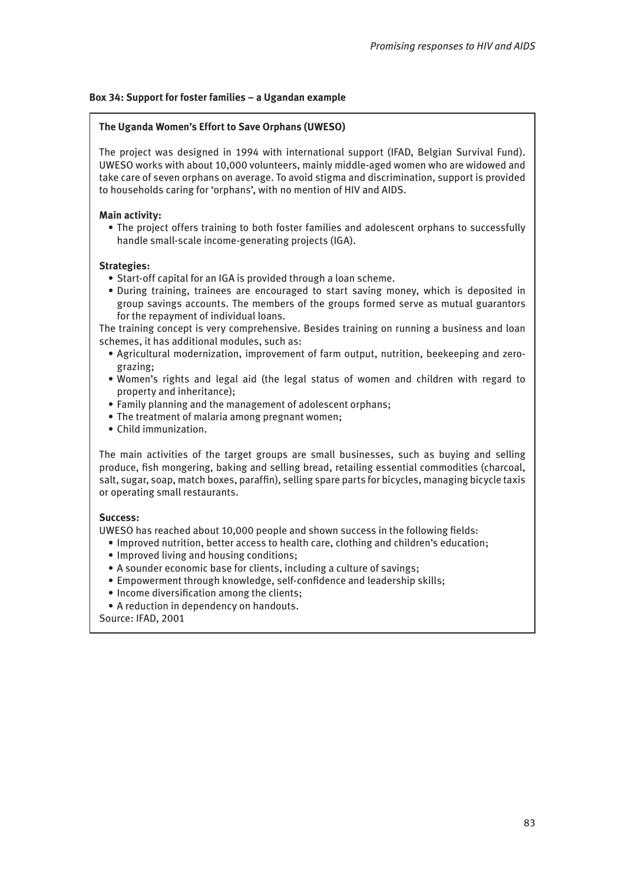**Box 34: Support for foster families – a Ugandan example**

**The Uganda Women's Effort to Save Orphans (UWESO)**

The project was designed in 1994 with international support (IFAD, Belgian Survival Fund). UWESO works with about 10,000 volunteers, mainly middle-aged women who are widowed and take care of seven orphans on average. To avoid stigma and discrimination, support is provided to households caring for 'orphans', with no mention of HIV and AIDS.

**Main activity:**

- The project offers training to both foster families and adolescent orphans to successfully handle small-scale income-generating projects (IGA).

**Strategies:**

- Start-off capital for an IGA is provided through a loan scheme.
- During training, trainees are encouraged to start saving money, which is deposited in group savings accounts. The members of the groups formed serve as mutual guarantors for the repayment of individual loans.

The training concept is very comprehensive. Besides training on running a business and loan schemes, it has additional modules, such as:

- Agricultural modernization, improvement of farm output, nutrition, beekeeping and zero-grazing;
- Women's rights and legal aid (the legal status of women and children with regard to property and inheritance);
- Family planning and the management of adolescent orphans;
- The treatment of malaria among pregnant women;
- Child immunization.

The main activities of the target groups are small businesses, such as buying and selling produce, fish mongering, baking and selling bread, retailing essential commodities (charcoal, salt, sugar, soap, match boxes, paraffin), selling spare parts for bicycles, managing bicycle taxis or operating small restaurants.

**Success:**

UWESO has reached about 10,000 people and shown success in the following fields:

- Improved nutrition, better access to health care, clothing and children's education;
- Improved living and housing conditions;
- A sounder economic base for clients, including a culture of savings;
- Empowerment through knowledge, self-confidence and leadership skills;
- Income diversification among the clients;
- A reduction in dependency on handouts.

Source: IFAD, 2001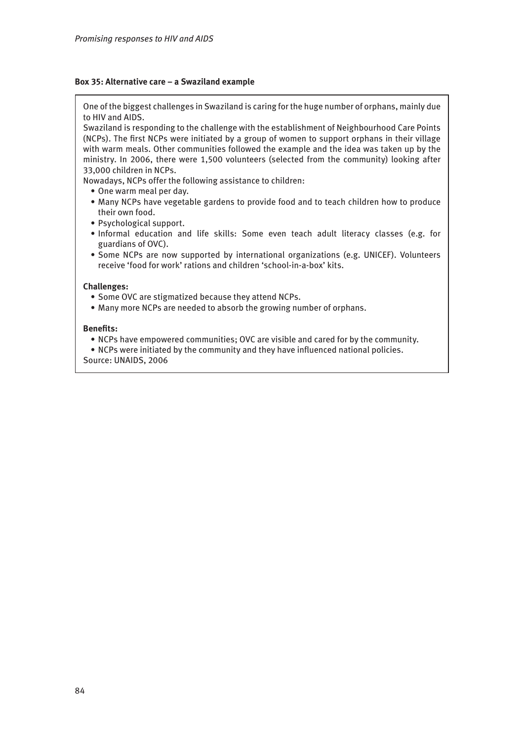**Box 35: Alternative care – a Swaziland example**

One of the biggest challenges in Swaziland is caring for the huge number of orphans, mainly due to HIV and AIDS.

Swaziland is responding to the challenge with the establishment of Neighbourhood Care Points (NCPs). The first NCPs were initiated by a group of women to support orphans in their village with warm meals. Other communities followed the example and the idea was taken up by the ministry. In 2006, there were 1,500 volunteers (selected from the community) looking after 33,000 children in NCPs.

Nowadays, NCPs offer the following assistance to children:

- One warm meal per day.
- Many NCPs have vegetable gardens to provide food and to teach children how to produce their own food.
- Psychological support.
- Informal education and life skills: Some even teach adult literacy classes (e.g. for guardians of OVC).
- Some NCPs are now supported by international organizations (e.g. UNICEF). Volunteers receive 'food for work' rations and children 'school-in-a-box' kits.

**Challenges:**

- Some OVC are stigmatized because they attend NCPs.
- Many more NCPs are needed to absorb the growing number of orphans.

**Benefits:**

- NCPs have empowered communities; OVC are visible and cared for by the community.
- NCPs were initiated by the community and they have influenced national policies.

Source: UNAIDS, 2006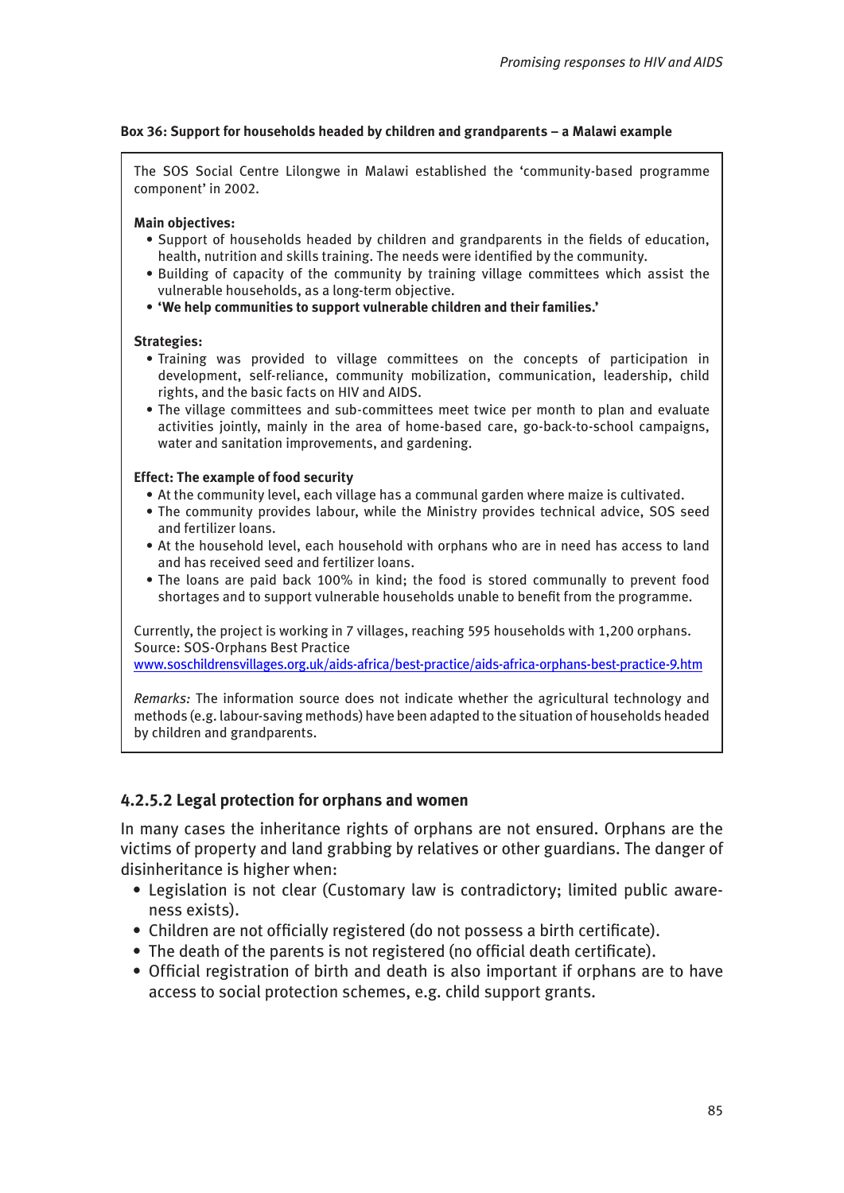**Box 36: Support for households headed by children and grandparents – a Malawi example**

The SOS Social Centre Lilongwe in Malawi established the 'community-based programme component' in 2002.

**Main objectives:**

- Support of households headed by children and grandparents in the fields of education, health, nutrition and skills training. The needs were identified by the community.
- Building of capacity of the community by training village committees which assist the vulnerable households, as a long-term objective.
- **'We help communities to support vulnerable children and their families.'**

**Strategies:**

- Training was provided to village committees on the concepts of participation in development, self-reliance, community mobilization, communication, leadership, child rights, and the basic facts on HIV and AIDS.
- The village committees and sub-committees meet twice per month to plan and evaluate activities jointly, mainly in the area of home-based care, go-back-to-school campaigns, water and sanitation improvements, and gardening.

**Effect: The example of food security**

- At the community level, each village has a communal garden where maize is cultivated.
- The community provides labour, while the Ministry provides technical advice, SOS seed and fertilizer loans.
- At the household level, each household with orphans who are in need has access to land and has received seed and fertilizer loans.
- The loans are paid back 100% in kind; the food is stored communally to prevent food shortages and to support vulnerable households unable to benefit from the programme.

Currently, the project is working in 7 villages, reaching 595 households with 1,200 orphans.
Source: SOS-Orphans Best Practice
www.soschildrensvillages.org.uk/aids-africa/best-practice/aids-africa-orphans-best-practice-9.htm

*Remarks:* The information source does not indicate whether the agricultural technology and methods (e.g. labour-saving methods) have been adapted to the situation of households headed by children and grandparents.

### 4.2.5.2 Legal protection for orphans and women

In many cases the inheritance rights of orphans are not ensured. Orphans are the victims of property and land grabbing by relatives or other guardians. The danger of disinheritance is higher when:

- Legislation is not clear (Customary law is contradictory; limited public awareness exists).
- Children are not officially registered (do not possess a birth certificate).
- The death of the parents is not registered (no official death certificate).
- Official registration of birth and death is also important if orphans are to have access to social protection schemes, e.g. child support grants.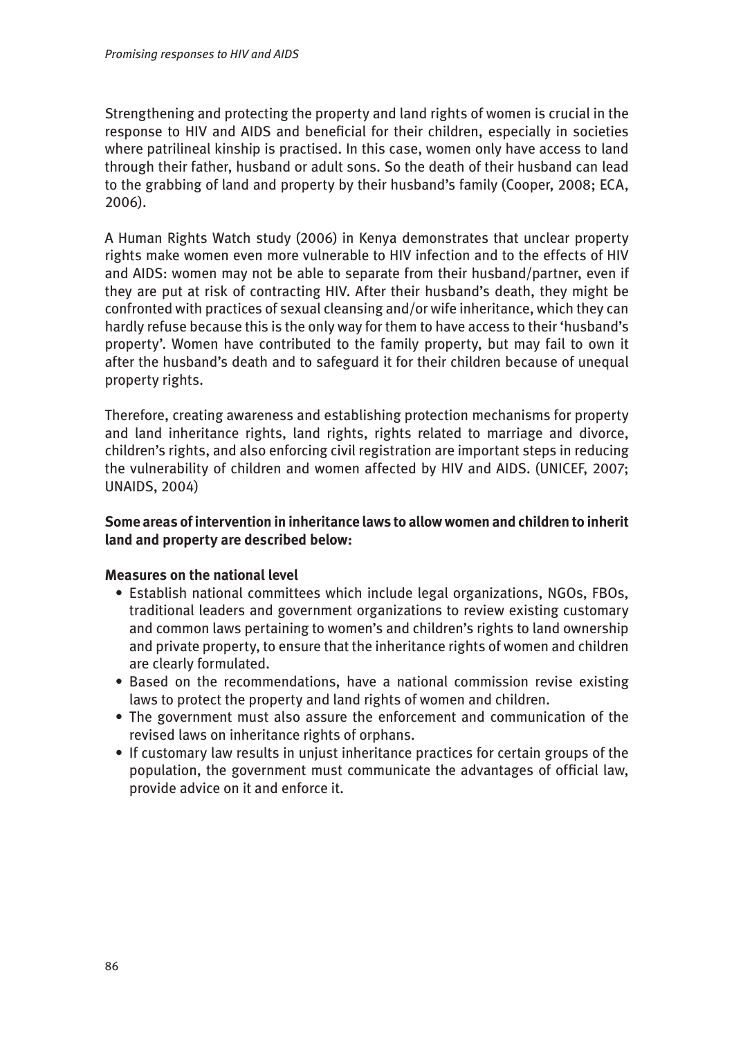Strengthening and protecting the property and land rights of women is crucial in the response to HIV and AIDS and beneficial for their children, especially in societies where patrilineal kinship is practised. In this case, women only have access to land through their father, husband or adult sons. So the death of their husband can lead to the grabbing of land and property by their husband's family (Cooper, 2008; ECA, 2006).

A Human Rights Watch study (2006) in Kenya demonstrates that unclear property rights make women even more vulnerable to HIV infection and to the effects of HIV and AIDS: women may not be able to separate from their husband/partner, even if they are put at risk of contracting HIV. After their husband's death, they might be confronted with practices of sexual cleansing and/or wife inheritance, which they can hardly refuse because this is the only way for them to have access to their 'husband's property'. Women have contributed to the family property, but may fail to own it after the husband's death and to safeguard it for their children because of unequal property rights.

Therefore, creating awareness and establishing protection mechanisms for property and land inheritance rights, land rights, rights related to marriage and divorce, children's rights, and also enforcing civil registration are important steps in reducing the vulnerability of children and women affected by HIV and AIDS. (UNICEF, 2007; UNAIDS, 2004)

**Some areas of intervention in inheritance laws to allow women and children to inherit land and property are described below:**

**Measures on the national level**

- Establish national committees which include legal organizations, NGOs, FBOs, traditional leaders and government organizations to review existing customary and common laws pertaining to women's and children's rights to land ownership and private property, to ensure that the inheritance rights of women and children are clearly formulated.
- Based on the recommendations, have a national commission revise existing laws to protect the property and land rights of women and children.
- The government must also assure the enforcement and communication of the revised laws on inheritance rights of orphans.
- If customary law results in unjust inheritance practices for certain groups of the population, the government must communicate the advantages of official law, provide advice on it and enforce it.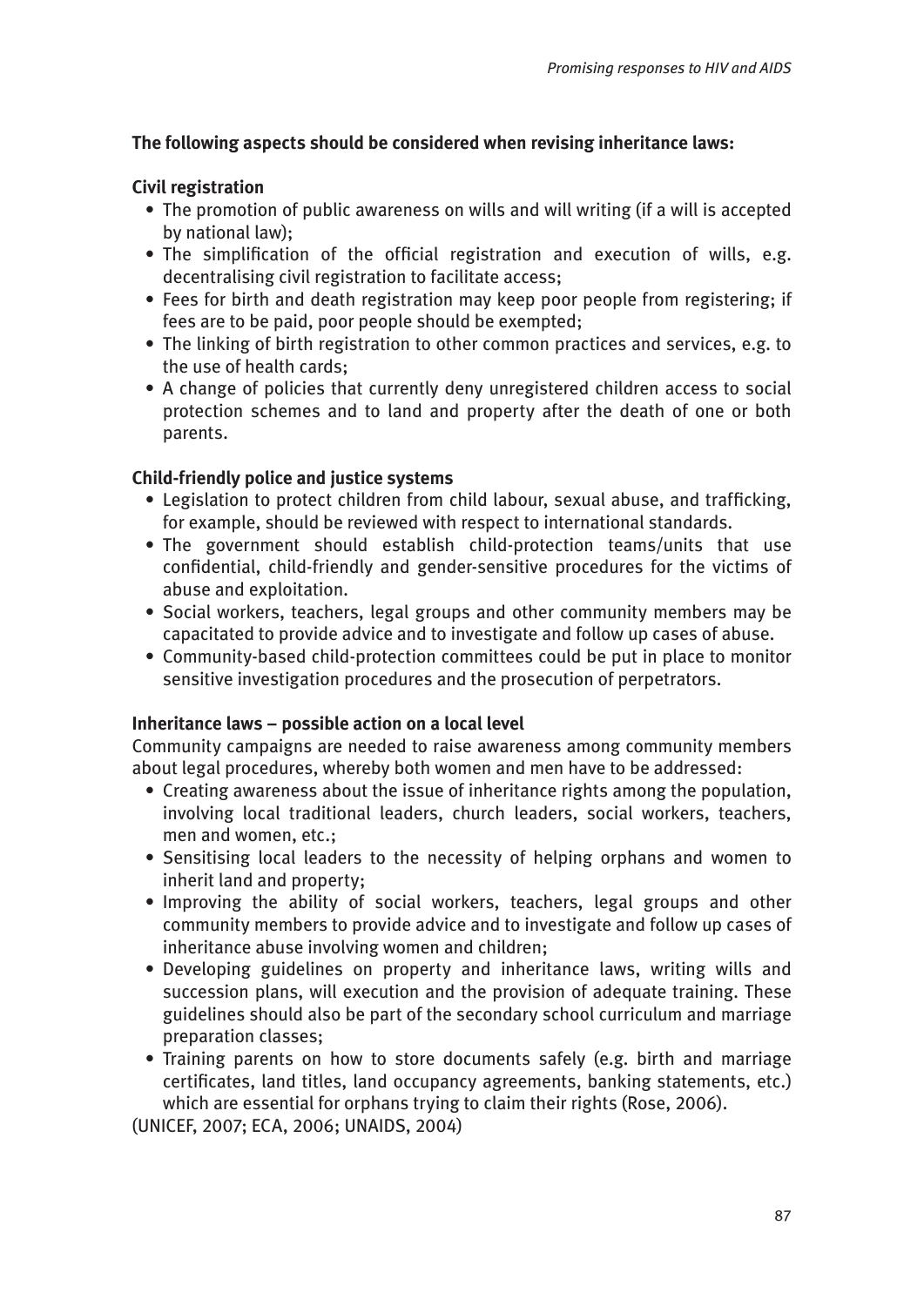**The following aspects should be considered when revising inheritance laws:**

**Civil registration**

- The promotion of public awareness on wills and will writing (if a will is accepted by national law);
- The simplification of the official registration and execution of wills, e.g. decentralising civil registration to facilitate access;
- Fees for birth and death registration may keep poor people from registering; if fees are to be paid, poor people should be exempted;
- The linking of birth registration to other common practices and services, e.g. to the use of health cards;
- A change of policies that currently deny unregistered children access to social protection schemes and to land and property after the death of one or both parents.

**Child-friendly police and justice systems**

- Legislation to protect children from child labour, sexual abuse, and trafficking, for example, should be reviewed with respect to international standards.
- The government should establish child-protection teams/units that use confidential, child-friendly and gender-sensitive procedures for the victims of abuse and exploitation.
- Social workers, teachers, legal groups and other community members may be capacitated to provide advice and to investigate and follow up cases of abuse.
- Community-based child-protection committees could be put in place to monitor sensitive investigation procedures and the prosecution of perpetrators.

**Inheritance laws – possible action on a local level**

Community campaigns are needed to raise awareness among community members about legal procedures, whereby both women and men have to be addressed:

- Creating awareness about the issue of inheritance rights among the population, involving local traditional leaders, church leaders, social workers, teachers, men and women, etc.;
- Sensitising local leaders to the necessity of helping orphans and women to inherit land and property;
- Improving the ability of social workers, teachers, legal groups and other community members to provide advice and to investigate and follow up cases of inheritance abuse involving women and children;
- Developing guidelines on property and inheritance laws, writing wills and succession plans, will execution and the provision of adequate training. These guidelines should also be part of the secondary school curriculum and marriage preparation classes;
- Training parents on how to store documents safely (e.g. birth and marriage certificates, land titles, land occupancy agreements, banking statements, etc.) which are essential for orphans trying to claim their rights (Rose, 2006).

(UNICEF, 2007; ECA, 2006; UNAIDS, 2004)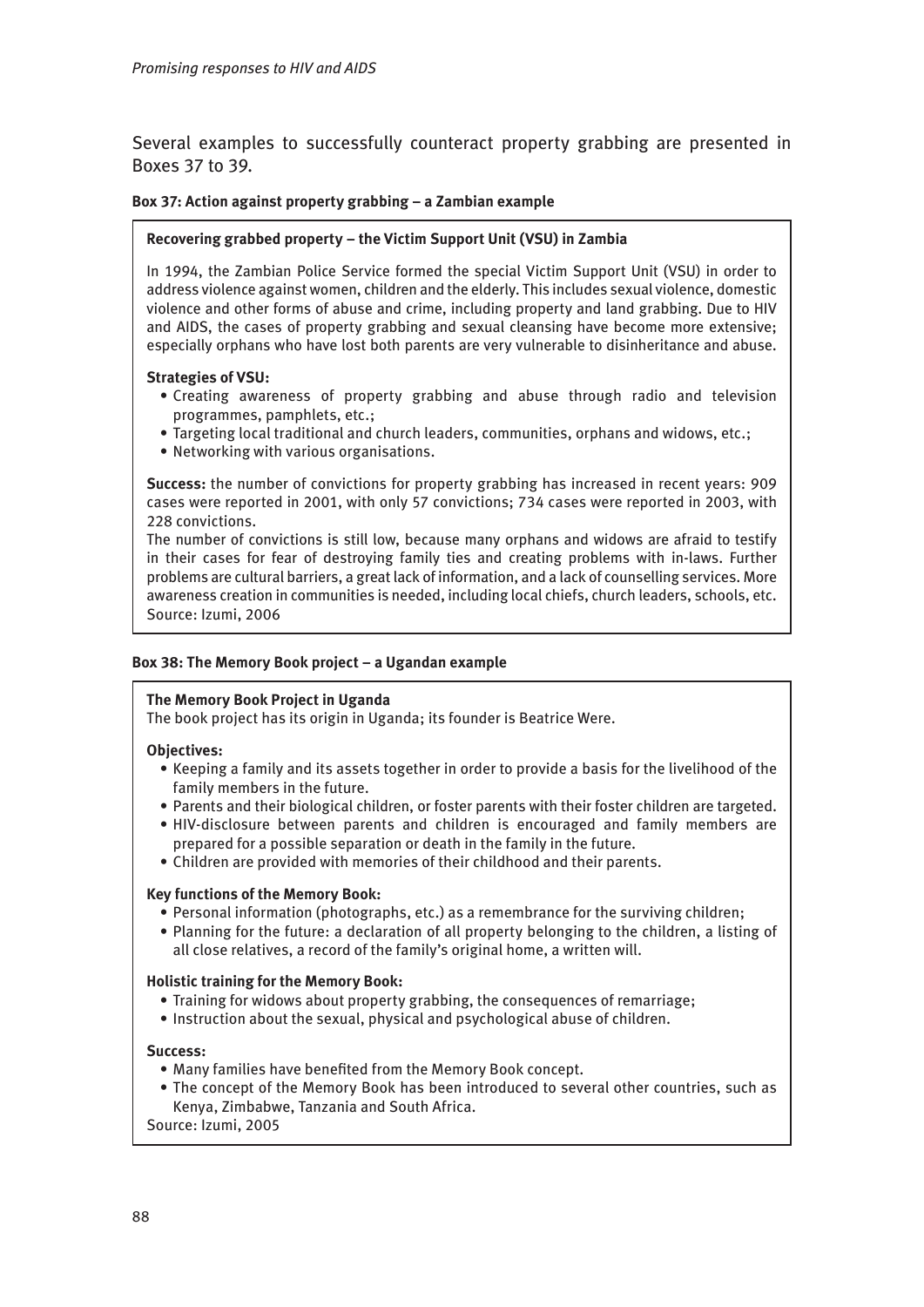Several examples to successfully counteract property grabbing are presented in Boxes 37 to 39.

**Box 37: Action against property grabbing – a Zambian example**

**Recovering grabbed property – the Victim Support Unit (VSU) in Zambia**

In 1994, the Zambian Police Service formed the special Victim Support Unit (VSU) in order to address violence against women, children and the elderly. This includes sexual violence, domestic violence and other forms of abuse and crime, including property and land grabbing. Due to HIV and AIDS, the cases of property grabbing and sexual cleansing have become more extensive; especially orphans who have lost both parents are very vulnerable to disinheritance and abuse.

**Strategies of VSU:**

- Creating awareness of property grabbing and abuse through radio and television programmes, pamphlets, etc.;
- Targeting local traditional and church leaders, communities, orphans and widows, etc.;
- Networking with various organisations.

**Success:** the number of convictions for property grabbing has increased in recent years: 909 cases were reported in 2001, with only 57 convictions; 734 cases were reported in 2003, with 228 convictions.

The number of convictions is still low, because many orphans and widows are afraid to testify in their cases for fear of destroying family ties and creating problems with in-laws. Further problems are cultural barriers, a great lack of information, and a lack of counselling services. More awareness creation in communities is needed, including local chiefs, church leaders, schools, etc.

Source: Izumi, 2006

**Box 38: The Memory Book project – a Ugandan example**

**The Memory Book Project in Uganda**

The book project has its origin in Uganda; its founder is Beatrice Were.

**Objectives:**

- Keeping a family and its assets together in order to provide a basis for the livelihood of the family members in the future.
- Parents and their biological children, or foster parents with their foster children are targeted.
- HIV-disclosure between parents and children is encouraged and family members are prepared for a possible separation or death in the family in the future.
- Children are provided with memories of their childhood and their parents.

**Key functions of the Memory Book:**

- Personal information (photographs, etc.) as a remembrance for the surviving children;
- Planning for the future: a declaration of all property belonging to the children, a listing of all close relatives, a record of the family's original home, a written will.

**Holistic training for the Memory Book:**

- Training for widows about property grabbing, the consequences of remarriage;
- Instruction about the sexual, physical and psychological abuse of children.

**Success:**

- Many families have benefited from the Memory Book concept.
- The concept of the Memory Book has been introduced to several other countries, such as Kenya, Zimbabwe, Tanzania and South Africa.

Source: Izumi, 2005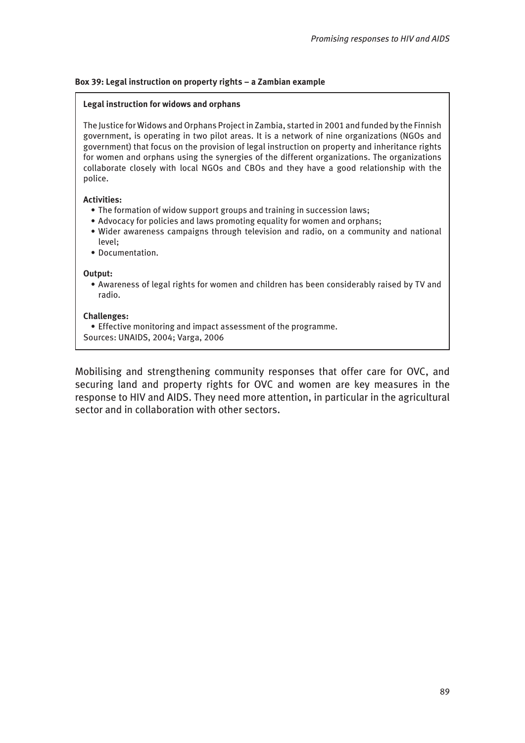**Box 39: Legal instruction on property rights – a Zambian example**

**Legal instruction for widows and orphans**

The Justice for Widows and Orphans Project in Zambia, started in 2001 and funded by the Finnish government, is operating in two pilot areas. It is a network of nine organizations (NGOs and government) that focus on the provision of legal instruction on property and inheritance rights for women and orphans using the synergies of the different organizations. The organizations collaborate closely with local NGOs and CBOs and they have a good relationship with the police.

**Activities:**

- The formation of widow support groups and training in succession laws;
- Advocacy for policies and laws promoting equality for women and orphans;
- Wider awareness campaigns through television and radio, on a community and national level;
- Documentation.

**Output:**

- Awareness of legal rights for women and children has been considerably raised by TV and radio.

**Challenges:**

- Effective monitoring and impact assessment of the programme.

Sources: UNAIDS, 2004; Varga, 2006

Mobilising and strengthening community responses that offer care for OVC, and securing land and property rights for OVC and women are key measures in the response to HIV and AIDS. They need more attention, in particular in the agricultural sector and in collaboration with other sectors.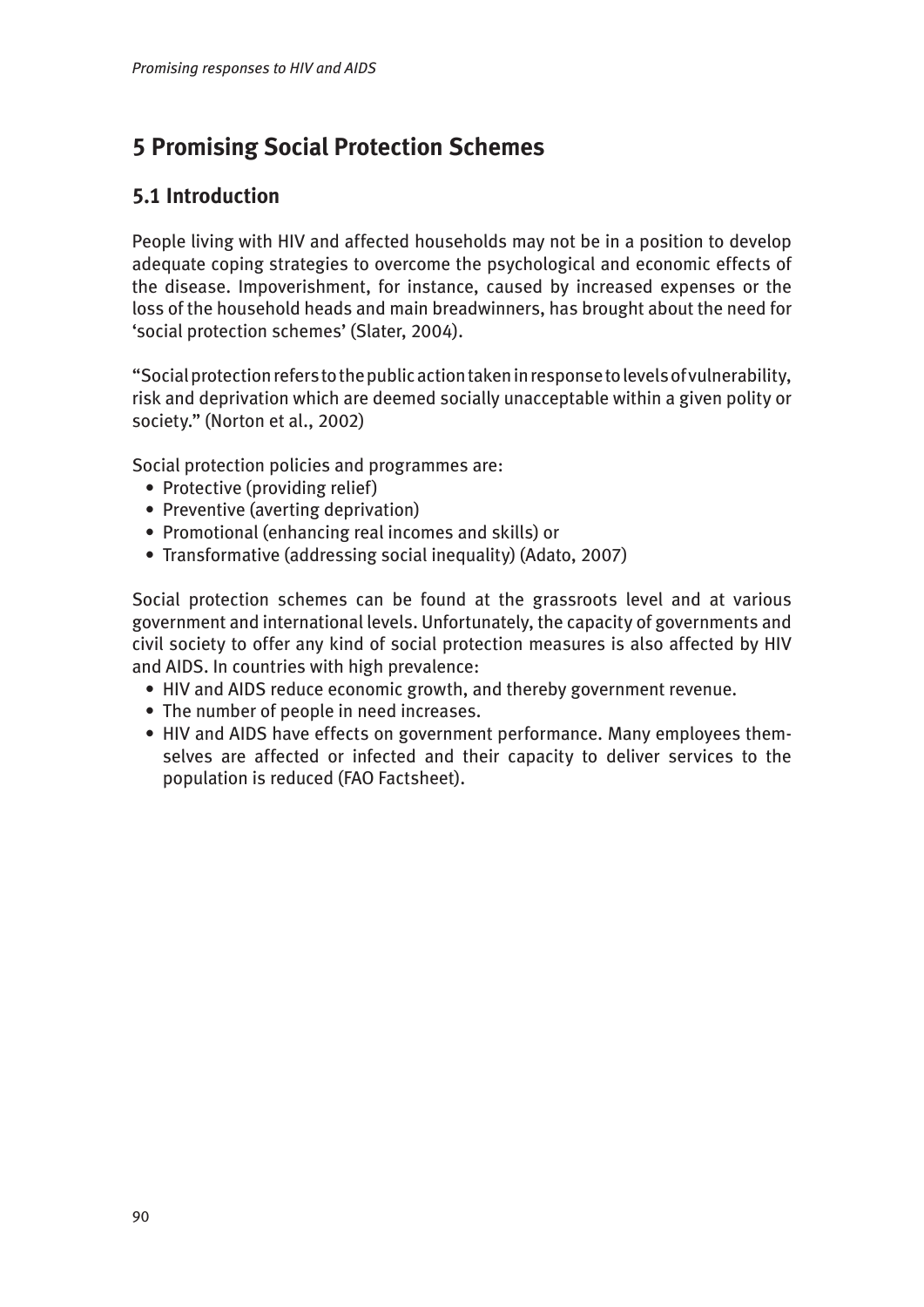# 5 Promising Social Protection Schemes

## 5.1 Introduction

People living with HIV and affected households may not be in a position to develop adequate coping strategies to overcome the psychological and economic effects of the disease. Impoverishment, for instance, caused by increased expenses or the loss of the household heads and main breadwinners, has brought about the need for 'social protection schemes' (Slater, 2004).

"Social protection refers to the public action taken in response to levels of vulnerability, risk and deprivation which are deemed socially unacceptable within a given polity or society." (Norton et al., 2002)

Social protection policies and programmes are:

- Protective (providing relief)
- Preventive (averting deprivation)
- Promotional (enhancing real incomes and skills) or
- Transformative (addressing social inequality) (Adato, 2007)

Social protection schemes can be found at the grassroots level and at various government and international levels. Unfortunately, the capacity of governments and civil society to offer any kind of social protection measures is also affected by HIV and AIDS. In countries with high prevalence:

- HIV and AIDS reduce economic growth, and thereby government revenue.
- The number of people in need increases.
- HIV and AIDS have effects on government performance. Many employees themselves are affected or infected and their capacity to deliver services to the population is reduced (FAO Factsheet).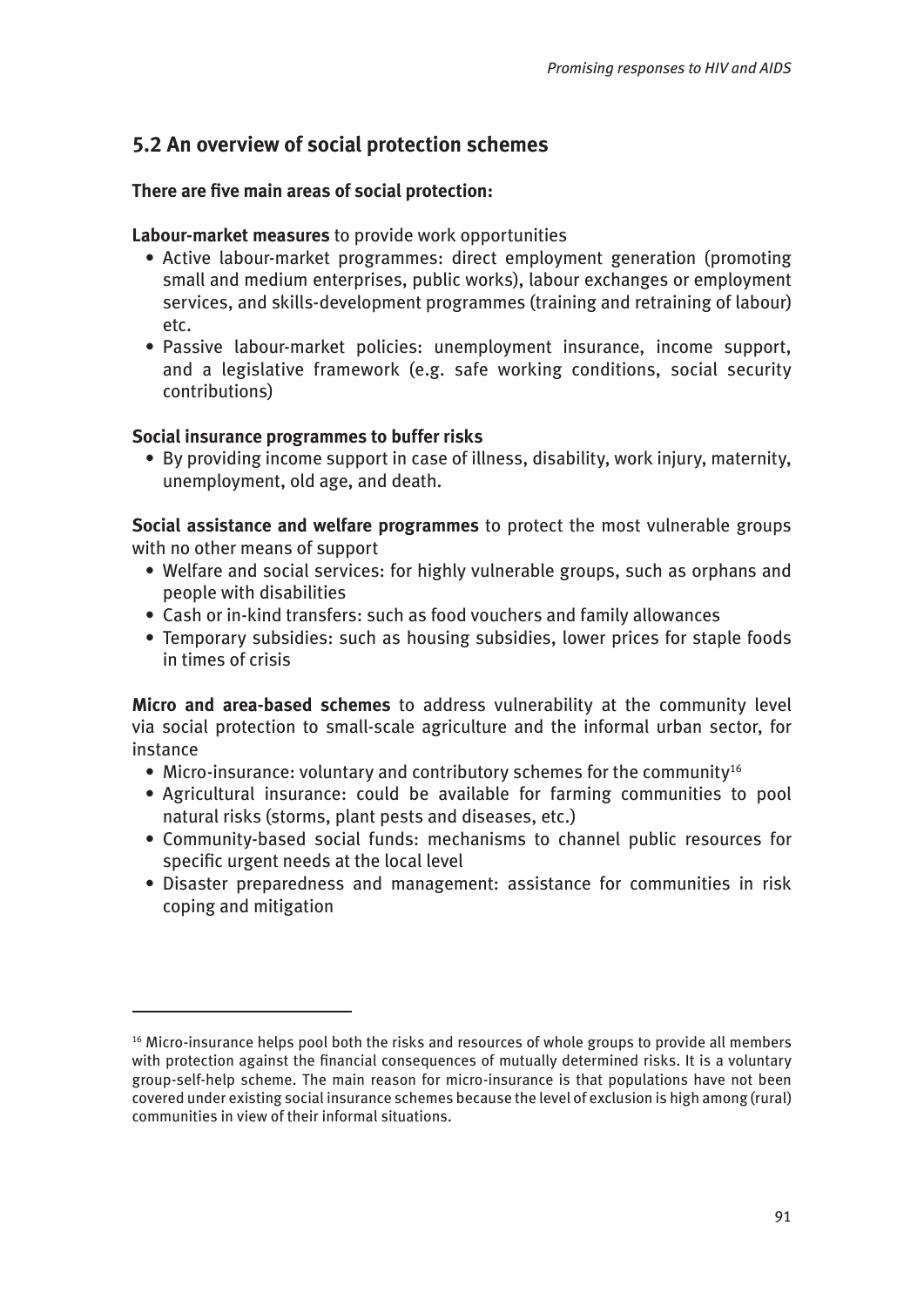## 5.2 An overview of social protection schemes

**There are five main areas of social protection:**

**Labour-market measures** to provide work opportunities

- Active labour-market programmes: direct employment generation (promoting small and medium enterprises, public works), labour exchanges or employment services, and skills-development programmes (training and retraining of labour) etc.
- Passive labour-market policies: unemployment insurance, income support, and a legislative framework (e.g. safe working conditions, social security contributions)

**Social insurance programmes to buffer risks**

- By providing income support in case of illness, disability, work injury, maternity, unemployment, old age, and death.

**Social assistance and welfare programmes** to protect the most vulnerable groups with no other means of support

- Welfare and social services: for highly vulnerable groups, such as orphans and people with disabilities
- Cash or in-kind transfers: such as food vouchers and family allowances
- Temporary subsidies: such as housing subsidies, lower prices for staple foods in times of crisis

**Micro and area-based schemes** to address vulnerability at the community level via social protection to small-scale agriculture and the informal urban sector, for instance

- Micro-insurance: voluntary and contributory schemes for the community[16]
- Agricultural insurance: could be available for farming communities to pool natural risks (storms, plant pests and diseases, etc.)
- Community-based social funds: mechanisms to channel public resources for specific urgent needs at the local level
- Disaster preparedness and management: assistance for communities in risk coping and mitigation

---

[16] Micro-insurance helps pool both the risks and resources of whole groups to provide all members with protection against the financial consequences of mutually determined risks. It is a voluntary group-self-help scheme. The main reason for micro-insurance is that populations have not been covered under existing social insurance schemes because the level of exclusion is high among (rural) communities in view of their informal situations.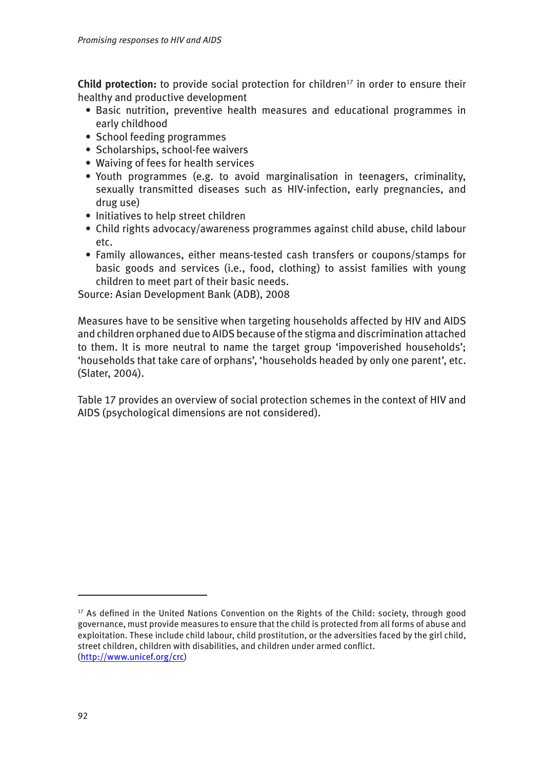**Child protection:** to provide social protection for children[17] in order to ensure their healthy and productive development

- Basic nutrition, preventive health measures and educational programmes in early childhood
- School feeding programmes
- Scholarships, school-fee waivers
- Waiving of fees for health services
- Youth programmes (e.g. to avoid marginalisation in teenagers, criminality, sexually transmitted diseases such as HIV-infection, early pregnancies, and drug use)
- Initiatives to help street children
- Child rights advocacy/awareness programmes against child abuse, child labour etc.
- Family allowances, either means-tested cash transfers or coupons/stamps for basic goods and services (i.e., food, clothing) to assist families with young children to meet part of their basic needs.

Source: Asian Development Bank (ADB), 2008

Measures have to be sensitive when targeting households affected by HIV and AIDS and children orphaned due to AIDS because of the stigma and discrimination attached to them. It is more neutral to name the target group 'impoverished households'; 'households that take care of orphans', 'households headed by only one parent', etc. (Slater, 2004).

Table 17 provides an overview of social protection schemes in the context of HIV and AIDS (psychological dimensions are not considered).

[17] As defined in the United Nations Convention on the Rights of the Child: society, through good governance, must provide measures to ensure that the child is protected from all forms of abuse and exploitation. These include child labour, child prostitution, or the adversities faced by the girl child, street children, children with disabilities, and children under armed conflict. (http://www.unicef.org/crc)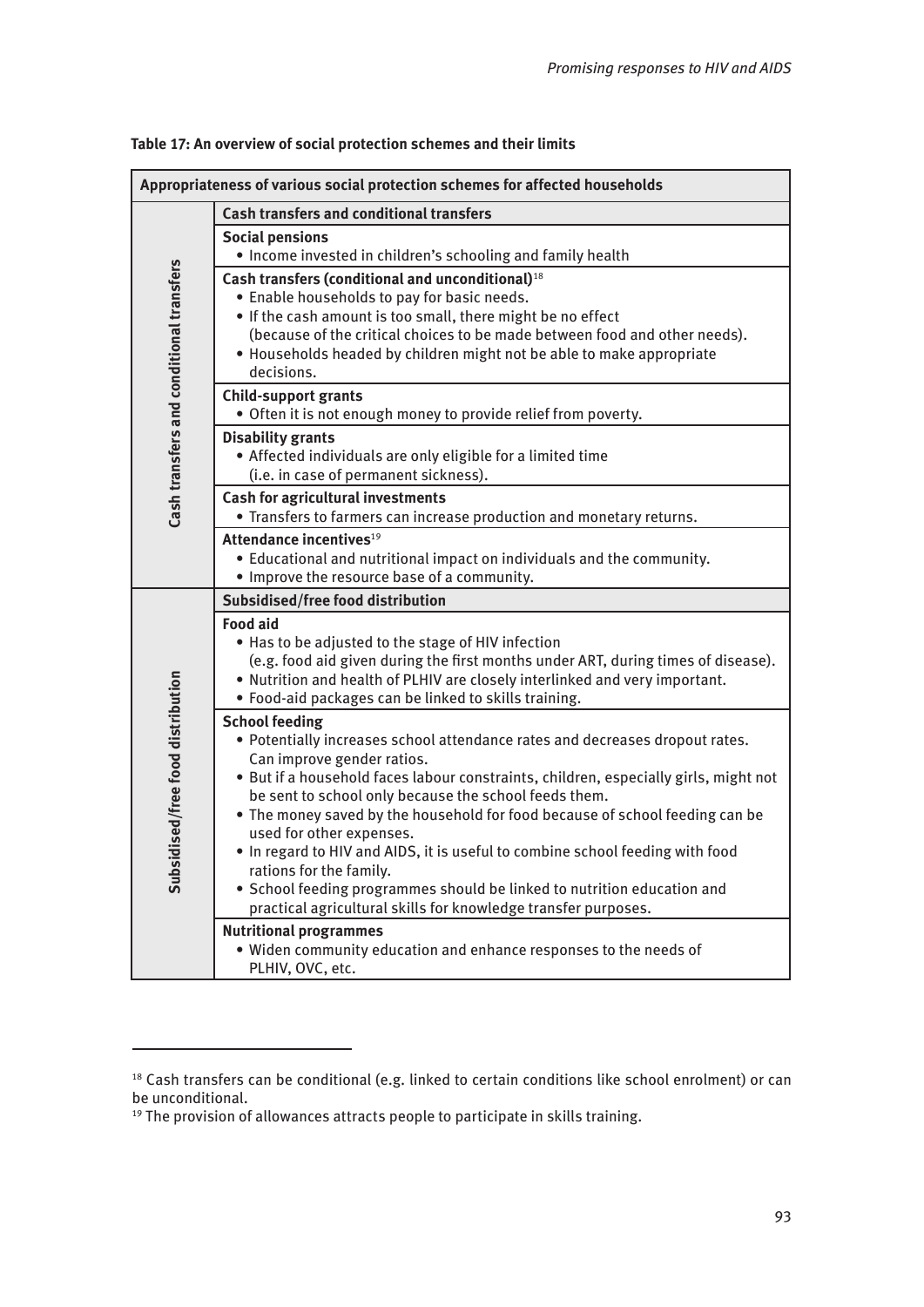**Table 17: An overview of social protection schemes and their limits**

| Appropriateness of various social protection schemes for affected households | |
|---|---|
| **Cash transfers and conditional transfers** | **Cash transfers and conditional transfers** |
| | **Social pensions**<br>• Income invested in children's schooling and family health |
| | **Cash transfers (conditional and unconditional)**[18]<br>• Enable households to pay for basic needs.<br>• If the cash amount is too small, there might be no effect (because of the critical choices to be made between food and other needs).<br>• Households headed by children might not be able to make appropriate decisions. |
| | **Child-support grants**<br>• Often it is not enough money to provide relief from poverty. |
| | **Disability grants**<br>• Affected individuals are only eligible for a limited time (i.e. in case of permanent sickness). |
| | **Cash for agricultural investments**<br>• Transfers to farmers can increase production and monetary returns. |
| | **Attendance incentives**[19]<br>• Educational and nutritional impact on individuals and the community.<br>• Improve the resource base of a community. |
| **Subsidised/free food distribution** | **Subsidised/free food distribution** |
| | **Food aid**<br>• Has to be adjusted to the stage of HIV infection (e.g. food aid given during the first months under ART, during times of disease).<br>• Nutrition and health of PLHIV are closely interlinked and very important.<br>• Food-aid packages can be linked to skills training. |
| | **School feeding**<br>• Potentially increases school attendance rates and decreases dropout rates. Can improve gender ratios.<br>• But if a household faces labour constraints, children, especially girls, might not be sent to school only because the school feeds them.<br>• The money saved by the household for food because of school feeding can be used for other expenses.<br>• In regard to HIV and AIDS, it is useful to combine school feeding with food rations for the family.<br>• School feeding programmes should be linked to nutrition education and practical agricultural skills for knowledge transfer purposes. |
| | **Nutritional programmes**<br>• Widen community education and enhance responses to the needs of PLHIV, OVC, etc. |

[18] Cash transfers can be conditional (e.g. linked to certain conditions like school enrolment) or can be unconditional.

[19] The provision of allowances attracts people to participate in skills training.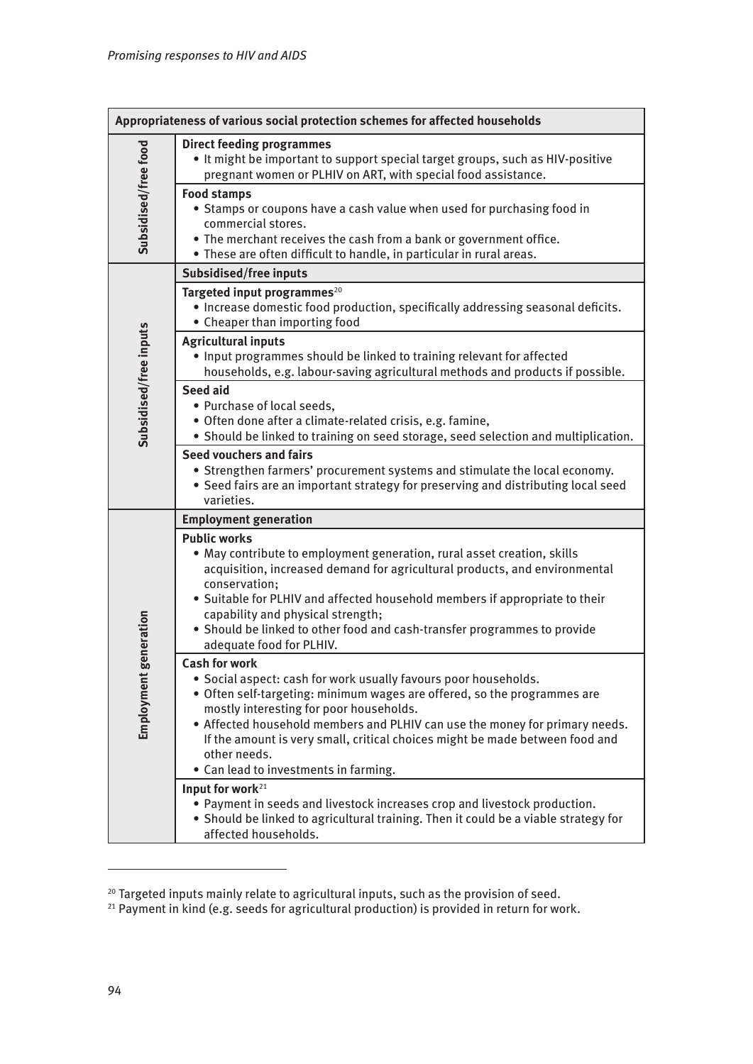| Appropriateness of various social protection schemes for affected households | |
|---|---|
| Subsidised/free food | **Direct feeding programmes**<br>• It might be important to support special target groups, such as HIV-positive pregnant women or PLHIV on ART, with special food assistance. |
| | **Food stamps**<br>• Stamps or coupons have a cash value when used for purchasing food in commercial stores.<br>• The merchant receives the cash from a bank or government office.<br>• These are often difficult to handle, in particular in rural areas. |
| Subsidised/free inputs | **Subsidised/free inputs** |
| | **Targeted input programmes**[20]<br>• Increase domestic food production, specifically addressing seasonal deficits.<br>• Cheaper than importing food |
| | **Agricultural inputs**<br>• Input programmes should be linked to training relevant for affected households, e.g. labour-saving agricultural methods and products if possible. |
| | **Seed aid**<br>• Purchase of local seeds,<br>• Often done after a climate-related crisis, e.g. famine,<br>• Should be linked to training on seed storage, seed selection and multiplication. |
| | **Seed vouchers and fairs**<br>• Strengthen farmers' procurement systems and stimulate the local economy.<br>• Seed fairs are an important strategy for preserving and distributing local seed varieties. |
| Employment generation | **Employment generation** |
| | **Public works**<br>• May contribute to employment generation, rural asset creation, skills acquisition, increased demand for agricultural products, and environmental conservation;<br>• Suitable for PLHIV and affected household members if appropriate to their capability and physical strength;<br>• Should be linked to other food and cash-transfer programmes to provide adequate food for PLHIV. |
| | **Cash for work**<br>• Social aspect: cash for work usually favours poor households.<br>• Often self-targeting: minimum wages are offered, so the programmes are mostly interesting for poor households.<br>• Affected household members and PLHIV can use the money for primary needs. If the amount is very small, critical choices might be made between food and other needs.<br>• Can lead to investments in farming. |
| | **Input for work**[21]<br>• Payment in seeds and livestock increases crop and livestock production.<br>• Should be linked to agricultural training. Then it could be a viable strategy for affected households. |

[20] Targeted inputs mainly relate to agricultural inputs, such as the provision of seed.

[21] Payment in kind (e.g. seeds for agricultural production) is provided in return for work.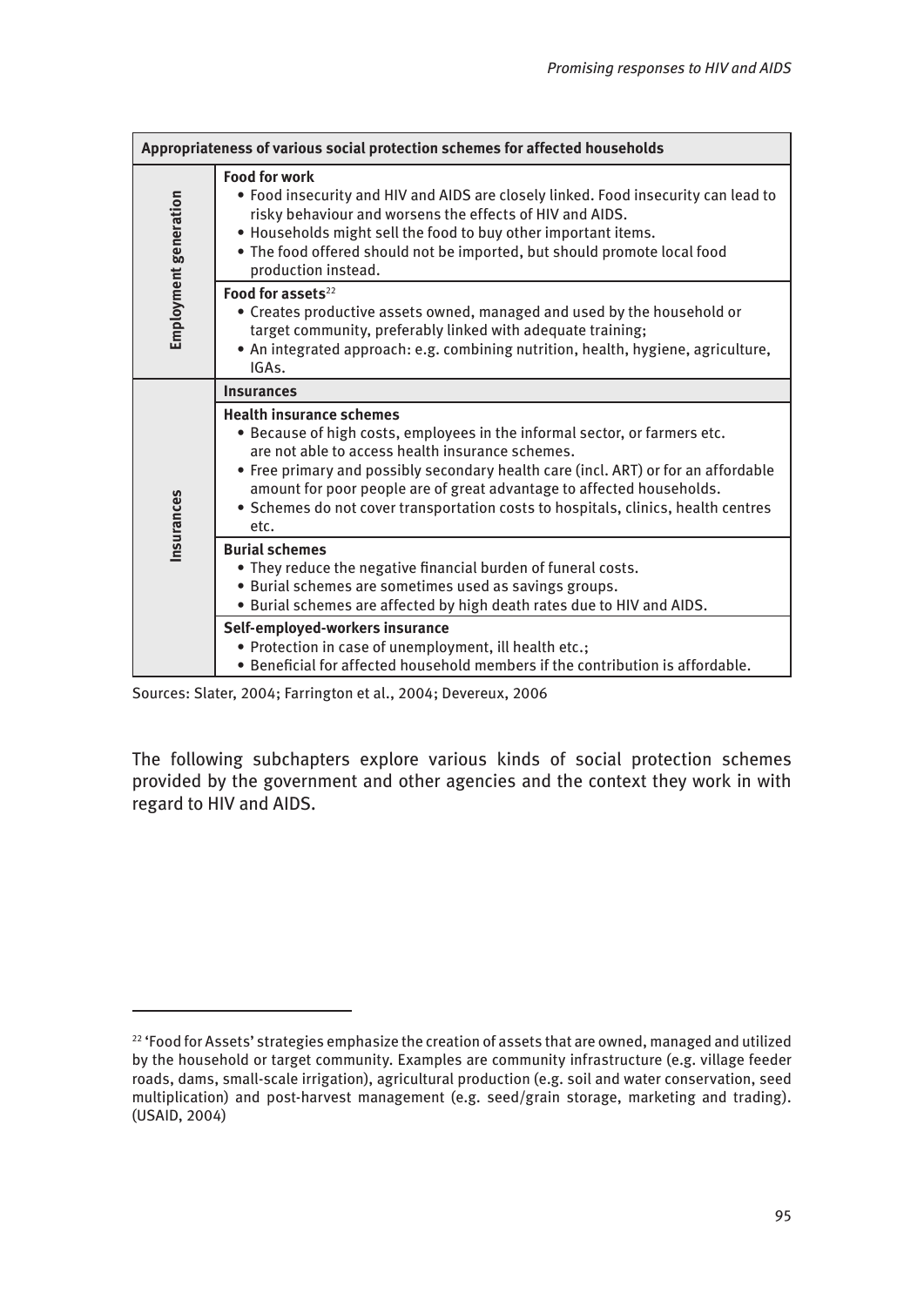| Appropriateness of various social protection schemes for affected households | |
|---|---|
| Employment generation | **Food for work**<br>• Food insecurity and HIV and AIDS are closely linked. Food insecurity can lead to risky behaviour and worsens the effects of HIV and AIDS.<br>• Households might sell the food to buy other important items.<br>• The food offered should not be imported, but should promote local food production instead. |
| | **Food for assets**[22]<br>• Creates productive assets owned, managed and used by the household or target community, preferably linked with adequate training;<br>• An integrated approach: e.g. combining nutrition, health, hygiene, agriculture, IGAs. |
| Insurances | **Insurances** |
| | **Health insurance schemes**<br>• Because of high costs, employees in the informal sector, or farmers etc. are not able to access health insurance schemes.<br>• Free primary and possibly secondary health care (incl. ART) or for an affordable amount for poor people are of great advantage to affected households.<br>• Schemes do not cover transportation costs to hospitals, clinics, health centres etc. |
| | **Burial schemes**<br>• They reduce the negative financial burden of funeral costs.<br>• Burial schemes are sometimes used as savings groups.<br>• Burial schemes are affected by high death rates due to HIV and AIDS. |
| | **Self-employed-workers insurance**<br>• Protection in case of unemployment, ill health etc.;<br>• Beneficial for affected household members if the contribution is affordable. |

Sources: Slater, 2004; Farrington et al., 2004; Devereux, 2006

The following subchapters explore various kinds of social protection schemes provided by the government and other agencies and the context they work in with regard to HIV and AIDS.

[22] 'Food for Assets' strategies emphasize the creation of assets that are owned, managed and utilized by the household or target community. Examples are community infrastructure (e.g. village feeder roads, dams, small-scale irrigation), agricultural production (e.g. soil and water conservation, seed multiplication) and post-harvest management (e.g. seed/grain storage, marketing and trading). (USAID, 2004)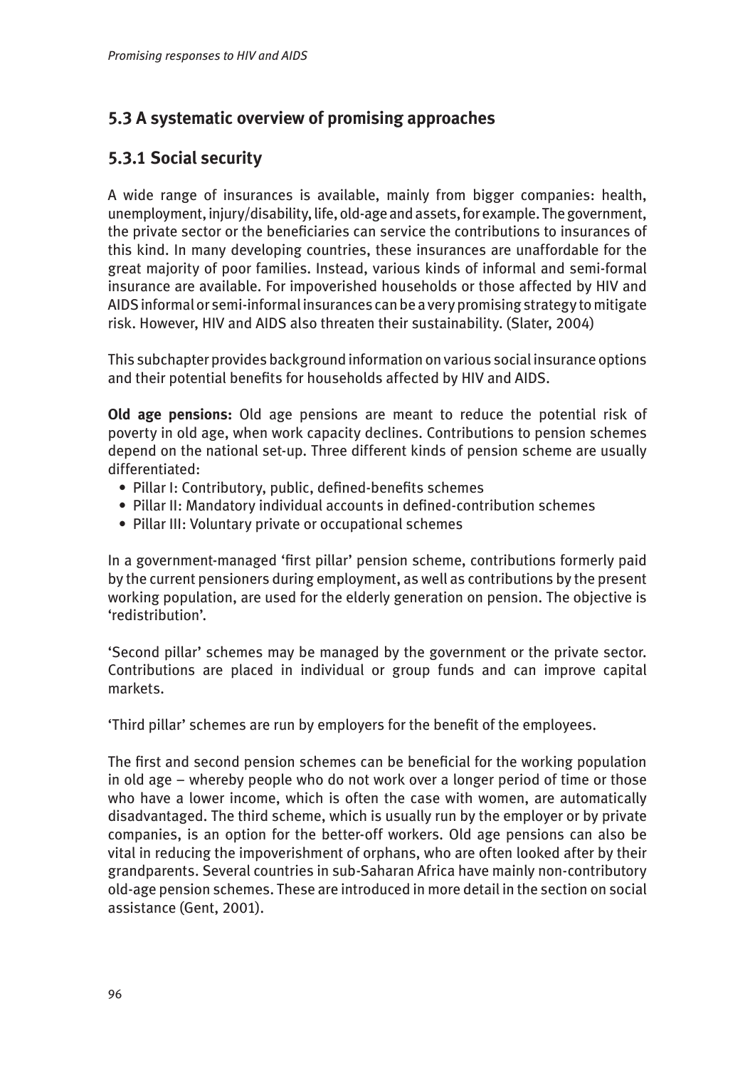## 5.3 A systematic overview of promising approaches

### 5.3.1 Social security

A wide range of insurances is available, mainly from bigger companies: health, unemployment, injury/disability, life, old-age and assets, for example. The government, the private sector or the beneficiaries can service the contributions to insurances of this kind. In many developing countries, these insurances are unaffordable for the great majority of poor families. Instead, various kinds of informal and semi-formal insurance are available. For impoverished households or those affected by HIV and AIDS informal or semi-informal insurances can be a very promising strategy to mitigate risk. However, HIV and AIDS also threaten their sustainability. (Slater, 2004)

This subchapter provides background information on various social insurance options and their potential benefits for households affected by HIV and AIDS.

**Old age pensions:** Old age pensions are meant to reduce the potential risk of poverty in old age, when work capacity declines. Contributions to pension schemes depend on the national set-up. Three different kinds of pension scheme are usually differentiated:

- Pillar I: Contributory, public, defined-benefits schemes
- Pillar II: Mandatory individual accounts in defined-contribution schemes
- Pillar III: Voluntary private or occupational schemes

In a government-managed 'first pillar' pension scheme, contributions formerly paid by the current pensioners during employment, as well as contributions by the present working population, are used for the elderly generation on pension. The objective is 'redistribution'.

'Second pillar' schemes may be managed by the government or the private sector. Contributions are placed in individual or group funds and can improve capital markets.

'Third pillar' schemes are run by employers for the benefit of the employees.

The first and second pension schemes can be beneficial for the working population in old age – whereby people who do not work over a longer period of time or those who have a lower income, which is often the case with women, are automatically disadvantaged. The third scheme, which is usually run by the employer or by private companies, is an option for the better-off workers. Old age pensions can also be vital in reducing the impoverishment of orphans, who are often looked after by their grandparents. Several countries in sub-Saharan Africa have mainly non-contributory old-age pension schemes. These are introduced in more detail in the section on social assistance (Gent, 2001).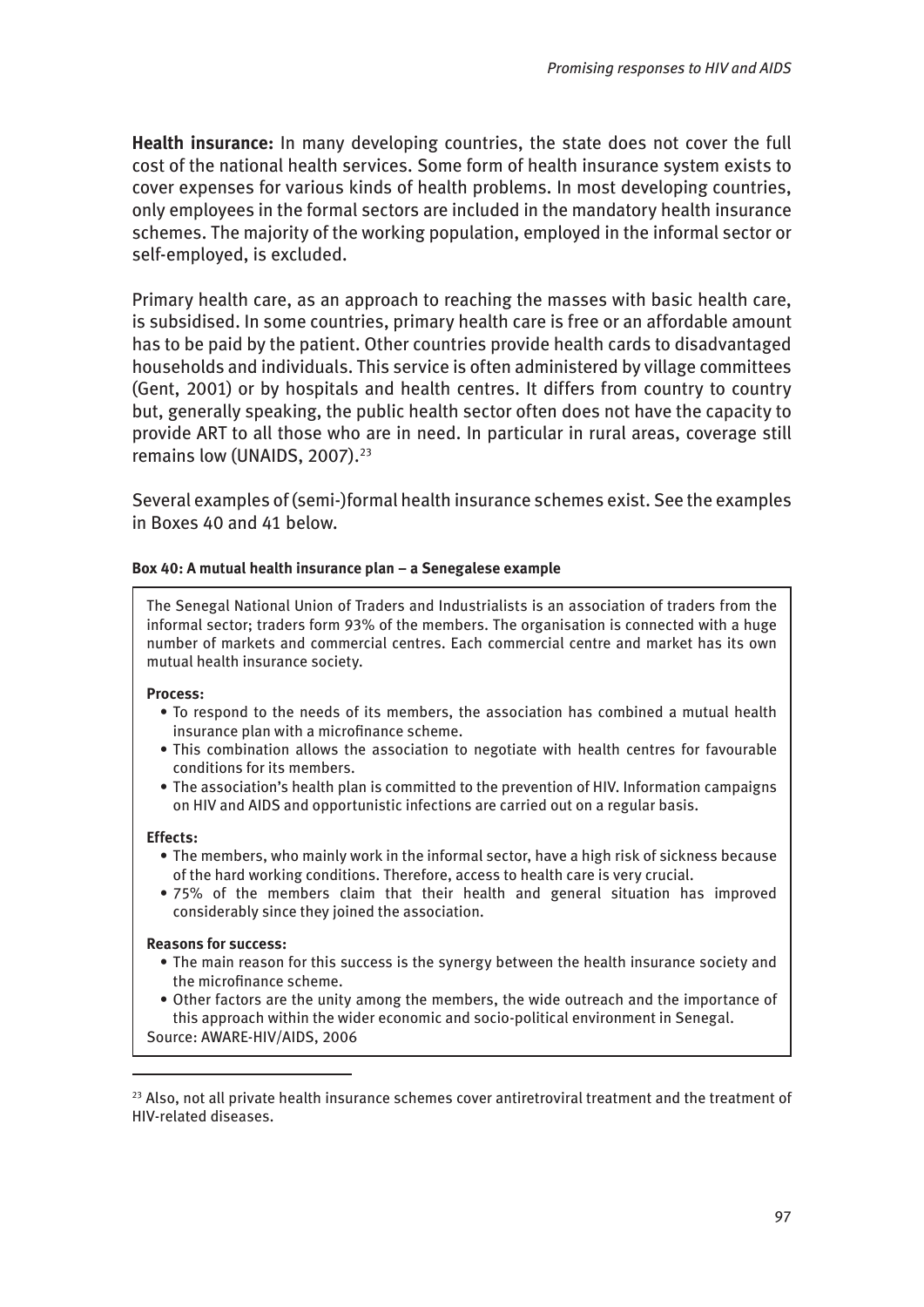**Health insurance:** In many developing countries, the state does not cover the full cost of the national health services. Some form of health insurance system exists to cover expenses for various kinds of health problems. In most developing countries, only employees in the formal sectors are included in the mandatory health insurance schemes. The majority of the working population, employed in the informal sector or self-employed, is excluded.

Primary health care, as an approach to reaching the masses with basic health care, is subsidised. In some countries, primary health care is free or an affordable amount has to be paid by the patient. Other countries provide health cards to disadvantaged households and individuals. This service is often administered by village committees (Gent, 2001) or by hospitals and health centres. It differs from country to country but, generally speaking, the public health sector often does not have the capacity to provide ART to all those who are in need. In particular in rural areas, coverage still remains low (UNAIDS, 2007).[23]

Several examples of (semi-)formal health insurance schemes exist. See the examples in Boxes 40 and 41 below.

**Box 40: A mutual health insurance plan – a Senegalese example**

The Senegal National Union of Traders and Industrialists is an association of traders from the informal sector; traders form 93% of the members. The organisation is connected with a huge number of markets and commercial centres. Each commercial centre and market has its own mutual health insurance society.

**Process:**

- To respond to the needs of its members, the association has combined a mutual health insurance plan with a microfinance scheme.
- This combination allows the association to negotiate with health centres for favourable conditions for its members.
- The association's health plan is committed to the prevention of HIV. Information campaigns on HIV and AIDS and opportunistic infections are carried out on a regular basis.

**Effects:**

- The members, who mainly work in the informal sector, have a high risk of sickness because of the hard working conditions. Therefore, access to health care is very crucial.
- 75% of the members claim that their health and general situation has improved considerably since they joined the association.

**Reasons for success:**

- The main reason for this success is the synergy between the health insurance society and the microfinance scheme.
- Other factors are the unity among the members, the wide outreach and the importance of this approach within the wider economic and socio-political environment in Senegal.

Source: AWARE-HIV/AIDS, 2006

---

[23] Also, not all private health insurance schemes cover antiretroviral treatment and the treatment of HIV-related diseases.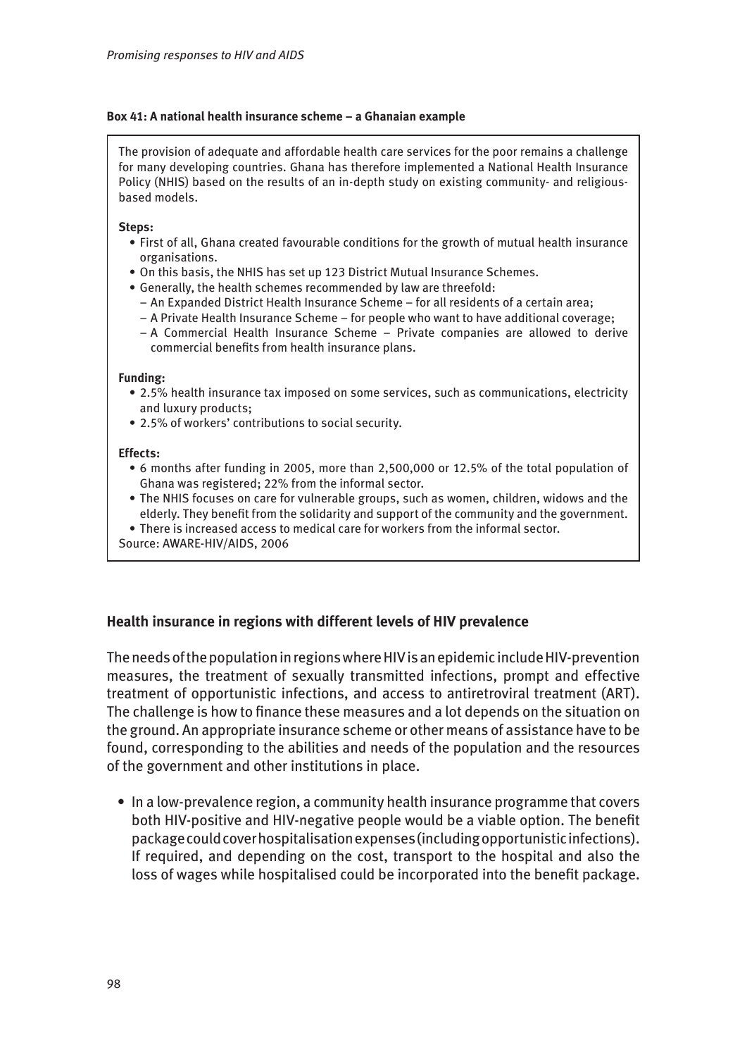**Box 41: A national health insurance scheme – a Ghanaian example**

The provision of adequate and affordable health care services for the poor remains a challenge for many developing countries. Ghana has therefore implemented a National Health Insurance Policy (NHIS) based on the results of an in-depth study on existing community- and religious-based models.

**Steps:**

- First of all, Ghana created favourable conditions for the growth of mutual health insurance organisations.
- On this basis, the NHIS has set up 123 District Mutual Insurance Schemes.
- Generally, the health schemes recommended by law are threefold:
  - An Expanded District Health Insurance Scheme – for all residents of a certain area;
  - A Private Health Insurance Scheme – for people who want to have additional coverage;
  - A Commercial Health Insurance Scheme – Private companies are allowed to derive commercial benefits from health insurance plans.

**Funding:**

- 2.5% health insurance tax imposed on some services, such as communications, electricity and luxury products;
- 2.5% of workers' contributions to social security.

**Effects:**

- 6 months after funding in 2005, more than 2,500,000 or 12.5% of the total population of Ghana was registered; 22% from the informal sector.
- The NHIS focuses on care for vulnerable groups, such as women, children, widows and the elderly. They benefit from the solidarity and support of the community and the government.
- There is increased access to medical care for workers from the informal sector.

Source: AWARE-HIV/AIDS, 2006

## Health insurance in regions with different levels of HIV prevalence

The needs of the population in regions where HIV is an epidemic include HIV-prevention measures, the treatment of sexually transmitted infections, prompt and effective treatment of opportunistic infections, and access to antiretroviral treatment (ART). The challenge is how to finance these measures and a lot depends on the situation on the ground. An appropriate insurance scheme or other means of assistance have to be found, corresponding to the abilities and needs of the population and the resources of the government and other institutions in place.

- In a low-prevalence region, a community health insurance programme that covers both HIV-positive and HIV-negative people would be a viable option. The benefit package could cover hospitalisation expenses (including opportunistic infections). If required, and depending on the cost, transport to the hospital and also the loss of wages while hospitalised could be incorporated into the benefit package.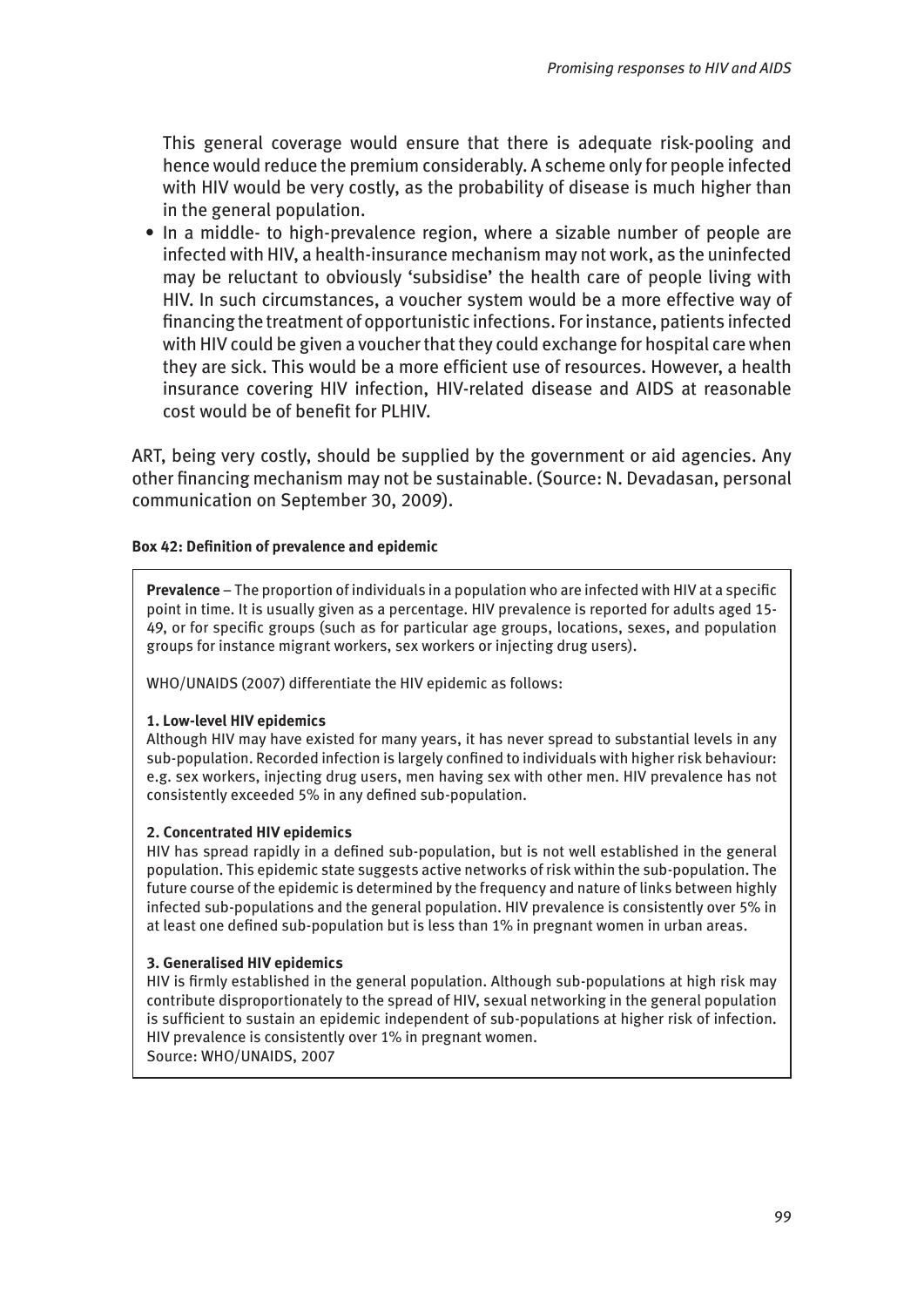This general coverage would ensure that there is adequate risk-pooling and hence would reduce the premium considerably. A scheme only for people infected with HIV would be very costly, as the probability of disease is much higher than in the general population.

- In a middle- to high-prevalence region, where a sizable number of people are infected with HIV, a health-insurance mechanism may not work, as the uninfected may be reluctant to obviously 'subsidise' the health care of people living with HIV. In such circumstances, a voucher system would be a more effective way of financing the treatment of opportunistic infections. For instance, patients infected with HIV could be given a voucher that they could exchange for hospital care when they are sick. This would be a more efficient use of resources. However, a health insurance covering HIV infection, HIV-related disease and AIDS at reasonable cost would be of benefit for PLHIV.

ART, being very costly, should be supplied by the government or aid agencies. Any other financing mechanism may not be sustainable. (Source: N. Devadasan, personal communication on September 30, 2009).

**Box 42: Definition of prevalence and epidemic**

**Prevalence** – The proportion of individuals in a population who are infected with HIV at a specific point in time. It is usually given as a percentage. HIV prevalence is reported for adults aged 15-49, or for specific groups (such as for particular age groups, locations, sexes, and population groups for instance migrant workers, sex workers or injecting drug users).

WHO/UNAIDS (2007) differentiate the HIV epidemic as follows:

**1. Low-level HIV epidemics**
Although HIV may have existed for many years, it has never spread to substantial levels in any sub-population. Recorded infection is largely confined to individuals with higher risk behaviour: e.g. sex workers, injecting drug users, men having sex with other men. HIV prevalence has not consistently exceeded 5% in any defined sub-population.

**2. Concentrated HIV epidemics**
HIV has spread rapidly in a defined sub-population, but is not well established in the general population. This epidemic state suggests active networks of risk within the sub-population. The future course of the epidemic is determined by the frequency and nature of links between highly infected sub-populations and the general population. HIV prevalence is consistently over 5% in at least one defined sub-population but is less than 1% in pregnant women in urban areas.

**3. Generalised HIV epidemics**
HIV is firmly established in the general population. Although sub-populations at high risk may contribute disproportionately to the spread of HIV, sexual networking in the general population is sufficient to sustain an epidemic independent of sub-populations at higher risk of infection. HIV prevalence is consistently over 1% in pregnant women.
Source: WHO/UNAIDS, 2007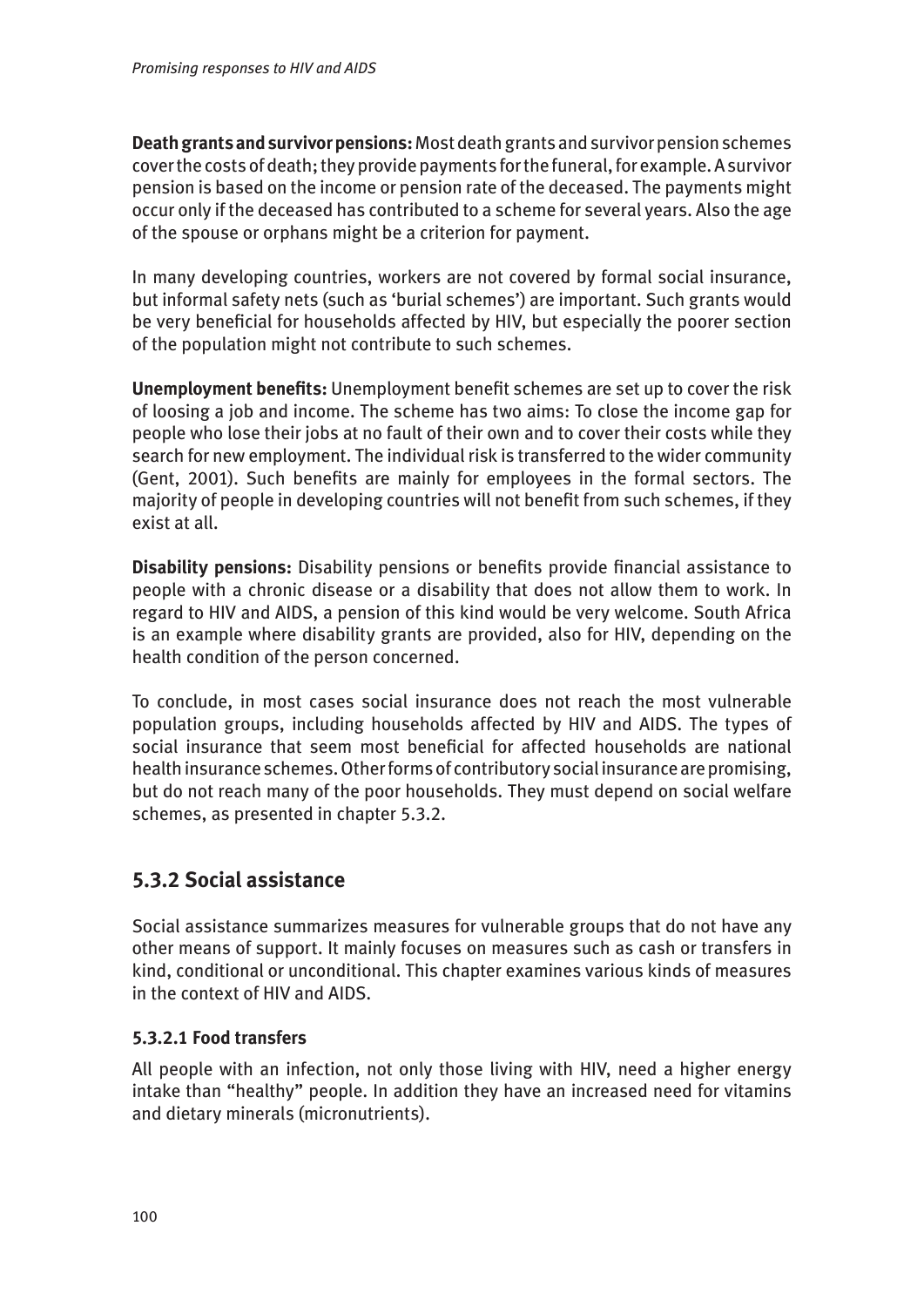**Death grants and survivor pensions:** Most death grants and survivor pension schemes cover the costs of death; they provide payments for the funeral, for example. A survivor pension is based on the income or pension rate of the deceased. The payments might occur only if the deceased has contributed to a scheme for several years. Also the age of the spouse or orphans might be a criterion for payment.

In many developing countries, workers are not covered by formal social insurance, but informal safety nets (such as 'burial schemes') are important. Such grants would be very beneficial for households affected by HIV, but especially the poorer section of the population might not contribute to such schemes.

**Unemployment benefits:** Unemployment benefit schemes are set up to cover the risk of loosing a job and income. The scheme has two aims: To close the income gap for people who lose their jobs at no fault of their own and to cover their costs while they search for new employment. The individual risk is transferred to the wider community (Gent, 2001). Such benefits are mainly for employees in the formal sectors. The majority of people in developing countries will not benefit from such schemes, if they exist at all.

**Disability pensions:** Disability pensions or benefits provide financial assistance to people with a chronic disease or a disability that does not allow them to work. In regard to HIV and AIDS, a pension of this kind would be very welcome. South Africa is an example where disability grants are provided, also for HIV, depending on the health condition of the person concerned.

To conclude, in most cases social insurance does not reach the most vulnerable population groups, including households affected by HIV and AIDS. The types of social insurance that seem most beneficial for affected households are national health insurance schemes. Other forms of contributory social insurance are promising, but do not reach many of the poor households. They must depend on social welfare schemes, as presented in chapter 5.3.2.

## 5.3.2 Social assistance

Social assistance summarizes measures for vulnerable groups that do not have any other means of support. It mainly focuses on measures such as cash or transfers in kind, conditional or unconditional. This chapter examines various kinds of measures in the context of HIV and AIDS.

### 5.3.2.1 Food transfers

All people with an infection, not only those living with HIV, need a higher energy intake than "healthy" people. In addition they have an increased need for vitamins and dietary minerals (micronutrients).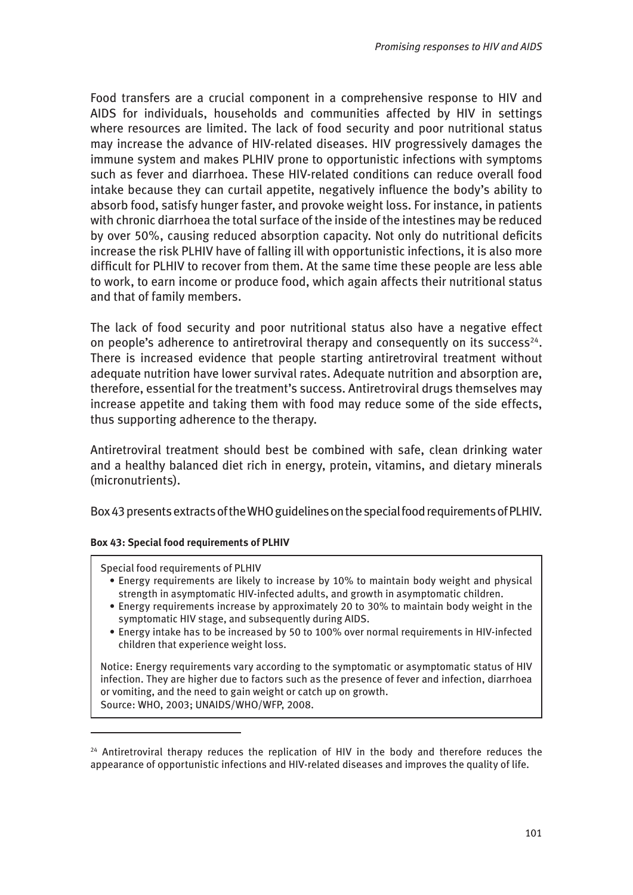Food transfers are a crucial component in a comprehensive response to HIV and AIDS for individuals, households and communities affected by HIV in settings where resources are limited. The lack of food security and poor nutritional status may increase the advance of HIV-related diseases. HIV progressively damages the immune system and makes PLHIV prone to opportunistic infections with symptoms such as fever and diarrhoea. These HIV-related conditions can reduce overall food intake because they can curtail appetite, negatively influence the body's ability to absorb food, satisfy hunger faster, and provoke weight loss. For instance, in patients with chronic diarrhoea the total surface of the inside of the intestines may be reduced by over 50%, causing reduced absorption capacity. Not only do nutritional deficits increase the risk PLHIV have of falling ill with opportunistic infections, it is also more difficult for PLHIV to recover from them. At the same time these people are less able to work, to earn income or produce food, which again affects their nutritional status and that of family members.

The lack of food security and poor nutritional status also have a negative effect on people's adherence to antiretroviral therapy and consequently on its success[24]. There is increased evidence that people starting antiretroviral treatment without adequate nutrition have lower survival rates. Adequate nutrition and absorption are, therefore, essential for the treatment's success. Antiretroviral drugs themselves may increase appetite and taking them with food may reduce some of the side effects, thus supporting adherence to the therapy.

Antiretroviral treatment should best be combined with safe, clean drinking water and a healthy balanced diet rich in energy, protein, vitamins, and dietary minerals (micronutrients).

Box 43 presents extracts of the WHO guidelines on the special food requirements of PLHIV.

**Box 43: Special food requirements of PLHIV**

Special food requirements of PLHIV

- Energy requirements are likely to increase by 10% to maintain body weight and physical strength in asymptomatic HIV-infected adults, and growth in asymptomatic children.
- Energy requirements increase by approximately 20 to 30% to maintain body weight in the symptomatic HIV stage, and subsequently during AIDS.
- Energy intake has to be increased by 50 to 100% over normal requirements in HIV-infected children that experience weight loss.

Notice: Energy requirements vary according to the symptomatic or asymptomatic status of HIV infection. They are higher due to factors such as the presence of fever and infection, diarrhoea or vomiting, and the need to gain weight or catch up on growth.
Source: WHO, 2003; UNAIDS/WHO/WFP, 2008.

---

[24] Antiretroviral therapy reduces the replication of HIV in the body and therefore reduces the appearance of opportunistic infections and HIV-related diseases and improves the quality of life.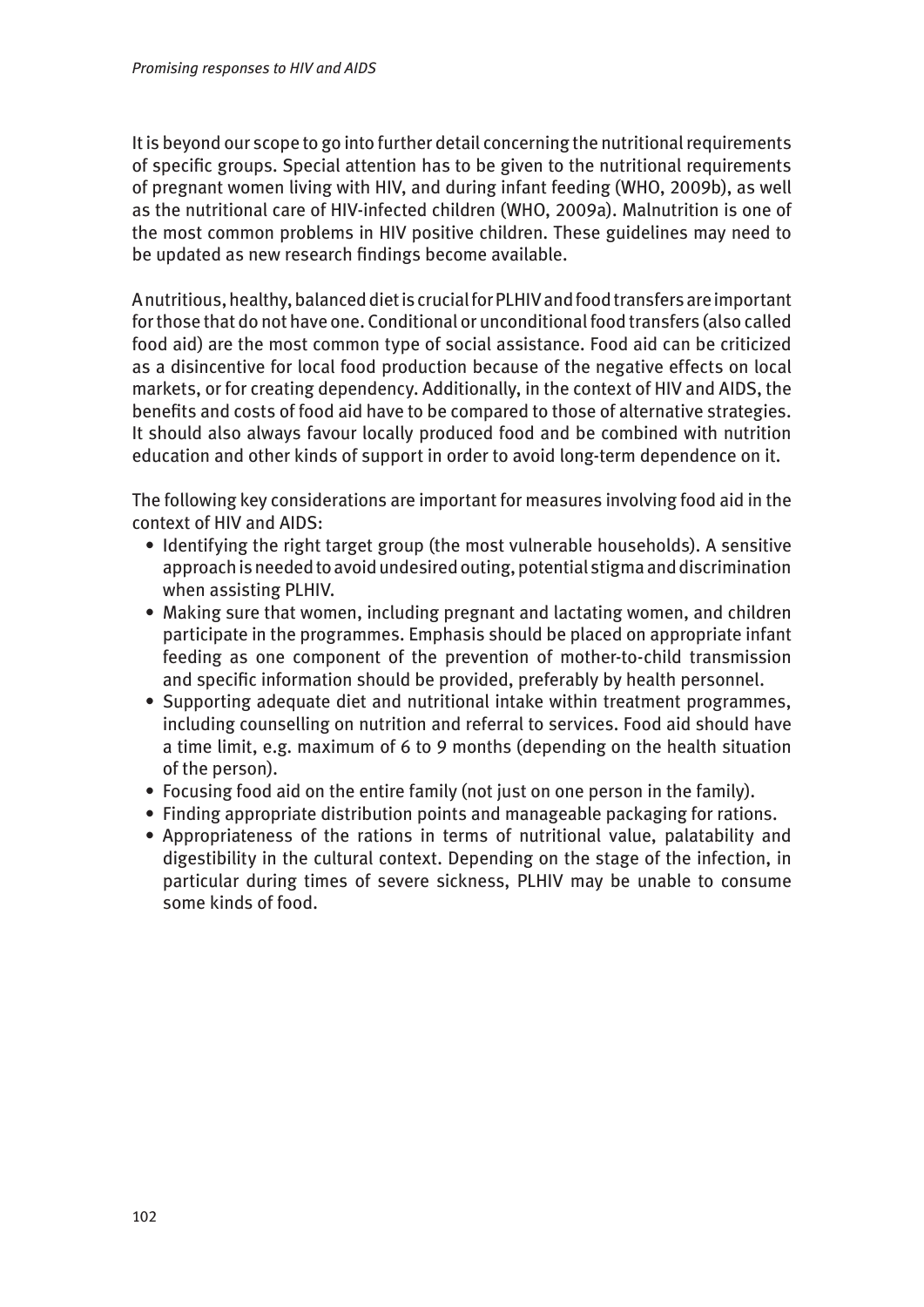It is beyond our scope to go into further detail concerning the nutritional requirements of specific groups. Special attention has to be given to the nutritional requirements of pregnant women living with HIV, and during infant feeding (WHO, 2009b), as well as the nutritional care of HIV-infected children (WHO, 2009a). Malnutrition is one of the most common problems in HIV positive children. These guidelines may need to be updated as new research findings become available.

A nutritious, healthy, balanced diet is crucial for PLHIV and food transfers are important for those that do not have one. Conditional or unconditional food transfers (also called food aid) are the most common type of social assistance. Food aid can be criticized as a disincentive for local food production because of the negative effects on local markets, or for creating dependency. Additionally, in the context of HIV and AIDS, the benefits and costs of food aid have to be compared to those of alternative strategies. It should also always favour locally produced food and be combined with nutrition education and other kinds of support in order to avoid long-term dependence on it.

The following key considerations are important for measures involving food aid in the context of HIV and AIDS:

- Identifying the right target group (the most vulnerable households). A sensitive approach is needed to avoid undesired outing, potential stigma and discrimination when assisting PLHIV.
- Making sure that women, including pregnant and lactating women, and children participate in the programmes. Emphasis should be placed on appropriate infant feeding as one component of the prevention of mother-to-child transmission and specific information should be provided, preferably by health personnel.
- Supporting adequate diet and nutritional intake within treatment programmes, including counselling on nutrition and referral to services. Food aid should have a time limit, e.g. maximum of 6 to 9 months (depending on the health situation of the person).
- Focusing food aid on the entire family (not just on one person in the family).
- Finding appropriate distribution points and manageable packaging for rations.
- Appropriateness of the rations in terms of nutritional value, palatability and digestibility in the cultural context. Depending on the stage of the infection, in particular during times of severe sickness, PLHIV may be unable to consume some kinds of food.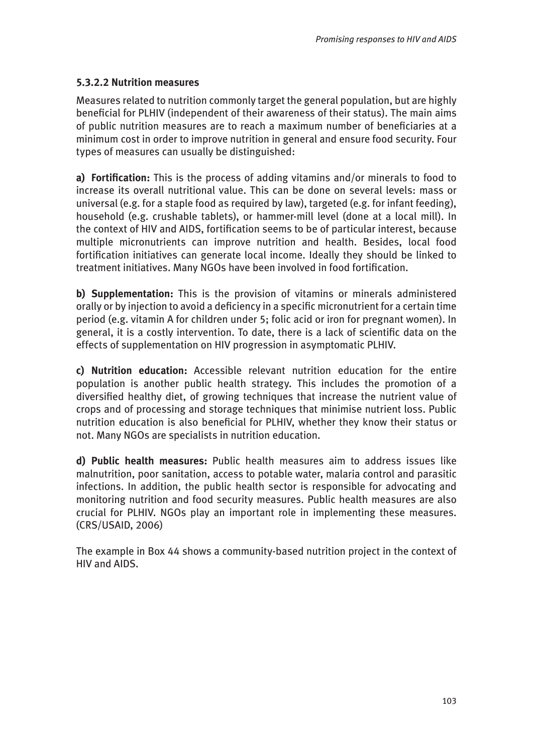#### 5.3.2.2 Nutrition measures

Measures related to nutrition commonly target the general population, but are highly beneficial for PLHIV (independent of their awareness of their status). The main aims of public nutrition measures are to reach a maximum number of beneficiaries at a minimum cost in order to improve nutrition in general and ensure food security. Four types of measures can usually be distinguished:

**a) Fortification:** This is the process of adding vitamins and/or minerals to food to increase its overall nutritional value. This can be done on several levels: mass or universal (e.g. for a staple food as required by law), targeted (e.g. for infant feeding), household (e.g. crushable tablets), or hammer-mill level (done at a local mill). In the context of HIV and AIDS, fortification seems to be of particular interest, because multiple micronutrients can improve nutrition and health. Besides, local food fortification initiatives can generate local income. Ideally they should be linked to treatment initiatives. Many NGOs have been involved in food fortification.

**b) Supplementation:** This is the provision of vitamins or minerals administered orally or by injection to avoid a deficiency in a specific micronutrient for a certain time period (e.g. vitamin A for children under 5; folic acid or iron for pregnant women). In general, it is a costly intervention. To date, there is a lack of scientific data on the effects of supplementation on HIV progression in asymptomatic PLHIV.

**c) Nutrition education:** Accessible relevant nutrition education for the entire population is another public health strategy. This includes the promotion of a diversified healthy diet, of growing techniques that increase the nutrient value of crops and of processing and storage techniques that minimise nutrient loss. Public nutrition education is also beneficial for PLHIV, whether they know their status or not. Many NGOs are specialists in nutrition education.

**d) Public health measures:** Public health measures aim to address issues like malnutrition, poor sanitation, access to potable water, malaria control and parasitic infections. In addition, the public health sector is responsible for advocating and monitoring nutrition and food security measures. Public health measures are also crucial for PLHIV. NGOs play an important role in implementing these measures. (CRS/USAID, 2006)

The example in Box 44 shows a community-based nutrition project in the context of HIV and AIDS.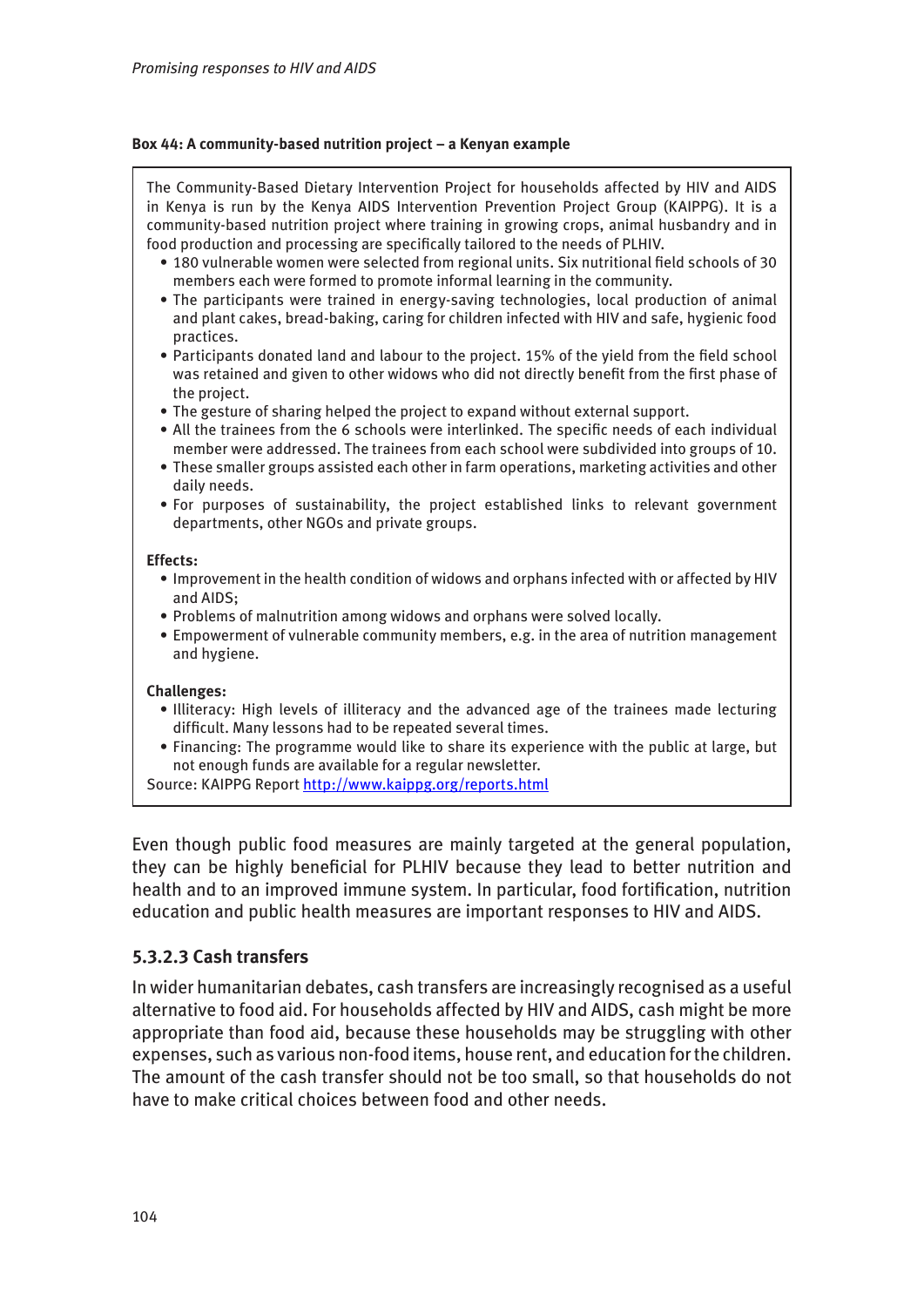**Box 44: A community-based nutrition project – a Kenyan example**

The Community-Based Dietary Intervention Project for households affected by HIV and AIDS in Kenya is run by the Kenya AIDS Intervention Prevention Project Group (KAIPPG). It is a community-based nutrition project where training in growing crops, animal husbandry and in food production and processing are specifically tailored to the needs of PLHIV.

- 180 vulnerable women were selected from regional units. Six nutritional field schools of 30 members each were formed to promote informal learning in the community.
- The participants were trained in energy-saving technologies, local production of animal and plant cakes, bread-baking, caring for children infected with HIV and safe, hygienic food practices.
- Participants donated land and labour to the project. 15% of the yield from the field school was retained and given to other widows who did not directly benefit from the first phase of the project.
- The gesture of sharing helped the project to expand without external support.
- All the trainees from the 6 schools were interlinked. The specific needs of each individual member were addressed. The trainees from each school were subdivided into groups of 10.
- These smaller groups assisted each other in farm operations, marketing activities and other daily needs.
- For purposes of sustainability, the project established links to relevant government departments, other NGOs and private groups.

**Effects:**

- Improvement in the health condition of widows and orphans infected with or affected by HIV and AIDS;
- Problems of malnutrition among widows and orphans were solved locally.
- Empowerment of vulnerable community members, e.g. in the area of nutrition management and hygiene.

**Challenges:**

- Illiteracy: High levels of illiteracy and the advanced age of the trainees made lecturing difficult. Many lessons had to be repeated several times.
- Financing: The programme would like to share its experience with the public at large, but not enough funds are available for a regular newsletter.

Source: KAIPPG Report http://www.kaippg.org/reports.html

Even though public food measures are mainly targeted at the general population, they can be highly beneficial for PLHIV because they lead to better nutrition and health and to an improved immune system. In particular, food fortification, nutrition education and public health measures are important responses to HIV and AIDS.

### 5.3.2.3 Cash transfers

In wider humanitarian debates, cash transfers are increasingly recognised as a useful alternative to food aid. For households affected by HIV and AIDS, cash might be more appropriate than food aid, because these households may be struggling with other expenses, such as various non-food items, house rent, and education for the children. The amount of the cash transfer should not be too small, so that households do not have to make critical choices between food and other needs.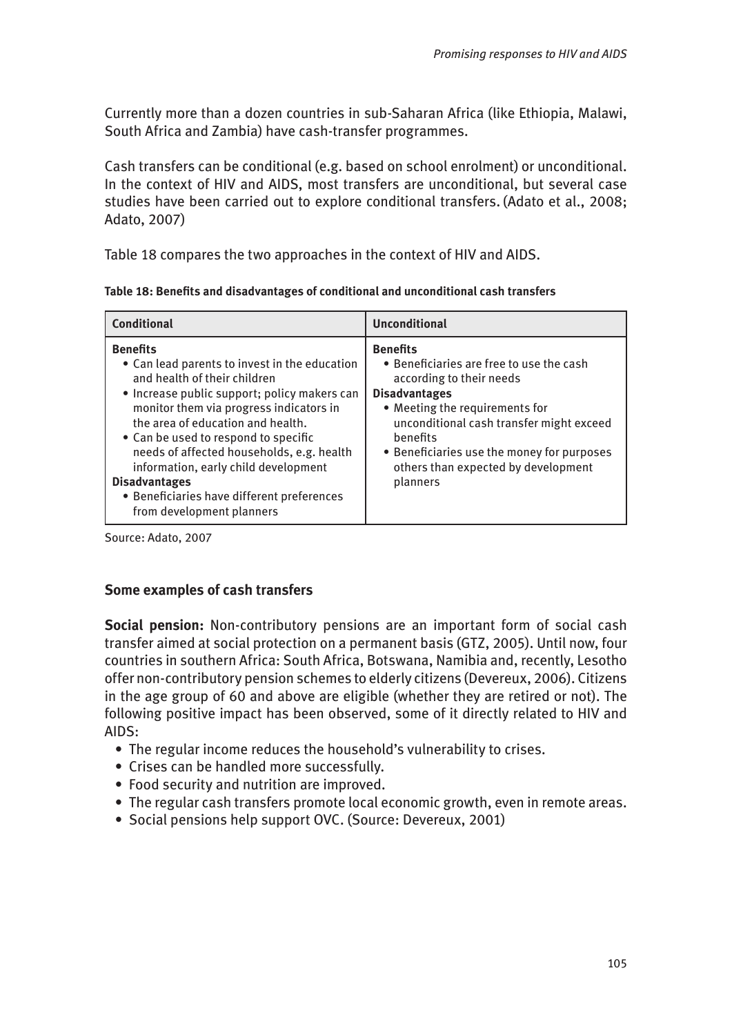Currently more than a dozen countries in sub-Saharan Africa (like Ethiopia, Malawi, South Africa and Zambia) have cash-transfer programmes.

Cash transfers can be conditional (e.g. based on school enrolment) or unconditional. In the context of HIV and AIDS, most transfers are unconditional, but several case studies have been carried out to explore conditional transfers. (Adato et al., 2008; Adato, 2007)

Table 18 compares the two approaches in the context of HIV and AIDS.

**Table 18: Benefits and disadvantages of conditional and unconditional cash transfers**

| Conditional | Unconditional |
|---|---|
| **Benefits**<br>• Can lead parents to invest in the education and health of their children<br>• Increase public support; policy makers can monitor them via progress indicators in the area of education and health.<br>• Can be used to respond to specific needs of affected households, e.g. health information, early child development<br>**Disadvantages**<br>• Beneficiaries have different preferences from development planners | **Benefits**<br>• Beneficiaries are free to use the cash according to their needs<br>**Disadvantages**<br>• Meeting the requirements for unconditional cash transfer might exceed benefits<br>• Beneficiaries use the money for purposes others than expected by development planners |

Source: Adato, 2007

### Some examples of cash transfers

**Social pension:** Non-contributory pensions are an important form of social cash transfer aimed at social protection on a permanent basis (GTZ, 2005). Until now, four countries in southern Africa: South Africa, Botswana, Namibia and, recently, Lesotho offer non-contributory pension schemes to elderly citizens (Devereux, 2006). Citizens in the age group of 60 and above are eligible (whether they are retired or not). The following positive impact has been observed, some of it directly related to HIV and AIDS:

- The regular income reduces the household's vulnerability to crises.
- Crises can be handled more successfully.
- Food security and nutrition are improved.
- The regular cash transfers promote local economic growth, even in remote areas.
- Social pensions help support OVC. (Source: Devereux, 2001)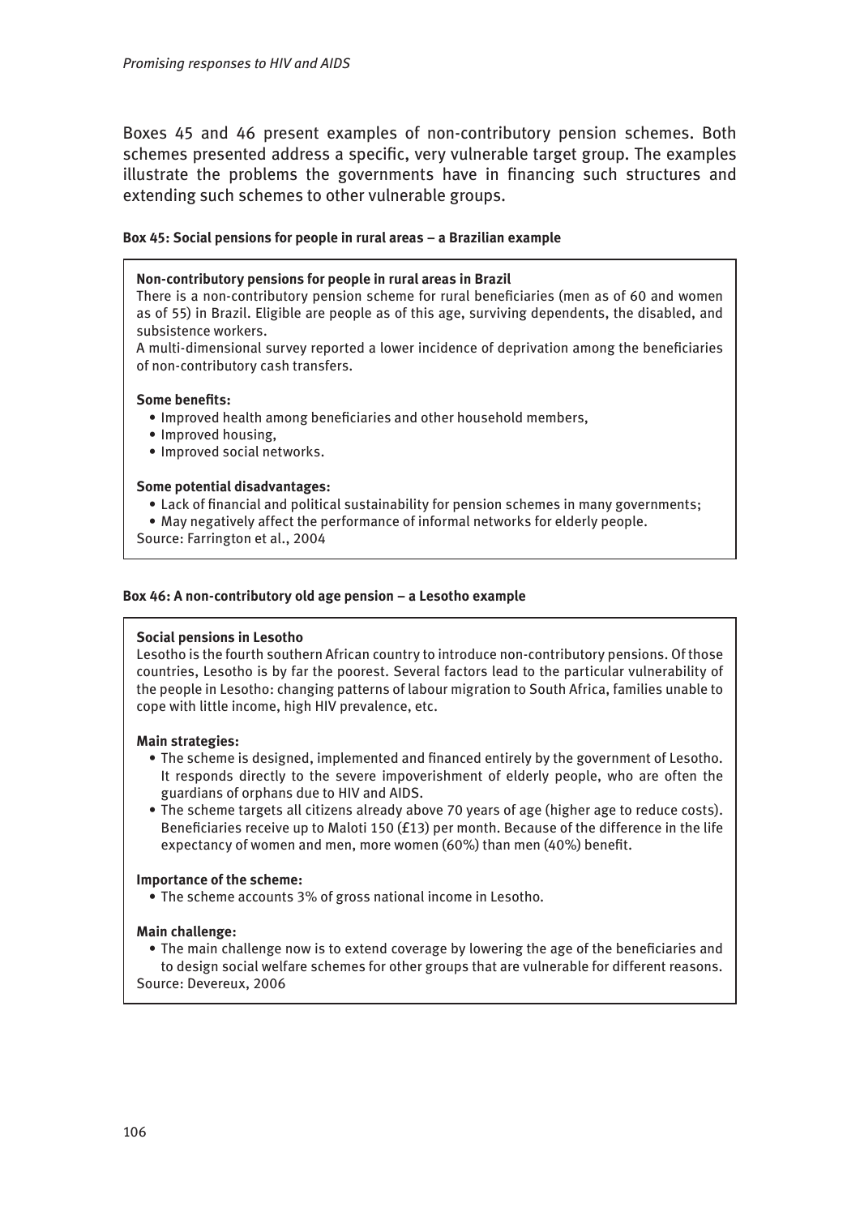Boxes 45 and 46 present examples of non-contributory pension schemes. Both schemes presented address a specific, very vulnerable target group. The examples illustrate the problems the governments have in financing such structures and extending such schemes to other vulnerable groups.

**Box 45: Social pensions for people in rural areas – a Brazilian example**

**Non-contributory pensions for people in rural areas in Brazil**

There is a non-contributory pension scheme for rural beneficiaries (men as of 60 and women as of 55) in Brazil. Eligible are people as of this age, surviving dependents, the disabled, and subsistence workers.

A multi-dimensional survey reported a lower incidence of deprivation among the beneficiaries of non-contributory cash transfers.

**Some benefits:**

- Improved health among beneficiaries and other household members,
- Improved housing,
- Improved social networks.

**Some potential disadvantages:**

- Lack of financial and political sustainability for pension schemes in many governments;
- May negatively affect the performance of informal networks for elderly people.

Source: Farrington et al., 2004

**Box 46: A non-contributory old age pension – a Lesotho example**

**Social pensions in Lesotho**

Lesotho is the fourth southern African country to introduce non-contributory pensions. Of those countries, Lesotho is by far the poorest. Several factors lead to the particular vulnerability of the people in Lesotho: changing patterns of labour migration to South Africa, families unable to cope with little income, high HIV prevalence, etc.

**Main strategies:**

- The scheme is designed, implemented and financed entirely by the government of Lesotho. It responds directly to the severe impoverishment of elderly people, who are often the guardians of orphans due to HIV and AIDS.
- The scheme targets all citizens already above 70 years of age (higher age to reduce costs). Beneficiaries receive up to Maloti 150 (£13) per month. Because of the difference in the life expectancy of women and men, more women (60%) than men (40%) benefit.

**Importance of the scheme:**

- The scheme accounts 3% of gross national income in Lesotho.

**Main challenge:**

- The main challenge now is to extend coverage by lowering the age of the beneficiaries and to design social welfare schemes for other groups that are vulnerable for different reasons.

Source: Devereux, 2006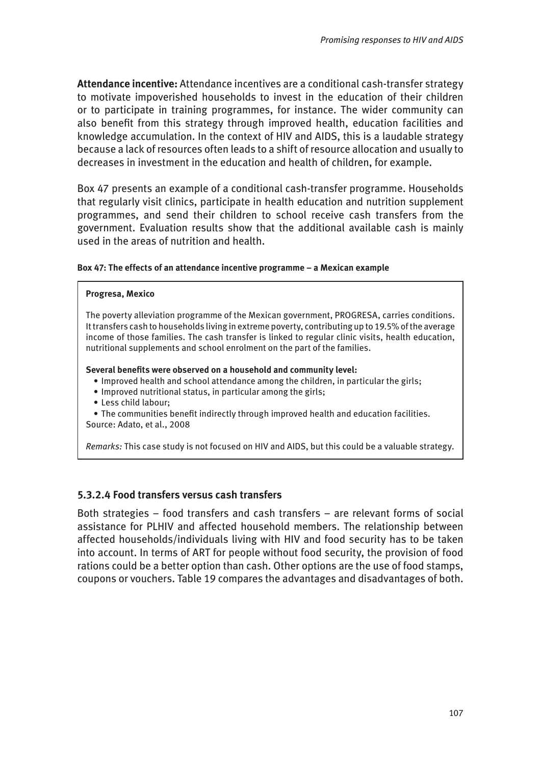**Attendance incentive:** Attendance incentives are a conditional cash-transfer strategy to motivate impoverished households to invest in the education of their children or to participate in training programmes, for instance. The wider community can also benefit from this strategy through improved health, education facilities and knowledge accumulation. In the context of HIV and AIDS, this is a laudable strategy because a lack of resources often leads to a shift of resource allocation and usually to decreases in investment in the education and health of children, for example.

Box 47 presents an example of a conditional cash-transfer programme. Households that regularly visit clinics, participate in health education and nutrition supplement programmes, and send their children to school receive cash transfers from the government. Evaluation results show that the additional available cash is mainly used in the areas of nutrition and health.

**Box 47: The effects of an attendance incentive programme – a Mexican example**

> **Progresa, Mexico**
>
> The poverty alleviation programme of the Mexican government, PROGRESA, carries conditions. It transfers cash to households living in extreme poverty, contributing up to 19.5% of the average income of those families. The cash transfer is linked to regular clinic visits, health education, nutritional supplements and school enrolment on the part of the families.
>
> **Several benefits were observed on a household and community level:**
>
> - Improved health and school attendance among the children, in particular the girls;
> - Improved nutritional status, in particular among the girls;
> - Less child labour;
> - The communities benefit indirectly through improved health and education facilities.
>
> Source: Adato, et al., 2008
>
> *Remarks:* This case study is not focused on HIV and AIDS, but this could be a valuable strategy.

### 5.3.2.4 Food transfers versus cash transfers

Both strategies – food transfers and cash transfers – are relevant forms of social assistance for PLHIV and affected household members. The relationship between affected households/individuals living with HIV and food security has to be taken into account. In terms of ART for people without food security, the provision of food rations could be a better option than cash. Other options are the use of food stamps, coupons or vouchers. Table 19 compares the advantages and disadvantages of both.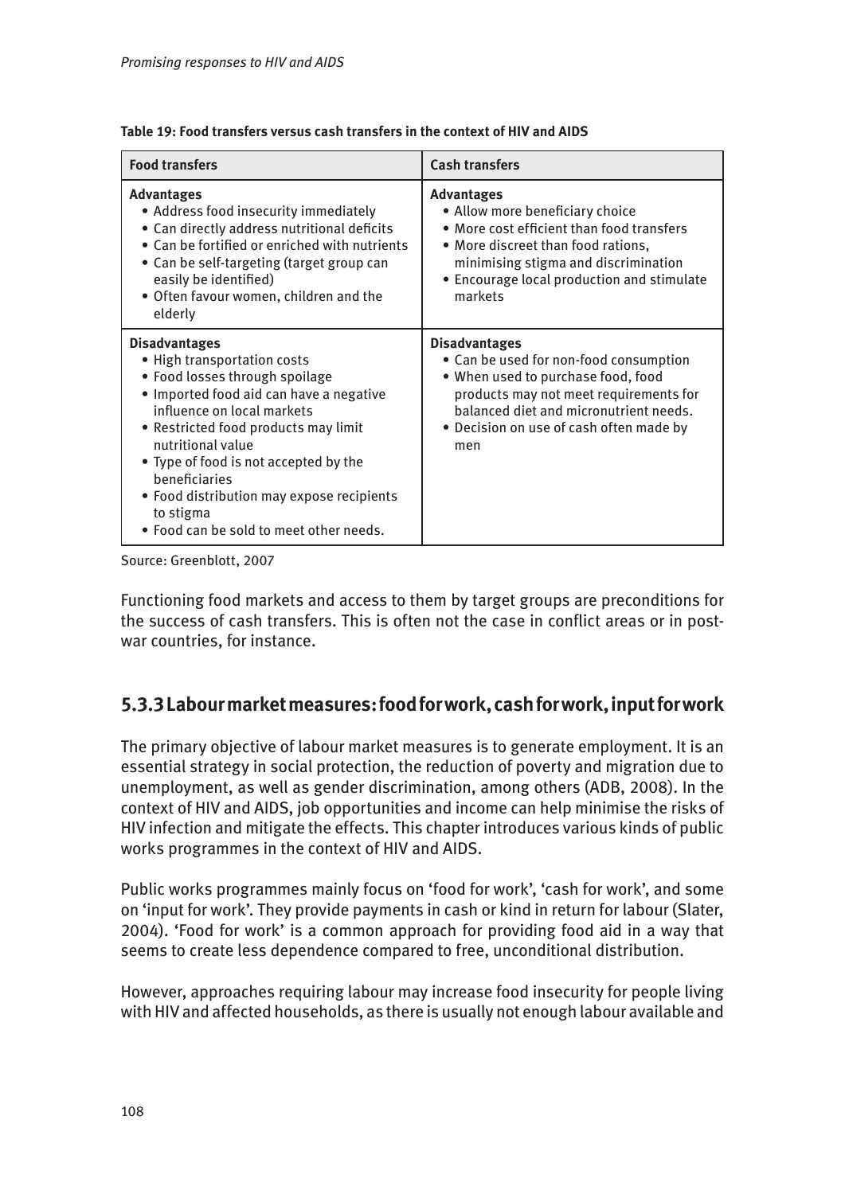**Table 19: Food transfers versus cash transfers in the context of HIV and AIDS**

| Food transfers | Cash transfers |
|---|---|
| **Advantages**<br>• Address food insecurity immediately<br>• Can directly address nutritional deficits<br>• Can be fortified or enriched with nutrients<br>• Can be self-targeting (target group can easily be identified)<br>• Often favour women, children and the elderly | **Advantages**<br>• Allow more beneficiary choice<br>• More cost efficient than food transfers<br>• More discreet than food rations, minimising stigma and discrimination<br>• Encourage local production and stimulate markets |
| **Disadvantages**<br>• High transportation costs<br>• Food losses through spoilage<br>• Imported food aid can have a negative influence on local markets<br>• Restricted food products may limit nutritional value<br>• Type of food is not accepted by the beneficiaries<br>• Food distribution may expose recipients to stigma<br>• Food can be sold to meet other needs. | **Disadvantages**<br>• Can be used for non-food consumption<br>• When used to purchase food, food products may not meet requirements for balanced diet and micronutrient needs.<br>• Decision on use of cash often made by men |

Source: Greenblott, 2007

Functioning food markets and access to them by target groups are preconditions for the success of cash transfers. This is often not the case in conflict areas or in post-war countries, for instance.

### 5.3.3 Labour market measures: food for work, cash for work, input for work

The primary objective of labour market measures is to generate employment. It is an essential strategy in social protection, the reduction of poverty and migration due to unemployment, as well as gender discrimination, among others (ADB, 2008). In the context of HIV and AIDS, job opportunities and income can help minimise the risks of HIV infection and mitigate the effects. This chapter introduces various kinds of public works programmes in the context of HIV and AIDS.

Public works programmes mainly focus on 'food for work', 'cash for work', and some on 'input for work'. They provide payments in cash or kind in return for labour (Slater, 2004). 'Food for work' is a common approach for providing food aid in a way that seems to create less dependence compared to free, unconditional distribution.

However, approaches requiring labour may increase food insecurity for people living with HIV and affected households, as there is usually not enough labour available and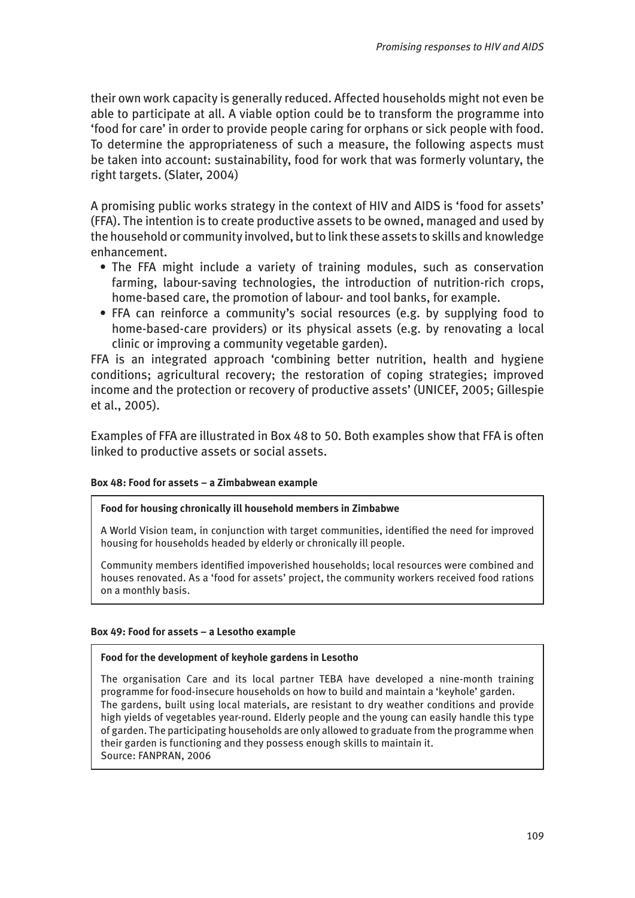their own work capacity is generally reduced. Affected households might not even be able to participate at all. A viable option could be to transform the programme into 'food for care' in order to provide people caring for orphans or sick people with food. To determine the appropriateness of such a measure, the following aspects must be taken into account: sustainability, food for work that was formerly voluntary, the right targets. (Slater, 2004)

A promising public works strategy in the context of HIV and AIDS is 'food for assets' (FFA). The intention is to create productive assets to be owned, managed and used by the household or community involved, but to link these assets to skills and knowledge enhancement.

- The FFA might include a variety of training modules, such as conservation farming, labour-saving technologies, the introduction of nutrition-rich crops, home-based care, the promotion of labour- and tool banks, for example.
- FFA can reinforce a community's social resources (e.g. by supplying food to home-based-care providers) or its physical assets (e.g. by renovating a local clinic or improving a community vegetable garden).

FFA is an integrated approach 'combining better nutrition, health and hygiene conditions; agricultural recovery; the restoration of coping strategies; improved income and the protection or recovery of productive assets' (UNICEF, 2005; Gillespie et al., 2005).

Examples of FFA are illustrated in Box 48 to 50. Both examples show that FFA is often linked to productive assets or social assets.

**Box 48: Food for assets – a Zimbabwean example**

**Food for housing chronically ill household members in Zimbabwe**

A World Vision team, in conjunction with target communities, identified the need for improved housing for households headed by elderly or chronically ill people.

Community members identified impoverished households; local resources were combined and houses renovated. As a 'food for assets' project, the community workers received food rations on a monthly basis.

**Box 49: Food for assets – a Lesotho example**

**Food for the development of keyhole gardens in Lesotho**

The organisation Care and its local partner TEBA have developed a nine-month training programme for food-insecure households on how to build and maintain a 'keyhole' garden. The gardens, built using local materials, are resistant to dry weather conditions and provide high yields of vegetables year-round. Elderly people and the young can easily handle this type of garden. The participating households are only allowed to graduate from the programme when their garden is functioning and they possess enough skills to maintain it.
Source: FANPRAN, 2006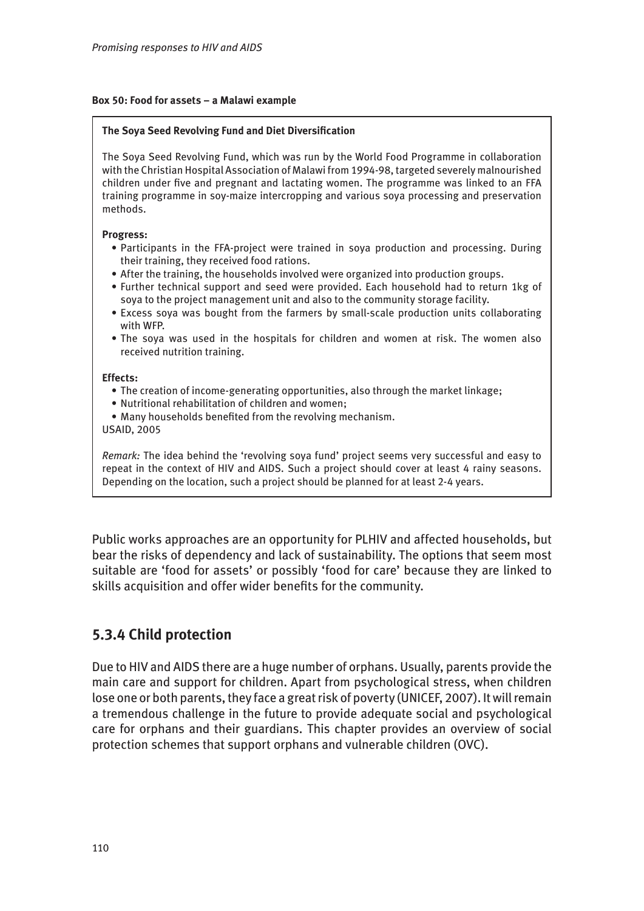**Box 50: Food for assets – a Malawi example**

**The Soya Seed Revolving Fund and Diet Diversification**

The Soya Seed Revolving Fund, which was run by the World Food Programme in collaboration with the Christian Hospital Association of Malawi from 1994-98, targeted severely malnourished children under five and pregnant and lactating women. The programme was linked to an FFA training programme in soy-maize intercropping and various soya processing and preservation methods.

**Progress:**

- Participants in the FFA-project were trained in soya production and processing. During their training, they received food rations.
- After the training, the households involved were organized into production groups.
- Further technical support and seed were provided. Each household had to return 1kg of soya to the project management unit and also to the community storage facility.
- Excess soya was bought from the farmers by small-scale production units collaborating with WFP.
- The soya was used in the hospitals for children and women at risk. The women also received nutrition training.

**Effects:**

- The creation of income-generating opportunities, also through the market linkage;
- Nutritional rehabilitation of children and women;
- Many households benefited from the revolving mechanism.

USAID, 2005

*Remark:* The idea behind the 'revolving soya fund' project seems very successful and easy to repeat in the context of HIV and AIDS. Such a project should cover at least 4 rainy seasons. Depending on the location, such a project should be planned for at least 2-4 years.

Public works approaches are an opportunity for PLHIV and affected households, but bear the risks of dependency and lack of sustainability. The options that seem most suitable are 'food for assets' or possibly 'food for care' because they are linked to skills acquisition and offer wider benefits for the community.

### 5.3.4 Child protection

Due to HIV and AIDS there are a huge number of orphans. Usually, parents provide the main care and support for children. Apart from psychological stress, when children lose one or both parents, they face a great risk of poverty (UNICEF, 2007). It will remain a tremendous challenge in the future to provide adequate social and psychological care for orphans and their guardians. This chapter provides an overview of social protection schemes that support orphans and vulnerable children (OVC).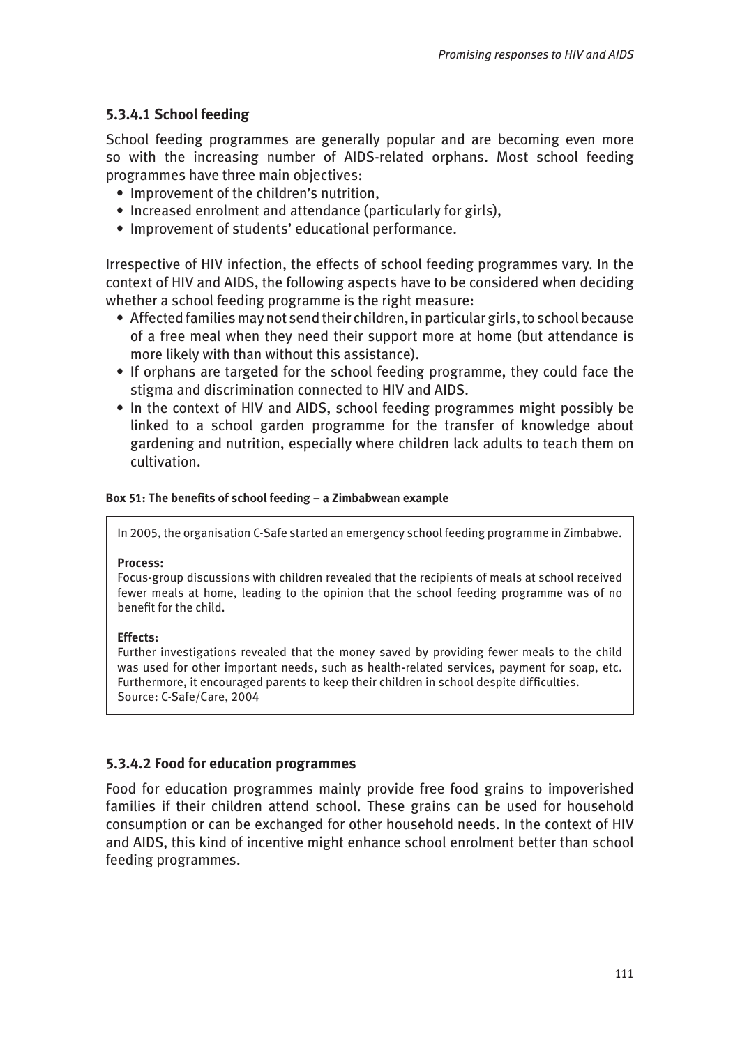#### 5.3.4.1 School feeding

School feeding programmes are generally popular and are becoming even more so with the increasing number of AIDS-related orphans. Most school feeding programmes have three main objectives:

- Improvement of the children's nutrition,
- Increased enrolment and attendance (particularly for girls),
- Improvement of students' educational performance.

Irrespective of HIV infection, the effects of school feeding programmes vary. In the context of HIV and AIDS, the following aspects have to be considered when deciding whether a school feeding programme is the right measure:

- Affected families may not send their children, in particular girls, to school because of a free meal when they need their support more at home (but attendance is more likely with than without this assistance).
- If orphans are targeted for the school feeding programme, they could face the stigma and discrimination connected to HIV and AIDS.
- In the context of HIV and AIDS, school feeding programmes might possibly be linked to a school garden programme for the transfer of knowledge about gardening and nutrition, especially where children lack adults to teach them on cultivation.

**Box 51: The benefits of school feeding – a Zimbabwean example**

> In 2005, the organisation C-Safe started an emergency school feeding programme in Zimbabwe.
>
> **Process:**
> Focus-group discussions with children revealed that the recipients of meals at school received fewer meals at home, leading to the opinion that the school feeding programme was of no benefit for the child.
>
> **Effects:**
> Further investigations revealed that the money saved by providing fewer meals to the child was used for other important needs, such as health-related services, payment for soap, etc. Furthermore, it encouraged parents to keep their children in school despite difficulties.
> Source: C-Safe/Care, 2004

#### 5.3.4.2 Food for education programmes

Food for education programmes mainly provide free food grains to impoverished families if their children attend school. These grains can be used for household consumption or can be exchanged for other household needs. In the context of HIV and AIDS, this kind of incentive might enhance school enrolment better than school feeding programmes.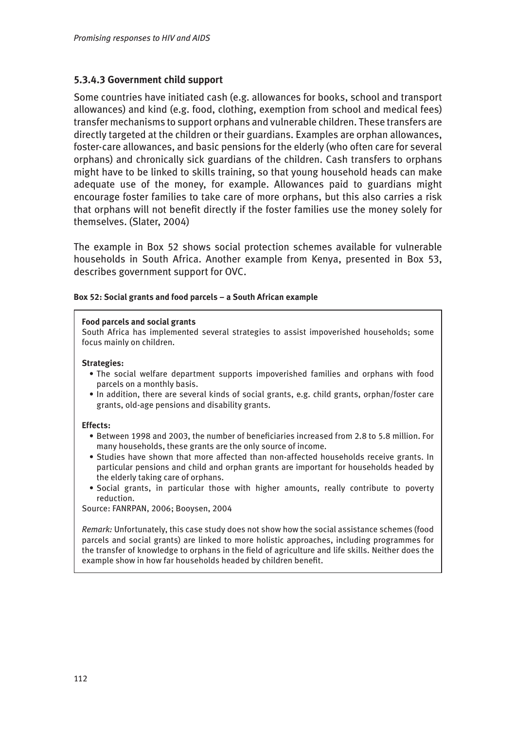### 5.3.4.3 Government child support

Some countries have initiated cash (e.g. allowances for books, school and transport allowances) and kind (e.g. food, clothing, exemption from school and medical fees) transfer mechanisms to support orphans and vulnerable children. These transfers are directly targeted at the children or their guardians. Examples are orphan allowances, foster-care allowances, and basic pensions for the elderly (who often care for several orphans) and chronically sick guardians of the children. Cash transfers to orphans might have to be linked to skills training, so that young household heads can make adequate use of the money, for example. Allowances paid to guardians might encourage foster families to take care of more orphans, but this also carries a risk that orphans will not benefit directly if the foster families use the money solely for themselves. (Slater, 2004)

The example in Box 52 shows social protection schemes available for vulnerable households in South Africa. Another example from Kenya, presented in Box 53, describes government support for OVC.

**Box 52: Social grants and food parcels – a South African example**

**Food parcels and social grants**
South Africa has implemented several strategies to assist impoverished households; some focus mainly on children.

**Strategies:**

- The social welfare department supports impoverished families and orphans with food parcels on a monthly basis.
- In addition, there are several kinds of social grants, e.g. child grants, orphan/foster care grants, old-age pensions and disability grants.

**Effects:**

- Between 1998 and 2003, the number of beneficiaries increased from 2.8 to 5.8 million. For many households, these grants are the only source of income.
- Studies have shown that more affected than non-affected households receive grants. In particular pensions and child and orphan grants are important for households headed by the elderly taking care of orphans.
- Social grants, in particular those with higher amounts, really contribute to poverty reduction.

Source: FANRPAN, 2006; Booysen, 2004

*Remark:* Unfortunately, this case study does not show how the social assistance schemes (food parcels and social grants) are linked to more holistic approaches, including programmes for the transfer of knowledge to orphans in the field of agriculture and life skills. Neither does the example show in how far households headed by children benefit.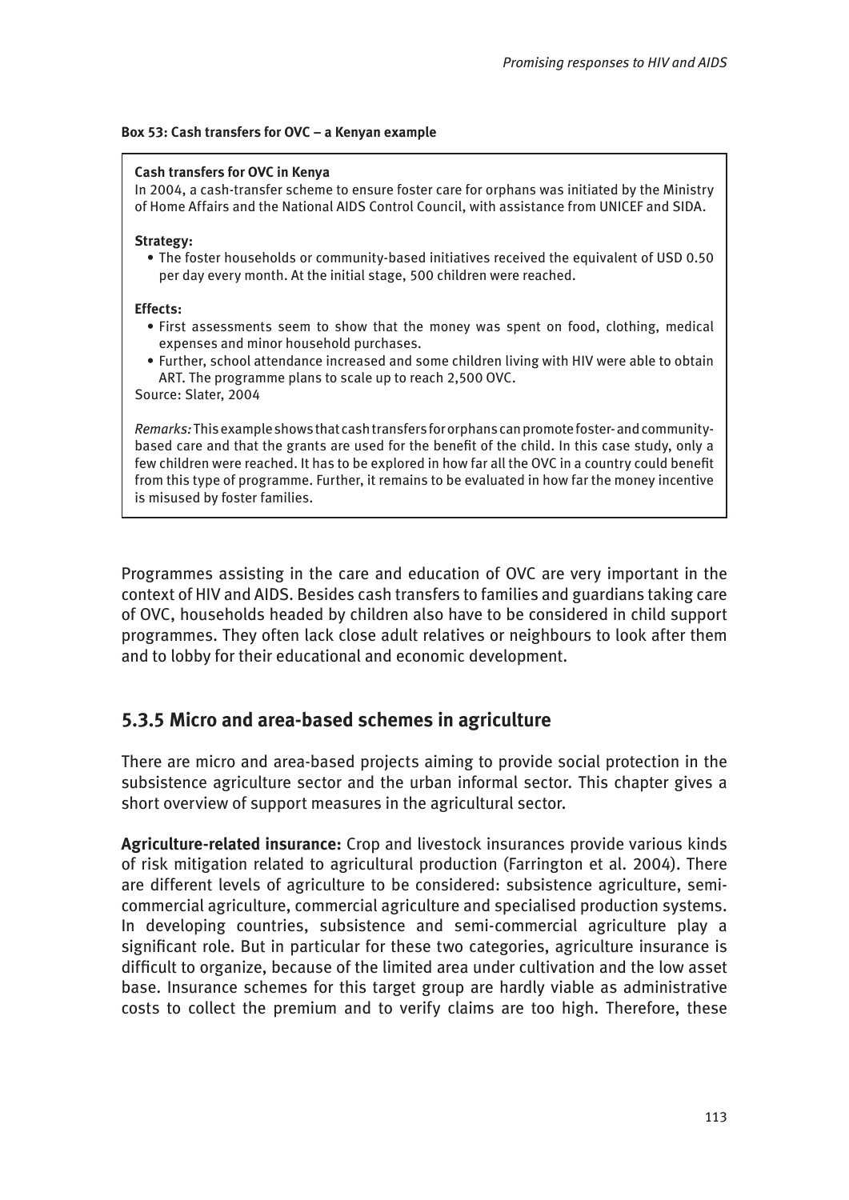**Box 53: Cash transfers for OVC – a Kenyan example**

**Cash transfers for OVC in Kenya**

In 2004, a cash-transfer scheme to ensure foster care for orphans was initiated by the Ministry of Home Affairs and the National AIDS Control Council, with assistance from UNICEF and SIDA.

**Strategy:**

- The foster households or community-based initiatives received the equivalent of USD 0.50 per day every month. At the initial stage, 500 children were reached.

**Effects:**

- First assessments seem to show that the money was spent on food, clothing, medical expenses and minor household purchases.
- Further, school attendance increased and some children living with HIV were able to obtain ART. The programme plans to scale up to reach 2,500 OVC.

Source: Slater, 2004

*Remarks:* This example shows that cash transfers for orphans can promote foster- and community-based care and that the grants are used for the benefit of the child. In this case study, only a few children were reached. It has to be explored in how far all the OVC in a country could benefit from this type of programme. Further, it remains to be evaluated in how far the money incentive is misused by foster families.

Programmes assisting in the care and education of OVC are very important in the context of HIV and AIDS. Besides cash transfers to families and guardians taking care of OVC, households headed by children also have to be considered in child support programmes. They often lack close adult relatives or neighbours to look after them and to lobby for their educational and economic development.

## 5.3.5 Micro and area-based schemes in agriculture

There are micro and area-based projects aiming to provide social protection in the subsistence agriculture sector and the urban informal sector. This chapter gives a short overview of support measures in the agricultural sector.

**Agriculture-related insurance:** Crop and livestock insurances provide various kinds of risk mitigation related to agricultural production (Farrington et al. 2004). There are different levels of agriculture to be considered: subsistence agriculture, semi-commercial agriculture, commercial agriculture and specialised production systems. In developing countries, subsistence and semi-commercial agriculture play a significant role. But in particular for these two categories, agriculture insurance is difficult to organize, because of the limited area under cultivation and the low asset base. Insurance schemes for this target group are hardly viable as administrative costs to collect the premium and to verify claims are too high. Therefore, these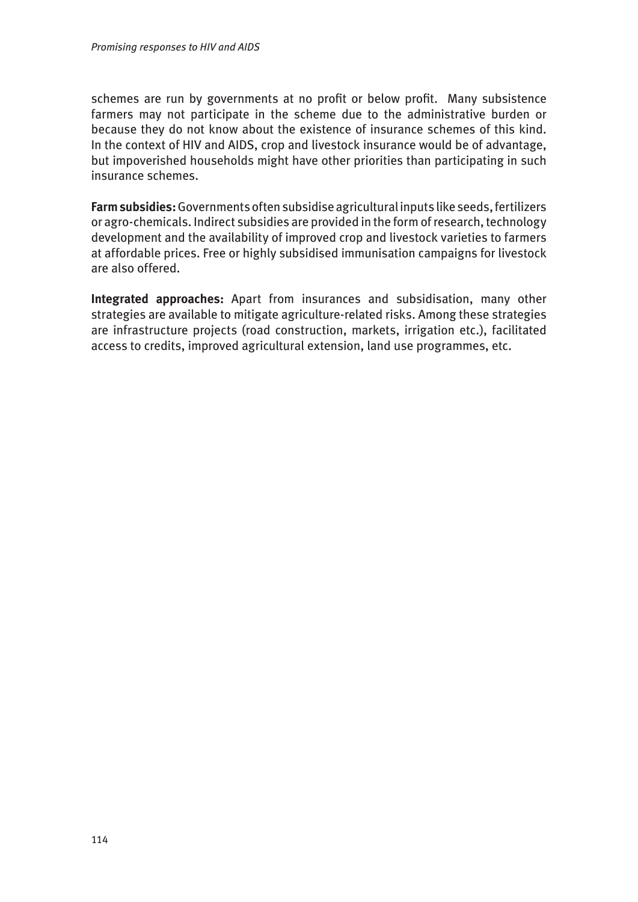schemes are run by governments at no profit or below profit. Many subsistence farmers may not participate in the scheme due to the administrative burden or because they do not know about the existence of insurance schemes of this kind. In the context of HIV and AIDS, crop and livestock insurance would be of advantage, but impoverished households might have other priorities than participating in such insurance schemes.

**Farm subsidies:** Governments often subsidise agricultural inputs like seeds, fertilizers or agro-chemicals. Indirect subsidies are provided in the form of research, technology development and the availability of improved crop and livestock varieties to farmers at affordable prices. Free or highly subsidised immunisation campaigns for livestock are also offered.

**Integrated approaches:** Apart from insurances and subsidisation, many other strategies are available to mitigate agriculture-related risks. Among these strategies are infrastructure projects (road construction, markets, irrigation etc.), facilitated access to credits, improved agricultural extension, land use programmes, etc.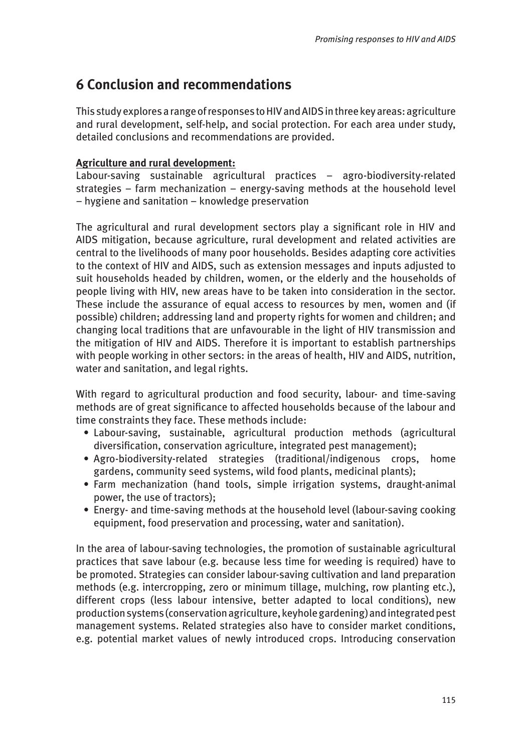# 6 Conclusion and recommendations

This study explores a range of responses to HIV and AIDS in three key areas: agriculture and rural development, self-help, and social protection. For each area under study, detailed conclusions and recommendations are provided.

**Agriculture and rural development:**

Labour-saving sustainable agricultural practices – agro-biodiversity-related strategies – farm mechanization – energy-saving methods at the household level – hygiene and sanitation – knowledge preservation

The agricultural and rural development sectors play a significant role in HIV and AIDS mitigation, because agriculture, rural development and related activities are central to the livelihoods of many poor households. Besides adapting core activities to the context of HIV and AIDS, such as extension messages and inputs adjusted to suit households headed by children, women, or the elderly and the households of people living with HIV, new areas have to be taken into consideration in the sector. These include the assurance of equal access to resources by men, women and (if possible) children; addressing land and property rights for women and children; and changing local traditions that are unfavourable in the light of HIV transmission and the mitigation of HIV and AIDS. Therefore it is important to establish partnerships with people working in other sectors: in the areas of health, HIV and AIDS, nutrition, water and sanitation, and legal rights.

With regard to agricultural production and food security, labour- and time-saving methods are of great significance to affected households because of the labour and time constraints they face. These methods include:

- Labour-saving, sustainable, agricultural production methods (agricultural diversification, conservation agriculture, integrated pest management);
- Agro-biodiversity-related strategies (traditional/indigenous crops, home gardens, community seed systems, wild food plants, medicinal plants);
- Farm mechanization (hand tools, simple irrigation systems, draught-animal power, the use of tractors);
- Energy- and time-saving methods at the household level (labour-saving cooking equipment, food preservation and processing, water and sanitation).

In the area of labour-saving technologies, the promotion of sustainable agricultural practices that save labour (e.g. because less time for weeding is required) have to be promoted. Strategies can consider labour-saving cultivation and land preparation methods (e.g. intercropping, zero or minimum tillage, mulching, row planting etc.), different crops (less labour intensive, better adapted to local conditions), new production systems (conservation agriculture, keyhole gardening) and integrated pest management systems. Related strategies also have to consider market conditions, e.g. potential market values of newly introduced crops. Introducing conservation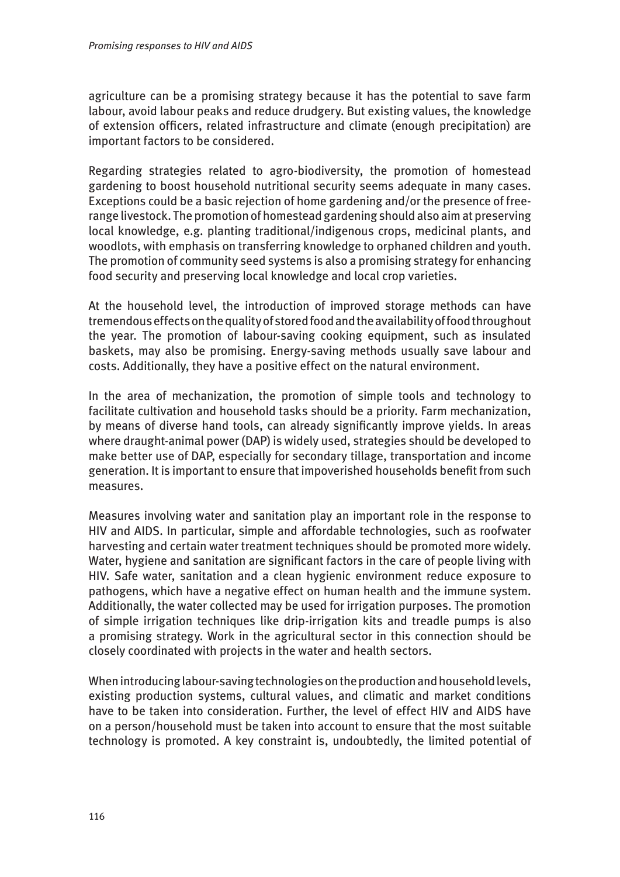agriculture can be a promising strategy because it has the potential to save farm labour, avoid labour peaks and reduce drudgery. But existing values, the knowledge of extension officers, related infrastructure and climate (enough precipitation) are important factors to be considered.

Regarding strategies related to agro-biodiversity, the promotion of homestead gardening to boost household nutritional security seems adequate in many cases. Exceptions could be a basic rejection of home gardening and/or the presence of free-range livestock. The promotion of homestead gardening should also aim at preserving local knowledge, e.g. planting traditional/indigenous crops, medicinal plants, and woodlots, with emphasis on transferring knowledge to orphaned children and youth. The promotion of community seed systems is also a promising strategy for enhancing food security and preserving local knowledge and local crop varieties.

At the household level, the introduction of improved storage methods can have tremendous effects on the quality of stored food and the availability of food throughout the year. The promotion of labour-saving cooking equipment, such as insulated baskets, may also be promising. Energy-saving methods usually save labour and costs. Additionally, they have a positive effect on the natural environment.

In the area of mechanization, the promotion of simple tools and technology to facilitate cultivation and household tasks should be a priority. Farm mechanization, by means of diverse hand tools, can already significantly improve yields. In areas where draught-animal power (DAP) is widely used, strategies should be developed to make better use of DAP, especially for secondary tillage, transportation and income generation. It is important to ensure that impoverished households benefit from such measures.

Measures involving water and sanitation play an important role in the response to HIV and AIDS. In particular, simple and affordable technologies, such as roofwater harvesting and certain water treatment techniques should be promoted more widely. Water, hygiene and sanitation are significant factors in the care of people living with HIV. Safe water, sanitation and a clean hygienic environment reduce exposure to pathogens, which have a negative effect on human health and the immune system. Additionally, the water collected may be used for irrigation purposes. The promotion of simple irrigation techniques like drip-irrigation kits and treadle pumps is also a promising strategy. Work in the agricultural sector in this connection should be closely coordinated with projects in the water and health sectors.

When introducing labour-saving technologies on the production and household levels, existing production systems, cultural values, and climatic and market conditions have to be taken into consideration. Further, the level of effect HIV and AIDS have on a person/household must be taken into account to ensure that the most suitable technology is promoted. A key constraint is, undoubtedly, the limited potential of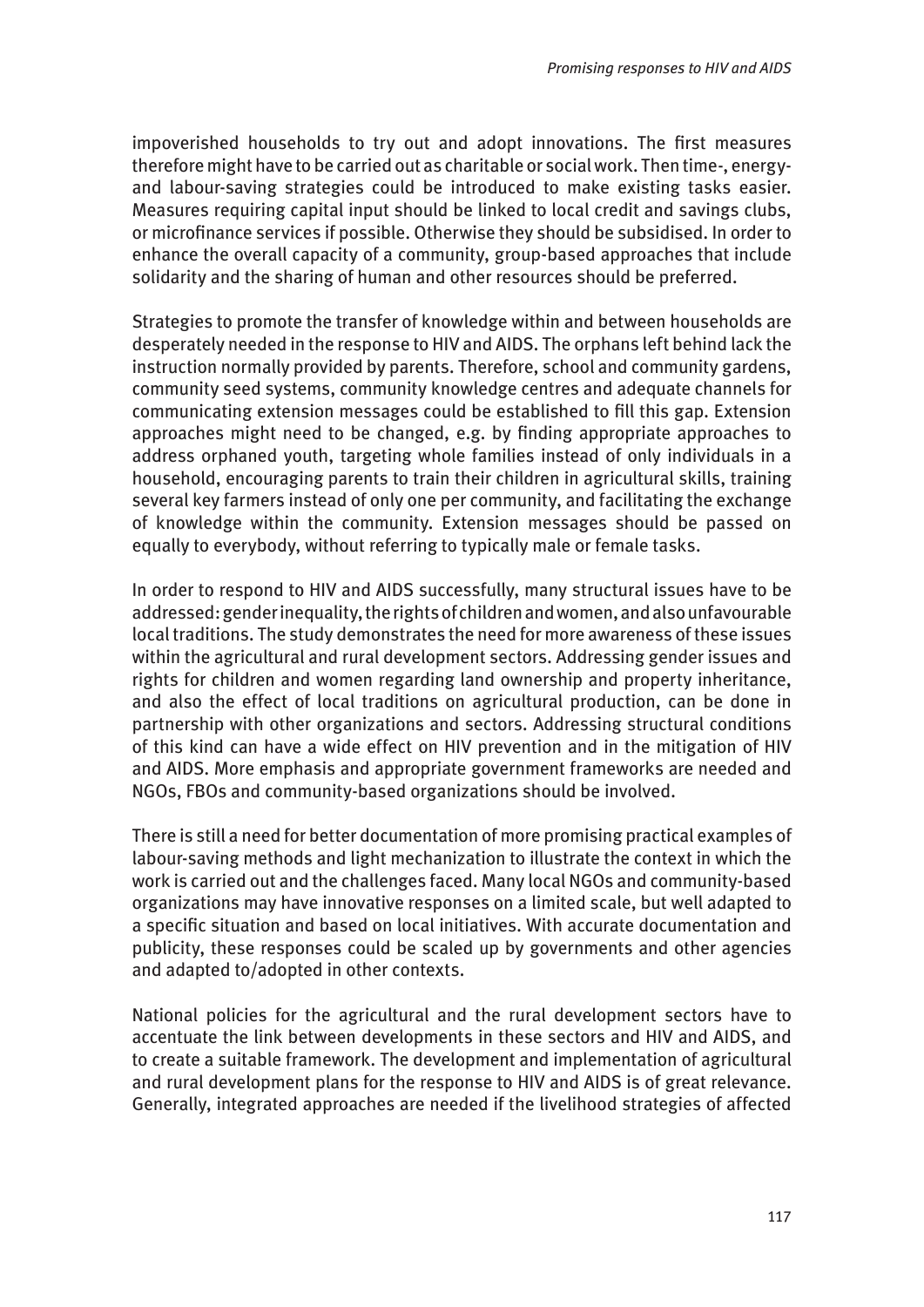impoverished households to try out and adopt innovations. The first measures therefore might have to be carried out as charitable or social work. Then time-, energy- and labour-saving strategies could be introduced to make existing tasks easier. Measures requiring capital input should be linked to local credit and savings clubs, or microfinance services if possible. Otherwise they should be subsidised. In order to enhance the overall capacity of a community, group-based approaches that include solidarity and the sharing of human and other resources should be preferred.

Strategies to promote the transfer of knowledge within and between households are desperately needed in the response to HIV and AIDS. The orphans left behind lack the instruction normally provided by parents. Therefore, school and community gardens, community seed systems, community knowledge centres and adequate channels for communicating extension messages could be established to fill this gap. Extension approaches might need to be changed, e.g. by finding appropriate approaches to address orphaned youth, targeting whole families instead of only individuals in a household, encouraging parents to train their children in agricultural skills, training several key farmers instead of only one per community, and facilitating the exchange of knowledge within the community. Extension messages should be passed on equally to everybody, without referring to typically male or female tasks.

In order to respond to HIV and AIDS successfully, many structural issues have to be addressed: gender inequality, the rights of children and women, and also unfavourable local traditions. The study demonstrates the need for more awareness of these issues within the agricultural and rural development sectors. Addressing gender issues and rights for children and women regarding land ownership and property inheritance, and also the effect of local traditions on agricultural production, can be done in partnership with other organizations and sectors. Addressing structural conditions of this kind can have a wide effect on HIV prevention and in the mitigation of HIV and AIDS. More emphasis and appropriate government frameworks are needed and NGOs, FBOs and community-based organizations should be involved.

There is still a need for better documentation of more promising practical examples of labour-saving methods and light mechanization to illustrate the context in which the work is carried out and the challenges faced. Many local NGOs and community-based organizations may have innovative responses on a limited scale, but well adapted to a specific situation and based on local initiatives. With accurate documentation and publicity, these responses could be scaled up by governments and other agencies and adapted to/adopted in other contexts.

National policies for the agricultural and the rural development sectors have to accentuate the link between developments in these sectors and HIV and AIDS, and to create a suitable framework. The development and implementation of agricultural and rural development plans for the response to HIV and AIDS is of great relevance. Generally, integrated approaches are needed if the livelihood strategies of affected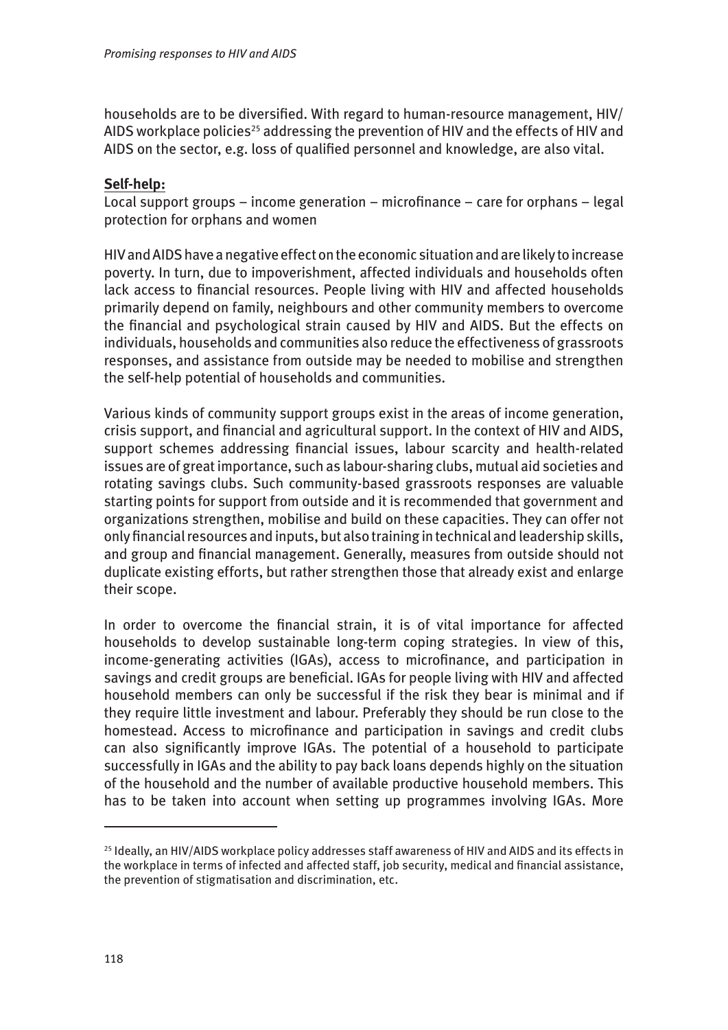households are to be diversified. With regard to human-resource management, HIV/AIDS workplace policies[25] addressing the prevention of HIV and the effects of HIV and AIDS on the sector, e.g. loss of qualified personnel and knowledge, are also vital.

**Self-help:**

Local support groups – income generation – microfinance – care for orphans – legal protection for orphans and women

HIV and AIDS have a negative effect on the economic situation and are likely to increase poverty. In turn, due to impoverishment, affected individuals and households often lack access to financial resources. People living with HIV and affected households primarily depend on family, neighbours and other community members to overcome the financial and psychological strain caused by HIV and AIDS. But the effects on individuals, households and communities also reduce the effectiveness of grassroots responses, and assistance from outside may be needed to mobilise and strengthen the self-help potential of households and communities.

Various kinds of community support groups exist in the areas of income generation, crisis support, and financial and agricultural support. In the context of HIV and AIDS, support schemes addressing financial issues, labour scarcity and health-related issues are of great importance, such as labour-sharing clubs, mutual aid societies and rotating savings clubs. Such community-based grassroots responses are valuable starting points for support from outside and it is recommended that government and organizations strengthen, mobilise and build on these capacities. They can offer not only financial resources and inputs, but also training in technical and leadership skills, and group and financial management. Generally, measures from outside should not duplicate existing efforts, but rather strengthen those that already exist and enlarge their scope.

In order to overcome the financial strain, it is of vital importance for affected households to develop sustainable long-term coping strategies. In view of this, income-generating activities (IGAs), access to microfinance, and participation in savings and credit groups are beneficial. IGAs for people living with HIV and affected household members can only be successful if the risk they bear is minimal and if they require little investment and labour. Preferably they should be run close to the homestead. Access to microfinance and participation in savings and credit clubs can also significantly improve IGAs. The potential of a household to participate successfully in IGAs and the ability to pay back loans depends highly on the situation of the household and the number of available productive household members. This has to be taken into account when setting up programmes involving IGAs. More

[25] Ideally, an HIV/AIDS workplace policy addresses staff awareness of HIV and AIDS and its effects in the workplace in terms of infected and affected staff, job security, medical and financial assistance, the prevention of stigmatisation and discrimination, etc.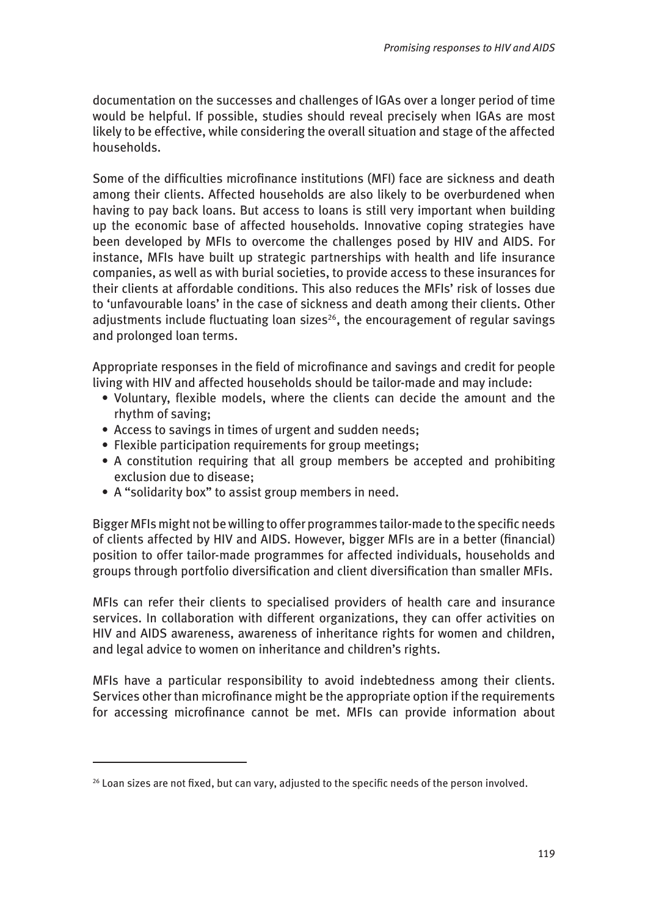documentation on the successes and challenges of IGAs over a longer period of time would be helpful. If possible, studies should reveal precisely when IGAs are most likely to be effective, while considering the overall situation and stage of the affected households.

Some of the difficulties microfinance institutions (MFI) face are sickness and death among their clients. Affected households are also likely to be overburdened when having to pay back loans. But access to loans is still very important when building up the economic base of affected households. Innovative coping strategies have been developed by MFIs to overcome the challenges posed by HIV and AIDS. For instance, MFIs have built up strategic partnerships with health and life insurance companies, as well as with burial societies, to provide access to these insurances for their clients at affordable conditions. This also reduces the MFIs' risk of losses due to 'unfavourable loans' in the case of sickness and death among their clients. Other adjustments include fluctuating loan sizes[26], the encouragement of regular savings and prolonged loan terms.

Appropriate responses in the field of microfinance and savings and credit for people living with HIV and affected households should be tailor-made and may include:

- Voluntary, flexible models, where the clients can decide the amount and the rhythm of saving;
- Access to savings in times of urgent and sudden needs;
- Flexible participation requirements for group meetings;
- A constitution requiring that all group members be accepted and prohibiting exclusion due to disease;
- A "solidarity box" to assist group members in need.

Bigger MFIs might not be willing to offer programmes tailor-made to the specific needs of clients affected by HIV and AIDS. However, bigger MFIs are in a better (financial) position to offer tailor-made programmes for affected individuals, households and groups through portfolio diversification and client diversification than smaller MFIs.

MFIs can refer their clients to specialised providers of health care and insurance services. In collaboration with different organizations, they can offer activities on HIV and AIDS awareness, awareness of inheritance rights for women and children, and legal advice to women on inheritance and children's rights.

MFIs have a particular responsibility to avoid indebtedness among their clients. Services other than microfinance might be the appropriate option if the requirements for accessing microfinance cannot be met. MFIs can provide information about

---

[26] Loan sizes are not fixed, but can vary, adjusted to the specific needs of the person involved.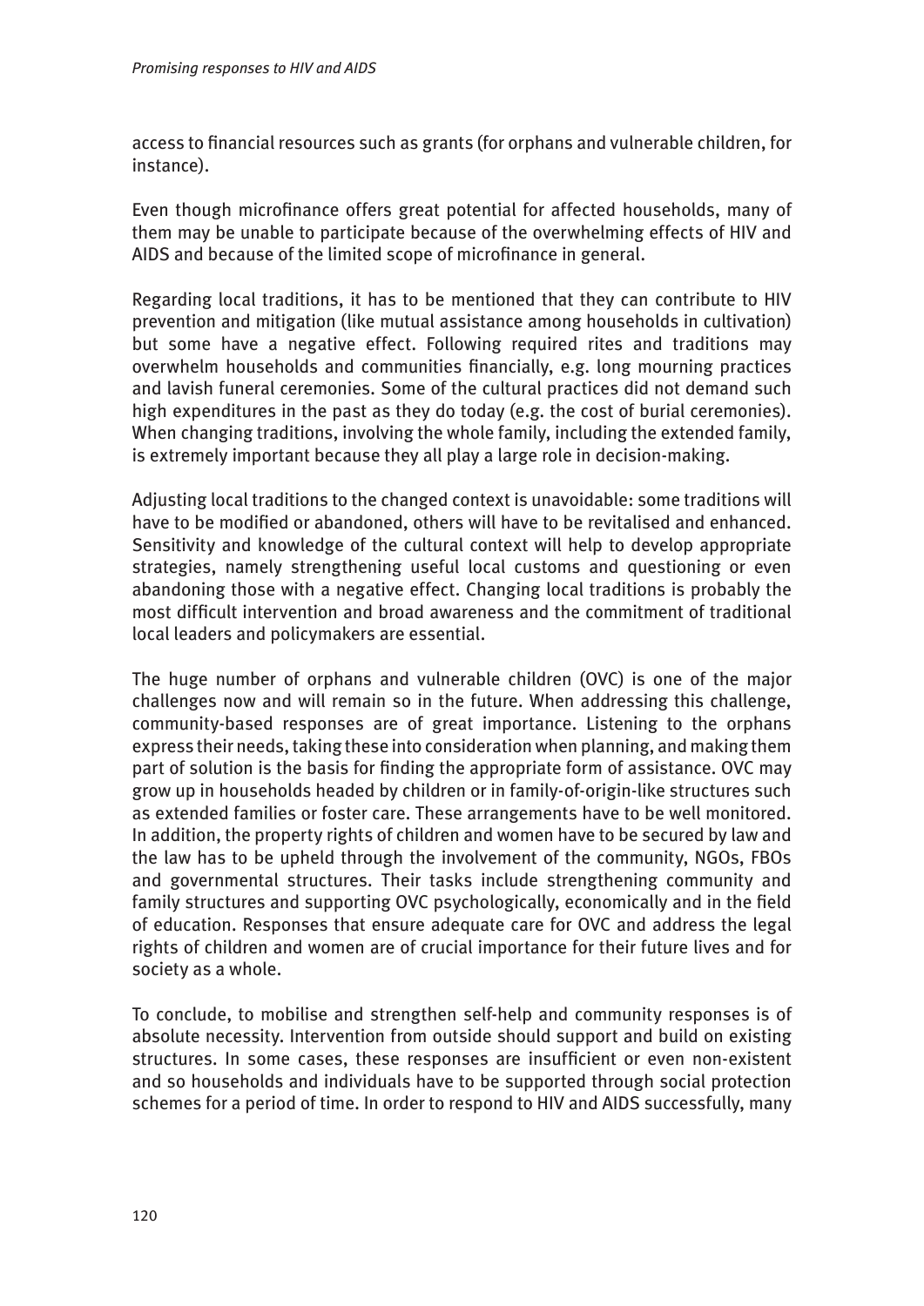access to financial resources such as grants (for orphans and vulnerable children, for instance).

Even though microfinance offers great potential for affected households, many of them may be unable to participate because of the overwhelming effects of HIV and AIDS and because of the limited scope of microfinance in general.

Regarding local traditions, it has to be mentioned that they can contribute to HIV prevention and mitigation (like mutual assistance among households in cultivation) but some have a negative effect. Following required rites and traditions may overwhelm households and communities financially, e.g. long mourning practices and lavish funeral ceremonies. Some of the cultural practices did not demand such high expenditures in the past as they do today (e.g. the cost of burial ceremonies). When changing traditions, involving the whole family, including the extended family, is extremely important because they all play a large role in decision-making.

Adjusting local traditions to the changed context is unavoidable: some traditions will have to be modified or abandoned, others will have to be revitalised and enhanced. Sensitivity and knowledge of the cultural context will help to develop appropriate strategies, namely strengthening useful local customs and questioning or even abandoning those with a negative effect. Changing local traditions is probably the most difficult intervention and broad awareness and the commitment of traditional local leaders and policymakers are essential.

The huge number of orphans and vulnerable children (OVC) is one of the major challenges now and will remain so in the future. When addressing this challenge, community-based responses are of great importance. Listening to the orphans express their needs, taking these into consideration when planning, and making them part of solution is the basis for finding the appropriate form of assistance. OVC may grow up in households headed by children or in family-of-origin-like structures such as extended families or foster care. These arrangements have to be well monitored. In addition, the property rights of children and women have to be secured by law and the law has to be upheld through the involvement of the community, NGOs, FBOs and governmental structures. Their tasks include strengthening community and family structures and supporting OVC psychologically, economically and in the field of education. Responses that ensure adequate care for OVC and address the legal rights of children and women are of crucial importance for their future lives and for society as a whole.

To conclude, to mobilise and strengthen self-help and community responses is of absolute necessity. Intervention from outside should support and build on existing structures. In some cases, these responses are insufficient or even non-existent and so households and individuals have to be supported through social protection schemes for a period of time. In order to respond to HIV and AIDS successfully, many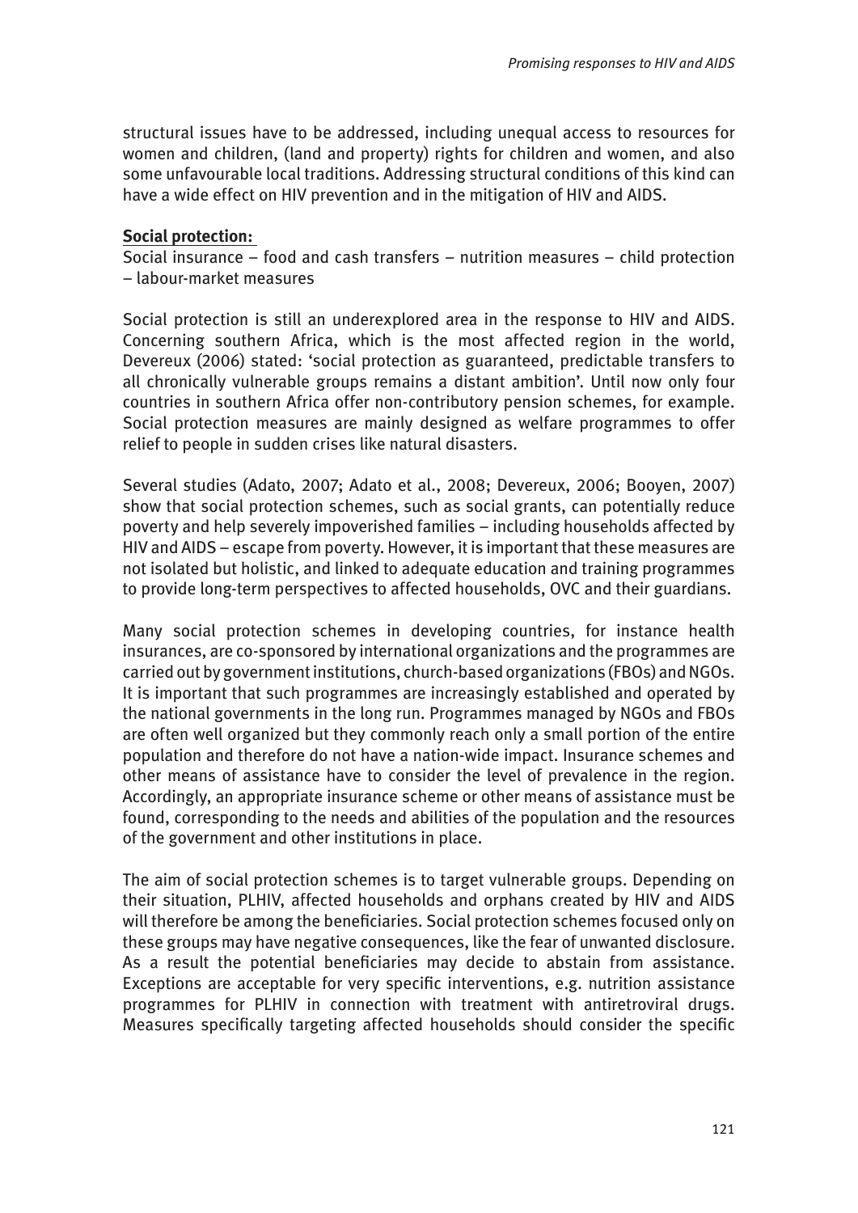structural issues have to be addressed, including unequal access to resources for women and children, (land and property) rights for children and women, and also some unfavourable local traditions. Addressing structural conditions of this kind can have a wide effect on HIV prevention and in the mitigation of HIV and AIDS.

**Social protection:**

Social insurance – food and cash transfers – nutrition measures – child protection – labour-market measures

Social protection is still an underexplored area in the response to HIV and AIDS. Concerning southern Africa, which is the most affected region in the world, Devereux (2006) stated: 'social protection as guaranteed, predictable transfers to all chronically vulnerable groups remains a distant ambition'. Until now only four countries in southern Africa offer non-contributory pension schemes, for example. Social protection measures are mainly designed as welfare programmes to offer relief to people in sudden crises like natural disasters.

Several studies (Adato, 2007; Adato et al., 2008; Devereux, 2006; Booyen, 2007) show that social protection schemes, such as social grants, can potentially reduce poverty and help severely impoverished families – including households affected by HIV and AIDS – escape from poverty. However, it is important that these measures are not isolated but holistic, and linked to adequate education and training programmes to provide long-term perspectives to affected households, OVC and their guardians.

Many social protection schemes in developing countries, for instance health insurances, are co-sponsored by international organizations and the programmes are carried out by government institutions, church-based organizations (FBOs) and NGOs. It is important that such programmes are increasingly established and operated by the national governments in the long run. Programmes managed by NGOs and FBOs are often well organized but they commonly reach only a small portion of the entire population and therefore do not have a nation-wide impact. Insurance schemes and other means of assistance have to consider the level of prevalence in the region. Accordingly, an appropriate insurance scheme or other means of assistance must be found, corresponding to the needs and abilities of the population and the resources of the government and other institutions in place.

The aim of social protection schemes is to target vulnerable groups. Depending on their situation, PLHIV, affected households and orphans created by HIV and AIDS will therefore be among the beneficiaries. Social protection schemes focused only on these groups may have negative consequences, like the fear of unwanted disclosure. As a result the potential beneficiaries may decide to abstain from assistance. Exceptions are acceptable for very specific interventions, e.g. nutrition assistance programmes for PLHIV in connection with treatment with antiretroviral drugs. Measures specifically targeting affected households should consider the specific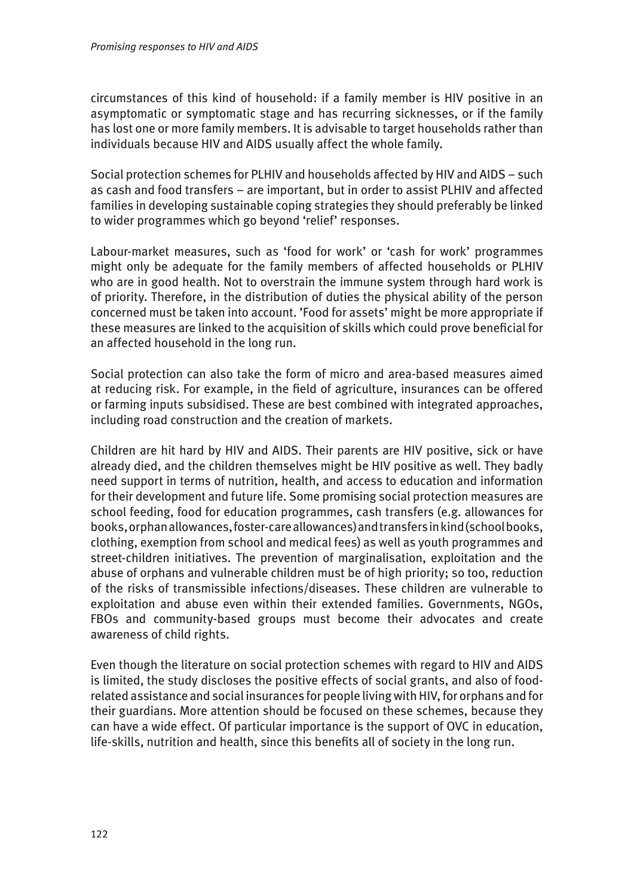circumstances of this kind of household: if a family member is HIV positive in an asymptomatic or symptomatic stage and has recurring sicknesses, or if the family has lost one or more family members. It is advisable to target households rather than individuals because HIV and AIDS usually affect the whole family.

Social protection schemes for PLHIV and households affected by HIV and AIDS – such as cash and food transfers – are important, but in order to assist PLHIV and affected families in developing sustainable coping strategies they should preferably be linked to wider programmes which go beyond 'relief' responses.

Labour-market measures, such as 'food for work' or 'cash for work' programmes might only be adequate for the family members of affected households or PLHIV who are in good health. Not to overstrain the immune system through hard work is of priority. Therefore, in the distribution of duties the physical ability of the person concerned must be taken into account. 'Food for assets' might be more appropriate if these measures are linked to the acquisition of skills which could prove beneficial for an affected household in the long run.

Social protection can also take the form of micro and area-based measures aimed at reducing risk. For example, in the field of agriculture, insurances can be offered or farming inputs subsidised. These are best combined with integrated approaches, including road construction and the creation of markets.

Children are hit hard by HIV and AIDS. Their parents are HIV positive, sick or have already died, and the children themselves might be HIV positive as well. They badly need support in terms of nutrition, health, and access to education and information for their development and future life. Some promising social protection measures are school feeding, food for education programmes, cash transfers (e.g. allowances for books, orphan allowances, foster-care allowances) and transfers in kind (school books, clothing, exemption from school and medical fees) as well as youth programmes and street-children initiatives. The prevention of marginalisation, exploitation and the abuse of orphans and vulnerable children must be of high priority; so too, reduction of the risks of transmissible infections/diseases. These children are vulnerable to exploitation and abuse even within their extended families. Governments, NGOs, FBOs and community-based groups must become their advocates and create awareness of child rights.

Even though the literature on social protection schemes with regard to HIV and AIDS is limited, the study discloses the positive effects of social grants, and also of food-related assistance and social insurances for people living with HIV, for orphans and for their guardians. More attention should be focused on these schemes, because they can have a wide effect. Of particular importance is the support of OVC in education, life-skills, nutrition and health, since this benefits all of society in the long run.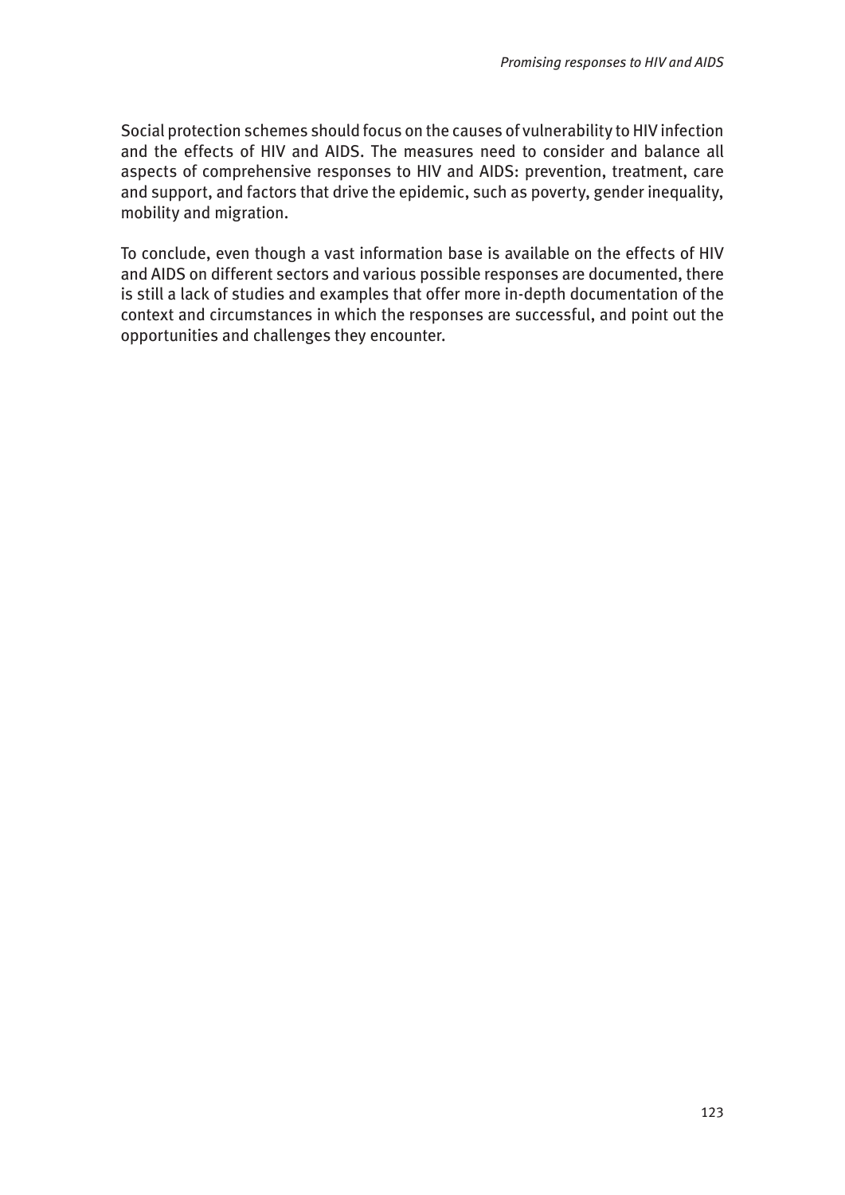Social protection schemes should focus on the causes of vulnerability to HIV infection and the effects of HIV and AIDS. The measures need to consider and balance all aspects of comprehensive responses to HIV and AIDS: prevention, treatment, care and support, and factors that drive the epidemic, such as poverty, gender inequality, mobility and migration.

To conclude, even though a vast information base is available on the effects of HIV and AIDS on different sectors and various possible responses are documented, there is still a lack of studies and examples that offer more in-depth documentation of the context and circumstances in which the responses are successful, and point out the opportunities and challenges they encounter.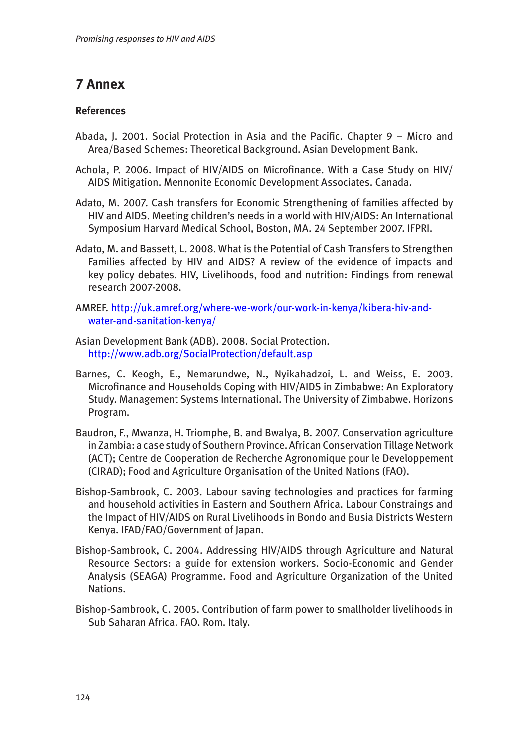# 7 Annex

## References

Abada, J. 2001. Social Protection in Asia and the Pacific. Chapter 9 – Micro and Area/Based Schemes: Theoretical Background. Asian Development Bank.

Achola, P. 2006. Impact of HIV/AIDS on Microfinance. With a Case Study on HIV/AIDS Mitigation. Mennonite Economic Development Associates. Canada.

Adato, M. 2007. Cash transfers for Economic Strengthening of families affected by HIV and AIDS. Meeting children's needs in a world with HIV/AIDS: An International Symposium Harvard Medical School, Boston, MA. 24 September 2007. IFPRI.

Adato, M. and Bassett, L. 2008. What is the Potential of Cash Transfers to Strengthen Families affected by HIV and AIDS? A review of the evidence of impacts and key policy debates. HIV, Livelihoods, food and nutrition: Findings from renewal research 2007-2008.

AMREF. http://uk.amref.org/where-we-work/our-work-in-kenya/kibera-hiv-and-water-and-sanitation-kenya/

Asian Development Bank (ADB). 2008. Social Protection. http://www.adb.org/SocialProtection/default.asp

Barnes, C. Keogh, E., Nemarundwe, N., Nyikahadzoi, L. and Weiss, E. 2003. Microfinance and Households Coping with HIV/AIDS in Zimbabwe: An Exploratory Study. Management Systems International. The University of Zimbabwe. Horizons Program.

Baudron, F., Mwanza, H. Triomphe, B. and Bwalya, B. 2007. Conservation agriculture in Zambia: a case study of Southern Province. African Conservation Tillage Network (ACT); Centre de Cooperation de Recherche Agronomique pour le Developpement (CIRAD); Food and Agriculture Organisation of the United Nations (FAO).

Bishop-Sambrook, C. 2003. Labour saving technologies and practices for farming and household activities in Eastern and Southern Africa. Labour Constraings and the Impact of HIV/AIDS on Rural Livelihoods in Bondo and Busia Districts Western Kenya. IFAD/FAO/Government of Japan.

Bishop-Sambrook, C. 2004. Addressing HIV/AIDS through Agriculture and Natural Resource Sectors: a guide for extension workers. Socio-Economic and Gender Analysis (SEAGA) Programme. Food and Agriculture Organization of the United Nations.

Bishop-Sambrook, C. 2005. Contribution of farm power to smallholder livelihoods in Sub Saharan Africa. FAO. Rom. Italy.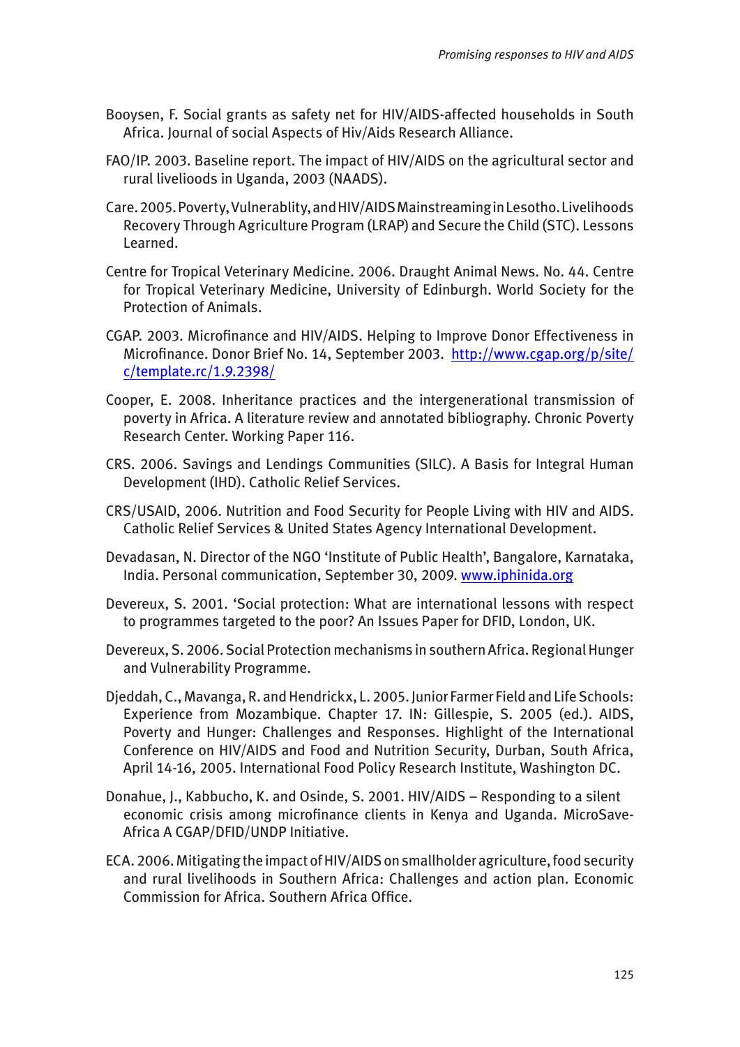Booysen, F. Social grants as safety net for HIV/AIDS-affected households in South Africa. Journal of social Aspects of Hiv/Aids Research Alliance.

FAO/IP. 2003. Baseline report. The impact of HIV/AIDS on the agricultural sector and rural livelioods in Uganda, 2003 (NAADS).

Care. 2005. Poverty, Vulnerablity, and HIV/AIDS Mainstreaming in Lesotho. Livelihoods Recovery Through Agriculture Program (LRAP) and Secure the Child (STC). Lessons Learned.

Centre for Tropical Veterinary Medicine. 2006. Draught Animal News. No. 44. Centre for Tropical Veterinary Medicine, University of Edinburgh. World Society for the Protection of Animals.

CGAP. 2003. Microfinance and HIV/AIDS. Helping to Improve Donor Effectiveness in Microfinance. Donor Brief No. 14, September 2003. http://www.cgap.org/p/site/c/template.rc/1.9.2398/

Cooper, E. 2008. Inheritance practices and the intergenerational transmission of poverty in Africa. A literature review and annotated bibliography. Chronic Poverty Research Center. Working Paper 116.

CRS. 2006. Savings and Lendings Communities (SILC). A Basis for Integral Human Development (IHD). Catholic Relief Services.

CRS/USAID, 2006. Nutrition and Food Security for People Living with HIV and AIDS. Catholic Relief Services & United States Agency International Development.

Devadasan, N. Director of the NGO 'Institute of Public Health', Bangalore, Karnataka, India. Personal communication, September 30, 2009. www.iphinida.org

Devereux, S. 2001. 'Social protection: What are international lessons with respect to programmes targeted to the poor? An Issues Paper for DFID, London, UK.

Devereux, S. 2006. Social Protection mechanisms in southern Africa. Regional Hunger and Vulnerability Programme.

Djeddah, C., Mavanga, R. and Hendrickx, L. 2005. Junior Farmer Field and Life Schools: Experience from Mozambique. Chapter 17. IN: Gillespie, S. 2005 (ed.). AIDS, Poverty and Hunger: Challenges and Responses. Highlight of the International Conference on HIV/AIDS and Food and Nutrition Security, Durban, South Africa, April 14-16, 2005. International Food Policy Research Institute, Washington DC.

Donahue, J., Kabbucho, K. and Osinde, S. 2001. HIV/AIDS – Responding to a silent economic crisis among microfinance clients in Kenya and Uganda. MicroSave-Africa A CGAP/DFID/UNDP Initiative.

ECA. 2006. Mitigating the impact of HIV/AIDS on smallholder agriculture, food security and rural livelihoods in Southern Africa: Challenges and action plan. Economic Commission for Africa. Southern Africa Office.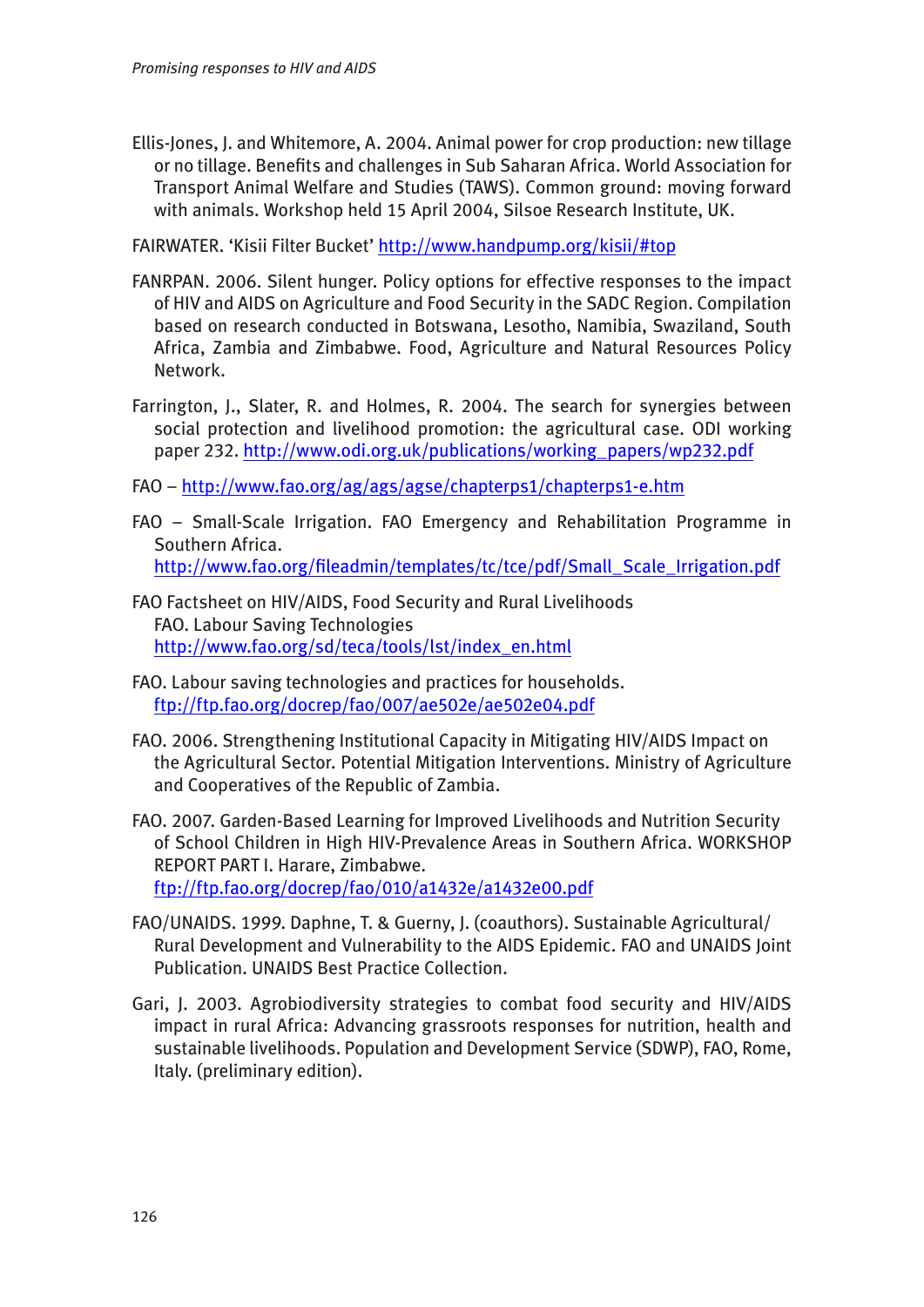Ellis-Jones, J. and Whitemore, A. 2004. Animal power for crop production: new tillage or no tillage. Benefits and challenges in Sub Saharan Africa. World Association for Transport Animal Welfare and Studies (TAWS). Common ground: moving forward with animals. Workshop held 15 April 2004, Silsoe Research Institute, UK.

FAIRWATER. 'Kisii Filter Bucket' http://www.handpump.org/kisii/#top

FANRPAN. 2006. Silent hunger. Policy options for effective responses to the impact of HIV and AIDS on Agriculture and Food Security in the SADC Region. Compilation based on research conducted in Botswana, Lesotho, Namibia, Swaziland, South Africa, Zambia and Zimbabwe. Food, Agriculture and Natural Resources Policy Network.

Farrington, J., Slater, R. and Holmes, R. 2004. The search for synergies between social protection and livelihood promotion: the agricultural case. ODI working paper 232. http://www.odi.org.uk/publications/working_papers/wp232.pdf

FAO – http://www.fao.org/ag/ags/agse/chapterps1/chapterps1-e.htm

FAO – Small-Scale Irrigation. FAO Emergency and Rehabilitation Programme in Southern Africa. http://www.fao.org/fileadmin/templates/tc/tce/pdf/Small_Scale_Irrigation.pdf

FAO Factsheet on HIV/AIDS, Food Security and Rural Livelihoods
FAO. Labour Saving Technologies
http://www.fao.org/sd/teca/tools/lst/index_en.html

FAO. Labour saving technologies and practices for households. ftp://ftp.fao.org/docrep/fao/007/ae502e/ae502e04.pdf

FAO. 2006. Strengthening Institutional Capacity in Mitigating HIV/AIDS Impact on the Agricultural Sector. Potential Mitigation Interventions. Ministry of Agriculture and Cooperatives of the Republic of Zambia.

FAO. 2007. Garden-Based Learning for Improved Livelihoods and Nutrition Security of School Children in High HIV-Prevalence Areas in Southern Africa. WORKSHOP REPORT PART I. Harare, Zimbabwe. ftp://ftp.fao.org/docrep/fao/010/a1432e/a1432e00.pdf

FAO/UNAIDS. 1999. Daphne, T. & Guerny, J. (coauthors). Sustainable Agricultural/Rural Development and Vulnerability to the AIDS Epidemic. FAO and UNAIDS Joint Publication. UNAIDS Best Practice Collection.

Gari, J. 2003. Agrobiodiversity strategies to combat food security and HIV/AIDS impact in rural Africa: Advancing grassroots responses for nutrition, health and sustainable livelihoods. Population and Development Service (SDWP), FAO, Rome, Italy. (preliminary edition).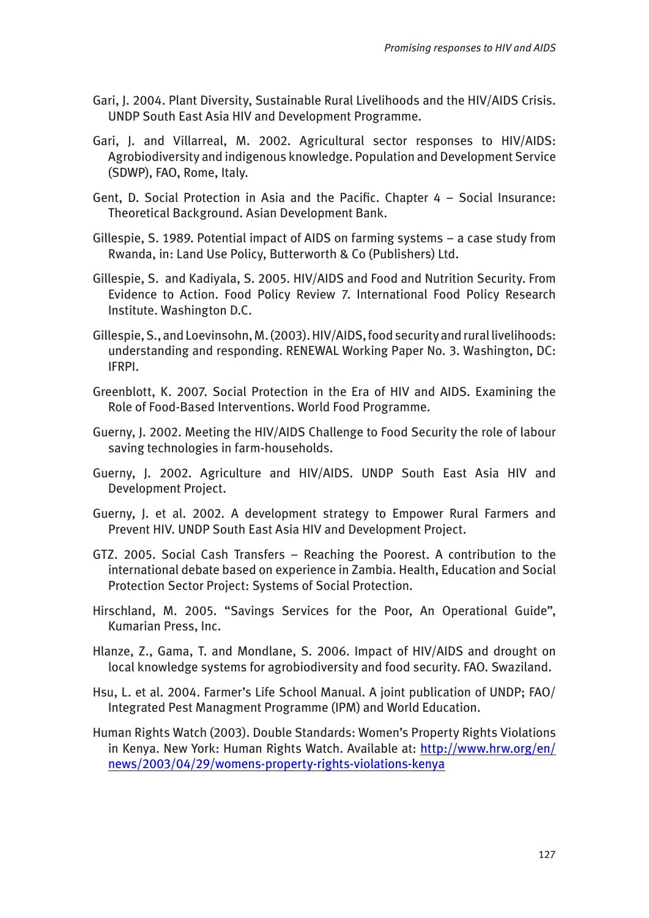Gari, J. 2004. Plant Diversity, Sustainable Rural Livelihoods and the HIV/AIDS Crisis. UNDP South East Asia HIV and Development Programme.

Gari, J. and Villarreal, M. 2002. Agricultural sector responses to HIV/AIDS: Agrobiodiversity and indigenous knowledge. Population and Development Service (SDWP), FAO, Rome, Italy.

Gent, D. Social Protection in Asia and the Pacific. Chapter 4 – Social Insurance: Theoretical Background. Asian Development Bank.

Gillespie, S. 1989. Potential impact of AIDS on farming systems – a case study from Rwanda, in: Land Use Policy, Butterworth & Co (Publishers) Ltd.

Gillespie, S. and Kadiyala, S. 2005. HIV/AIDS and Food and Nutrition Security. From Evidence to Action. Food Policy Review 7. International Food Policy Research Institute. Washington D.C.

Gillespie, S., and Loevinsohn, M. (2003). HIV/AIDS, food security and rural livelihoods: understanding and responding. RENEWAL Working Paper No. 3. Washington, DC: IFRPI.

Greenblott, K. 2007. Social Protection in the Era of HIV and AIDS. Examining the Role of Food-Based Interventions. World Food Programme.

Guerny, J. 2002. Meeting the HIV/AIDS Challenge to Food Security the role of labour saving technologies in farm-households.

Guerny, J. 2002. Agriculture and HIV/AIDS. UNDP South East Asia HIV and Development Project.

Guerny, J. et al. 2002. A development strategy to Empower Rural Farmers and Prevent HIV. UNDP South East Asia HIV and Development Project.

GTZ. 2005. Social Cash Transfers – Reaching the Poorest. A contribution to the international debate based on experience in Zambia. Health, Education and Social Protection Sector Project: Systems of Social Protection.

Hirschland, M. 2005. "Savings Services for the Poor, An Operational Guide", Kumarian Press, Inc.

Hlanze, Z., Gama, T. and Mondlane, S. 2006. Impact of HIV/AIDS and drought on local knowledge systems for agrobiodiversity and food security. FAO. Swaziland.

Hsu, L. et al. 2004. Farmer's Life School Manual. A joint publication of UNDP; FAO/ Integrated Pest Managment Programme (IPM) and World Education.

Human Rights Watch (2003). Double Standards: Women's Property Rights Violations in Kenya. New York: Human Rights Watch. Available at: http://www.hrw.org/en/news/2003/04/29/womens-property-rights-violations-kenya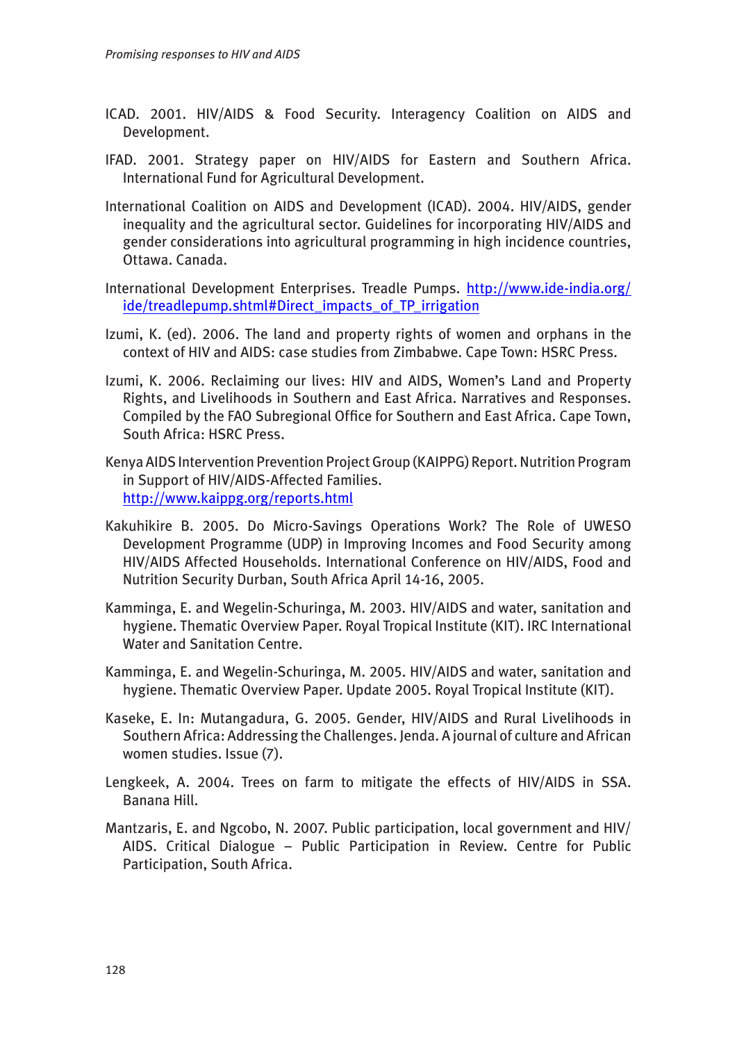ICAD. 2001. HIV/AIDS & Food Security. Interagency Coalition on AIDS and Development.

IFAD. 2001. Strategy paper on HIV/AIDS for Eastern and Southern Africa. International Fund for Agricultural Development.

International Coalition on AIDS and Development (ICAD). 2004. HIV/AIDS, gender inequality and the agricultural sector. Guidelines for incorporating HIV/AIDS and gender considerations into agricultural programming in high incidence countries, Ottawa. Canada.

International Development Enterprises. Treadle Pumps. [http://www.ide-india.org/ide/treadlepump.shtml#Direct_impacts_of_TP_irrigation](http://www.ide-india.org/ide/treadlepump.shtml#Direct_impacts_of_TP_irrigation)

Izumi, K. (ed). 2006. The land and property rights of women and orphans in the context of HIV and AIDS: case studies from Zimbabwe. Cape Town: HSRC Press.

Izumi, K. 2006. Reclaiming our lives: HIV and AIDS, Women's Land and Property Rights, and Livelihoods in Southern and East Africa. Narratives and Responses. Compiled by the FAO Subregional Office for Southern and East Africa. Cape Town, South Africa: HSRC Press.

Kenya AIDS Intervention Prevention Project Group (KAIPPG) Report. Nutrition Program in Support of HIV/AIDS-Affected Families. [http://www.kaippg.org/reports.html](http://www.kaippg.org/reports.html)

Kakuhikire B. 2005. Do Micro-Savings Operations Work? The Role of UWESO Development Programme (UDP) in Improving Incomes and Food Security among HIV/AIDS Affected Households. International Conference on HIV/AIDS, Food and Nutrition Security Durban, South Africa April 14-16, 2005.

Kamminga, E. and Wegelin-Schuringa, M. 2003. HIV/AIDS and water, sanitation and hygiene. Thematic Overview Paper. Royal Tropical Institute (KIT). IRC International Water and Sanitation Centre.

Kamminga, E. and Wegelin-Schuringa, M. 2005. HIV/AIDS and water, sanitation and hygiene. Thematic Overview Paper. Update 2005. Royal Tropical Institute (KIT).

Kaseke, E. In: Mutangadura, G. 2005. Gender, HIV/AIDS and Rural Livelihoods in Southern Africa: Addressing the Challenges. Jenda. A journal of culture and African women studies. Issue (7).

Lengkeek, A. 2004. Trees on farm to mitigate the effects of HIV/AIDS in SSA. Banana Hill.

Mantzaris, E. and Ngcobo, N. 2007. Public participation, local government and HIV/AIDS. Critical Dialogue – Public Participation in Review. Centre for Public Participation, South Africa.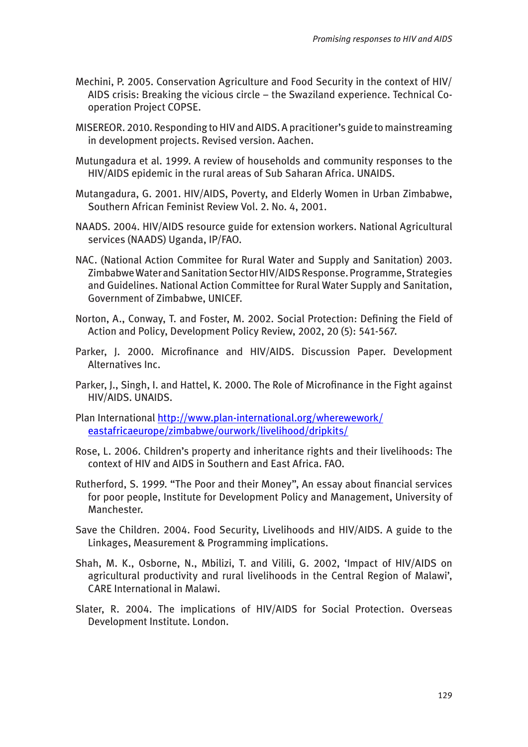Mechini, P. 2005. Conservation Agriculture and Food Security in the context of HIV/ AIDS crisis: Breaking the vicious circle – the Swaziland experience. Technical Co-operation Project COPSE.

MISEREOR. 2010. Responding to HIV and AIDS. A pracitioner's guide to mainstreaming in development projects. Revised version. Aachen.

Mutungadura et al. 1999. A review of households and community responses to the HIV/AIDS epidemic in the rural areas of Sub Saharan Africa. UNAIDS.

Mutangadura, G. 2001. HIV/AIDS, Poverty, and Elderly Women in Urban Zimbabwe, Southern African Feminist Review Vol. 2. No. 4, 2001.

NAADS. 2004. HIV/AIDS resource guide for extension workers. National Agricultural services (NAADS) Uganda, IP/FAO.

NAC. (National Action Commitee for Rural Water and Supply and Sanitation) 2003. Zimbabwe Water and Sanitation Sector HIV/AIDS Response. Programme, Strategies and Guidelines. National Action Committee for Rural Water Supply and Sanitation, Government of Zimbabwe, UNICEF.

Norton, A., Conway, T. and Foster, M. 2002. Social Protection: Defining the Field of Action and Policy, Development Policy Review, 2002, 20 (5): 541-567.

Parker, J. 2000. Microfinance and HIV/AIDS. Discussion Paper. Development Alternatives Inc.

Parker, J., Singh, I. and Hattel, K. 2000. The Role of Microfinance in the Fight against HIV/AIDS. UNAIDS.

Plan International [http://www.plan-international.org/wherewework/eastafricaeurope/zimbabwe/ourwork/livelihood/dripkits/](http://www.plan-international.org/wherewework/eastafricaeurope/zimbabwe/ourwork/livelihood/dripkits/)

Rose, L. 2006. Children's property and inheritance rights and their livelihoods: The context of HIV and AIDS in Southern and East Africa. FAO.

Rutherford, S. 1999. "The Poor and their Money", An essay about financial services for poor people, Institute for Development Policy and Management, University of Manchester.

Save the Children. 2004. Food Security, Livelihoods and HIV/AIDS. A guide to the Linkages, Measurement & Programming implications.

Shah, M. K., Osborne, N., Mbilizi, T. and Vilili, G. 2002, 'Impact of HIV/AIDS on agricultural productivity and rural livelihoods in the Central Region of Malawi', CARE International in Malawi.

Slater, R. 2004. The implications of HIV/AIDS for Social Protection. Overseas Development Institute. London.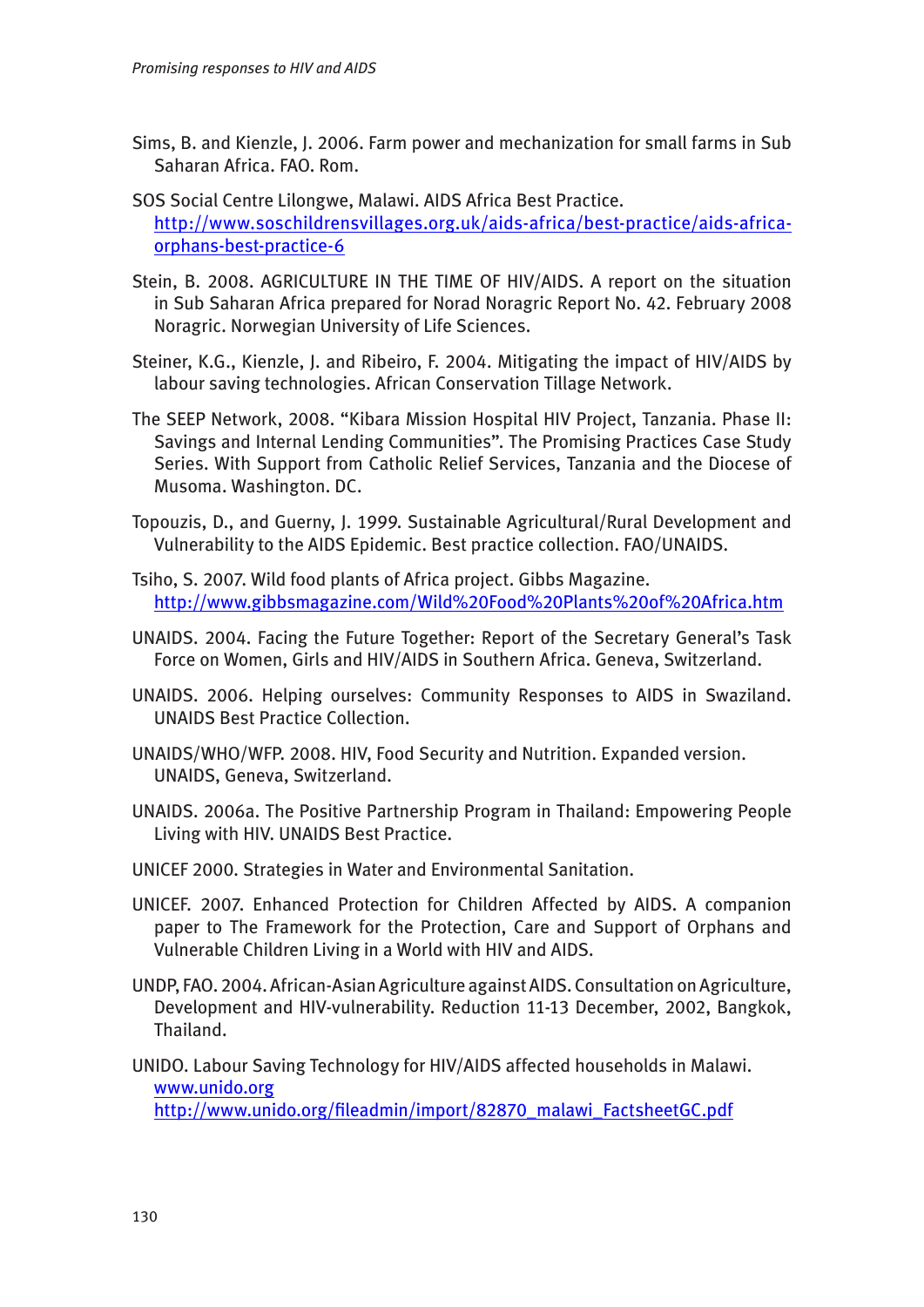Sims, B. and Kienzle, J. 2006. Farm power and mechanization for small farms in Sub Saharan Africa. FAO. Rom.

SOS Social Centre Lilongwe, Malawi. AIDS Africa Best Practice. http://www.soschildrensvillages.org.uk/aids-africa/best-practice/aids-africa-orphans-best-practice-6

Stein, B. 2008. AGRICULTURE IN THE TIME OF HIV/AIDS. A report on the situation in Sub Saharan Africa prepared for Norad Noragric Report No. 42. February 2008 Noragric. Norwegian University of Life Sciences.

Steiner, K.G., Kienzle, J. and Ribeiro, F. 2004. Mitigating the impact of HIV/AIDS by labour saving technologies. African Conservation Tillage Network.

The SEEP Network, 2008. "Kibara Mission Hospital HIV Project, Tanzania. Phase II: Savings and Internal Lending Communities". The Promising Practices Case Study Series. With Support from Catholic Relief Services, Tanzania and the Diocese of Musoma. Washington. DC.

Topouzis, D., and Guerny, J. 1999. Sustainable Agricultural/Rural Development and Vulnerability to the AIDS Epidemic. Best practice collection. FAO/UNAIDS.

Tsiho, S. 2007. Wild food plants of Africa project. Gibbs Magazine. http://www.gibbsmagazine.com/Wild%20Food%20Plants%20of%20Africa.htm

UNAIDS. 2004. Facing the Future Together: Report of the Secretary General's Task Force on Women, Girls and HIV/AIDS in Southern Africa. Geneva, Switzerland.

UNAIDS. 2006. Helping ourselves: Community Responses to AIDS in Swaziland. UNAIDS Best Practice Collection.

UNAIDS/WHO/WFP. 2008. HIV, Food Security and Nutrition. Expanded version. UNAIDS, Geneva, Switzerland.

UNAIDS. 2006a. The Positive Partnership Program in Thailand: Empowering People Living with HIV. UNAIDS Best Practice.

UNICEF 2000. Strategies in Water and Environmental Sanitation.

UNICEF. 2007. Enhanced Protection for Children Affected by AIDS. A companion paper to The Framework for the Protection, Care and Support of Orphans and Vulnerable Children Living in a World with HIV and AIDS.

UNDP, FAO. 2004. African-Asian Agriculture against AIDS. Consultation on Agriculture, Development and HIV-vulnerability. Reduction 11-13 December, 2002, Bangkok, Thailand.

UNIDO. Labour Saving Technology for HIV/AIDS affected households in Malawi. www.unido.org http://www.unido.org/fileadmin/import/82870_malawi_FactsheetGC.pdf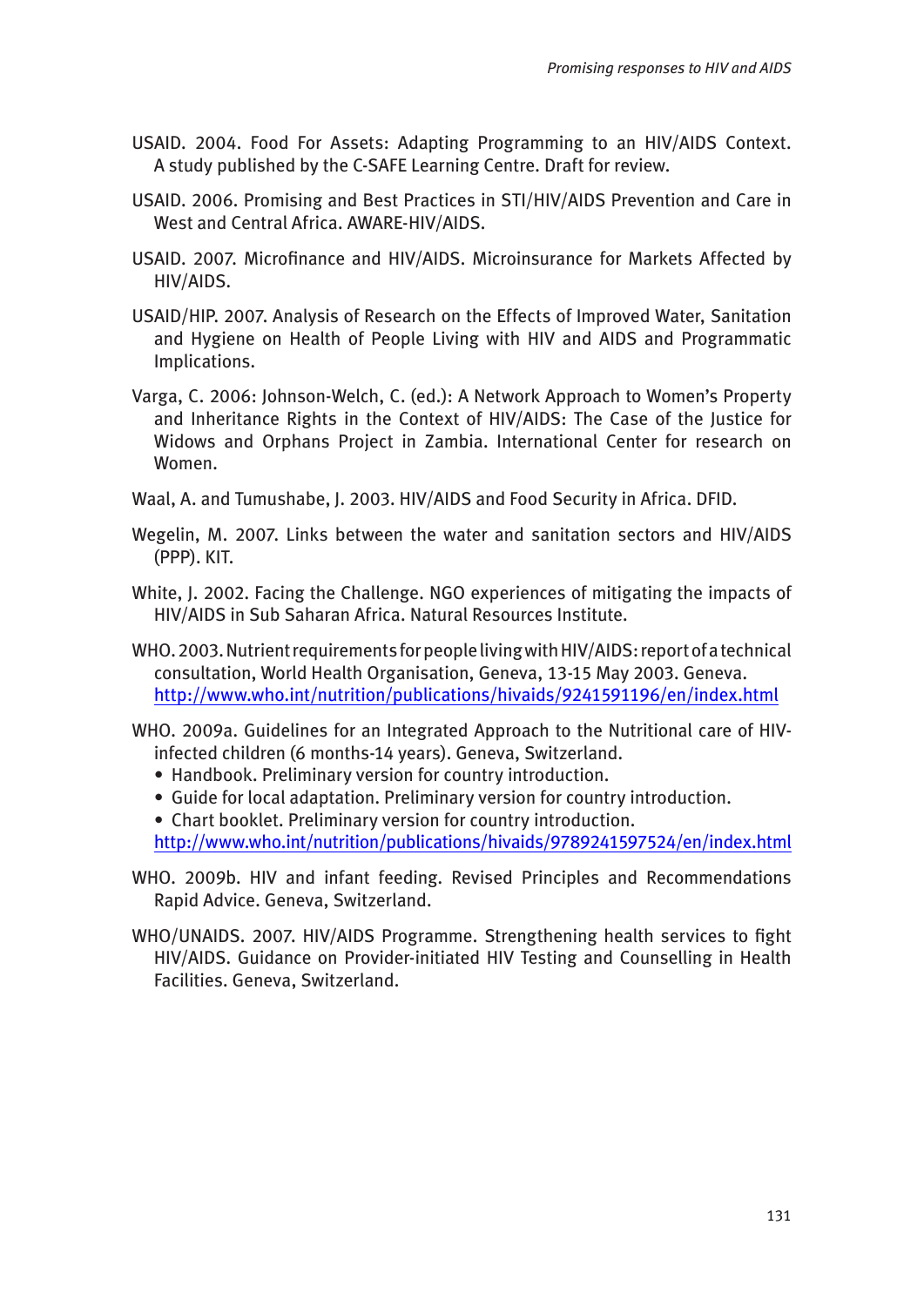USAID. 2004. Food For Assets: Adapting Programming to an HIV/AIDS Context. A study published by the C-SAFE Learning Centre. Draft for review.

USAID. 2006. Promising and Best Practices in STI/HIV/AIDS Prevention and Care in West and Central Africa. AWARE-HIV/AIDS.

USAID. 2007. Microfinance and HIV/AIDS. Microinsurance for Markets Affected by HIV/AIDS.

USAID/HIP. 2007. Analysis of Research on the Effects of Improved Water, Sanitation and Hygiene on Health of People Living with HIV and AIDS and Programmatic Implications.

Varga, C. 2006: Johnson-Welch, C. (ed.): A Network Approach to Women's Property and Inheritance Rights in the Context of HIV/AIDS: The Case of the Justice for Widows and Orphans Project in Zambia. International Center for research on Women.

Waal, A. and Tumushabe, J. 2003. HIV/AIDS and Food Security in Africa. DFID.

Wegelin, M. 2007. Links between the water and sanitation sectors and HIV/AIDS (PPP). KIT.

White, J. 2002. Facing the Challenge. NGO experiences of mitigating the impacts of HIV/AIDS in Sub Saharan Africa. Natural Resources Institute.

WHO. 2003. Nutrient requirements for people living with HIV/AIDS: report of a technical consultation, World Health Organisation, Geneva, 13-15 May 2003. Geneva. http://www.who.int/nutrition/publications/hivaids/9241591196/en/index.html

WHO. 2009a. Guidelines for an Integrated Approach to the Nutritional care of HIV-infected children (6 months-14 years). Geneva, Switzerland.
- Handbook. Preliminary version for country introduction.
- Guide for local adaptation. Preliminary version for country introduction.
- Chart booklet. Preliminary version for country introduction.

http://www.who.int/nutrition/publications/hivaids/9789241597524/en/index.html

WHO. 2009b. HIV and infant feeding. Revised Principles and Recommendations Rapid Advice. Geneva, Switzerland.

WHO/UNAIDS. 2007. HIV/AIDS Programme. Strengthening health services to fight HIV/AIDS. Guidance on Provider-initiated HIV Testing and Counselling in Health Facilities. Geneva, Switzerland.